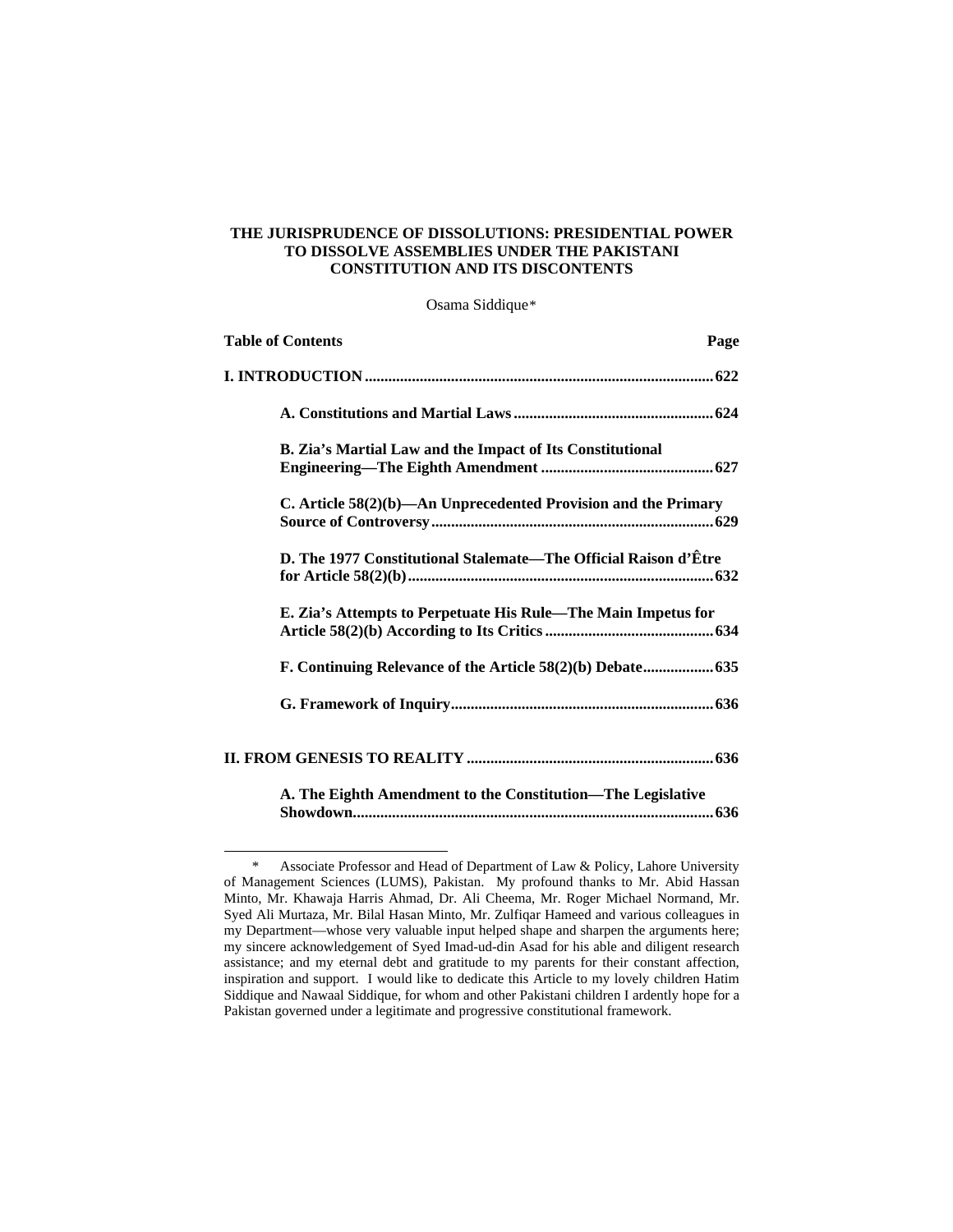# THE JURISPRUDENCE OF DISSOLUTIONS: PRESIDENTIAL POWER TO DISSOLVE ASSEMBLIES UNDER THE PAKISTANI CONSTITUTION AND ITS DISCONTENTS

Osama Siddique*

| Table of Contents | Page |
| --- | --- |
| **I. INTRODUCTION** | **622** |
| **A. Constitutions and Martial Laws** | **624** |
| **B. Zia's Martial Law and the Impact of Its Constitutional Engineering—The Eighth Amendment** | **627** |
| **C. Article 58(2)(b)—An Unprecedented Provision and the Primary Source of Controversy** | **629** |
| **D. The 1977 Constitutional Stalemate—The Official Raison d'Être for Article 58(2)(b)** | **632** |
| **E. Zia's Attempts to Perpetuate His Rule—The Main Impetus for Article 58(2)(b) According to Its Critics** | **634** |
| **F. Continuing Relevance of the Article 58(2)(b) Debate** | **635** |
| **G. Framework of Inquiry** | **636** |
| **II. FROM GENESIS TO REALITY** | **636** |
| **A. The Eighth Amendment to the Constitution—The Legislative Showdown** | **636** |

---

\* Associate Professor and Head of Department of Law & Policy, Lahore University of Management Sciences (LUMS), Pakistan. My profound thanks to Mr. Abid Hassan Minto, Mr. Khawaja Harris Ahmad, Dr. Ali Cheema, Mr. Roger Michael Normand, Mr. Syed Ali Murtaza, Mr. Bilal Hasan Minto, Mr. Zulfiqar Hameed and various colleagues in my Department—whose very valuable input helped shape and sharpen the arguments here; my sincere acknowledgement of Syed Imad-ud-din Asad for his able and diligent research assistance; and my eternal debt and gratitude to my parents for their constant affection, inspiration and support. I would like to dedicate this Article to my lovely children Hatim Siddique and Nawaal Siddique, for whom and other Pakistani children I ardently hope for a Pakistan governed under a legitimate and progressive constitutional framework.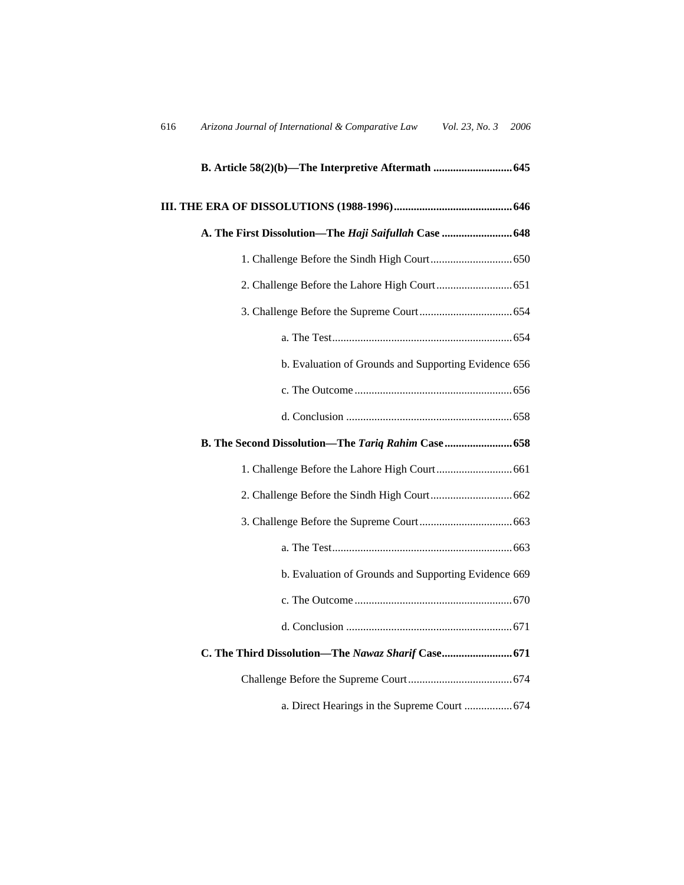**B. Article 58(2)(b)—The Interpretive Aftermath ............................645**

**III. THE ERA OF DISSOLUTIONS (1988-1996).........................................646**

**A. The First Dissolution—The *Haji Saifullah* Case .........................648**

1. Challenge Before the Sindh High Court.............................650

2. Challenge Before the Lahore High Court...........................651

3. Challenge Before the Supreme Court.................................654

a. The Test...............................................................654

b. Evaluation of Grounds and Supporting Evidence 656

c. The Outcome.......................................................656

d. Conclusion ..........................................................658

**B. The Second Dissolution—The *Tariq Rahim* Case........................658**

1. Challenge Before the Lahore High Court...........................661

2. Challenge Before the Sindh High Court.............................662

3. Challenge Before the Supreme Court.................................663

a. The Test...............................................................663

b. Evaluation of Grounds and Supporting Evidence 669

c. The Outcome.......................................................670

d. Conclusion ..........................................................671

**C. The Third Dissolution—The *Nawaz Sharif* Case.........................671**

Challenge Before the Supreme Court.....................................674

a. Direct Hearings in the Supreme Court .................674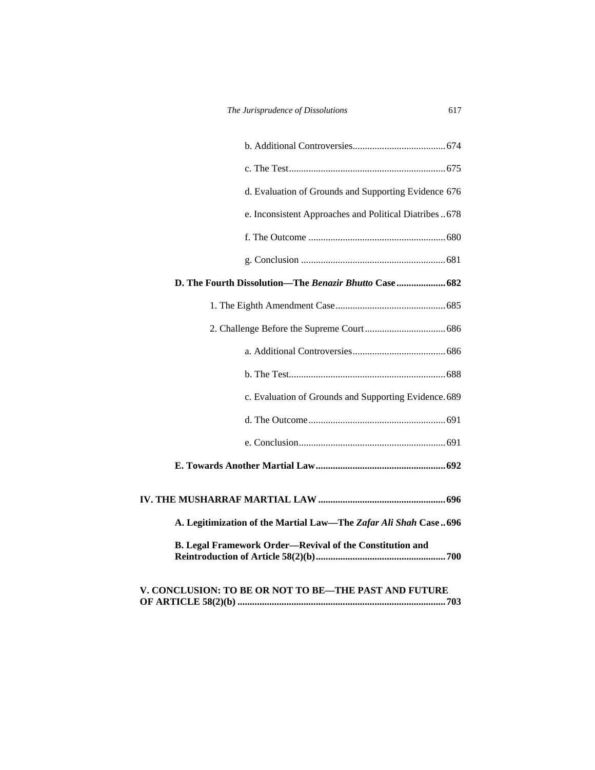b. Additional Controversies...................................... 674

c. The Test................................................................ 675

d. Evaluation of Grounds and Supporting Evidence 676

e. Inconsistent Approaches and Political Diatribes .. 678

f. The Outcome ........................................................ 680

g. Conclusion ........................................................... 681

**D. The Fourth Dissolution—The *Benazir Bhutto* Case .................... 682**

1. The Eighth Amendment Case............................................ 685

2. Challenge Before the Supreme Court................................. 686

a. Additional Controversies...................................... 686

b. The Test................................................................ 688

c. Evaluation of Grounds and Supporting Evidence. 689

d. The Outcome........................................................ 691

e. Conclusion............................................................ 691

**E. Towards Another Martial Law..................................................... 692**

**IV. THE MUSHARRAF MARTIAL LAW .................................................... 696**

**A. Legitimization of the Martial Law—The *Zafar Ali Shah* Case .. 696**

**B. Legal Framework Order—Revival of the Constitution and Reintroduction of Article 58(2)(b)..................................................... 700**

**V. CONCLUSION: TO BE OR NOT TO BE—THE PAST AND FUTURE OF ARTICLE 58(2)(b) ..................................................................................... 703**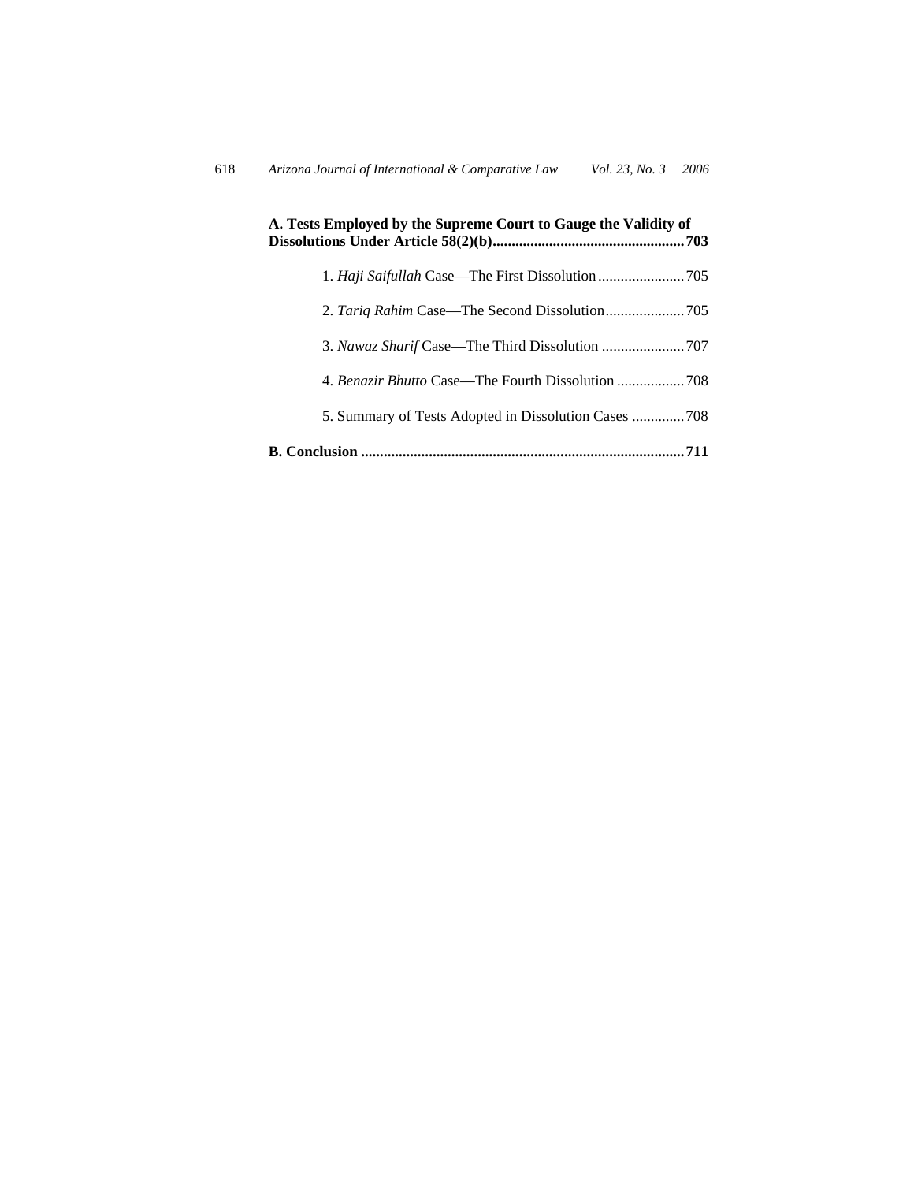**A. Tests Employed by the Supreme Court to Gauge the Validity of Dissolutions Under Article 58(2)(b)..................................................703**

1. *Haji Saifullah* Case—The First Dissolution.......................705

2. *Tariq Rahim* Case—The Second Dissolution.....................705

3. *Nawaz Sharif* Case—The Third Dissolution ......................707

4. *Benazir Bhutto* Case—The Fourth Dissolution ..................708

5. Summary of Tests Adopted in Dissolution Cases ..............708

**B. Conclusion .....................................................................................711**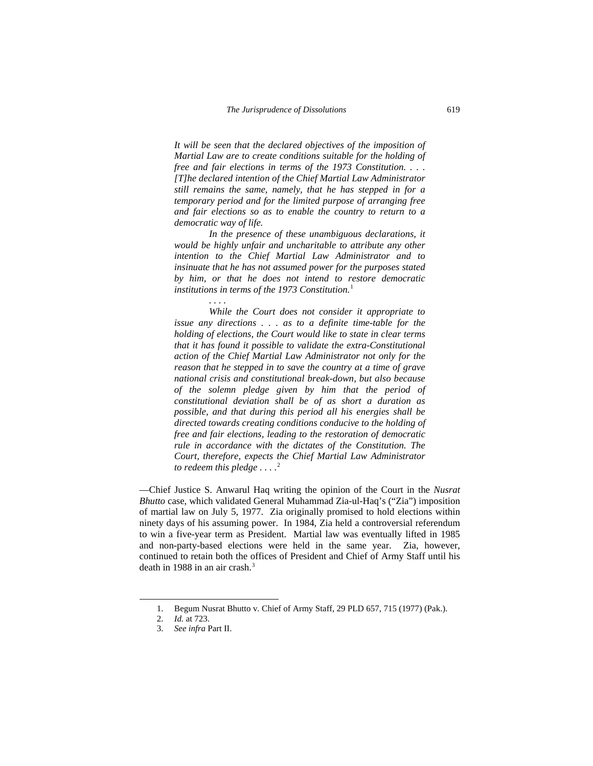*It will be seen that the declared objectives of the imposition of Martial Law are to create conditions suitable for the holding of free and fair elections in terms of the 1973 Constitution. . . . [T]he declared intention of the Chief Martial Law Administrator still remains the same, namely, that he has stepped in for a temporary period and for the limited purpose of arranging free and fair elections so as to enable the country to return to a democratic way of life.*

*In the presence of these unambiguous declarations, it would be highly unfair and uncharitable to attribute any other intention to the Chief Martial Law Administrator and to insinuate that he has not assumed power for the purposes stated by him, or that he does not intend to restore democratic institutions in terms of the 1973 Constitution.*[1]

*. . . .*

*While the Court does not consider it appropriate to issue any directions . . . as to a definite time-table for the holding of elections, the Court would like to state in clear terms that it has found it possible to validate the extra-Constitutional action of the Chief Martial Law Administrator not only for the reason that he stepped in to save the country at a time of grave national crisis and constitutional break-down, but also because of the solemn pledge given by him that the period of constitutional deviation shall be of as short a duration as possible, and that during this period all his energies shall be directed towards creating conditions conducive to the holding of free and fair elections, leading to the restoration of democratic rule in accordance with the dictates of the Constitution. The Court, therefore, expects the Chief Martial Law Administrator to redeem this pledge . . . .*[2]

—Chief Justice S. Anwarul Haq writing the opinion of the Court in the *Nusrat Bhutto* case, which validated General Muhammad Zia-ul-Haq's ("Zia") imposition of martial law on July 5, 1977. Zia originally promised to hold elections within ninety days of his assuming power. In 1984, Zia held a controversial referendum to win a five-year term as President. Martial law was eventually lifted in 1985 and non-party-based elections were held in the same year. Zia, however, continued to retain both the offices of President and Chief of Army Staff until his death in 1988 in an air crash.[3]

---

1. Begum Nusrat Bhutto v. Chief of Army Staff, 29 PLD 657, 715 (1977) (Pak.).
2. *Id.* at 723.
3. *See infra* Part II.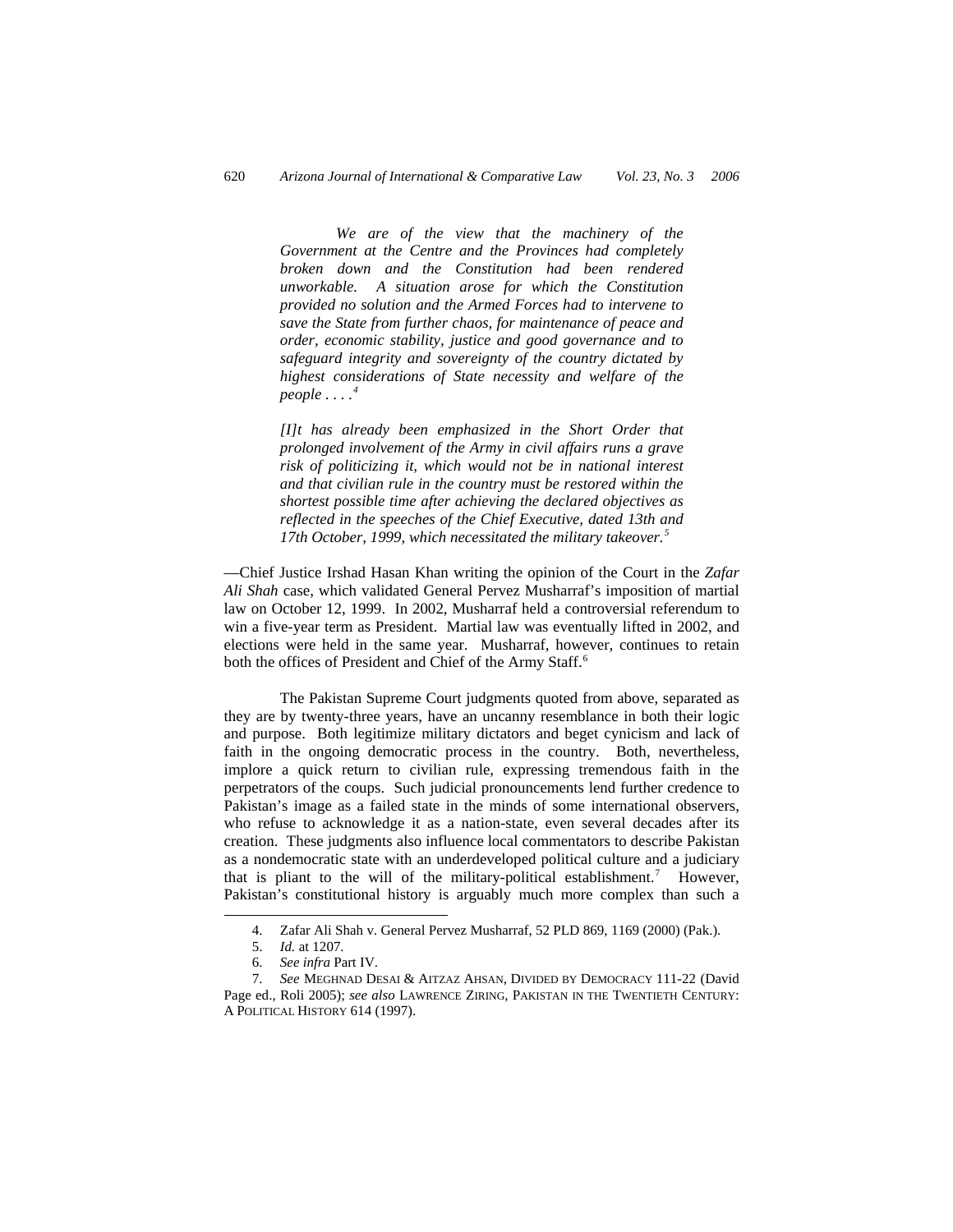> *We are of the view that the machinery of the Government at the Centre and the Provinces had completely broken down and the Constitution had been rendered unworkable. A situation arose for which the Constitution provided no solution and the Armed Forces had to intervene to save the State from further chaos, for maintenance of peace and order, economic stability, justice and good governance and to safeguard integrity and sovereignty of the country dictated by highest considerations of State necessity and welfare of the people . . . .*[4]
>
> *[I]t has already been emphasized in the Short Order that prolonged involvement of the Army in civil affairs runs a grave risk of politicizing it, which would not be in national interest and that civilian rule in the country must be restored within the shortest possible time after achieving the declared objectives as reflected in the speeches of the Chief Executive, dated 13th and 17th October, 1999, which necessitated the military takeover.*[5]

—Chief Justice Irshad Hasan Khan writing the opinion of the Court in the *Zafar Ali Shah* case, which validated General Pervez Musharraf's imposition of martial law on October 12, 1999. In 2002, Musharraf held a controversial referendum to win a five-year term as President. Martial law was eventually lifted in 2002, and elections were held in the same year. Musharraf, however, continues to retain both the offices of President and Chief of the Army Staff.[6]

The Pakistan Supreme Court judgments quoted from above, separated as they are by twenty-three years, have an uncanny resemblance in both their logic and purpose. Both legitimize military dictators and beget cynicism and lack of faith in the ongoing democratic process in the country. Both, nevertheless, implore a quick return to civilian rule, expressing tremendous faith in the perpetrators of the coups. Such judicial pronouncements lend further credence to Pakistan's image as a failed state in the minds of some international observers, who refuse to acknowledge it as a nation-state, even several decades after its creation. These judgments also influence local commentators to describe Pakistan as a nondemocratic state with an underdeveloped political culture and a judiciary that is pliant to the will of the military-political establishment.[7] However, Pakistan's constitutional history is arguably much more complex than such a

---

4. Zafar Ali Shah v. General Pervez Musharraf, 52 PLD 869, 1169 (2000) (Pak.).
5. *Id.* at 1207.
6. *See infra* Part IV.
7. *See* MEGHNAD DESAI & AITZAZ AHSAN, DIVIDED BY DEMOCRACY 111-22 (David Page ed., Roli 2005); *see also* LAWRENCE ZIRING, PAKISTAN IN THE TWENTIETH CENTURY: A POLITICAL HISTORY 614 (1997).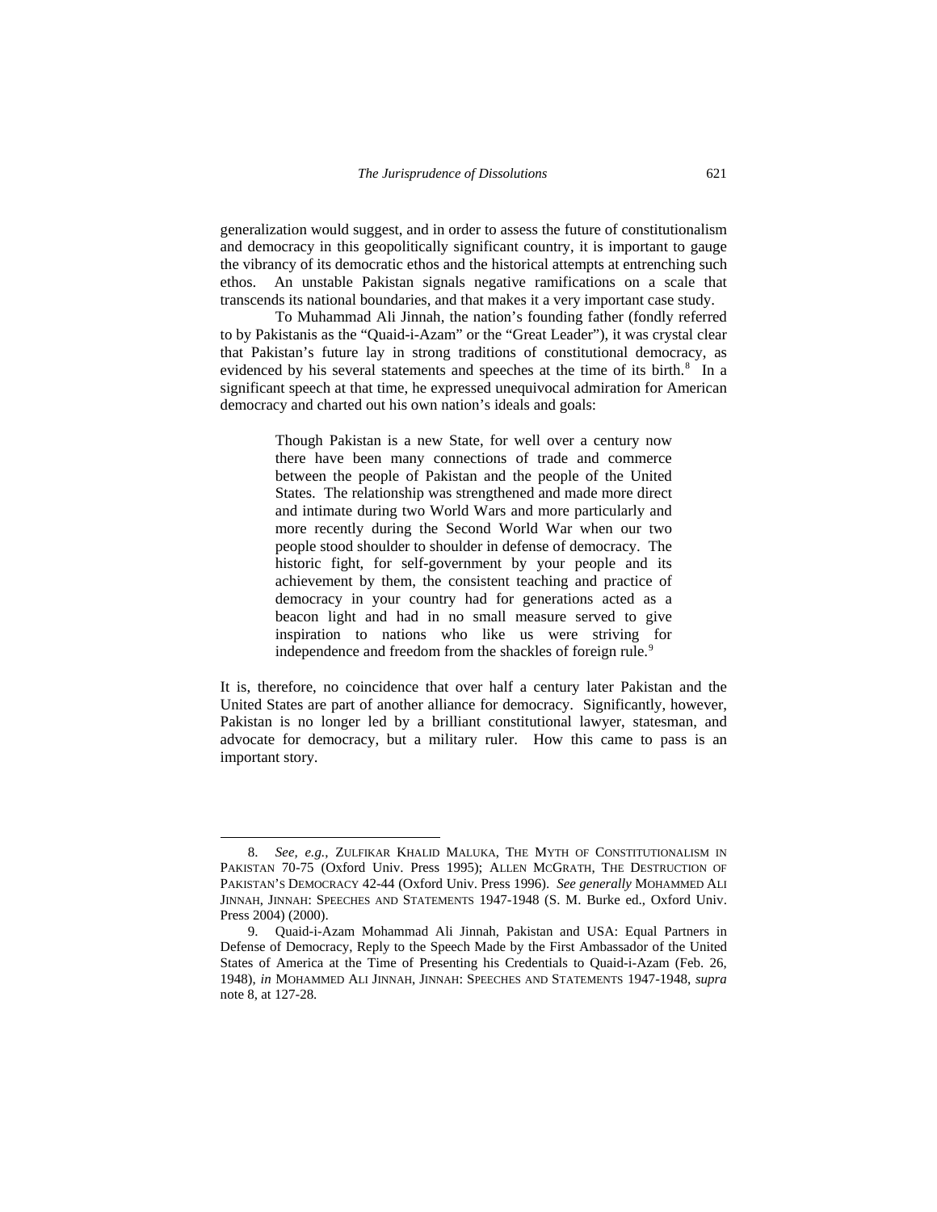generalization would suggest, and in order to assess the future of constitutionalism and democracy in this geopolitically significant country, it is important to gauge the vibrancy of its democratic ethos and the historical attempts at entrenching such ethos. An unstable Pakistan signals negative ramifications on a scale that transcends its national boundaries, and that makes it a very important case study.

To Muhammad Ali Jinnah, the nation's founding father (fondly referred to by Pakistanis as the "Quaid-i-Azam" or the "Great Leader"), it was crystal clear that Pakistan's future lay in strong traditions of constitutional democracy, as evidenced by his several statements and speeches at the time of its birth.[8] In a significant speech at that time, he expressed unequivocal admiration for American democracy and charted out his own nation's ideals and goals:

> Though Pakistan is a new State, for well over a century now there have been many connections of trade and commerce between the people of Pakistan and the people of the United States. The relationship was strengthened and made more direct and intimate during two World Wars and more particularly and more recently during the Second World War when our two people stood shoulder to shoulder in defense of democracy. The historic fight, for self-government by your people and its achievement by them, the consistent teaching and practice of democracy in your country had for generations acted as a beacon light and had in no small measure served to give inspiration to nations who like us were striving for independence and freedom from the shackles of foreign rule.[9]

It is, therefore, no coincidence that over half a century later Pakistan and the United States are part of another alliance for democracy. Significantly, however, Pakistan is no longer led by a brilliant constitutional lawyer, statesman, and advocate for democracy, but a military ruler. How this came to pass is an important story.

---

8. *See, e.g.*, ZULFIKAR KHALID MALUKA, THE MYTH OF CONSTITUTIONALISM IN PAKISTAN 70-75 (Oxford Univ. Press 1995); ALLEN MCGRATH, THE DESTRUCTION OF PAKISTAN'S DEMOCRACY 42-44 (Oxford Univ. Press 1996). *See generally* MOHAMMED ALI JINNAH, JINNAH: SPEECHES AND STATEMENTS 1947-1948 (S. M. Burke ed., Oxford Univ. Press 2004) (2000).

9. Quaid-i-Azam Mohammad Ali Jinnah, Pakistan and USA: Equal Partners in Defense of Democracy, Reply to the Speech Made by the First Ambassador of the United States of America at the Time of Presenting his Credentials to Quaid-i-Azam (Feb. 26, 1948), *in* MOHAMMED ALI JINNAH, JINNAH: SPEECHES AND STATEMENTS 1947-1948, *supra* note 8, at 127-28.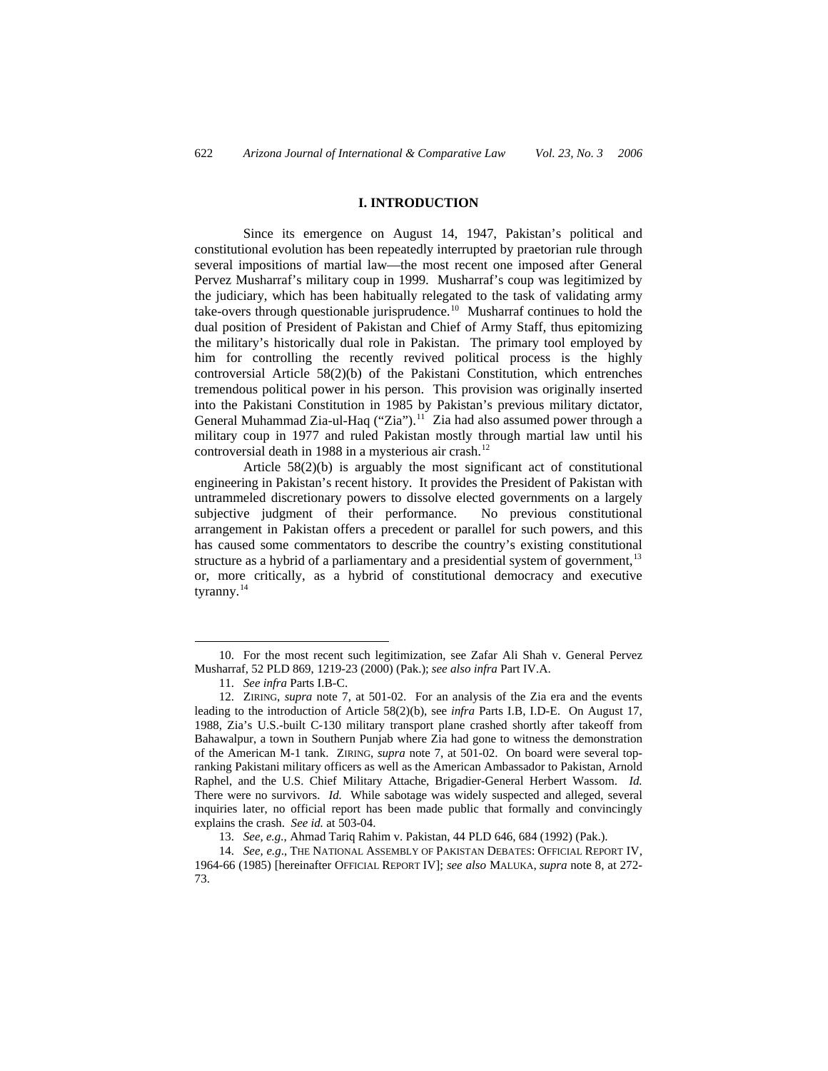# I. INTRODUCTION

Since its emergence on August 14, 1947, Pakistan's political and constitutional evolution has been repeatedly interrupted by praetorian rule through several impositions of martial law—the most recent one imposed after General Pervez Musharraf's military coup in 1999. Musharraf's coup was legitimized by the judiciary, which has been habitually relegated to the task of validating army take-overs through questionable jurisprudence.[10] Musharraf continues to hold the dual position of President of Pakistan and Chief of Army Staff, thus epitomizing the military's historically dual role in Pakistan. The primary tool employed by him for controlling the recently revived political process is the highly controversial Article 58(2)(b) of the Pakistani Constitution, which entrenches tremendous political power in his person. This provision was originally inserted into the Pakistani Constitution in 1985 by Pakistan's previous military dictator, General Muhammad Zia-ul-Haq ("Zia").[11] Zia had also assumed power through a military coup in 1977 and ruled Pakistan mostly through martial law until his controversial death in 1988 in a mysterious air crash.[12]

Article 58(2)(b) is arguably the most significant act of constitutional engineering in Pakistan's recent history. It provides the President of Pakistan with untrammeled discretionary powers to dissolve elected governments on a largely subjective judgment of their performance. No previous constitutional arrangement in Pakistan offers a precedent or parallel for such powers, and this has caused some commentators to describe the country's existing constitutional structure as a hybrid of a parliamentary and a presidential system of government,[13] or, more critically, as a hybrid of constitutional democracy and executive tyranny.[14]

---

10. For the most recent such legitimization, see Zafar Ali Shah v. General Pervez Musharraf, 52 PLD 869, 1219-23 (2000) (Pak.); *see also infra* Part IV.A.

11. *See infra* Parts I.B-C.

12. ZIRING, *supra* note 7, at 501-02. For an analysis of the Zia era and the events leading to the introduction of Article 58(2)(b), see *infra* Parts I.B, I.D-E. On August 17, 1988, Zia's U.S.-built C-130 military transport plane crashed shortly after takeoff from Bahawalpur, a town in Southern Punjab where Zia had gone to witness the demonstration of the American M-1 tank. ZIRING, *supra* note 7, at 501-02. On board were several top-ranking Pakistani military officers as well as the American Ambassador to Pakistan, Arnold Raphel, and the U.S. Chief Military Attache, Brigadier-General Herbert Wassom. *Id.* There were no survivors. *Id.* While sabotage was widely suspected and alleged, several inquiries later, no official report has been made public that formally and convincingly explains the crash. *See id.* at 503-04.

13. *See, e.g.*, Ahmad Tariq Rahim v. Pakistan, 44 PLD 646, 684 (1992) (Pak.).

14. *See, e.g.*, THE NATIONAL ASSEMBLY OF PAKISTAN DEBATES: OFFICIAL REPORT IV, 1964-66 (1985) [hereinafter OFFICIAL REPORT IV]; *see also* MALUKA, *supra* note 8, at 272-73.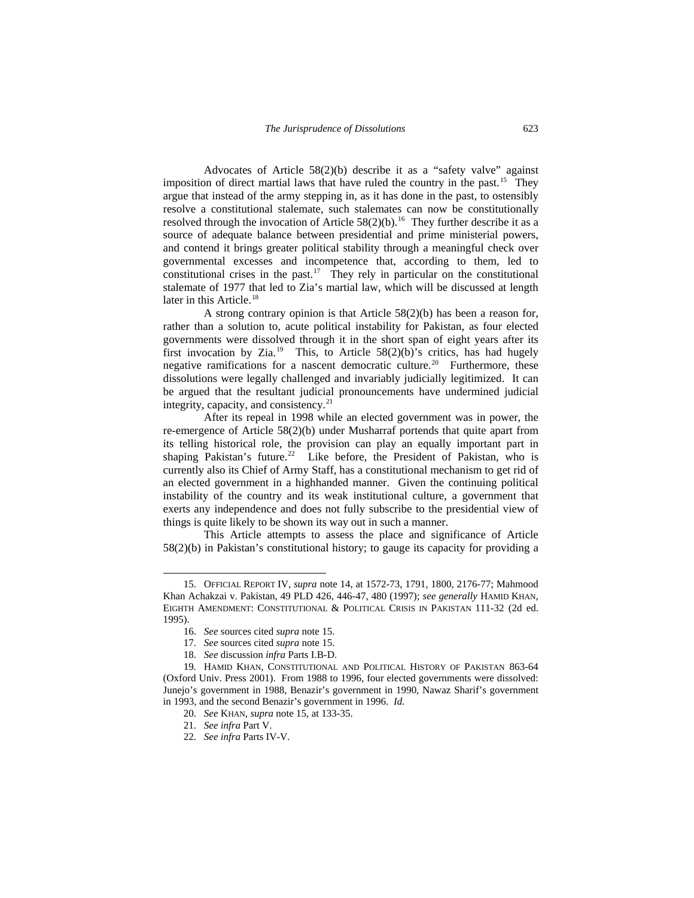Advocates of Article 58(2)(b) describe it as a "safety valve" against imposition of direct martial laws that have ruled the country in the past.[15] They argue that instead of the army stepping in, as it has done in the past, to ostensibly resolve a constitutional stalemate, such stalemates can now be constitutionally resolved through the invocation of Article 58(2)(b).[16] They further describe it as a source of adequate balance between presidential and prime ministerial powers, and contend it brings greater political stability through a meaningful check over governmental excesses and incompetence that, according to them, led to constitutional crises in the past.[17] They rely in particular on the constitutional stalemate of 1977 that led to Zia's martial law, which will be discussed at length later in this Article.[18]

A strong contrary opinion is that Article 58(2)(b) has been a reason for, rather than a solution to, acute political instability for Pakistan, as four elected governments were dissolved through it in the short span of eight years after its first invocation by Zia.[19] This, to Article 58(2)(b)'s critics, has had hugely negative ramifications for a nascent democratic culture.[20] Furthermore, these dissolutions were legally challenged and invariably judicially legitimized. It can be argued that the resultant judicial pronouncements have undermined judicial integrity, capacity, and consistency.[21]

After its repeal in 1998 while an elected government was in power, the re-emergence of Article 58(2)(b) under Musharraf portends that quite apart from its telling historical role, the provision can play an equally important part in shaping Pakistan's future.[22] Like before, the President of Pakistan, who is currently also its Chief of Army Staff, has a constitutional mechanism to get rid of an elected government in a highhanded manner. Given the continuing political instability of the country and its weak institutional culture, a government that exerts any independence and does not fully subscribe to the presidential view of things is quite likely to be shown its way out in such a manner.

This Article attempts to assess the place and significance of Article 58(2)(b) in Pakistan's constitutional history; to gauge its capacity for providing a

---

15. OFFICIAL REPORT IV, *supra* note 14, at 1572-73, 1791, 1800, 2176-77; Mahmood Khan Achakzai v. Pakistan, 49 PLD 426, 446-47, 480 (1997); *see generally* HAMID KHAN, EIGHTH AMENDMENT: CONSTITUTIONAL & POLITICAL CRISIS IN PAKISTAN 111-32 (2d ed. 1995).

16. *See* sources cited *supra* note 15.

17. *See* sources cited *supra* note 15.

18. *See* discussion *infra* Parts I.B-D.

19. HAMID KHAN, CONSTITUTIONAL AND POLITICAL HISTORY OF PAKISTAN 863-64 (Oxford Univ. Press 2001). From 1988 to 1996, four elected governments were dissolved: Junejo's government in 1988, Benazir's government in 1990, Nawaz Sharif's government in 1993, and the second Benazir's government in 1996. *Id.*

20. *See* KHAN, *supra* note 15, at 133-35.

21. *See infra* Part V.

22. *See infra* Parts IV-V.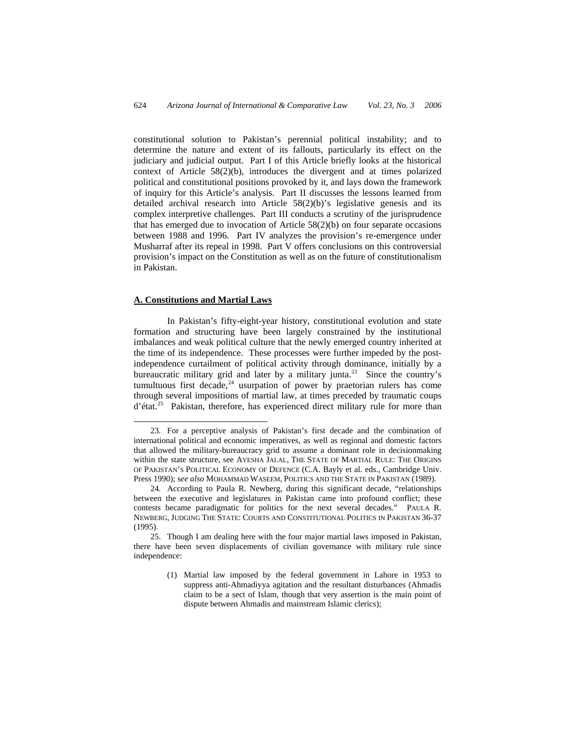constitutional solution to Pakistan's perennial political instability; and to determine the nature and extent of its fallouts, particularly its effect on the judiciary and judicial output. Part I of this Article briefly looks at the historical context of Article 58(2)(b), introduces the divergent and at times polarized political and constitutional positions provoked by it, and lays down the framework of inquiry for this Article's analysis. Part II discusses the lessons learned from detailed archival research into Article 58(2)(b)'s legislative genesis and its complex interpretive challenges. Part III conducts a scrutiny of the jurisprudence that has emerged due to invocation of Article 58(2)(b) on four separate occasions between 1988 and 1996. Part IV analyzes the provision's re-emergence under Musharraf after its repeal in 1998. Part V offers conclusions on this controversial provision's impact on the Constitution as well as on the future of constitutionalism in Pakistan.

**A. Constitutions and Martial Laws**

In Pakistan's fifty-eight-year history, constitutional evolution and state formation and structuring have been largely constrained by the institutional imbalances and weak political culture that the newly emerged country inherited at the time of its independence. These processes were further impeded by the post-independence curtailment of political activity through dominance, initially by a bureaucratic military grid and later by a military junta.[23] Since the country's tumultuous first decade,[24] usurpation of power by praetorian rulers has come through several impositions of martial law, at times preceded by traumatic coups d'état.[25] Pakistan, therefore, has experienced direct military rule for more than

---

23. For a perceptive analysis of Pakistan's first decade and the combination of international political and economic imperatives, as well as regional and domestic factors that allowed the military-bureaucracy grid to assume a dominant role in decisionmaking within the state structure, see AYESHA JALAL, THE STATE OF MARTIAL RULE: THE ORIGINS OF PAKISTAN'S POLITICAL ECONOMY OF DEFENCE (C.A. Bayly et al. eds., Cambridge Univ. Press 1990); *see also* MOHAMMAD WASEEM, POLITICS AND THE STATE IN PAKISTAN (1989).

24. According to Paula R. Newberg, during this significant decade, "relationships between the executive and legislatures in Pakistan came into profound conflict; these contests became paradigmatic for politics for the next several decades." PAULA R. NEWBERG, JUDGING THE STATE: COURTS AND CONSTITUTIONAL POLITICS IN PAKISTAN 36-37 (1995).

25. Though I am dealing here with the four major martial laws imposed in Pakistan, there have been seven displacements of civilian governance with military rule since independence:

> (1) Martial law imposed by the federal government in Lahore in 1953 to suppress anti-Ahmadiyya agitation and the resultant disturbances (Ahmadis claim to be a sect of Islam, though that very assertion is the main point of dispute between Ahmadis and mainstream Islamic clerics);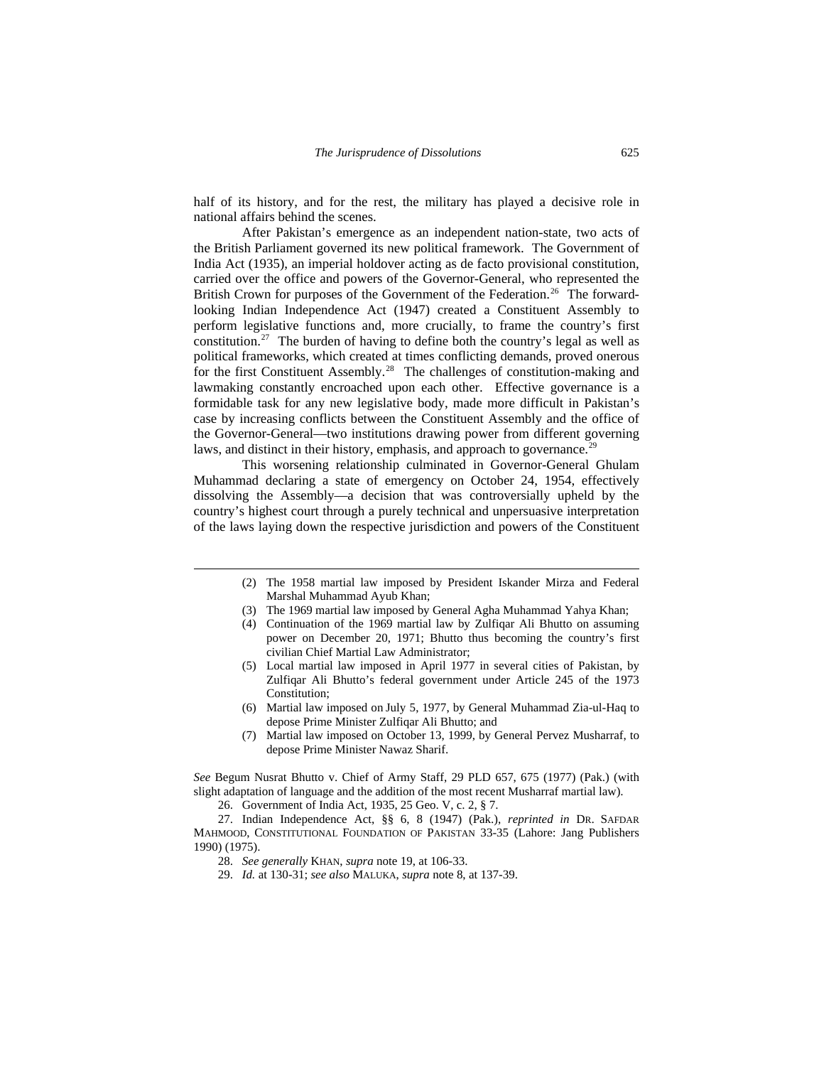half of its history, and for the rest, the military has played a decisive role in national affairs behind the scenes.

After Pakistan's emergence as an independent nation-state, two acts of the British Parliament governed its new political framework. The Government of India Act (1935), an imperial holdover acting as de facto provisional constitution, carried over the office and powers of the Governor-General, who represented the British Crown for purposes of the Government of the Federation.[26] The forward-looking Indian Independence Act (1947) created a Constituent Assembly to perform legislative functions and, more crucially, to frame the country's first constitution.[27] The burden of having to define both the country's legal as well as political frameworks, which created at times conflicting demands, proved onerous for the first Constituent Assembly.[28] The challenges of constitution-making and lawmaking constantly encroached upon each other. Effective governance is a formidable task for any new legislative body, made more difficult in Pakistan's case by increasing conflicts between the Constituent Assembly and the office of the Governor-General—two institutions drawing power from different governing laws, and distinct in their history, emphasis, and approach to governance.[29]

This worsening relationship culminated in Governor-General Ghulam Muhammad declaring a state of emergency on October 24, 1954, effectively dissolving the Assembly—a decision that was controversially upheld by the country's highest court through a purely technical and unpersuasive interpretation of the laws laying down the respective jurisdiction and powers of the Constituent

---

(2) The 1958 martial law imposed by President Iskander Mirza and Federal Marshal Muhammad Ayub Khan;

(3) The 1969 martial law imposed by General Agha Muhammad Yahya Khan;

(4) Continuation of the 1969 martial law by Zulfiqar Ali Bhutto on assuming power on December 20, 1971; Bhutto thus becoming the country's first civilian Chief Martial Law Administrator;

(5) Local martial law imposed in April 1977 in several cities of Pakistan, by Zulfiqar Ali Bhutto's federal government under Article 245 of the 1973 Constitution;

(6) Martial law imposed on July 5, 1977, by General Muhammad Zia-ul-Haq to depose Prime Minister Zulfiqar Ali Bhutto; and

(7) Martial law imposed on October 13, 1999, by General Pervez Musharraf, to depose Prime Minister Nawaz Sharif.

*See* Begum Nusrat Bhutto v. Chief of Army Staff, 29 PLD 657, 675 (1977) (Pak.) (with slight adaptation of language and the addition of the most recent Musharraf martial law).

26. Government of India Act, 1935, 25 Geo. V, c. 2, § 7.

27. Indian Independence Act, §§ 6, 8 (1947) (Pak.), *reprinted in* DR. SAFDAR MAHMOOD, CONSTITUTIONAL FOUNDATION OF PAKISTAN 33-35 (Lahore: Jang Publishers 1990) (1975).

28. *See generally* KHAN, *supra* note 19, at 106-33.

29. *Id.* at 130-31; *see also* MALUKA, *supra* note 8, at 137-39.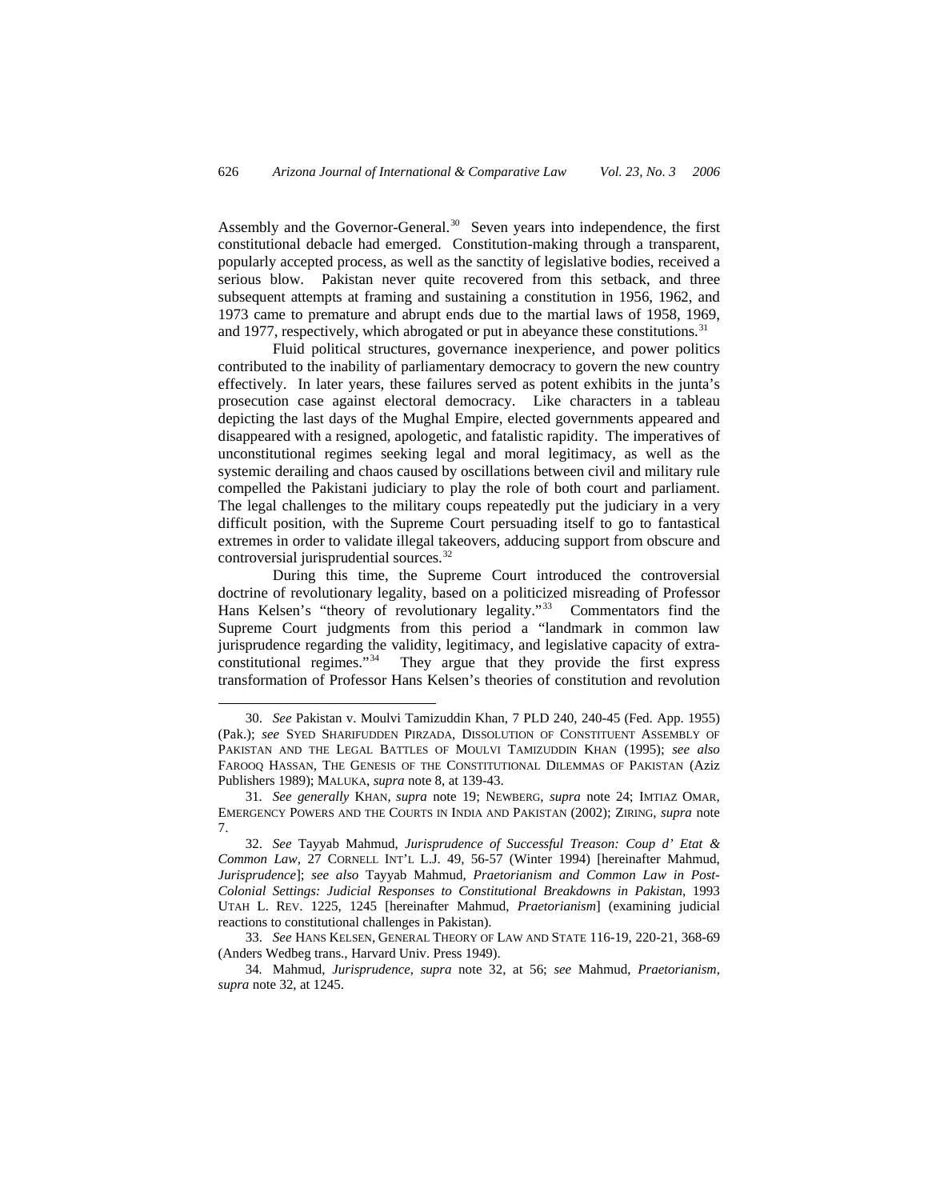Assembly and the Governor-General.[30] Seven years into independence, the first constitutional debacle had emerged. Constitution-making through a transparent, popularly accepted process, as well as the sanctity of legislative bodies, received a serious blow. Pakistan never quite recovered from this setback, and three subsequent attempts at framing and sustaining a constitution in 1956, 1962, and 1973 came to premature and abrupt ends due to the martial laws of 1958, 1969, and 1977, respectively, which abrogated or put in abeyance these constitutions.[31]

Fluid political structures, governance inexperience, and power politics contributed to the inability of parliamentary democracy to govern the new country effectively. In later years, these failures served as potent exhibits in the junta's prosecution case against electoral democracy. Like characters in a tableau depicting the last days of the Mughal Empire, elected governments appeared and disappeared with a resigned, apologetic, and fatalistic rapidity. The imperatives of unconstitutional regimes seeking legal and moral legitimacy, as well as the systemic derailing and chaos caused by oscillations between civil and military rule compelled the Pakistani judiciary to play the role of both court and parliament. The legal challenges to the military coups repeatedly put the judiciary in a very difficult position, with the Supreme Court persuading itself to go to fantastical extremes in order to validate illegal takeovers, adducing support from obscure and controversial jurisprudential sources.[32]

During this time, the Supreme Court introduced the controversial doctrine of revolutionary legality, based on a politicized misreading of Professor Hans Kelsen's "theory of revolutionary legality."[33] Commentators find the Supreme Court judgments from this period a "landmark in common law jurisprudence regarding the validity, legitimacy, and legislative capacity of extra-constitutional regimes."[34] They argue that they provide the first express transformation of Professor Hans Kelsen's theories of constitution and revolution

---

30. *See* Pakistan v. Moulvi Tamizuddin Khan, 7 PLD 240, 240-45 (Fed. App. 1955) (Pak.); *see* SYED SHARIFUDDEN PIRZADA, DISSOLUTION OF CONSTITUENT ASSEMBLY OF PAKISTAN AND THE LEGAL BATTLES OF MOULVI TAMIZUDDIN KHAN (1995); *see also* FAROOQ HASSAN, THE GENESIS OF THE CONSTITUTIONAL DILEMMAS OF PAKISTAN (Aziz Publishers 1989); MALUKA, *supra* note 8, at 139-43.

31. *See generally* KHAN, *supra* note 19; NEWBERG, *supra* note 24; IMTIAZ OMAR, EMERGENCY POWERS AND THE COURTS IN INDIA AND PAKISTAN (2002); ZIRING, *supra* note 7.

32. *See* Tayyab Mahmud, *Jurisprudence of Successful Treason: Coup d' Etat & Common Law*, 27 CORNELL INT'L L.J. 49, 56-57 (Winter 1994) [hereinafter Mahmud, *Jurisprudence*]; *see also* Tayyab Mahmud, *Praetorianism and Common Law in Post-Colonial Settings: Judicial Responses to Constitutional Breakdowns in Pakistan*, 1993 UTAH L. REV. 1225, 1245 [hereinafter Mahmud, *Praetorianism*] (examining judicial reactions to constitutional challenges in Pakistan).

33. *See* HANS KELSEN, GENERAL THEORY OF LAW AND STATE 116-19, 220-21, 368-69 (Anders Wedbeg trans., Harvard Univ. Press 1949).

34. Mahmud, *Jurisprudence*, *supra* note 32, at 56; *see* Mahmud, *Praetorianism*, *supra* note 32, at 1245.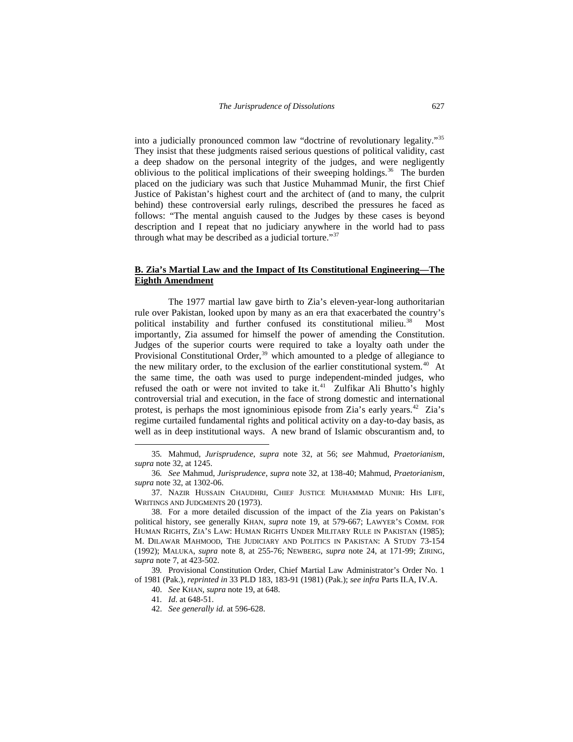into a judicially pronounced common law "doctrine of revolutionary legality."[35] They insist that these judgments raised serious questions of political validity, cast a deep shadow on the personal integrity of the judges, and were negligently oblivious to the political implications of their sweeping holdings.[36] The burden placed on the judiciary was such that Justice Muhammad Munir, the first Chief Justice of Pakistan's highest court and the architect of (and to many, the culprit behind) these controversial early rulings, described the pressures he faced as follows: "The mental anguish caused to the Judges by these cases is beyond description and I repeat that no judiciary anywhere in the world had to pass through what may be described as a judicial torture."[37]

## **B. Zia's Martial Law and the Impact of Its Constitutional Engineering—The Eighth Amendment**

The 1977 martial law gave birth to Zia's eleven-year-long authoritarian rule over Pakistan, looked upon by many as an era that exacerbated the country's political instability and further confused its constitutional milieu.[38] Most importantly, Zia assumed for himself the power of amending the Constitution. Judges of the superior courts were required to take a loyalty oath under the Provisional Constitutional Order,[39] which amounted to a pledge of allegiance to the new military order, to the exclusion of the earlier constitutional system.[40] At the same time, the oath was used to purge independent-minded judges, who refused the oath or were not invited to take it.[41] Zulfikar Ali Bhutto's highly controversial trial and execution, in the face of strong domestic and international protest, is perhaps the most ignominious episode from Zia's early years.[42] Zia's regime curtailed fundamental rights and political activity on a day-to-day basis, as well as in deep institutional ways. A new brand of Islamic obscurantism and, to

---

35. Mahmud, *Jurisprudence*, *supra* note 32, at 56; *see* Mahmud, *Praetorianism*, *supra* note 32, at 1245.

36. *See* Mahmud, *Jurisprudence*, *supra* note 32, at 138-40; Mahmud, *Praetorianism*, *supra* note 32, at 1302-06.

37. NAZIR HUSSAIN CHAUDHRI, CHIEF JUSTICE MUHAMMAD MUNIR: HIS LIFE, WRITINGS AND JUDGMENTS 20 (1973).

38. For a more detailed discussion of the impact of the Zia years on Pakistan's political history, see generally KHAN, *supra* note 19, at 579-667; LAWYER'S COMM. FOR HUMAN RIGHTS, ZIA'S LAW: HUMAN RIGHTS UNDER MILITARY RULE IN PAKISTAN (1985); M. DILAWAR MAHMOOD, THE JUDICIARY AND POLITICS IN PAKISTAN: A STUDY 73-154 (1992); MALUKA, *supra* note 8, at 255-76; NEWBERG, *supra* note 24, at 171-99; ZIRING, *supra* note 7, at 423-502.

39. Provisional Constitution Order, Chief Martial Law Administrator's Order No. 1 of 1981 (Pak.), *reprinted in* 33 PLD 183, 183-91 (1981) (Pak.); *see infra* Parts II.A, IV.A.

40. *See* KHAN, *supra* note 19, at 648.

41. *Id.* at 648-51.

42. *See generally id.* at 596-628.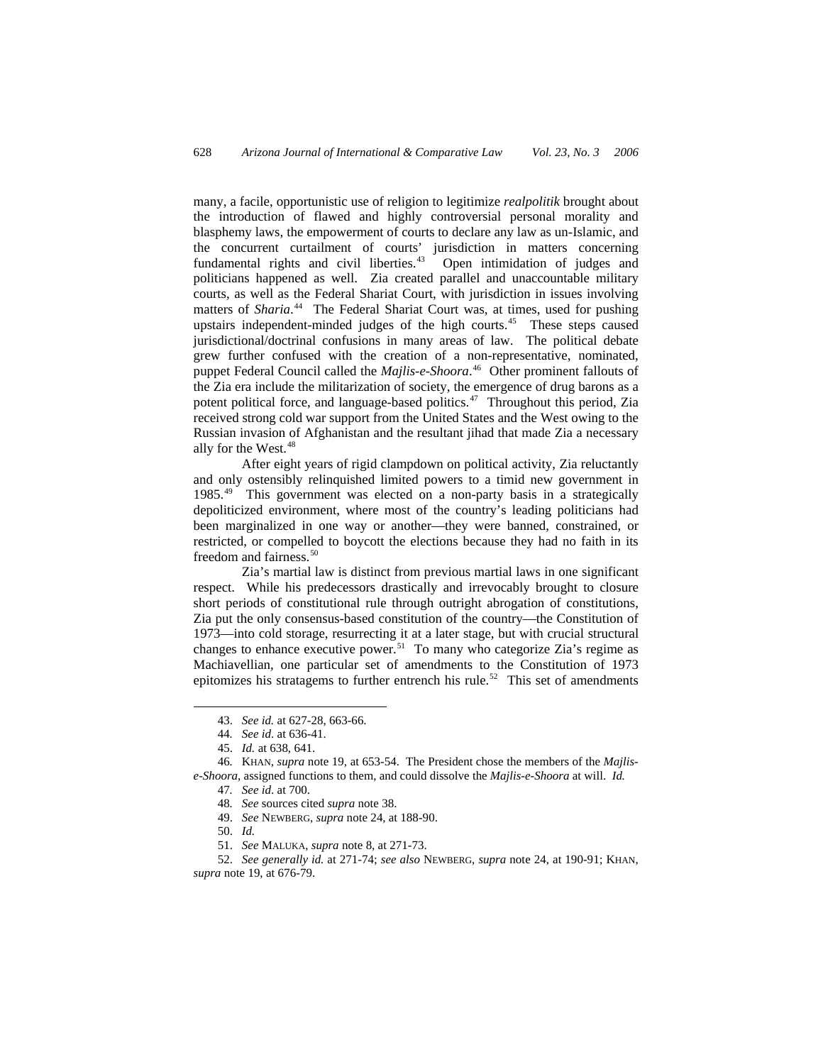many, a facile, opportunistic use of religion to legitimize *realpolitik* brought about the introduction of flawed and highly controversial personal morality and blasphemy laws, the empowerment of courts to declare any law as un-Islamic, and the concurrent curtailment of courts' jurisdiction in matters concerning fundamental rights and civil liberties.[43] Open intimidation of judges and politicians happened as well. Zia created parallel and unaccountable military courts, as well as the Federal Shariat Court, with jurisdiction in issues involving matters of *Sharia*.[44] The Federal Shariat Court was, at times, used for pushing upstairs independent-minded judges of the high courts.[45] These steps caused jurisdictional/doctrinal confusions in many areas of law. The political debate grew further confused with the creation of a non-representative, nominated, puppet Federal Council called the *Majlis-e-Shoora*.[46] Other prominent fallouts of the Zia era include the militarization of society, the emergence of drug barons as a potent political force, and language-based politics.[47] Throughout this period, Zia received strong cold war support from the United States and the West owing to the Russian invasion of Afghanistan and the resultant jihad that made Zia a necessary ally for the West.[48]

After eight years of rigid clampdown on political activity, Zia reluctantly and only ostensibly relinquished limited powers to a timid new government in 1985.[49] This government was elected on a non-party basis in a strategically depoliticized environment, where most of the country's leading politicians had been marginalized in one way or another—they were banned, constrained, or restricted, or compelled to boycott the elections because they had no faith in its freedom and fairness.[50]

Zia's martial law is distinct from previous martial laws in one significant respect. While his predecessors drastically and irrevocably brought to closure short periods of constitutional rule through outright abrogation of constitutions, Zia put the only consensus-based constitution of the country—the Constitution of 1973—into cold storage, resurrecting it at a later stage, but with crucial structural changes to enhance executive power.[51] To many who categorize Zia's regime as Machiavellian, one particular set of amendments to the Constitution of 1973 epitomizes his stratagems to further entrench his rule.[52] This set of amendments

---

43. *See id.* at 627-28, 663-66.

44. *See id*. at 636-41.

45. *Id.* at 638, 641.

46. KHAN, *supra* note 19, at 653-54. The President chose the members of the *Majlis-e-Shoora*, assigned functions to them, and could dissolve the *Majlis-e-Shoora* at will. *Id.*

47. *See id*. at 700.

48. *See* sources cited *supra* note 38.

49. *See* NEWBERG, *supra* note 24, at 188-90.

50. *Id.*

51. *See* MALUKA, *supra* note 8, at 271-73.

52. *See generally id.* at 271-74; *see also* NEWBERG, *supra* note 24, at 190-91; KHAN, *supra* note 19, at 676-79.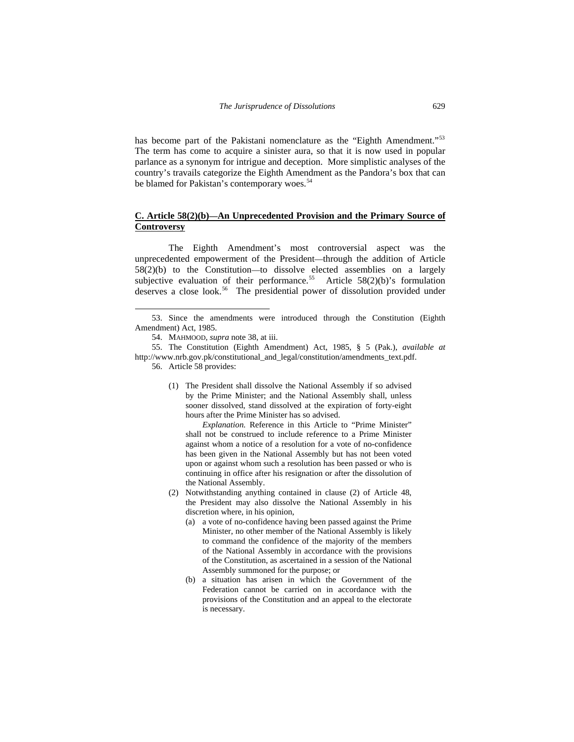has become part of the Pakistani nomenclature as the "Eighth Amendment."[53] The term has come to acquire a sinister aura, so that it is now used in popular parlance as a synonym for intrigue and deception. More simplistic analyses of the country's travails categorize the Eighth Amendment as the Pandora's box that can be blamed for Pakistan's contemporary woes.[54]

### C. Article 58(2)(b)—An Unprecedented Provision and the Primary Source of Controversy

The Eighth Amendment's most controversial aspect was the unprecedented empowerment of the President—through the addition of Article 58(2)(b) to the Constitution—to dissolve elected assemblies on a largely subjective evaluation of their performance.[55] Article 58(2)(b)'s formulation deserves a close look.[56] The presidential power of dissolution provided under

---

53. Since the amendments were introduced through the Constitution (Eighth Amendment) Act, 1985.

54. MAHMOOD, *supra* note 38, at iii.

55. The Constitution (Eighth Amendment) Act, 1985, § 5 (Pak.), *available at* http://www.nrb.gov.pk/constitutional_and_legal/constitution/amendments_text.pdf.

56. Article 58 provides:

> (1) The President shall dissolve the National Assembly if so advised by the Prime Minister; and the National Assembly shall, unless sooner dissolved, stand dissolved at the expiration of forty-eight hours after the Prime Minister has so advised.
>
> *Explanation.* Reference in this Article to "Prime Minister" shall not be construed to include reference to a Prime Minister against whom a notice of a resolution for a vote of no-confidence has been given in the National Assembly but has not been voted upon or against whom such a resolution has been passed or who is continuing in office after his resignation or after the dissolution of the National Assembly.
>
> (2) Notwithstanding anything contained in clause (2) of Article 48, the President may also dissolve the National Assembly in his discretion where, in his opinion,
>
> (a) a vote of no-confidence having been passed against the Prime Minister, no other member of the National Assembly is likely to command the confidence of the majority of the members of the National Assembly in accordance with the provisions of the Constitution, as ascertained in a session of the National Assembly summoned for the purpose; or
>
> (b) a situation has arisen in which the Government of the Federation cannot be carried on in accordance with the provisions of the Constitution and an appeal to the electorate is necessary.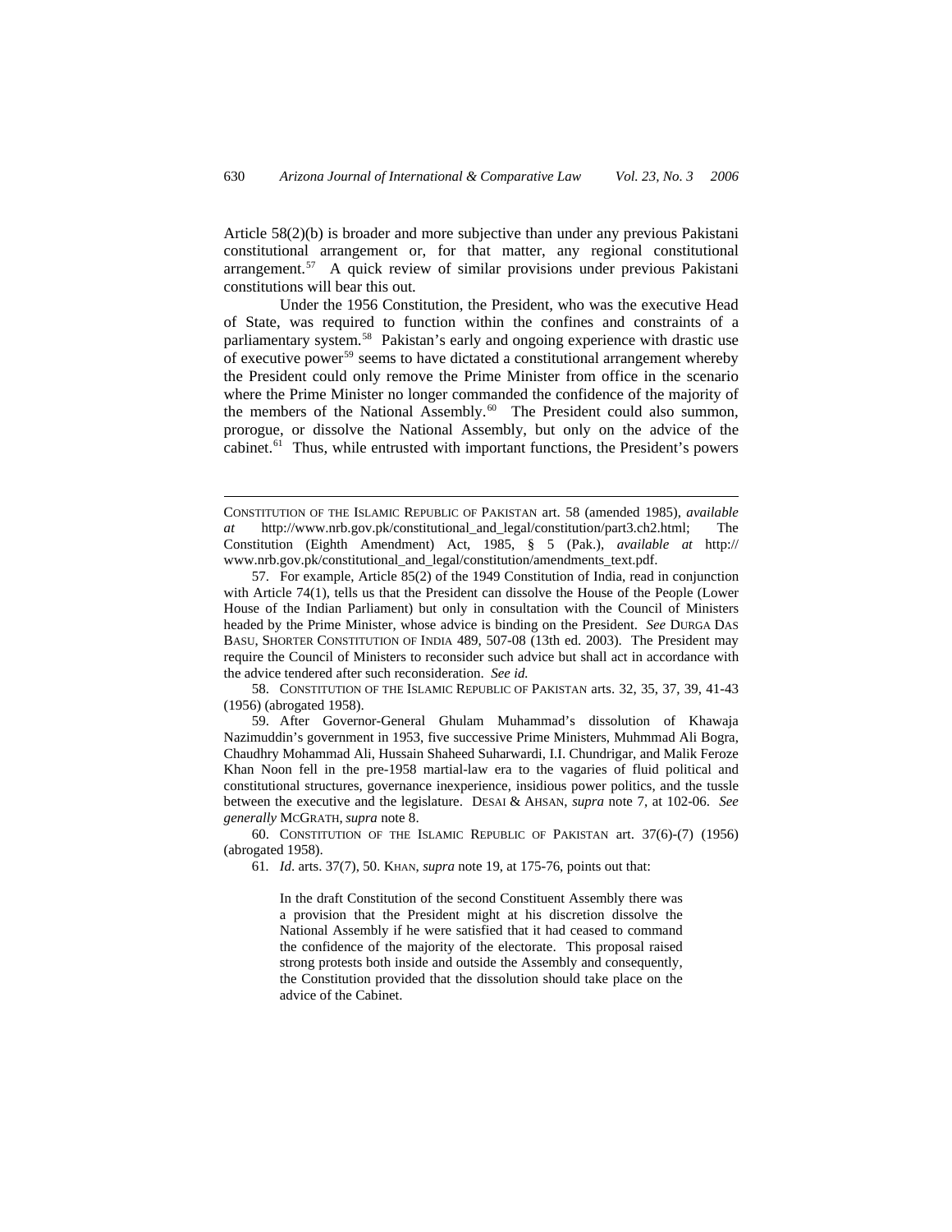Article 58(2)(b) is broader and more subjective than under any previous Pakistani constitutional arrangement or, for that matter, any regional constitutional arrangement.[57] A quick review of similar provisions under previous Pakistani constitutions will bear this out.

Under the 1956 Constitution, the President, who was the executive Head of State, was required to function within the confines and constraints of a parliamentary system.[58] Pakistan's early and ongoing experience with drastic use of executive power[59] seems to have dictated a constitutional arrangement whereby the President could only remove the Prime Minister from office in the scenario where the Prime Minister no longer commanded the confidence of the majority of the members of the National Assembly.[60] The President could also summon, prorogue, or dissolve the National Assembly, but only on the advice of the cabinet.[61] Thus, while entrusted with important functions, the President's powers

---

CONSTITUTION OF THE ISLAMIC REPUBLIC OF PAKISTAN art. 58 (amended 1985), *available at* http://www.nrb.gov.pk/constitutional_and_legal/constitution/part3.ch2.html; The Constitution (Eighth Amendment) Act, 1985, § 5 (Pak.), *available at* http://www.nrb.gov.pk/constitutional_and_legal/constitution/amendments_text.pdf.

57. For example, Article 85(2) of the 1949 Constitution of India, read in conjunction with Article 74(1), tells us that the President can dissolve the House of the People (Lower House of the Indian Parliament) but only in consultation with the Council of Ministers headed by the Prime Minister, whose advice is binding on the President. *See* DURGA DAS BASU, SHORTER CONSTITUTION OF INDIA 489, 507-08 (13th ed. 2003). The President may require the Council of Ministers to reconsider such advice but shall act in accordance with the advice tendered after such reconsideration. *See id.*

58. CONSTITUTION OF THE ISLAMIC REPUBLIC OF PAKISTAN arts. 32, 35, 37, 39, 41-43 (1956) (abrogated 1958).

59. After Governor-General Ghulam Muhammad's dissolution of Khawaja Nazimuddin's government in 1953, five successive Prime Ministers, Muhmmad Ali Bogra, Chaudhry Mohammad Ali, Hussain Shaheed Suharwardi, I.I. Chundrigar, and Malik Feroze Khan Noon fell in the pre-1958 martial-law era to the vagaries of fluid political and constitutional structures, governance inexperience, insidious power politics, and the tussle between the executive and the legislature. DESAI & AHSAN, *supra* note 7, at 102-06. *See generally* MCGRATH, *supra* note 8.

60. CONSTITUTION OF THE ISLAMIC REPUBLIC OF PAKISTAN art. 37(6)-(7) (1956) (abrogated 1958).

61. *Id*. arts. 37(7), 50. KHAN, *supra* note 19, at 175-76, points out that:

> In the draft Constitution of the second Constituent Assembly there was a provision that the President might at his discretion dissolve the National Assembly if he were satisfied that it had ceased to command the confidence of the majority of the electorate. This proposal raised strong protests both inside and outside the Assembly and consequently, the Constitution provided that the dissolution should take place on the advice of the Cabinet.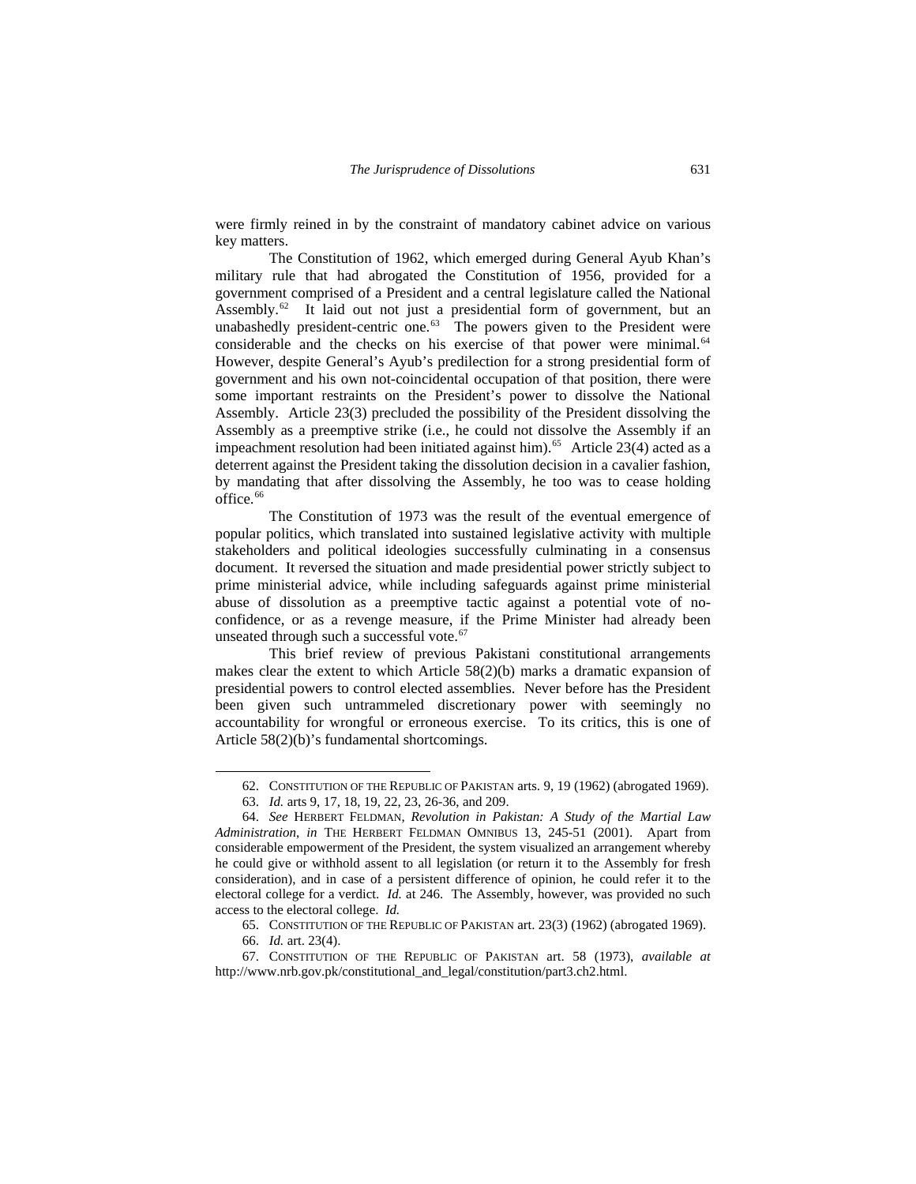were firmly reined in by the constraint of mandatory cabinet advice on various key matters.

The Constitution of 1962, which emerged during General Ayub Khan's military rule that had abrogated the Constitution of 1956, provided for a government comprised of a President and a central legislature called the National Assembly.[62] It laid out not just a presidential form of government, but an unabashedly president-centric one.[63] The powers given to the President were considerable and the checks on his exercise of that power were minimal.[64] However, despite General's Ayub's predilection for a strong presidential form of government and his own not-coincidental occupation of that position, there were some important restraints on the President's power to dissolve the National Assembly. Article 23(3) precluded the possibility of the President dissolving the Assembly as a preemptive strike (i.e., he could not dissolve the Assembly if an impeachment resolution had been initiated against him).[65] Article 23(4) acted as a deterrent against the President taking the dissolution decision in a cavalier fashion, by mandating that after dissolving the Assembly, he too was to cease holding office.[66]

The Constitution of 1973 was the result of the eventual emergence of popular politics, which translated into sustained legislative activity with multiple stakeholders and political ideologies successfully culminating in a consensus document. It reversed the situation and made presidential power strictly subject to prime ministerial advice, while including safeguards against prime ministerial abuse of dissolution as a preemptive tactic against a potential vote of no-confidence, or as a revenge measure, if the Prime Minister had already been unseated through such a successful vote.[67]

This brief review of previous Pakistani constitutional arrangements makes clear the extent to which Article 58(2)(b) marks a dramatic expansion of presidential powers to control elected assemblies. Never before has the President been given such untrammeled discretionary power with seemingly no accountability for wrongful or erroneous exercise. To its critics, this is one of Article 58(2)(b)'s fundamental shortcomings.

---

62. CONSTITUTION OF THE REPUBLIC OF PAKISTAN arts. 9, 19 (1962) (abrogated 1969).

63. *Id.* arts 9, 17, 18, 19, 22, 23, 26-36, and 209.

64. *See* HERBERT FELDMAN, *Revolution in Pakistan: A Study of the Martial Law Administration*, *in* THE HERBERT FELDMAN OMNIBUS 13, 245-51 (2001). Apart from considerable empowerment of the President, the system visualized an arrangement whereby he could give or withhold assent to all legislation (or return it to the Assembly for fresh consideration), and in case of a persistent difference of opinion, he could refer it to the electoral college for a verdict. *Id.* at 246. The Assembly, however, was provided no such access to the electoral college. *Id.*

65. CONSTITUTION OF THE REPUBLIC OF PAKISTAN art. 23(3) (1962) (abrogated 1969).

66. *Id.* art. 23(4).

67. CONSTITUTION OF THE REPUBLIC OF PAKISTAN art. 58 (1973), *available at* http://www.nrb.gov.pk/constitutional_and_legal/constitution/part3.ch2.html.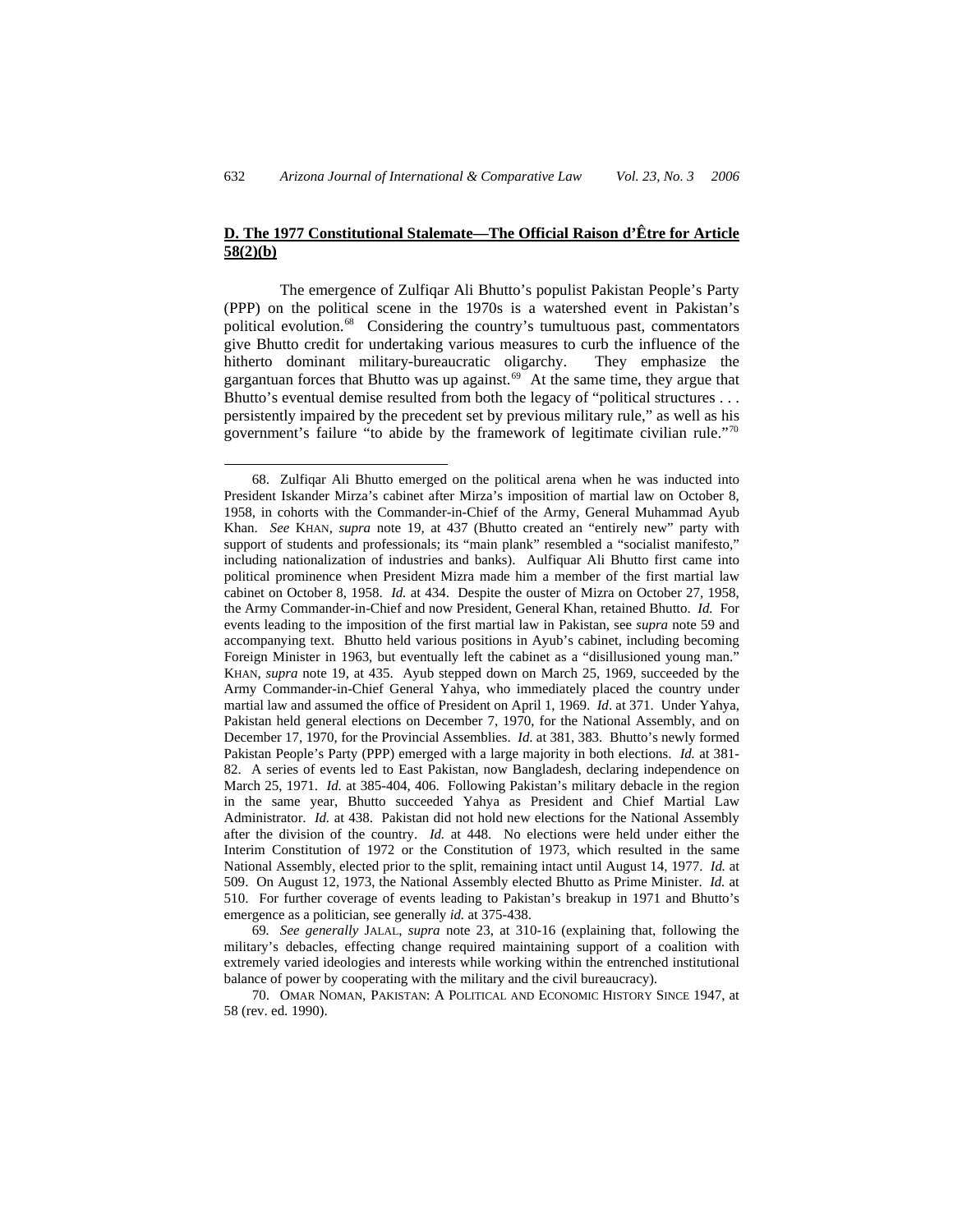## D. The 1977 Constitutional Stalemate—The Official Raison d'Être for Article 58(2)(b)

The emergence of Zulfiqar Ali Bhutto's populist Pakistan People's Party (PPP) on the political scene in the 1970s is a watershed event in Pakistan's political evolution.[68] Considering the country's tumultuous past, commentators give Bhutto credit for undertaking various measures to curb the influence of the hitherto dominant military-bureaucratic oligarchy. They emphasize the gargantuan forces that Bhutto was up against.[69] At the same time, they argue that Bhutto's eventual demise resulted from both the legacy of "political structures . . . persistently impaired by the precedent set by previous military rule," as well as his government's failure "to abide by the framework of legitimate civilian rule."[70]

---

68. Zulfiqar Ali Bhutto emerged on the political arena when he was inducted into President Iskander Mirza's cabinet after Mirza's imposition of martial law on October 8, 1958, in cohorts with the Commander-in-Chief of the Army, General Muhammad Ayub Khan. *See* KHAN, *supra* note 19, at 437 (Bhutto created an "entirely new" party with support of students and professionals; its "main plank" resembled a "socialist manifesto," including nationalization of industries and banks). Aulfiquar Ali Bhutto first came into political prominence when President Mizra made him a member of the first martial law cabinet on October 8, 1958. *Id.* at 434. Despite the ouster of Mizra on October 27, 1958, the Army Commander-in-Chief and now President, General Khan, retained Bhutto. *Id.* For events leading to the imposition of the first martial law in Pakistan, see *supra* note 59 and accompanying text. Bhutto held various positions in Ayub's cabinet, including becoming Foreign Minister in 1963, but eventually left the cabinet as a "disillusioned young man." KHAN, *supra* note 19, at 435. Ayub stepped down on March 25, 1969, succeeded by the Army Commander-in-Chief General Yahya, who immediately placed the country under martial law and assumed the office of President on April 1, 1969. *Id*. at 371. Under Yahya, Pakistan held general elections on December 7, 1970, for the National Assembly, and on December 17, 1970, for the Provincial Assemblies. *Id.* at 381, 383. Bhutto's newly formed Pakistan People's Party (PPP) emerged with a large majority in both elections. *Id.* at 381-82. A series of events led to East Pakistan, now Bangladesh, declaring independence on March 25, 1971. *Id.* at 385-404, 406. Following Pakistan's military debacle in the region in the same year, Bhutto succeeded Yahya as President and Chief Martial Law Administrator. *Id.* at 438. Pakistan did not hold new elections for the National Assembly after the division of the country. *Id.* at 448. No elections were held under either the Interim Constitution of 1972 or the Constitution of 1973, which resulted in the same National Assembly, elected prior to the split, remaining intact until August 14, 1977. *Id.* at 509. On August 12, 1973, the National Assembly elected Bhutto as Prime Minister. *Id.* at 510. For further coverage of events leading to Pakistan's breakup in 1971 and Bhutto's emergence as a politician, see generally *id.* at 375-438.

69. *See generally* JALAL, *supra* note 23, at 310-16 (explaining that, following the military's debacles, effecting change required maintaining support of a coalition with extremely varied ideologies and interests while working within the entrenched institutional balance of power by cooperating with the military and the civil bureaucracy).

70. OMAR NOMAN, PAKISTAN: A POLITICAL AND ECONOMIC HISTORY SINCE 1947, at 58 (rev. ed. 1990).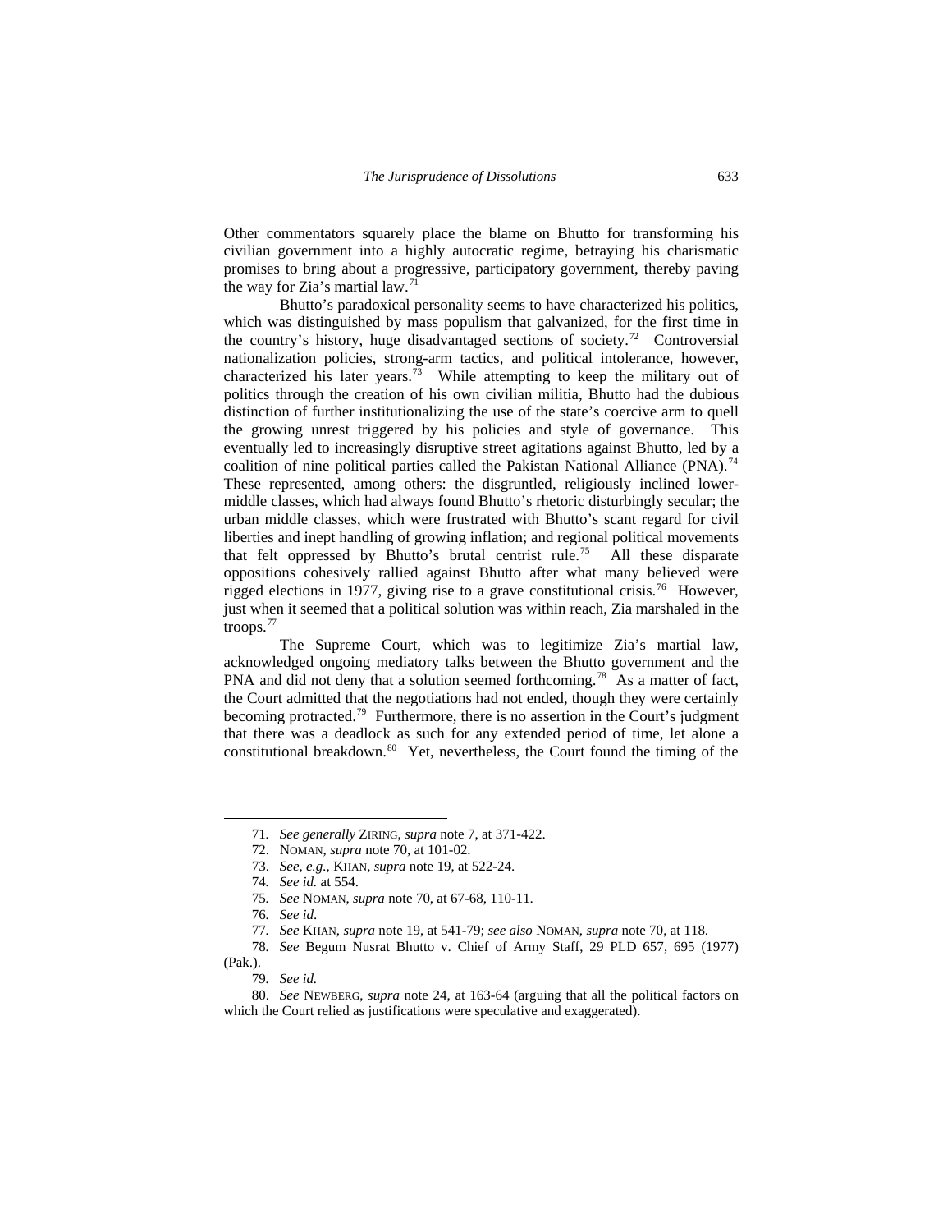Other commentators squarely place the blame on Bhutto for transforming his civilian government into a highly autocratic regime, betraying his charismatic promises to bring about a progressive, participatory government, thereby paving the way for Zia's martial law.[71]

Bhutto's paradoxical personality seems to have characterized his politics, which was distinguished by mass populism that galvanized, for the first time in the country's history, huge disadvantaged sections of society.[72] Controversial nationalization policies, strong-arm tactics, and political intolerance, however, characterized his later years.[73] While attempting to keep the military out of politics through the creation of his own civilian militia, Bhutto had the dubious distinction of further institutionalizing the use of the state's coercive arm to quell the growing unrest triggered by his policies and style of governance. This eventually led to increasingly disruptive street agitations against Bhutto, led by a coalition of nine political parties called the Pakistan National Alliance (PNA).[74] These represented, among others: the disgruntled, religiously inclined lower-middle classes, which had always found Bhutto's rhetoric disturbingly secular; the urban middle classes, which were frustrated with Bhutto's scant regard for civil liberties and inept handling of growing inflation; and regional political movements that felt oppressed by Bhutto's brutal centrist rule.[75] All these disparate oppositions cohesively rallied against Bhutto after what many believed were rigged elections in 1977, giving rise to a grave constitutional crisis.[76] However, just when it seemed that a political solution was within reach, Zia marshaled in the troops.[77]

The Supreme Court, which was to legitimize Zia's martial law, acknowledged ongoing mediatory talks between the Bhutto government and the PNA and did not deny that a solution seemed forthcoming.[78] As a matter of fact, the Court admitted that the negotiations had not ended, though they were certainly becoming protracted.[79] Furthermore, there is no assertion in the Court's judgment that there was a deadlock as such for any extended period of time, let alone a constitutional breakdown.[80] Yet, nevertheless, the Court found the timing of the

---

71. *See generally* ZIRING, *supra* note 7, at 371-422.

72. NOMAN, *supra* note 70, at 101-02.

73. *See, e.g.*, KHAN, *supra* note 19, at 522-24.

74. *See id.* at 554.

75. *See* NOMAN, *supra* note 70, at 67-68, 110-11.

76. *See id*.

77. *See* KHAN, *supra* note 19, at 541-79; *see also* NOMAN, *supra* note 70, at 118.

78. *See* Begum Nusrat Bhutto v. Chief of Army Staff, 29 PLD 657, 695 (1977) (Pak.).

79. *See id.*

80. *See* NEWBERG, *supra* note 24, at 163-64 (arguing that all the political factors on which the Court relied as justifications were speculative and exaggerated).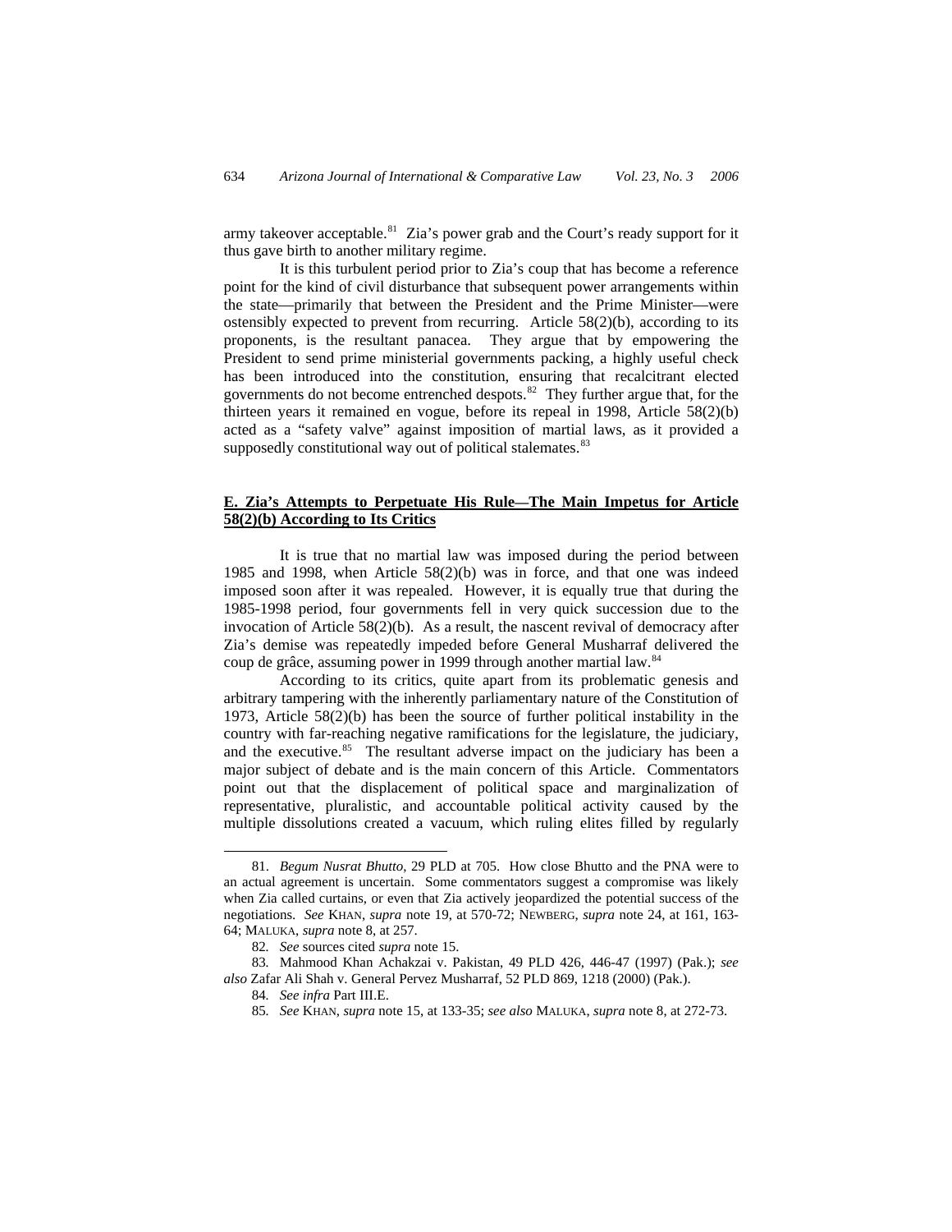army takeover acceptable.[81] Zia's power grab and the Court's ready support for it thus gave birth to another military regime.

It is this turbulent period prior to Zia's coup that has become a reference point for the kind of civil disturbance that subsequent power arrangements within the state—primarily that between the President and the Prime Minister—were ostensibly expected to prevent from recurring. Article 58(2)(b), according to its proponents, is the resultant panacea. They argue that by empowering the President to send prime ministerial governments packing, a highly useful check has been introduced into the constitution, ensuring that recalcitrant elected governments do not become entrenched despots.[82] They further argue that, for the thirteen years it remained en vogue, before its repeal in 1998, Article 58(2)(b) acted as a "safety valve" against imposition of martial laws, as it provided a supposedly constitutional way out of political stalemates.[83]

## E. Zia's Attempts to Perpetuate His Rule—The Main Impetus for Article 58(2)(b) According to Its Critics

It is true that no martial law was imposed during the period between 1985 and 1998, when Article 58(2)(b) was in force, and that one was indeed imposed soon after it was repealed. However, it is equally true that during the 1985-1998 period, four governments fell in very quick succession due to the invocation of Article 58(2)(b). As a result, the nascent revival of democracy after Zia's demise was repeatedly impeded before General Musharraf delivered the coup de grâce, assuming power in 1999 through another martial law.[84]

According to its critics, quite apart from its problematic genesis and arbitrary tampering with the inherently parliamentary nature of the Constitution of 1973, Article 58(2)(b) has been the source of further political instability in the country with far-reaching negative ramifications for the legislature, the judiciary, and the executive.[85] The resultant adverse impact on the judiciary has been a major subject of debate and is the main concern of this Article. Commentators point out that the displacement of political space and marginalization of representative, pluralistic, and accountable political activity caused by the multiple dissolutions created a vacuum, which ruling elites filled by regularly

---

81. *Begum Nusrat Bhutto*, 29 PLD at 705. How close Bhutto and the PNA were to an actual agreement is uncertain. Some commentators suggest a compromise was likely when Zia called curtains, or even that Zia actively jeopardized the potential success of the negotiations. *See* KHAN, *supra* note 19, at 570-72; NEWBERG, *supra* note 24, at 161, 163-64; MALUKA, *supra* note 8, at 257.

82. *See* sources cited *supra* note 15.

83. Mahmood Khan Achakzai v. Pakistan, 49 PLD 426, 446-47 (1997) (Pak.); *see also* Zafar Ali Shah v. General Pervez Musharraf, 52 PLD 869, 1218 (2000) (Pak.).

84. *See infra* Part III.E.

85. *See* KHAN, *supra* note 15, at 133-35; *see also* MALUKA, *supra* note 8, at 272-73.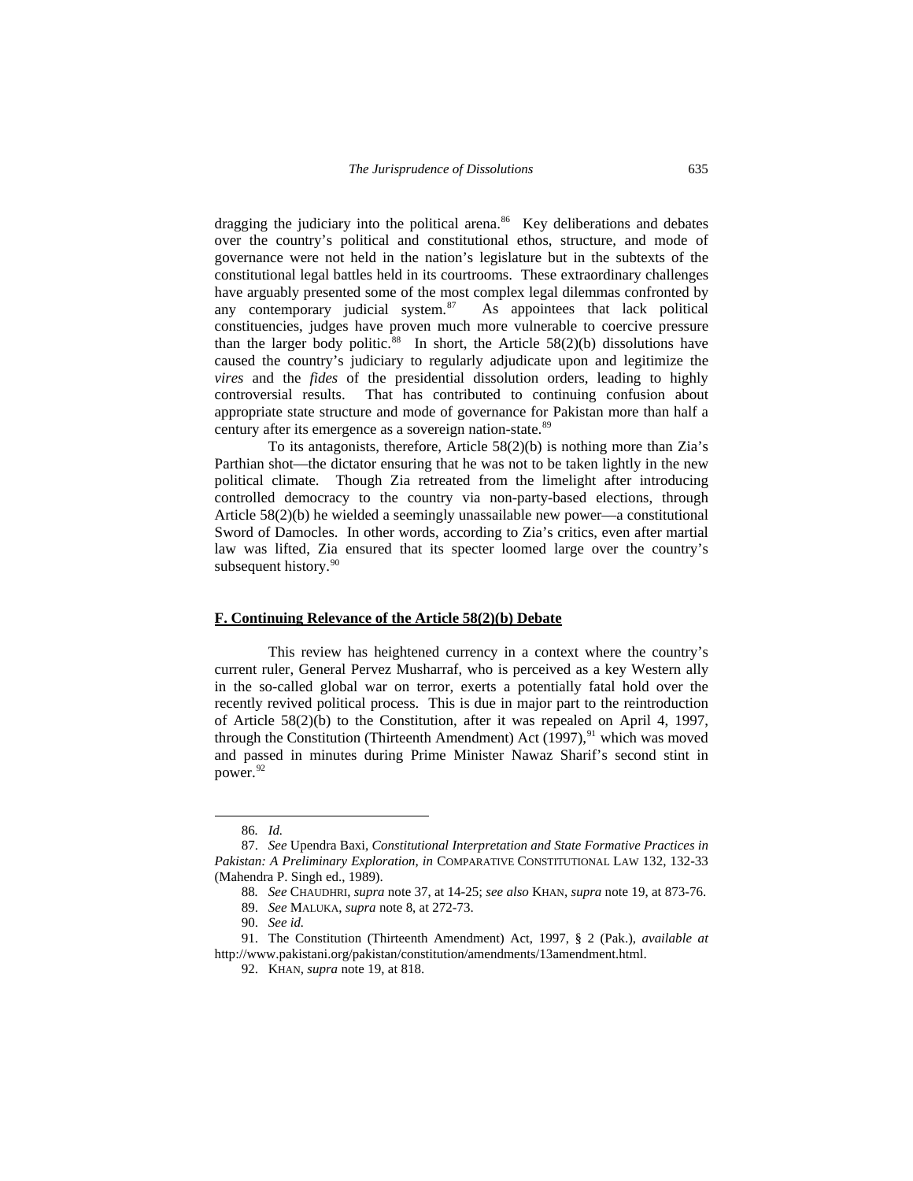dragging the judiciary into the political arena.[86] Key deliberations and debates over the country's political and constitutional ethos, structure, and mode of governance were not held in the nation's legislature but in the subtexts of the constitutional legal battles held in its courtrooms. These extraordinary challenges have arguably presented some of the most complex legal dilemmas confronted by any contemporary judicial system.[87] As appointees that lack political constituencies, judges have proven much more vulnerable to coercive pressure than the larger body politic.[88] In short, the Article 58(2)(b) dissolutions have caused the country's judiciary to regularly adjudicate upon and legitimize the *vires* and the *fides* of the presidential dissolution orders, leading to highly controversial results. That has contributed to continuing confusion about appropriate state structure and mode of governance for Pakistan more than half a century after its emergence as a sovereign nation-state.[89]

To its antagonists, therefore, Article 58(2)(b) is nothing more than Zia's Parthian shot—the dictator ensuring that he was not to be taken lightly in the new political climate. Though Zia retreated from the limelight after introducing controlled democracy to the country via non-party-based elections, through Article 58(2)(b) he wielded a seemingly unassailable new power—a constitutional Sword of Damocles. In other words, according to Zia's critics, even after martial law was lifted, Zia ensured that its specter loomed large over the country's subsequent history.[90]

### F. Continuing Relevance of the Article 58(2)(b) Debate

This review has heightened currency in a context where the country's current ruler, General Pervez Musharraf, who is perceived as a key Western ally in the so-called global war on terror, exerts a potentially fatal hold over the recently revived political process. This is due in major part to the reintroduction of Article 58(2)(b) to the Constitution, after it was repealed on April 4, 1997, through the Constitution (Thirteenth Amendment) Act (1997),[91] which was moved and passed in minutes during Prime Minister Nawaz Sharif's second stint in power.[92]

---

86. *Id.*

87. *See* Upendra Baxi, *Constitutional Interpretation and State Formative Practices in Pakistan: A Preliminary Exploration*, *in* COMPARATIVE CONSTITUTIONAL LAW 132, 132-33 (Mahendra P. Singh ed., 1989).

88. *See* CHAUDHRI, *supra* note 37, at 14-25; *see also* KHAN, *supra* note 19, at 873-76.

89. *See* MALUKA, *supra* note 8, at 272-73.

90. *See id.*

91. The Constitution (Thirteenth Amendment) Act, 1997, § 2 (Pak.), *available at* http://www.pakistani.org/pakistan/constitution/amendments/13amendment.html.

92. KHAN, *supra* note 19, at 818.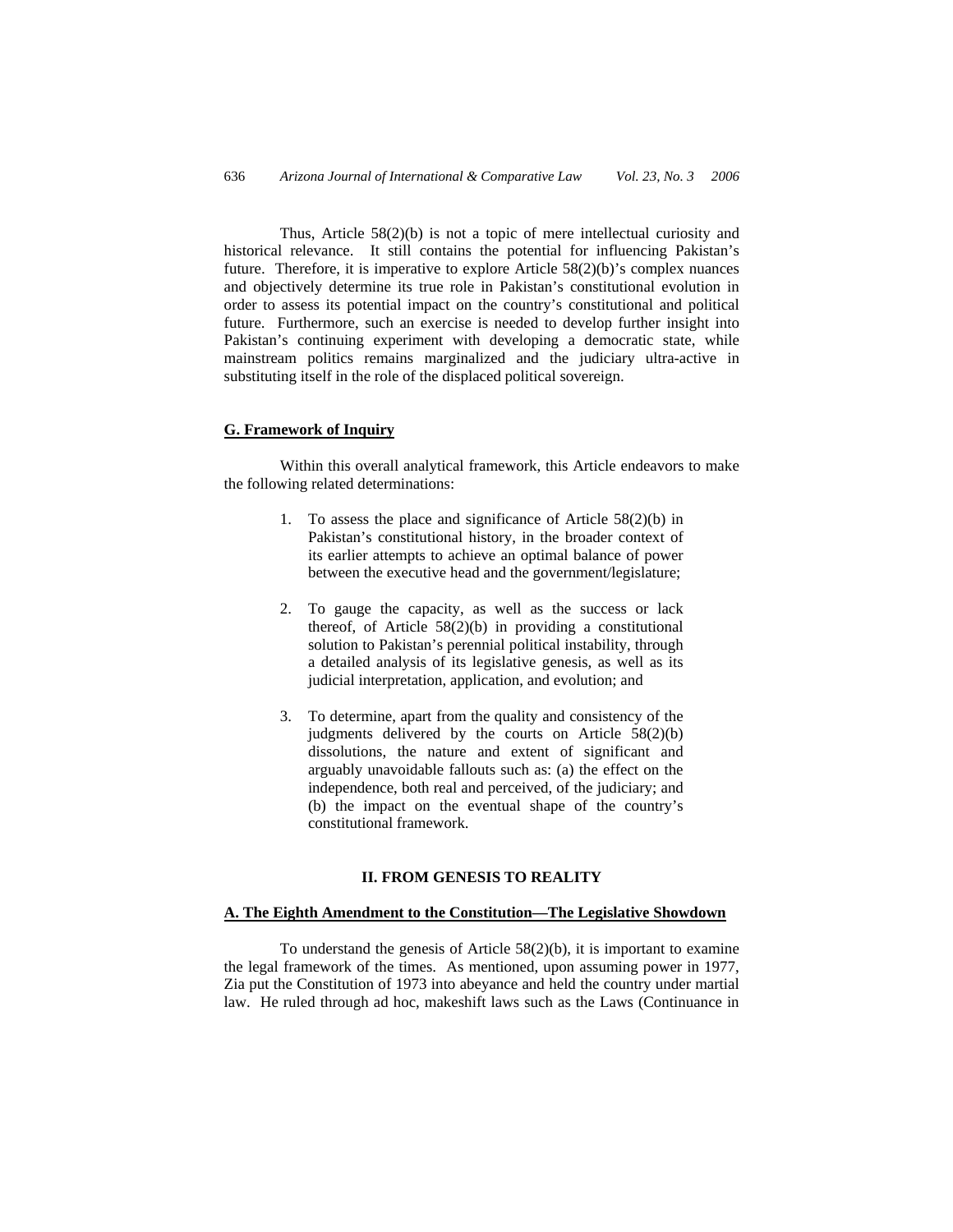Thus, Article 58(2)(b) is not a topic of mere intellectual curiosity and historical relevance. It still contains the potential for influencing Pakistan's future. Therefore, it is imperative to explore Article 58(2)(b)'s complex nuances and objectively determine its true role in Pakistan's constitutional evolution in order to assess its potential impact on the country's constitutional and political future. Furthermore, such an exercise is needed to develop further insight into Pakistan's continuing experiment with developing a democratic state, while mainstream politics remains marginalized and the judiciary ultra-active in substituting itself in the role of the displaced political sovereign.

### G. Framework of Inquiry

Within this overall analytical framework, this Article endeavors to make the following related determinations:

1. To assess the place and significance of Article 58(2)(b) in Pakistan's constitutional history, in the broader context of its earlier attempts to achieve an optimal balance of power between the executive head and the government/legislature;

2. To gauge the capacity, as well as the success or lack thereof, of Article 58(2)(b) in providing a constitutional solution to Pakistan's perennial political instability, through a detailed analysis of its legislative genesis, as well as its judicial interpretation, application, and evolution; and

3. To determine, apart from the quality and consistency of the judgments delivered by the courts on Article 58(2)(b) dissolutions, the nature and extent of significant and arguably unavoidable fallouts such as: (a) the effect on the independence, both real and perceived, of the judiciary; and (b) the impact on the eventual shape of the country's constitutional framework.

## II. FROM GENESIS TO REALITY

### A. The Eighth Amendment to the Constitution—The Legislative Showdown

To understand the genesis of Article 58(2)(b), it is important to examine the legal framework of the times. As mentioned, upon assuming power in 1977, Zia put the Constitution of 1973 into abeyance and held the country under martial law. He ruled through ad hoc, makeshift laws such as the Laws (Continuance in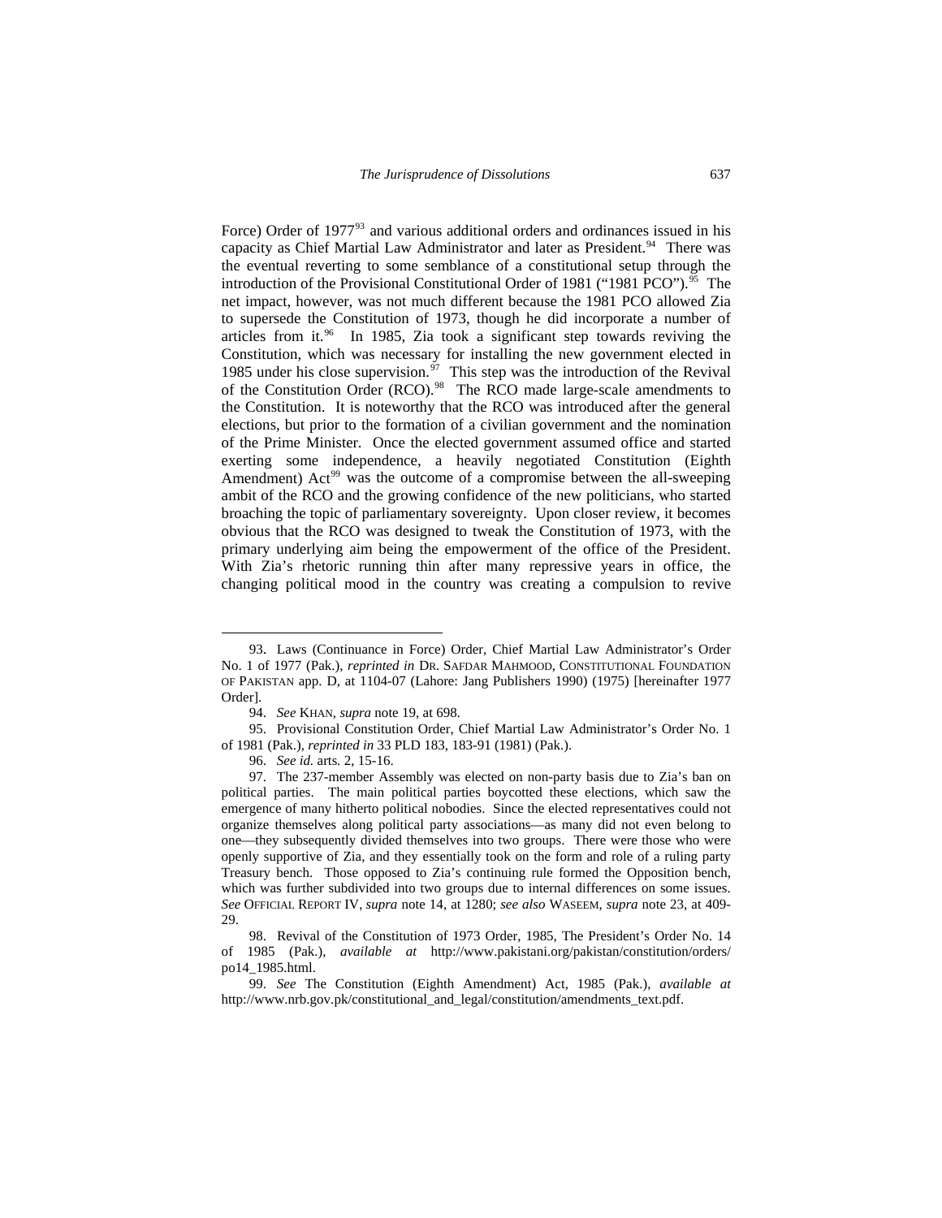Force) Order of 1977[93] and various additional orders and ordinances issued in his capacity as Chief Martial Law Administrator and later as President.[94] There was the eventual reverting to some semblance of a constitutional setup through the introduction of the Provisional Constitutional Order of 1981 ("1981 PCO").[95] The net impact, however, was not much different because the 1981 PCO allowed Zia to supersede the Constitution of 1973, though he did incorporate a number of articles from it.[96] In 1985, Zia took a significant step towards reviving the Constitution, which was necessary for installing the new government elected in 1985 under his close supervision.[97] This step was the introduction of the Revival of the Constitution Order (RCO).[98] The RCO made large-scale amendments to the Constitution. It is noteworthy that the RCO was introduced after the general elections, but prior to the formation of a civilian government and the nomination of the Prime Minister. Once the elected government assumed office and started exerting some independence, a heavily negotiated Constitution (Eighth Amendment) Act[99] was the outcome of a compromise between the all-sweeping ambit of the RCO and the growing confidence of the new politicians, who started broaching the topic of parliamentary sovereignty. Upon closer review, it becomes obvious that the RCO was designed to tweak the Constitution of 1973, with the primary underlying aim being the empowerment of the office of the President. With Zia's rhetoric running thin after many repressive years in office, the changing political mood in the country was creating a compulsion to revive

---

93. Laws (Continuance in Force) Order, Chief Martial Law Administrator's Order No. 1 of 1977 (Pak.), *reprinted in* DR. SAFDAR MAHMOOD, CONSTITUTIONAL FOUNDATION OF PAKISTAN app. D, at 1104-07 (Lahore: Jang Publishers 1990) (1975) [hereinafter 1977 Order].

94. *See* KHAN, *supra* note 19, at 698.

95. Provisional Constitution Order, Chief Martial Law Administrator's Order No. 1 of 1981 (Pak.), *reprinted in* 33 PLD 183, 183-91 (1981) (Pak.).

96. *See id.* arts. 2, 15-16.

97. The 237-member Assembly was elected on non-party basis due to Zia's ban on political parties. The main political parties boycotted these elections, which saw the emergence of many hitherto political nobodies. Since the elected representatives could not organize themselves along political party associations—as many did not even belong to one—they subsequently divided themselves into two groups. There were those who were openly supportive of Zia, and they essentially took on the form and role of a ruling party Treasury bench. Those opposed to Zia's continuing rule formed the Opposition bench, which was further subdivided into two groups due to internal differences on some issues. *See* OFFICIAL REPORT IV, *supra* note 14, at 1280; *see also* WASEEM, *supra* note 23, at 409-29.

98. Revival of the Constitution of 1973 Order, 1985, The President's Order No. 14 of 1985 (Pak.), *available at* http://www.pakistani.org/pakistan/constitution/orders/po14_1985.html.

99. *See* The Constitution (Eighth Amendment) Act, 1985 (Pak.), *available at* http://www.nrb.gov.pk/constitutional_and_legal/constitution/amendments_text.pdf.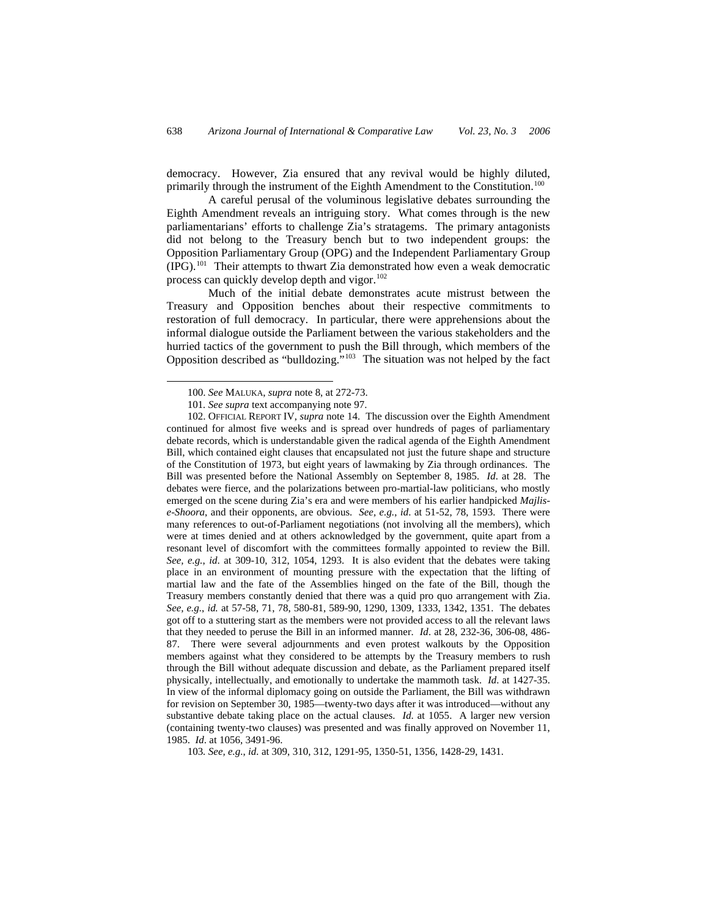democracy. However, Zia ensured that any revival would be highly diluted, primarily through the instrument of the Eighth Amendment to the Constitution.[100]

A careful perusal of the voluminous legislative debates surrounding the Eighth Amendment reveals an intriguing story. What comes through is the new parliamentarians' efforts to challenge Zia's stratagems. The primary antagonists did not belong to the Treasury bench but to two independent groups: the Opposition Parliamentary Group (OPG) and the Independent Parliamentary Group (IPG).[101] Their attempts to thwart Zia demonstrated how even a weak democratic process can quickly develop depth and vigor.[102]

Much of the initial debate demonstrates acute mistrust between the Treasury and Opposition benches about their respective commitments to restoration of full democracy. In particular, there were apprehensions about the informal dialogue outside the Parliament between the various stakeholders and the hurried tactics of the government to push the Bill through, which members of the Opposition described as "bulldozing."[103] The situation was not helped by the fact

---

100. *See* MALUKA, *supra* note 8, at 272-73.

101. *See supra* text accompanying note 97.

102. OFFICIAL REPORT IV, *supra* note 14. The discussion over the Eighth Amendment continued for almost five weeks and is spread over hundreds of pages of parliamentary debate records, which is understandable given the radical agenda of the Eighth Amendment Bill, which contained eight clauses that encapsulated not just the future shape and structure of the Constitution of 1973, but eight years of lawmaking by Zia through ordinances. The Bill was presented before the National Assembly on September 8, 1985. *Id*. at 28. The debates were fierce, and the polarizations between pro-martial-law politicians, who mostly emerged on the scene during Zia's era and were members of his earlier handpicked *Majlis-e-Shoora*, and their opponents, are obvious. *See, e.g.*, *id*. at 51-52, 78, 1593. There were many references to out-of-Parliament negotiations (not involving all the members), which were at times denied and at others acknowledged by the government, quite apart from a resonant level of discomfort with the committees formally appointed to review the Bill. *See, e.g.*, *id*. at 309-10, 312, 1054, 1293. It is also evident that the debates were taking place in an environment of mounting pressure with the expectation that the lifting of martial law and the fate of the Assemblies hinged on the fate of the Bill, though the Treasury members constantly denied that there was a quid pro quo arrangement with Zia. *See, e.g.*, *id.* at 57-58, 71, 78, 580-81, 589-90, 1290, 1309, 1333, 1342, 1351. The debates got off to a stuttering start as the members were not provided access to all the relevant laws that they needed to peruse the Bill in an informed manner. *Id*. at 28, 232-36, 306-08, 486-87. There were several adjournments and even protest walkouts by the Opposition members against what they considered to be attempts by the Treasury members to rush through the Bill without adequate discussion and debate, as the Parliament prepared itself physically, intellectually, and emotionally to undertake the mammoth task. *Id*. at 1427-35. In view of the informal diplomacy going on outside the Parliament, the Bill was withdrawn for revision on September 30, 1985—twenty-two days after it was introduced—without any substantive debate taking place on the actual clauses. *Id*. at 1055. A larger new version (containing twenty-two clauses) was presented and was finally approved on November 11, 1985. *Id*. at 1056, 3491-96.

103. *See, e.g.*, *id*. at 309, 310, 312, 1291-95, 1350-51, 1356, 1428-29, 1431.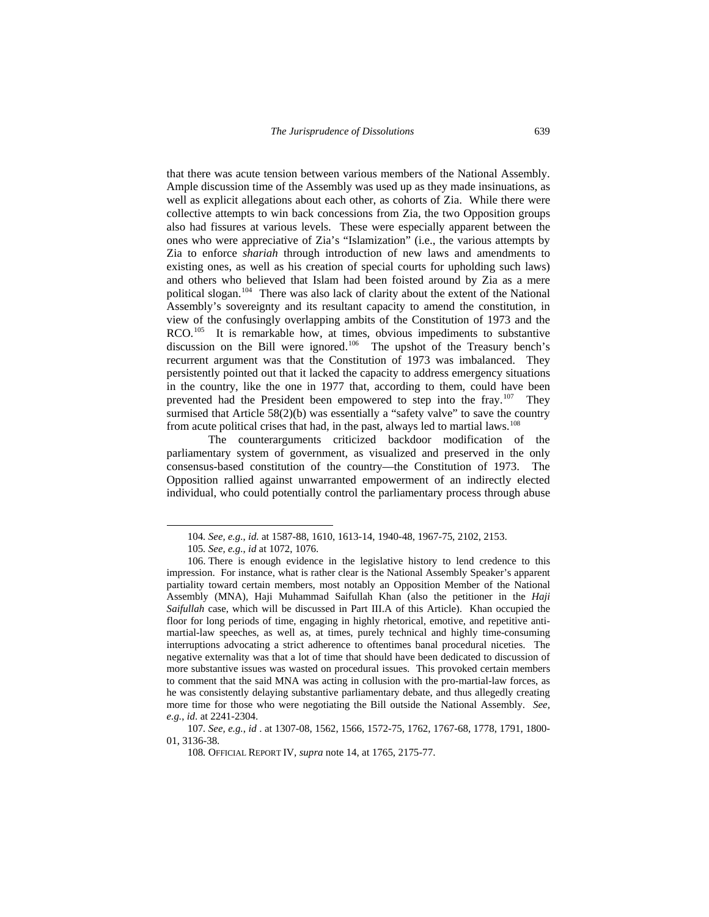that there was acute tension between various members of the National Assembly. Ample discussion time of the Assembly was used up as they made insinuations, as well as explicit allegations about each other, as cohorts of Zia. While there were collective attempts to win back concessions from Zia, the two Opposition groups also had fissures at various levels. These were especially apparent between the ones who were appreciative of Zia's "Islamization" (i.e., the various attempts by Zia to enforce *shariah* through introduction of new laws and amendments to existing ones, as well as his creation of special courts for upholding such laws) and others who believed that Islam had been foisted around by Zia as a mere political slogan.[104] There was also lack of clarity about the extent of the National Assembly's sovereignty and its resultant capacity to amend the constitution, in view of the confusingly overlapping ambits of the Constitution of 1973 and the RCO.[105] It is remarkable how, at times, obvious impediments to substantive discussion on the Bill were ignored.[106] The upshot of the Treasury bench's recurrent argument was that the Constitution of 1973 was imbalanced. They persistently pointed out that it lacked the capacity to address emergency situations in the country, like the one in 1977 that, according to them, could have been prevented had the President been empowered to step into the fray.[107] They surmised that Article 58(2)(b) was essentially a "safety valve" to save the country from acute political crises that had, in the past, always led to martial laws.[108]

The counterarguments criticized backdoor modification of the parliamentary system of government, as visualized and preserved in the only consensus-based constitution of the country—the Constitution of 1973. The Opposition rallied against unwarranted empowerment of an indirectly elected individual, who could potentially control the parliamentary process through abuse

---

104. *See, e.g.*, *id.* at 1587-88, 1610, 1613-14, 1940-48, 1967-75, 2102, 2153.

105. *See, e.g.*, *id* at 1072, 1076.

106. There is enough evidence in the legislative history to lend credence to this impression. For instance, what is rather clear is the National Assembly Speaker's apparent partiality toward certain members, most notably an Opposition Member of the National Assembly (MNA), Haji Muhammad Saifullah Khan (also the petitioner in the *Haji Saifullah* case, which will be discussed in Part III.A of this Article). Khan occupied the floor for long periods of time, engaging in highly rhetorical, emotive, and repetitive anti-martial-law speeches, as well as, at times, purely technical and highly time-consuming interruptions advocating a strict adherence to oftentimes banal procedural niceties. The negative externality was that a lot of time that should have been dedicated to discussion of more substantive issues was wasted on procedural issues. This provoked certain members to comment that the said MNA was acting in collusion with the pro-martial-law forces, as he was consistently delaying substantive parliamentary debate, and thus allegedly creating more time for those who were negotiating the Bill outside the National Assembly. *See, e.g.*, *id.* at 2241-2304.

107. *See, e.g.*, *id* . at 1307-08, 1562, 1566, 1572-75, 1762, 1767-68, 1778, 1791, 1800-01, 3136-38.

108. OFFICIAL REPORT IV, *supra* note 14, at 1765, 2175-77.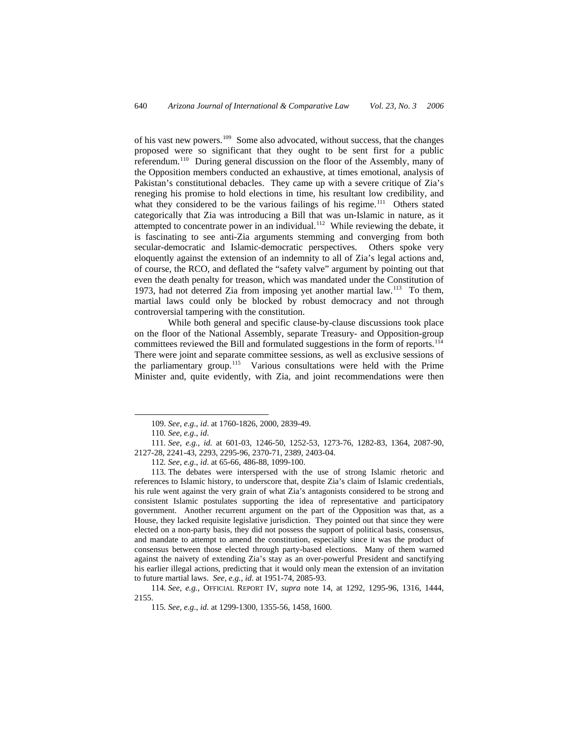of his vast new powers.[109] Some also advocated, without success, that the changes proposed were so significant that they ought to be sent first for a public referendum.[110] During general discussion on the floor of the Assembly, many of the Opposition members conducted an exhaustive, at times emotional, analysis of Pakistan's constitutional debacles. They came up with a severe critique of Zia's reneging his promise to hold elections in time, his resultant low credibility, and what they considered to be the various failings of his regime.[111] Others stated categorically that Zia was introducing a Bill that was un-Islamic in nature, as it attempted to concentrate power in an individual.[112] While reviewing the debate, it is fascinating to see anti-Zia arguments stemming and converging from both secular-democratic and Islamic-democratic perspectives. Others spoke very eloquently against the extension of an indemnity to all of Zia's legal actions and, of course, the RCO, and deflated the "safety valve" argument by pointing out that even the death penalty for treason, which was mandated under the Constitution of 1973, had not deterred Zia from imposing yet another martial law.[113] To them, martial laws could only be blocked by robust democracy and not through controversial tampering with the constitution.

While both general and specific clause-by-clause discussions took place on the floor of the National Assembly, separate Treasury- and Opposition-group committees reviewed the Bill and formulated suggestions in the form of reports.[114] There were joint and separate committee sessions, as well as exclusive sessions of the parliamentary group.[115] Various consultations were held with the Prime Minister and, quite evidently, with Zia, and joint recommendations were then

---

109. *See, e.g.*, *id*. at 1760-1826, 2000, 2839-49.

110. *See, e.g.*, *id*.

111. *See, e.g.*, *id.* at 601-03, 1246-50, 1252-53, 1273-76, 1282-83, 1364, 2087-90, 2127-28, 2241-43, 2293, 2295-96, 2370-71, 2389, 2403-04.

112. *See, e.g.*, *id*. at 65-66, 486-88, 1099-100.

113. The debates were interspersed with the use of strong Islamic rhetoric and references to Islamic history, to underscore that, despite Zia's claim of Islamic credentials, his rule went against the very grain of what Zia's antagonists considered to be strong and consistent Islamic postulates supporting the idea of representative and participatory government. Another recurrent argument on the part of the Opposition was that, as a House, they lacked requisite legislative jurisdiction. They pointed out that since they were elected on a non-party basis, they did not possess the support of political basis, consensus, and mandate to attempt to amend the constitution, especially since it was the product of consensus between those elected through party-based elections. Many of them warned against the naivety of extending Zia's stay as an over-powerful President and sanctifying his earlier illegal actions, predicting that it would only mean the extension of an invitation to future martial laws. *See, e.g.*, *id*. at 1951-74, 2085-93.

114. *See, e.g.*, OFFICIAL REPORT IV, *supra* note 14, at 1292, 1295-96, 1316, 1444, 2155.

115. *See, e.g.*, *id*. at 1299-1300, 1355-56, 1458, 1600.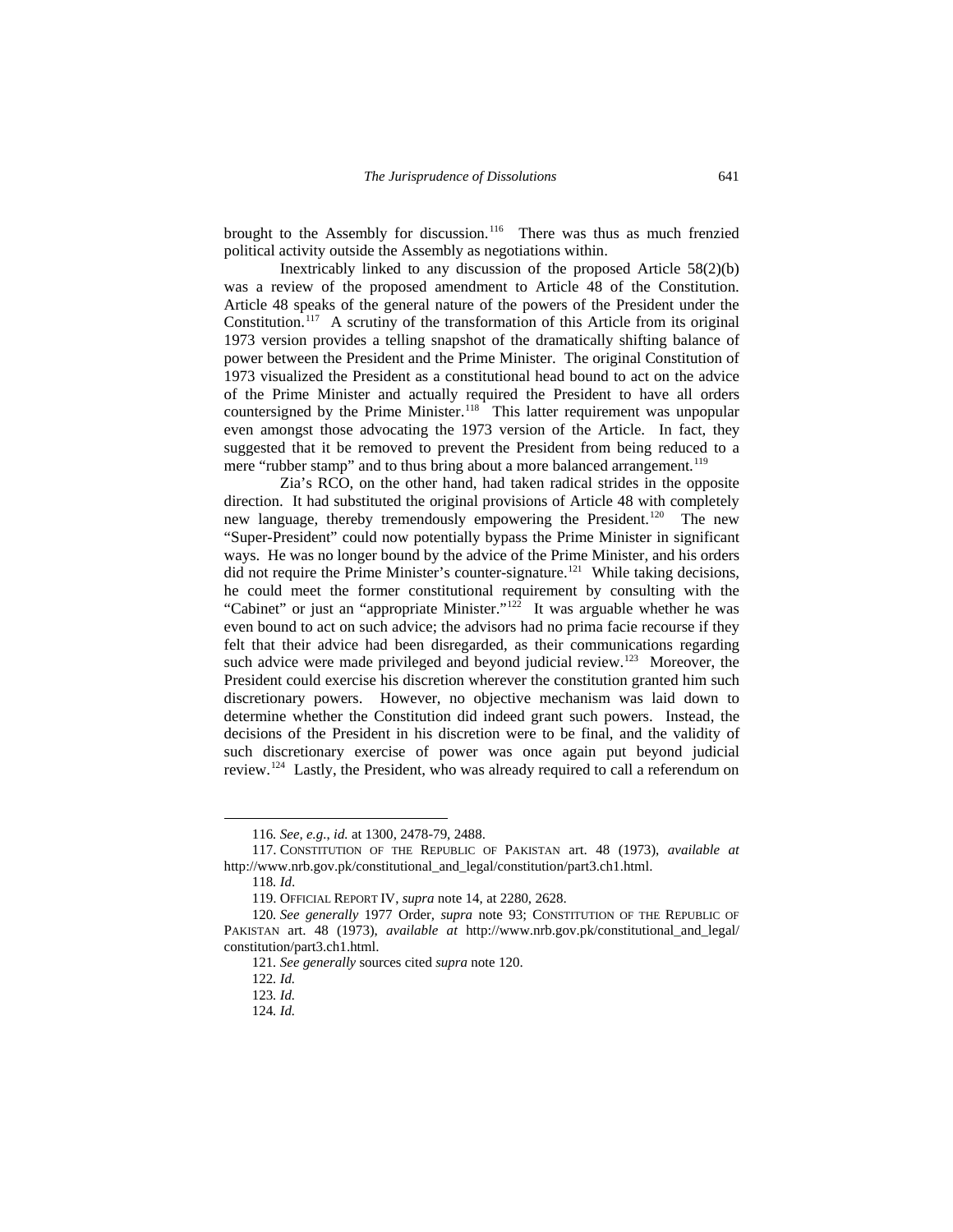brought to the Assembly for discussion.[116] There was thus as much frenzied political activity outside the Assembly as negotiations within.

Inextricably linked to any discussion of the proposed Article 58(2)(b) was a review of the proposed amendment to Article 48 of the Constitution. Article 48 speaks of the general nature of the powers of the President under the Constitution.[117] A scrutiny of the transformation of this Article from its original 1973 version provides a telling snapshot of the dramatically shifting balance of power between the President and the Prime Minister. The original Constitution of 1973 visualized the President as a constitutional head bound to act on the advice of the Prime Minister and actually required the President to have all orders countersigned by the Prime Minister.[118] This latter requirement was unpopular even amongst those advocating the 1973 version of the Article. In fact, they suggested that it be removed to prevent the President from being reduced to a mere "rubber stamp" and to thus bring about a more balanced arrangement.[119]

Zia's RCO, on the other hand, had taken radical strides in the opposite direction. It had substituted the original provisions of Article 48 with completely new language, thereby tremendously empowering the President.[120] The new "Super-President" could now potentially bypass the Prime Minister in significant ways. He was no longer bound by the advice of the Prime Minister, and his orders did not require the Prime Minister's counter-signature.[121] While taking decisions, he could meet the former constitutional requirement by consulting with the "Cabinet" or just an "appropriate Minister."[122] It was arguable whether he was even bound to act on such advice; the advisors had no prima facie recourse if they felt that their advice had been disregarded, as their communications regarding such advice were made privileged and beyond judicial review.[123] Moreover, the President could exercise his discretion wherever the constitution granted him such discretionary powers. However, no objective mechanism was laid down to determine whether the Constitution did indeed grant such powers. Instead, the decisions of the President in his discretion were to be final, and the validity of such discretionary exercise of power was once again put beyond judicial review.[124] Lastly, the President, who was already required to call a referendum on

---

116. *See, e.g.*, *id.* at 1300, 2478-79, 2488.

117. CONSTITUTION OF THE REPUBLIC OF PAKISTAN art. 48 (1973), *available at* http://www.nrb.gov.pk/constitutional_and_legal/constitution/part3.ch1.html.

118. *Id*.

119. OFFICIAL REPORT IV, *supra* note 14, at 2280, 2628.

120. *See generally* 1977 Order, *supra* note 93; CONSTITUTION OF THE REPUBLIC OF PAKISTAN art. 48 (1973), *available at* http://www.nrb.gov.pk/constitutional_and_legal/constitution/part3.ch1.html.

121. *See generally* sources cited *supra* note 120.

122. *Id.*

123. *Id.*

124. *Id.*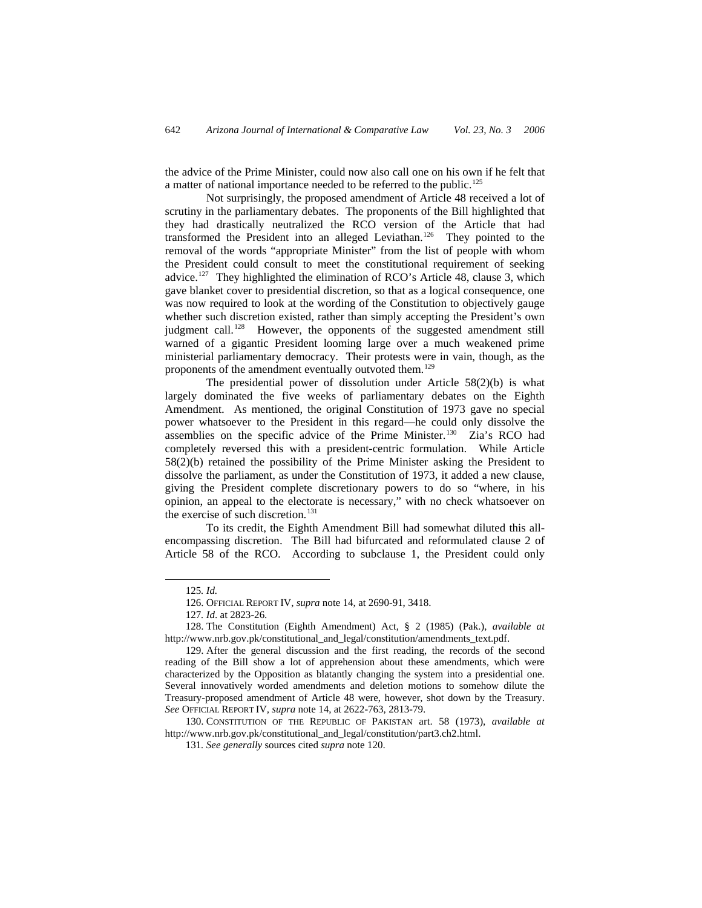the advice of the Prime Minister, could now also call one on his own if he felt that a matter of national importance needed to be referred to the public.[125]

Not surprisingly, the proposed amendment of Article 48 received a lot of scrutiny in the parliamentary debates. The proponents of the Bill highlighted that they had drastically neutralized the RCO version of the Article that had transformed the President into an alleged Leviathan.[126] They pointed to the removal of the words "appropriate Minister" from the list of people with whom the President could consult to meet the constitutional requirement of seeking advice.[127] They highlighted the elimination of RCO's Article 48, clause 3, which gave blanket cover to presidential discretion, so that as a logical consequence, one was now required to look at the wording of the Constitution to objectively gauge whether such discretion existed, rather than simply accepting the President's own judgment call.[128] However, the opponents of the suggested amendment still warned of a gigantic President looming large over a much weakened prime ministerial parliamentary democracy. Their protests were in vain, though, as the proponents of the amendment eventually outvoted them.[129]

The presidential power of dissolution under Article 58(2)(b) is what largely dominated the five weeks of parliamentary debates on the Eighth Amendment. As mentioned, the original Constitution of 1973 gave no special power whatsoever to the President in this regard—he could only dissolve the assemblies on the specific advice of the Prime Minister.[130] Zia's RCO had completely reversed this with a president-centric formulation. While Article 58(2)(b) retained the possibility of the Prime Minister asking the President to dissolve the parliament, as under the Constitution of 1973, it added a new clause, giving the President complete discretionary powers to do so "where, in his opinion, an appeal to the electorate is necessary," with no check whatsoever on the exercise of such discretion.[131]

To its credit, the Eighth Amendment Bill had somewhat diluted this all-encompassing discretion. The Bill had bifurcated and reformulated clause 2 of Article 58 of the RCO. According to subclause 1, the President could only

---

125. *Id.*

126. OFFICIAL REPORT IV, *supra* note 14, at 2690-91, 3418.

127. *Id.* at 2823-26.

128. The Constitution (Eighth Amendment) Act, § 2 (1985) (Pak.), *available at* http://www.nrb.gov.pk/constitutional_and_legal/constitution/amendments_text.pdf.

129. After the general discussion and the first reading, the records of the second reading of the Bill show a lot of apprehension about these amendments, which were characterized by the Opposition as blatantly changing the system into a presidential one. Several innovatively worded amendments and deletion motions to somehow dilute the Treasury-proposed amendment of Article 48 were, however, shot down by the Treasury. *See* OFFICIAL REPORT IV, *supra* note 14, at 2622-763, 2813-79.

130. CONSTITUTION OF THE REPUBLIC OF PAKISTAN art. 58 (1973), *available at* http://www.nrb.gov.pk/constitutional_and_legal/constitution/part3.ch2.html.

131. *See generally* sources cited *supra* note 120.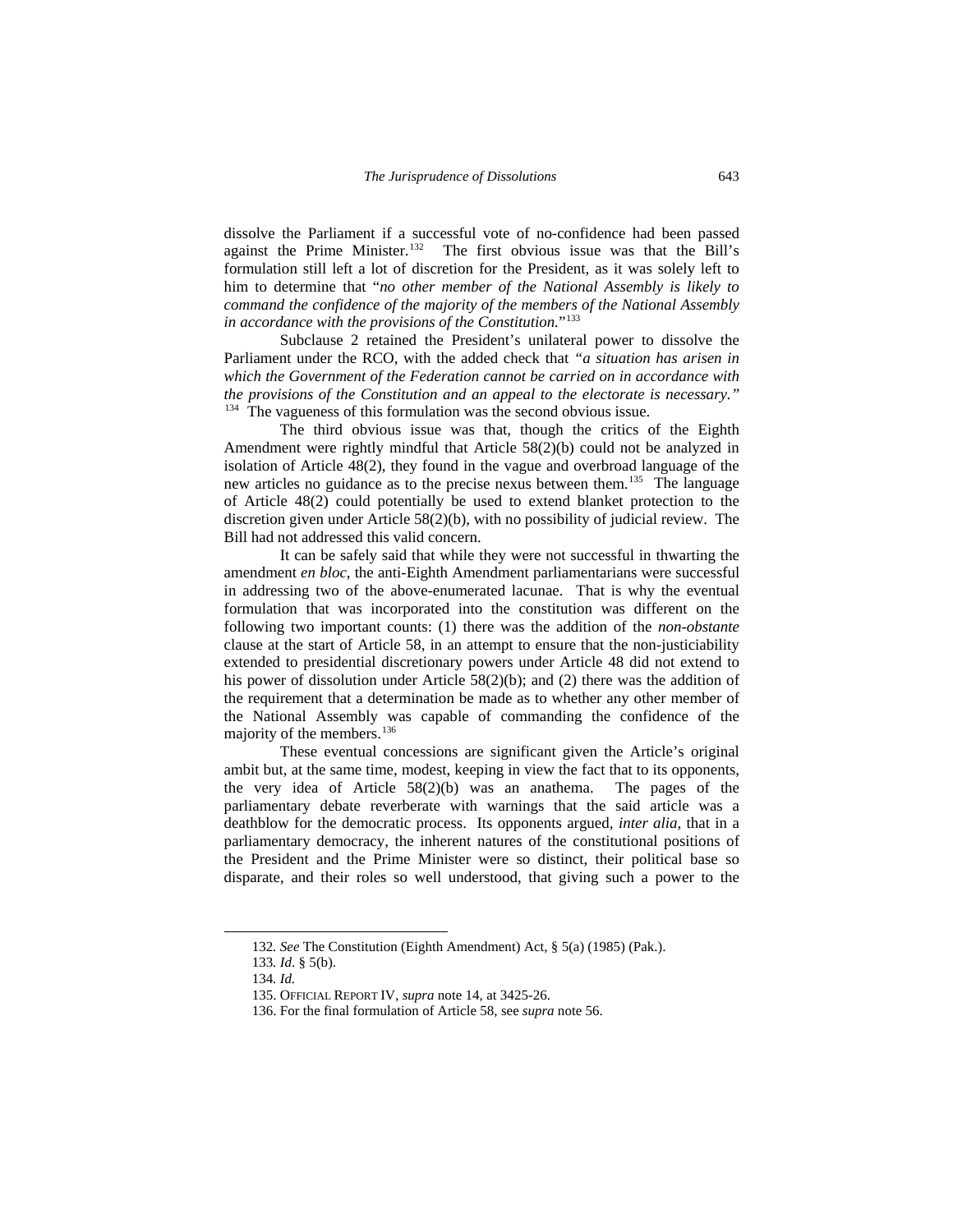dissolve the Parliament if a successful vote of no-confidence had been passed against the Prime Minister.[132] The first obvious issue was that the Bill's formulation still left a lot of discretion for the President, as it was solely left to him to determine that "*no other member of the National Assembly is likely to command the confidence of the majority of the members of the National Assembly in accordance with the provisions of the Constitution.*"[133]

Subclause 2 retained the President's unilateral power to dissolve the Parliament under the RCO, with the added check that "*a situation has arisen in which the Government of the Federation cannot be carried on in accordance with the provisions of the Constitution and an appeal to the electorate is necessary.*"[134] The vagueness of this formulation was the second obvious issue.

The third obvious issue was that, though the critics of the Eighth Amendment were rightly mindful that Article 58(2)(b) could not be analyzed in isolation of Article 48(2), they found in the vague and overbroad language of the new articles no guidance as to the precise nexus between them.[135] The language of Article 48(2) could potentially be used to extend blanket protection to the discretion given under Article 58(2)(b), with no possibility of judicial review. The Bill had not addressed this valid concern.

It can be safely said that while they were not successful in thwarting the amendment *en bloc*, the anti-Eighth Amendment parliamentarians were successful in addressing two of the above-enumerated lacunae. That is why the eventual formulation that was incorporated into the constitution was different on the following two important counts: (1) there was the addition of the *non-obstante* clause at the start of Article 58, in an attempt to ensure that the non-justiciability extended to presidential discretionary powers under Article 48 did not extend to his power of dissolution under Article 58(2)(b); and (2) there was the addition of the requirement that a determination be made as to whether any other member of the National Assembly was capable of commanding the confidence of the majority of the members.[136]

These eventual concessions are significant given the Article's original ambit but, at the same time, modest, keeping in view the fact that to its opponents, the very idea of Article 58(2)(b) was an anathema. The pages of the parliamentary debate reverberate with warnings that the said article was a deathblow for the democratic process. Its opponents argued, *inter alia*, that in a parliamentary democracy, the inherent natures of the constitutional positions of the President and the Prime Minister were so distinct, their political base so disparate, and their roles so well understood, that giving such a power to the

---

132. *See* The Constitution (Eighth Amendment) Act, § 5(a) (1985) (Pak.).

133. *Id.* § 5(b).

134. *Id.*

135. OFFICIAL REPORT IV, *supra* note 14, at 3425-26.

136. For the final formulation of Article 58, see *supra* note 56.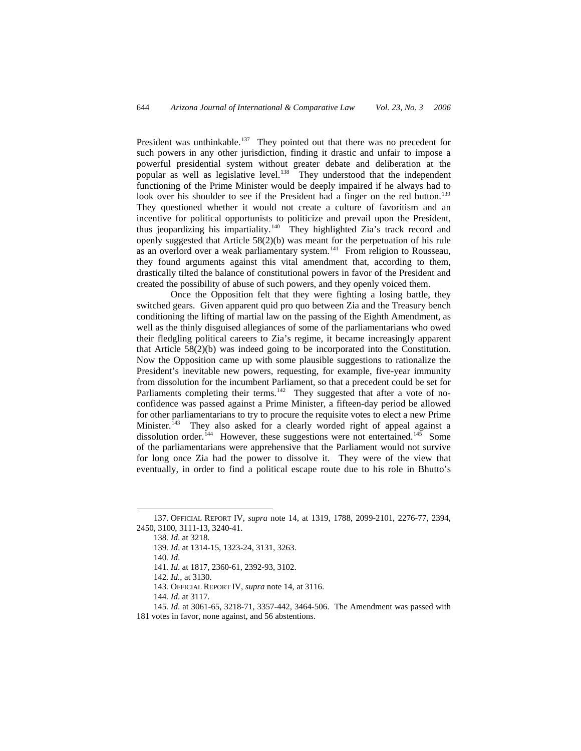President was unthinkable.[137] They pointed out that there was no precedent for such powers in any other jurisdiction, finding it drastic and unfair to impose a powerful presidential system without greater debate and deliberation at the popular as well as legislative level.[138] They understood that the independent functioning of the Prime Minister would be deeply impaired if he always had to look over his shoulder to see if the President had a finger on the red button.[139] They questioned whether it would not create a culture of favoritism and an incentive for political opportunists to politicize and prevail upon the President, thus jeopardizing his impartiality.[140] They highlighted Zia's track record and openly suggested that Article 58(2)(b) was meant for the perpetuation of his rule as an overlord over a weak parliamentary system.[141] From religion to Rousseau, they found arguments against this vital amendment that, according to them, drastically tilted the balance of constitutional powers in favor of the President and created the possibility of abuse of such powers, and they openly voiced them.

Once the Opposition felt that they were fighting a losing battle, they switched gears. Given apparent quid pro quo between Zia and the Treasury bench conditioning the lifting of martial law on the passing of the Eighth Amendment, as well as the thinly disguised allegiances of some of the parliamentarians who owed their fledgling political careers to Zia's regime, it became increasingly apparent that Article 58(2)(b) was indeed going to be incorporated into the Constitution. Now the Opposition came up with some plausible suggestions to rationalize the President's inevitable new powers, requesting, for example, five-year immunity from dissolution for the incumbent Parliament, so that a precedent could be set for Parliaments completing their terms.[142] They suggested that after a vote of no-confidence was passed against a Prime Minister, a fifteen-day period be allowed for other parliamentarians to try to procure the requisite votes to elect a new Prime Minister.[143] They also asked for a clearly worded right of appeal against a dissolution order.[144] However, these suggestions were not entertained.[145] Some of the parliamentarians were apprehensive that the Parliament would not survive for long once Zia had the power to dissolve it. They were of the view that eventually, in order to find a political escape route due to his role in Bhutto's

---

137. OFFICIAL REPORT IV, *supra* note 14, at 1319, 1788, 2099-2101, 2276-77, 2394, 2450, 3100, 3111-13, 3240-41.

138. *Id*. at 3218.

139. *Id*. at 1314-15, 1323-24, 3131, 3263.

140. *Id*.

141. *Id*. at 1817, 2360-61, 2392-93, 3102.

142. *Id.*, at 3130.

143. OFFICIAL REPORT IV, *supra* note 14, at 3116.

144. *Id*. at 3117.

145. *Id*. at 3061-65, 3218-71, 3357-442, 3464-506. The Amendment was passed with 181 votes in favor, none against, and 56 abstentions.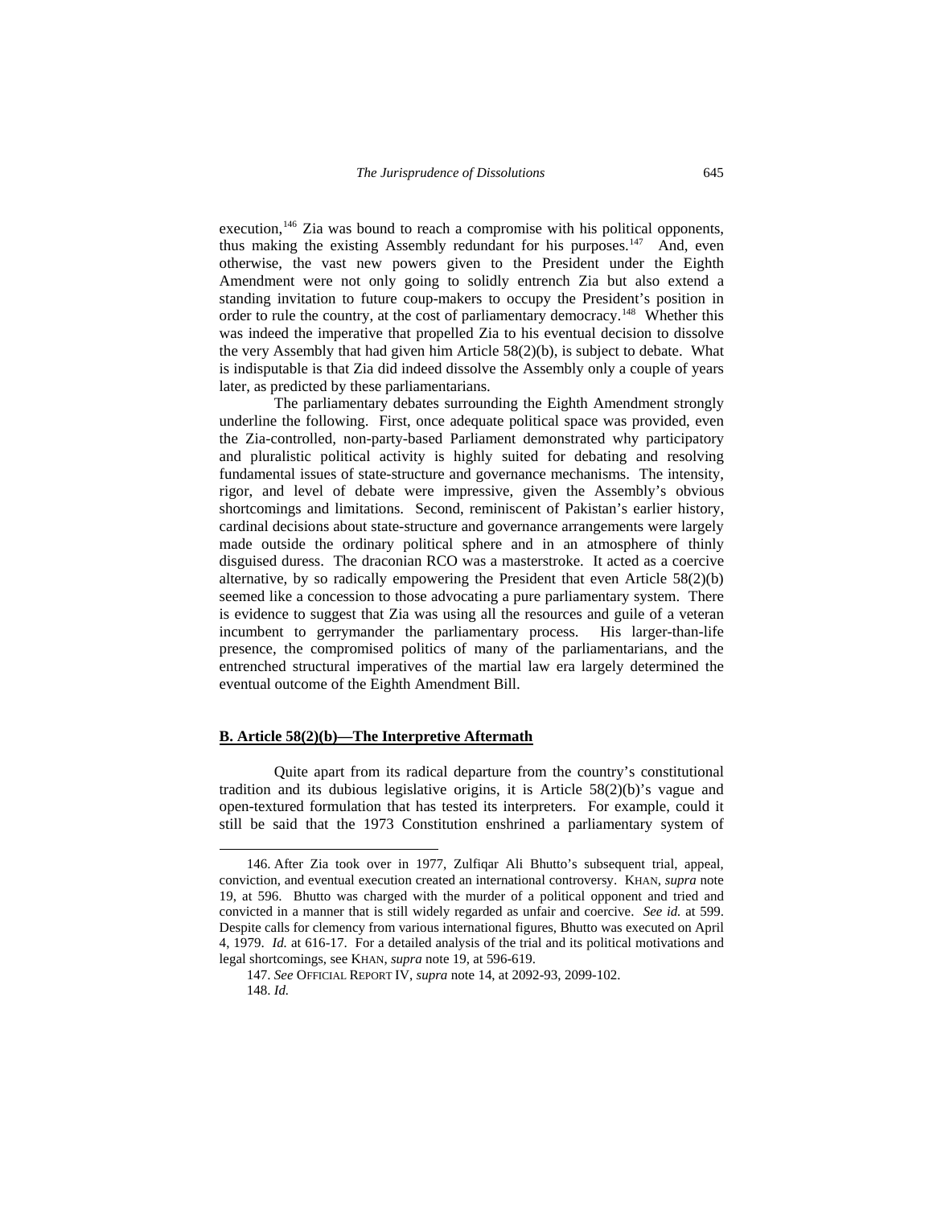execution,[146] Zia was bound to reach a compromise with his political opponents, thus making the existing Assembly redundant for his purposes.[147] And, even otherwise, the vast new powers given to the President under the Eighth Amendment were not only going to solidly entrench Zia but also extend a standing invitation to future coup-makers to occupy the President's position in order to rule the country, at the cost of parliamentary democracy.[148] Whether this was indeed the imperative that propelled Zia to his eventual decision to dissolve the very Assembly that had given him Article 58(2)(b), is subject to debate. What is indisputable is that Zia did indeed dissolve the Assembly only a couple of years later, as predicted by these parliamentarians.

The parliamentary debates surrounding the Eighth Amendment strongly underline the following. First, once adequate political space was provided, even the Zia-controlled, non-party-based Parliament demonstrated why participatory and pluralistic political activity is highly suited for debating and resolving fundamental issues of state-structure and governance mechanisms. The intensity, rigor, and level of debate were impressive, given the Assembly's obvious shortcomings and limitations. Second, reminiscent of Pakistan's earlier history, cardinal decisions about state-structure and governance arrangements were largely made outside the ordinary political sphere and in an atmosphere of thinly disguised duress. The draconian RCO was a masterstroke. It acted as a coercive alternative, by so radically empowering the President that even Article 58(2)(b) seemed like a concession to those advocating a pure parliamentary system. There is evidence to suggest that Zia was using all the resources and guile of a veteran incumbent to gerrymander the parliamentary process. His larger-than-life presence, the compromised politics of many of the parliamentarians, and the entrenched structural imperatives of the martial law era largely determined the eventual outcome of the Eighth Amendment Bill.

## B. Article 58(2)(b)—The Interpretive Aftermath

Quite apart from its radical departure from the country's constitutional tradition and its dubious legislative origins, it is Article 58(2)(b)'s vague and open-textured formulation that has tested its interpreters. For example, could it still be said that the 1973 Constitution enshrined a parliamentary system of

---

146. After Zia took over in 1977, Zulfiqar Ali Bhutto's subsequent trial, appeal, conviction, and eventual execution created an international controversy. KHAN, *supra* note 19, at 596. Bhutto was charged with the murder of a political opponent and tried and convicted in a manner that is still widely regarded as unfair and coercive. *See id.* at 599. Despite calls for clemency from various international figures, Bhutto was executed on April 4, 1979. *Id.* at 616-17. For a detailed analysis of the trial and its political motivations and legal shortcomings, see KHAN, *supra* note 19, at 596-619.

147. *See* OFFICIAL REPORT IV, *supra* note 14, at 2092-93, 2099-102.

148. *Id.*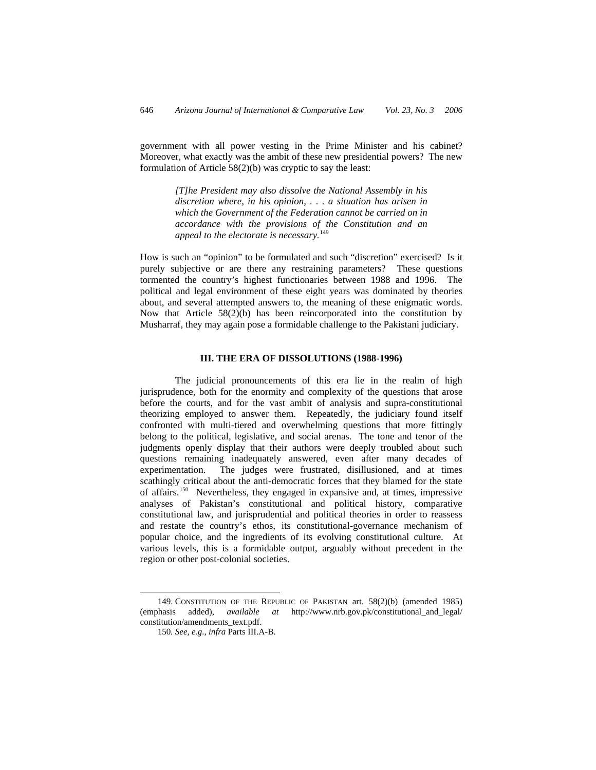government with all power vesting in the Prime Minister and his cabinet? Moreover, what exactly was the ambit of these new presidential powers? The new formulation of Article 58(2)(b) was cryptic to say the least:

> *[T]he President may also dissolve the National Assembly in his discretion where, in his opinion, . . . a situation has arisen in which the Government of the Federation cannot be carried on in accordance with the provisions of the Constitution and an appeal to the electorate is necessary.*[149]

How is such an "opinion" to be formulated and such "discretion" exercised? Is it purely subjective or are there any restraining parameters? These questions tormented the country's highest functionaries between 1988 and 1996. The political and legal environment of these eight years was dominated by theories about, and several attempted answers to, the meaning of these enigmatic words. Now that Article 58(2)(b) has been reincorporated into the constitution by Musharraf, they may again pose a formidable challenge to the Pakistani judiciary.

## III. THE ERA OF DISSOLUTIONS (1988-1996)

The judicial pronouncements of this era lie in the realm of high jurisprudence, both for the enormity and complexity of the questions that arose before the courts, and for the vast ambit of analysis and supra-constitutional theorizing employed to answer them. Repeatedly, the judiciary found itself confronted with multi-tiered and overwhelming questions that more fittingly belong to the political, legislative, and social arenas. The tone and tenor of the judgments openly display that their authors were deeply troubled about such questions remaining inadequately answered, even after many decades of experimentation. The judges were frustrated, disillusioned, and at times scathingly critical about the anti-democratic forces that they blamed for the state of affairs.[150] Nevertheless, they engaged in expansive and, at times, impressive analyses of Pakistan's constitutional and political history, comparative constitutional law, and jurisprudential and political theories in order to reassess and restate the country's ethos, its constitutional-governance mechanism of popular choice, and the ingredients of its evolving constitutional culture. At various levels, this is a formidable output, arguably without precedent in the region or other post-colonial societies.

---

149. CONSTITUTION OF THE REPUBLIC OF PAKISTAN art. 58(2)(b) (amended 1985) (emphasis added), *available at* http://www.nrb.gov.pk/constitutional_and_legal/constitution/amendments_text.pdf.

150. *See, e.g.*, *infra* Parts III.A-B.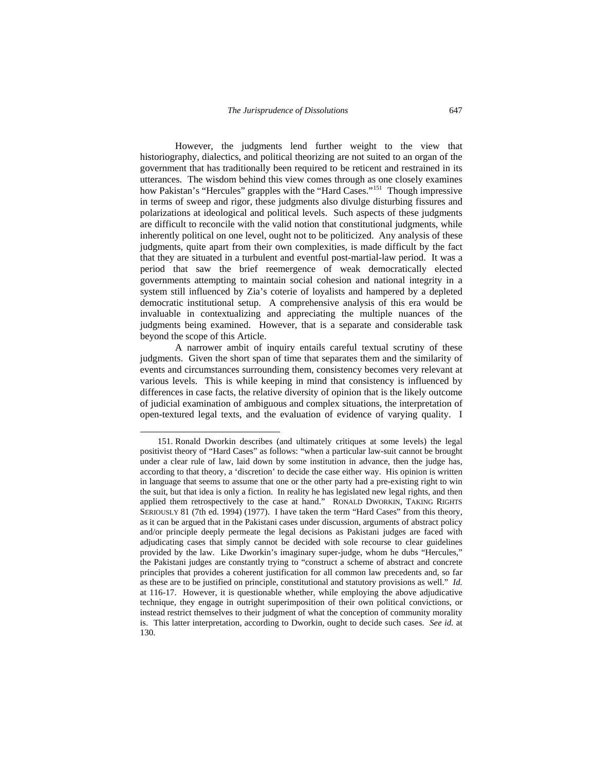However, the judgments lend further weight to the view that historiography, dialectics, and political theorizing are not suited to an organ of the government that has traditionally been required to be reticent and restrained in its utterances. The wisdom behind this view comes through as one closely examines how Pakistan's "Hercules" grapples with the "Hard Cases."[151] Though impressive in terms of sweep and rigor, these judgments also divulge disturbing fissures and polarizations at ideological and political levels. Such aspects of these judgments are difficult to reconcile with the valid notion that constitutional judgments, while inherently political on one level, ought not to be politicized. Any analysis of these judgments, quite apart from their own complexities, is made difficult by the fact that they are situated in a turbulent and eventful post-martial-law period. It was a period that saw the brief reemergence of weak democratically elected governments attempting to maintain social cohesion and national integrity in a system still influenced by Zia's coterie of loyalists and hampered by a depleted democratic institutional setup. A comprehensive analysis of this era would be invaluable in contextualizing and appreciating the multiple nuances of the judgments being examined. However, that is a separate and considerable task beyond the scope of this Article.

A narrower ambit of inquiry entails careful textual scrutiny of these judgments. Given the short span of time that separates them and the similarity of events and circumstances surrounding them, consistency becomes very relevant at various levels. This is while keeping in mind that consistency is influenced by differences in case facts, the relative diversity of opinion that is the likely outcome of judicial examination of ambiguous and complex situations, the interpretation of open-textured legal texts, and the evaluation of evidence of varying quality. I

---

151. Ronald Dworkin describes (and ultimately critiques at some levels) the legal positivist theory of "Hard Cases" as follows: "when a particular law-suit cannot be brought under a clear rule of law, laid down by some institution in advance, then the judge has, according to that theory, a 'discretion' to decide the case either way. His opinion is written in language that seems to assume that one or the other party had a pre-existing right to win the suit, but that idea is only a fiction. In reality he has legislated new legal rights, and then applied them retrospectively to the case at hand." RONALD DWORKIN, TAKING RIGHTS SERIOUSLY 81 (7th ed. 1994) (1977). I have taken the term "Hard Cases" from this theory, as it can be argued that in the Pakistani cases under discussion, arguments of abstract policy and/or principle deeply permeate the legal decisions as Pakistani judges are faced with adjudicating cases that simply cannot be decided with sole recourse to clear guidelines provided by the law. Like Dworkin's imaginary super-judge, whom he dubs "Hercules," the Pakistani judges are constantly trying to "construct a scheme of abstract and concrete principles that provides a coherent justification for all common law precedents and, so far as these are to be justified on principle, constitutional and statutory provisions as well." *Id.* at 116-17. However, it is questionable whether, while employing the above adjudicative technique, they engage in outright superimposition of their own political convictions, or instead restrict themselves to their judgment of what the conception of community morality is. This latter interpretation, according to Dworkin, ought to decide such cases. *See id.* at 130.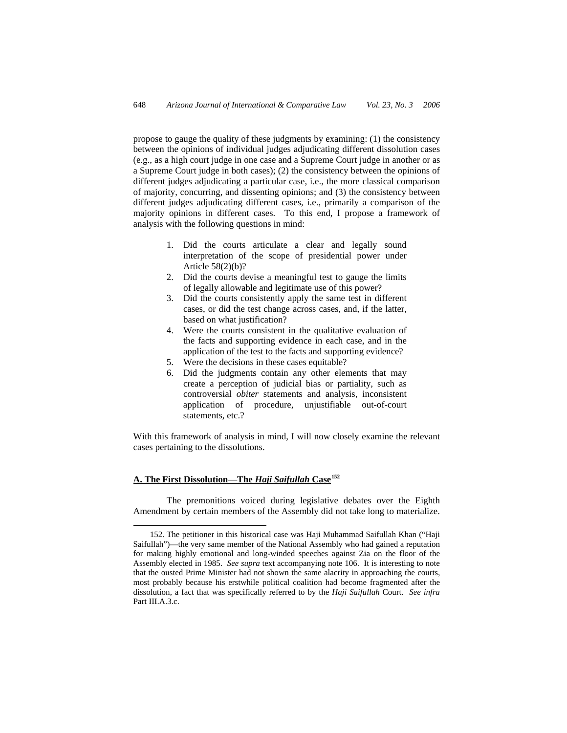propose to gauge the quality of these judgments by examining: (1) the consistency between the opinions of individual judges adjudicating different dissolution cases (e.g., as a high court judge in one case and a Supreme Court judge in another or as a Supreme Court judge in both cases); (2) the consistency between the opinions of different judges adjudicating a particular case, i.e., the more classical comparison of majority, concurring, and dissenting opinions; and (3) the consistency between different judges adjudicating different cases, i.e., primarily a comparison of the majority opinions in different cases. To this end, I propose a framework of analysis with the following questions in mind:

1. Did the courts articulate a clear and legally sound interpretation of the scope of presidential power under Article 58(2)(b)?
2. Did the courts devise a meaningful test to gauge the limits of legally allowable and legitimate use of this power?
3. Did the courts consistently apply the same test in different cases, or did the test change across cases, and, if the latter, based on what justification?
4. Were the courts consistent in the qualitative evaluation of the facts and supporting evidence in each case, and in the application of the test to the facts and supporting evidence?
5. Were the decisions in these cases equitable?
6. Did the judgments contain any other elements that may create a perception of judicial bias or partiality, such as controversial *obiter* statements and analysis, inconsistent application of procedure, unjustifiable out-of-court statements, etc.?

With this framework of analysis in mind, I will now closely examine the relevant cases pertaining to the dissolutions.

## A. The First Dissolution—The *Haji Saifullah* Case[152]

The premonitions voiced during legislative debates over the Eighth Amendment by certain members of the Assembly did not take long to materialize.

152. The petitioner in this historical case was Haji Muhammad Saifullah Khan ("Haji Saifullah")—the very same member of the National Assembly who had gained a reputation for making highly emotional and long-winded speeches against Zia on the floor of the Assembly elected in 1985. *See supra* text accompanying note 106. It is interesting to note that the ousted Prime Minister had not shown the same alacrity in approaching the courts, most probably because his erstwhile political coalition had become fragmented after the dissolution, a fact that was specifically referred to by the *Haji Saifullah* Court. *See infra* Part III.A.3.c.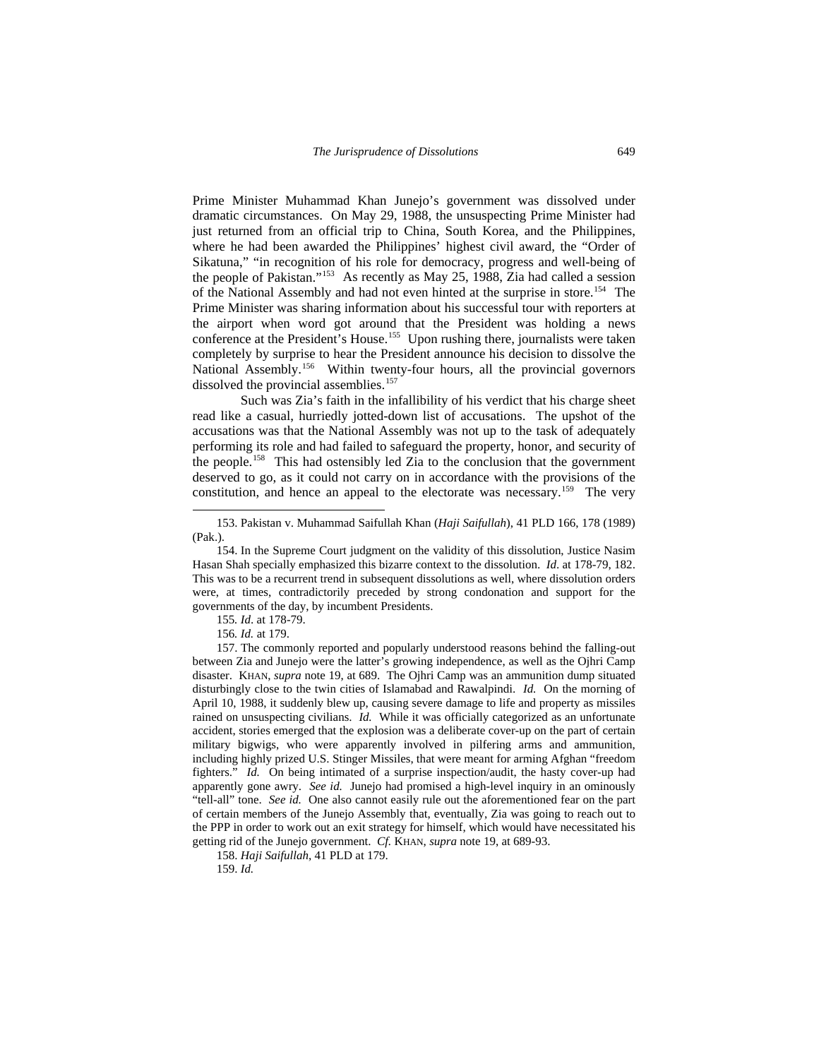Prime Minister Muhammad Khan Junejo's government was dissolved under dramatic circumstances. On May 29, 1988, the unsuspecting Prime Minister had just returned from an official trip to China, South Korea, and the Philippines, where he had been awarded the Philippines' highest civil award, the "Order of Sikatuna," "in recognition of his role for democracy, progress and well-being of the people of Pakistan."[153] As recently as May 25, 1988, Zia had called a session of the National Assembly and had not even hinted at the surprise in store.[154] The Prime Minister was sharing information about his successful tour with reporters at the airport when word got around that the President was holding a news conference at the President's House.[155] Upon rushing there, journalists were taken completely by surprise to hear the President announce his decision to dissolve the National Assembly.[156] Within twenty-four hours, all the provincial governors dissolved the provincial assemblies.[157]

Such was Zia's faith in the infallibility of his verdict that his charge sheet read like a casual, hurriedly jotted-down list of accusations. The upshot of the accusations was that the National Assembly was not up to the task of adequately performing its role and had failed to safeguard the property, honor, and security of the people.[158] This had ostensibly led Zia to the conclusion that the government deserved to go, as it could not carry on in accordance with the provisions of the constitution, and hence an appeal to the electorate was necessary.[159] The very

---

153. Pakistan v. Muhammad Saifullah Khan (*Haji Saifullah*), 41 PLD 166, 178 (1989) (Pak.).

154. In the Supreme Court judgment on the validity of this dissolution, Justice Nasim Hasan Shah specially emphasized this bizarre context to the dissolution. *Id*. at 178-79, 182. This was to be a recurrent trend in subsequent dissolutions as well, where dissolution orders were, at times, contradictorily preceded by strong condonation and support for the governments of the day, by incumbent Presidents.

155. *Id*. at 178-79.

156. *Id.* at 179.

157. The commonly reported and popularly understood reasons behind the falling-out between Zia and Junejo were the latter's growing independence, as well as the Ojhri Camp disaster. KHAN, *supra* note 19, at 689. The Ojhri Camp was an ammunition dump situated disturbingly close to the twin cities of Islamabad and Rawalpindi. *Id.* On the morning of April 10, 1988, it suddenly blew up, causing severe damage to life and property as missiles rained on unsuspecting civilians. *Id.* While it was officially categorized as an unfortunate accident, stories emerged that the explosion was a deliberate cover-up on the part of certain military bigwigs, who were apparently involved in pilfering arms and ammunition, including highly prized U.S. Stinger Missiles, that were meant for arming Afghan "freedom fighters." *Id.* On being intimated of a surprise inspection/audit, the hasty cover-up had apparently gone awry. *See id.* Junejo had promised a high-level inquiry in an ominously "tell-all" tone. *See id.* One also cannot easily rule out the aforementioned fear on the part of certain members of the Junejo Assembly that, eventually, Zia was going to reach out to the PPP in order to work out an exit strategy for himself, which would have necessitated his getting rid of the Junejo government. *Cf.* KHAN, *supra* note 19, at 689-93.

158. *Haji Saifullah*, 41 PLD at 179.

159. *Id.*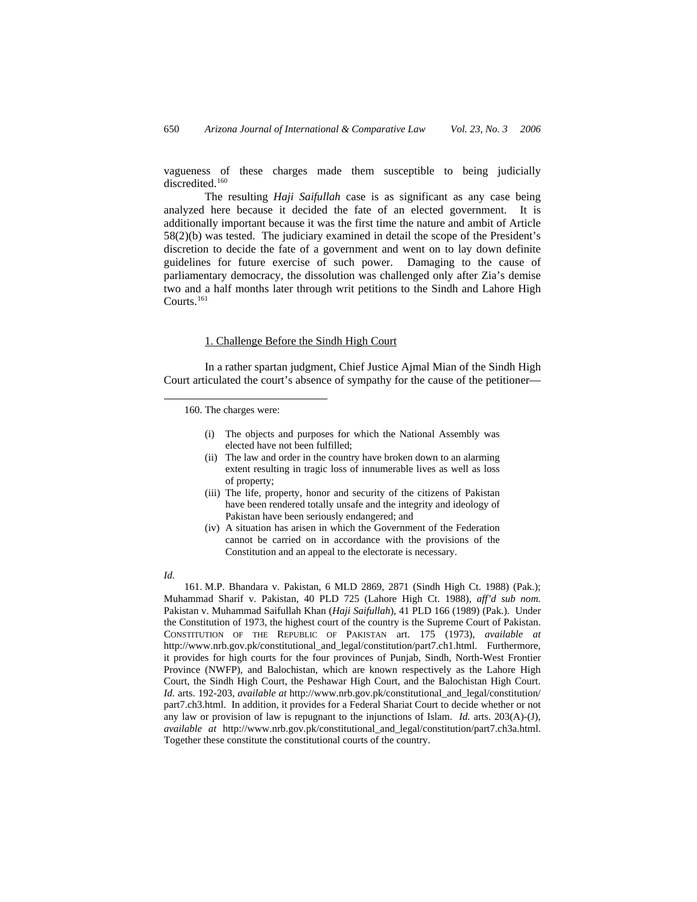vagueness of these charges made them susceptible to being judicially discredited.[160]

The resulting *Haji Saifullah* case is as significant as any case being analyzed here because it decided the fate of an elected government. It is additionally important because it was the first time the nature and ambit of Article 58(2)(b) was tested. The judiciary examined in detail the scope of the President's discretion to decide the fate of a government and went on to lay down definite guidelines for future exercise of such power. Damaging to the cause of parliamentary democracy, the dissolution was challenged only after Zia's demise two and a half months later through writ petitions to the Sindh and Lahore High Courts.[161]

1. Challenge Before the Sindh High Court

In a rather spartan judgment, Chief Justice Ajmal Mian of the Sindh High Court articulated the court's absence of sympathy for the cause of the petitioner—

---

160. The charges were:

> (i) The objects and purposes for which the National Assembly was elected have not been fulfilled;
>
> (ii) The law and order in the country have broken down to an alarming extent resulting in tragic loss of innumerable lives as well as loss of property;
>
> (iii) The life, property, honor and security of the citizens of Pakistan have been rendered totally unsafe and the integrity and ideology of Pakistan have been seriously endangered; and
>
> (iv) A situation has arisen in which the Government of the Federation cannot be carried on in accordance with the provisions of the Constitution and an appeal to the electorate is necessary.

*Id.*

161. M.P. Bhandara v. Pakistan, 6 MLD 2869, 2871 (Sindh High Ct. 1988) (Pak.); Muhammad Sharif v. Pakistan, 40 PLD 725 (Lahore High Ct. 1988), *aff'd sub nom.* Pakistan v. Muhammad Saifullah Khan (*Haji Saifullah*), 41 PLD 166 (1989) (Pak.). Under the Constitution of 1973, the highest court of the country is the Supreme Court of Pakistan. CONSTITUTION OF THE REPUBLIC OF PAKISTAN art. 175 (1973), *available at* http://www.nrb.gov.pk/constitutional_and_legal/constitution/part7.ch1.html. Furthermore, it provides for high courts for the four provinces of Punjab, Sindh, North-West Frontier Province (NWFP), and Balochistan, which are known respectively as the Lahore High Court, the Sindh High Court, the Peshawar High Court, and the Balochistan High Court. *Id.* arts. 192-203, *available at* http://www.nrb.gov.pk/constitutional_and_legal/constitution/part7.ch3.html. In addition, it provides for a Federal Shariat Court to decide whether or not any law or provision of law is repugnant to the injunctions of Islam. *Id.* arts. 203(A)-(J), *available at* http://www.nrb.gov.pk/constitutional_and_legal/constitution/part7.ch3a.html. Together these constitute the constitutional courts of the country.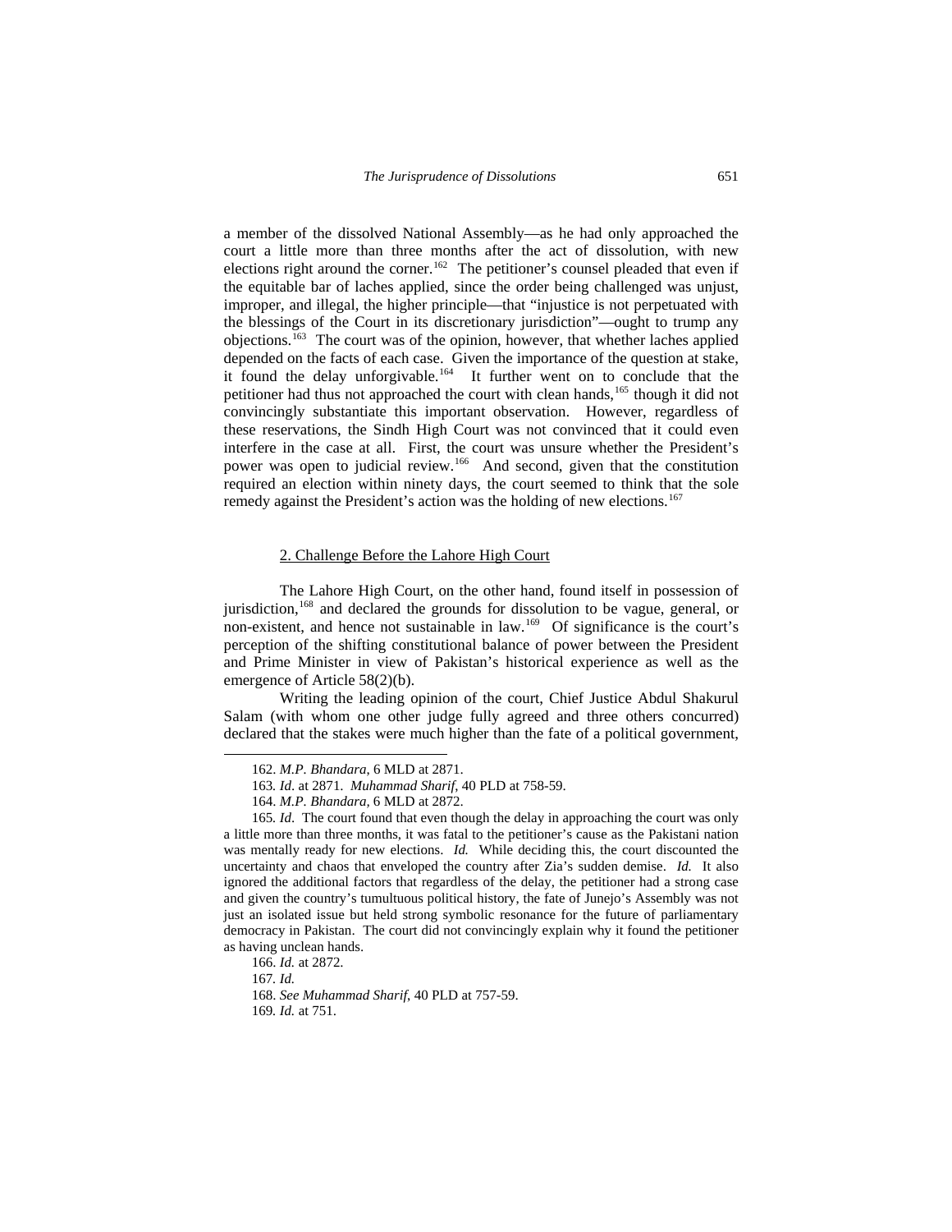a member of the dissolved National Assembly—as he had only approached the court a little more than three months after the act of dissolution, with new elections right around the corner.[162] The petitioner's counsel pleaded that even if the equitable bar of laches applied, since the order being challenged was unjust, improper, and illegal, the higher principle—that "injustice is not perpetuated with the blessings of the Court in its discretionary jurisdiction"—ought to trump any objections.[163] The court was of the opinion, however, that whether laches applied depended on the facts of each case. Given the importance of the question at stake, it found the delay unforgivable.[164] It further went on to conclude that the petitioner had thus not approached the court with clean hands,[165] though it did not convincingly substantiate this important observation. However, regardless of these reservations, the Sindh High Court was not convinced that it could even interfere in the case at all. First, the court was unsure whether the President's power was open to judicial review.[166] And second, given that the constitution required an election within ninety days, the court seemed to think that the sole remedy against the President's action was the holding of new elections.[167]

<u>2. Challenge Before the Lahore High Court</u>

The Lahore High Court, on the other hand, found itself in possession of jurisdiction,[168] and declared the grounds for dissolution to be vague, general, or non-existent, and hence not sustainable in law.[169] Of significance is the court's perception of the shifting constitutional balance of power between the President and Prime Minister in view of Pakistan's historical experience as well as the emergence of Article 58(2)(b).

Writing the leading opinion of the court, Chief Justice Abdul Shakurul Salam (with whom one other judge fully agreed and three others concurred) declared that the stakes were much higher than the fate of a political government,

---

162. *M.P. Bhandara*, 6 MLD at 2871.

163. *Id*. at 2871. *Muhammad Sharif*, 40 PLD at 758-59.

164. *M.P. Bhandara*, 6 MLD at 2872.

165. *Id*. The court found that even though the delay in approaching the court was only a little more than three months, it was fatal to the petitioner's cause as the Pakistani nation was mentally ready for new elections. *Id.* While deciding this, the court discounted the uncertainty and chaos that enveloped the country after Zia's sudden demise. *Id.* It also ignored the additional factors that regardless of the delay, the petitioner had a strong case and given the country's tumultuous political history, the fate of Junejo's Assembly was not just an isolated issue but held strong symbolic resonance for the future of parliamentary democracy in Pakistan. The court did not convincingly explain why it found the petitioner as having unclean hands.

166. *Id.* at 2872.

167. *Id.*

168. *See Muhammad Sharif*, 40 PLD at 757-59.

169. *Id.* at 751.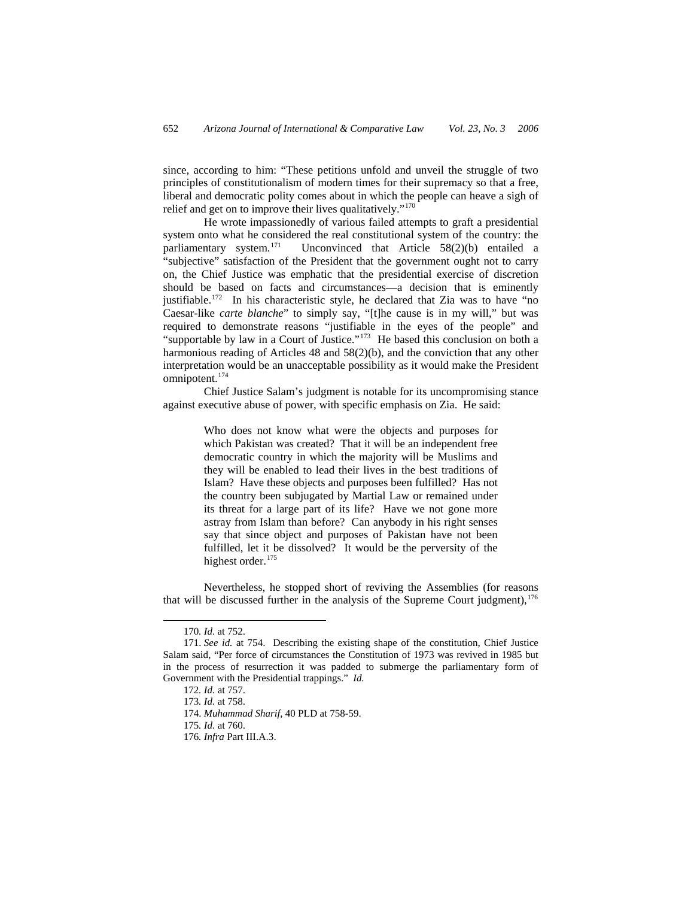since, according to him: "These petitions unfold and unveil the struggle of two principles of constitutionalism of modern times for their supremacy so that a free, liberal and democratic polity comes about in which the people can heave a sigh of relief and get on to improve their lives qualitatively."[170]

He wrote impassionedly of various failed attempts to graft a presidential system onto what he considered the real constitutional system of the country: the parliamentary system.[171] Unconvinced that Article 58(2)(b) entailed a "subjective" satisfaction of the President that the government ought not to carry on, the Chief Justice was emphatic that the presidential exercise of discretion should be based on facts and circumstances—a decision that is eminently justifiable.[172] In his characteristic style, he declared that Zia was to have "no Caesar-like *carte blanche*" to simply say, "[t]he cause is in my will," but was required to demonstrate reasons "justifiable in the eyes of the people" and "supportable by law in a Court of Justice."[173] He based this conclusion on both a harmonious reading of Articles 48 and 58(2)(b), and the conviction that any other interpretation would be an unacceptable possibility as it would make the President omnipotent.[174]

Chief Justice Salam's judgment is notable for its uncompromising stance against executive abuse of power, with specific emphasis on Zia. He said:

> Who does not know what were the objects and purposes for which Pakistan was created? That it will be an independent free democratic country in which the majority will be Muslims and they will be enabled to lead their lives in the best traditions of Islam? Have these objects and purposes been fulfilled? Has not the country been subjugated by Martial Law or remained under its threat for a large part of its life? Have we not gone more astray from Islam than before? Can anybody in his right senses say that since object and purposes of Pakistan have not been fulfilled, let it be dissolved? It would be the perversity of the highest order.[175]

Nevertheless, he stopped short of reviving the Assemblies (for reasons that will be discussed further in the analysis of the Supreme Court judgment),[176]

---

170. *Id*. at 752.

171. *See id.* at 754. Describing the existing shape of the constitution, Chief Justice Salam said, "Per force of circumstances the Constitution of 1973 was revived in 1985 but in the process of resurrection it was padded to submerge the parliamentary form of Government with the Presidential trappings." *Id.*

172. *Id.* at 757.

173. *Id.* at 758.

174. *Muhammad Sharif*, 40 PLD at 758-59.

175. *Id.* at 760.

176. *Infra* Part III.A.3.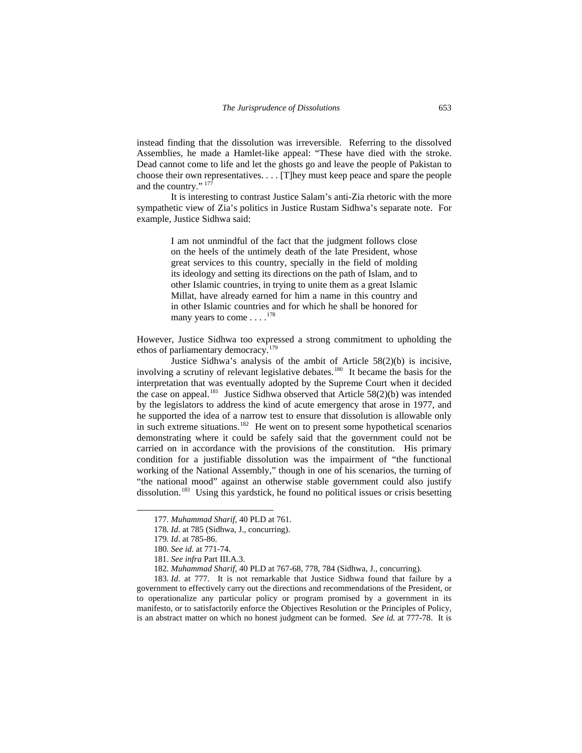instead finding that the dissolution was irreversible. Referring to the dissolved Assemblies, he made a Hamlet-like appeal: "These have died with the stroke. Dead cannot come to life and let the ghosts go and leave the people of Pakistan to choose their own representatives. . . . [T]hey must keep peace and spare the people and the country."[177]

It is interesting to contrast Justice Salam's anti-Zia rhetoric with the more sympathetic view of Zia's politics in Justice Rustam Sidhwa's separate note. For example, Justice Sidhwa said:

> I am not unmindful of the fact that the judgment follows close on the heels of the untimely death of the late President, whose great services to this country, specially in the field of molding its ideology and setting its directions on the path of Islam, and to other Islamic countries, in trying to unite them as a great Islamic Millat, have already earned for him a name in this country and in other Islamic countries and for which he shall be honored for many years to come . . . .[178]

However, Justice Sidhwa too expressed a strong commitment to upholding the ethos of parliamentary democracy.[179]

Justice Sidhwa's analysis of the ambit of Article 58(2)(b) is incisive, involving a scrutiny of relevant legislative debates.[180] It became the basis for the interpretation that was eventually adopted by the Supreme Court when it decided the case on appeal.[181] Justice Sidhwa observed that Article 58(2)(b) was intended by the legislators to address the kind of acute emergency that arose in 1977, and he supported the idea of a narrow test to ensure that dissolution is allowable only in such extreme situations.[182] He went on to present some hypothetical scenarios demonstrating where it could be safely said that the government could not be carried on in accordance with the provisions of the constitution. His primary condition for a justifiable dissolution was the impairment of "the functional working of the National Assembly," though in one of his scenarios, the turning of "the national mood" against an otherwise stable government could also justify dissolution.[183] Using this yardstick, he found no political issues or crisis besetting

---

177. *Muhammad Sharif*, 40 PLD at 761.

178. *Id*. at 785 (Sidhwa, J., concurring).

179. *Id*. at 785-86.

180. *See id*. at 771-74.

181. *See infra* Part III.A.3.

182. *Muhammad Sharif*, 40 PLD at 767-68, 778, 784 (Sidhwa, J., concurring).

183. *Id*. at 777. It is not remarkable that Justice Sidhwa found that failure by a government to effectively carry out the directions and recommendations of the President, or to operationalize any particular policy or program promised by a government in its manifesto, or to satisfactorily enforce the Objectives Resolution or the Principles of Policy, is an abstract matter on which no honest judgment can be formed. *See id.* at 777-78. It is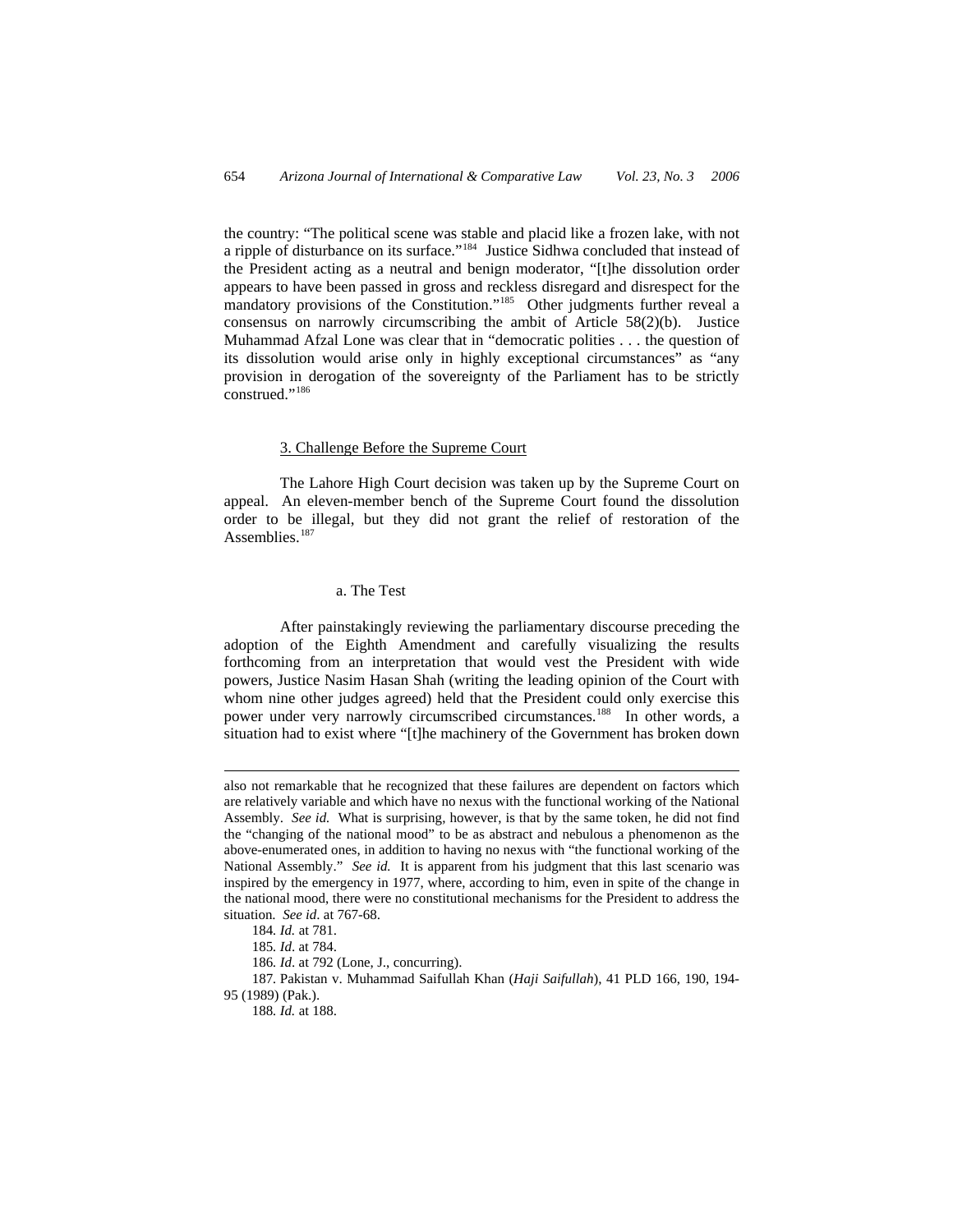the country: "The political scene was stable and placid like a frozen lake, with not a ripple of disturbance on its surface."[184] Justice Sidhwa concluded that instead of the President acting as a neutral and benign moderator, "[t]he dissolution order appears to have been passed in gross and reckless disregard and disrespect for the mandatory provisions of the Constitution."[185] Other judgments further reveal a consensus on narrowly circumscribing the ambit of Article 58(2)(b). Justice Muhammad Afzal Lone was clear that in "democratic polities . . . the question of its dissolution would arise only in highly exceptional circumstances" as "any provision in derogation of the sovereignty of the Parliament has to be strictly construed."[186]

### 3. Challenge Before the Supreme Court

The Lahore High Court decision was taken up by the Supreme Court on appeal. An eleven-member bench of the Supreme Court found the dissolution order to be illegal, but they did not grant the relief of restoration of the Assemblies.[187]

#### a. The Test

After painstakingly reviewing the parliamentary discourse preceding the adoption of the Eighth Amendment and carefully visualizing the results forthcoming from an interpretation that would vest the President with wide powers, Justice Nasim Hasan Shah (writing the leading opinion of the Court with whom nine other judges agreed) held that the President could only exercise this power under very narrowly circumscribed circumstances.[188] In other words, a situation had to exist where "[t]he machinery of the Government has broken down

---

also not remarkable that he recognized that these failures are dependent on factors which are relatively variable and which have no nexus with the functional working of the National Assembly. *See id.* What is surprising, however, is that by the same token, he did not find the "changing of the national mood" to be as abstract and nebulous a phenomenon as the above-enumerated ones, in addition to having no nexus with "the functional working of the National Assembly." *See id.* It is apparent from his judgment that this last scenario was inspired by the emergency in 1977, where, according to him, even in spite of the change in the national mood, there were no constitutional mechanisms for the President to address the situation. *See id*. at 767-68.

184. *Id.* at 781.

185. *Id*. at 784.

186. *Id*. at 792 (Lone, J., concurring).

187. Pakistan v. Muhammad Saifullah Khan (*Haji Saifullah*), 41 PLD 166, 190, 194-95 (1989) (Pak.).

188. *Id.* at 188.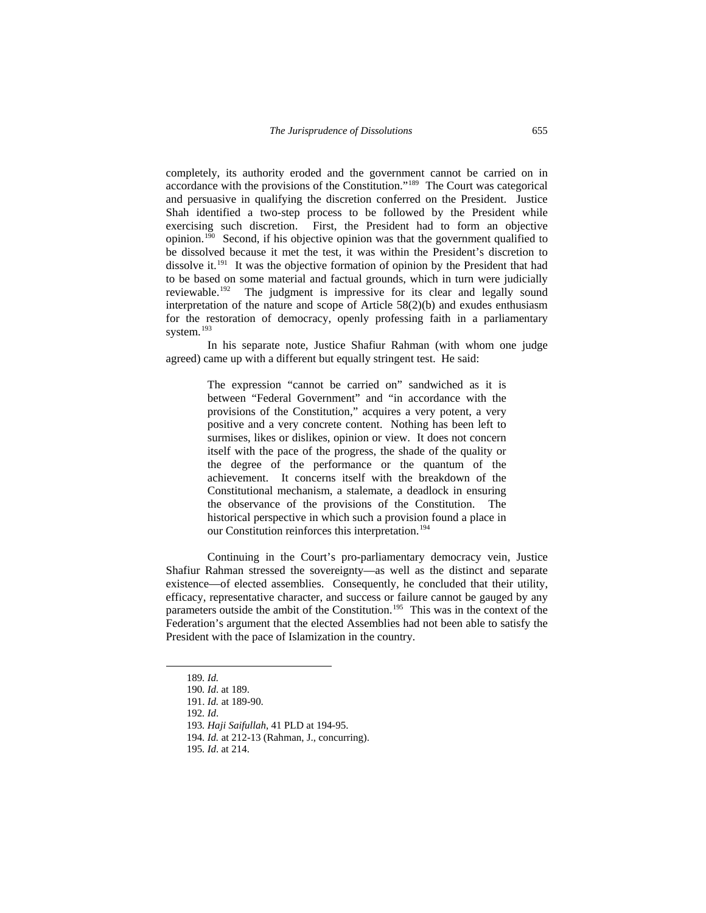completely, its authority eroded and the government cannot be carried on in accordance with the provisions of the Constitution."[189] The Court was categorical and persuasive in qualifying the discretion conferred on the President. Justice Shah identified a two-step process to be followed by the President while exercising such discretion. First, the President had to form an objective opinion.[190] Second, if his objective opinion was that the government qualified to be dissolved because it met the test, it was within the President's discretion to dissolve it.[191] It was the objective formation of opinion by the President that had to be based on some material and factual grounds, which in turn were judicially reviewable.[192] The judgment is impressive for its clear and legally sound interpretation of the nature and scope of Article 58(2)(b) and exudes enthusiasm for the restoration of democracy, openly professing faith in a parliamentary system.[193]

In his separate note, Justice Shafiur Rahman (with whom one judge agreed) came up with a different but equally stringent test. He said:

> The expression "cannot be carried on" sandwiched as it is between "Federal Government" and "in accordance with the provisions of the Constitution," acquires a very potent, a very positive and a very concrete content. Nothing has been left to surmises, likes or dislikes, opinion or view. It does not concern itself with the pace of the progress, the shade of the quality or the degree of the performance or the quantum of the achievement. It concerns itself with the breakdown of the Constitutional mechanism, a stalemate, a deadlock in ensuring the observance of the provisions of the Constitution. The historical perspective in which such a provision found a place in our Constitution reinforces this interpretation.[194]

Continuing in the Court's pro-parliamentary democracy vein, Justice Shafiur Rahman stressed the sovereignty—as well as the distinct and separate existence—of elected assemblies. Consequently, he concluded that their utility, efficacy, representative character, and success or failure cannot be gauged by any parameters outside the ambit of the Constitution.[195] This was in the context of the Federation's argument that the elected Assemblies had not been able to satisfy the President with the pace of Islamization in the country.

---

189. *Id.*
190. *Id*. at 189.
191. *Id.* at 189-90.
192. *Id*.
193. *Haji Saifullah*, 41 PLD at 194-95.
194. *Id.* at 212-13 (Rahman, J., concurring).
195. *Id*. at 214.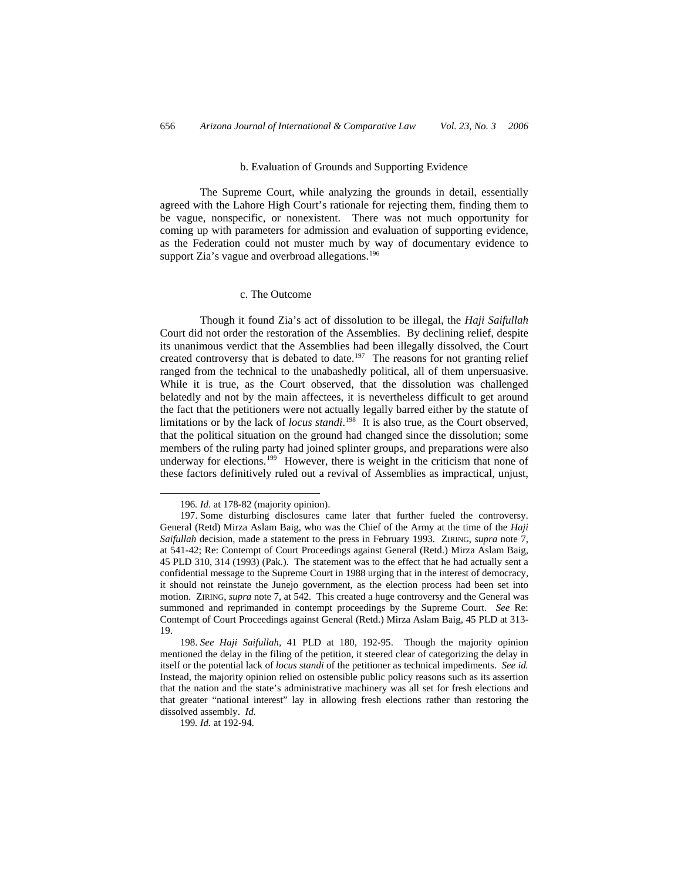#### b. Evaluation of Grounds and Supporting Evidence

The Supreme Court, while analyzing the grounds in detail, essentially agreed with the Lahore High Court's rationale for rejecting them, finding them to be vague, nonspecific, or nonexistent. There was not much opportunity for coming up with parameters for admission and evaluation of supporting evidence, as the Federation could not muster much by way of documentary evidence to support Zia's vague and overbroad allegations.[196]

#### c. The Outcome

Though it found Zia's act of dissolution to be illegal, the *Haji Saifullah* Court did not order the restoration of the Assemblies. By declining relief, despite its unanimous verdict that the Assemblies had been illegally dissolved, the Court created controversy that is debated to date.[197] The reasons for not granting relief ranged from the technical to the unabashedly political, all of them unpersuasive. While it is true, as the Court observed, that the dissolution was challenged belatedly and not by the main affectees, it is nevertheless difficult to get around the fact that the petitioners were not actually legally barred either by the statute of limitations or by the lack of *locus standi*.[198] It is also true, as the Court observed, that the political situation on the ground had changed since the dissolution; some members of the ruling party had joined splinter groups, and preparations were also underway for elections.[199] However, there is weight in the criticism that none of these factors definitively ruled out a revival of Assemblies as impractical, unjust,

---

196. *Id*. at 178-82 (majority opinion).

197. Some disturbing disclosures came later that further fueled the controversy. General (Retd) Mirza Aslam Baig, who was the Chief of the Army at the time of the *Haji Saifullah* decision, made a statement to the press in February 1993. ZIRING, *supra* note 7, at 541-42; Re: Contempt of Court Proceedings against General (Retd.) Mirza Aslam Baig, 45 PLD 310, 314 (1993) (Pak.). The statement was to the effect that he had actually sent a confidential message to the Supreme Court in 1988 urging that in the interest of democracy, it should not reinstate the Junejo government, as the election process had been set into motion. ZIRING, *supra* note 7, at 542. This created a huge controversy and the General was summoned and reprimanded in contempt proceedings by the Supreme Court. *See* Re: Contempt of Court Proceedings against General (Retd.) Mirza Aslam Baig, 45 PLD at 313-19.

198. *See Haji Saifullah*, 41 PLD at 180, 192-95. Though the majority opinion mentioned the delay in the filing of the petition, it steered clear of categorizing the delay in itself or the potential lack of *locus standi* of the petitioner as technical impediments. *See id.* Instead, the majority opinion relied on ostensible public policy reasons such as its assertion that the nation and the state's administrative machinery was all set for fresh elections and that greater "national interest" lay in allowing fresh elections rather than restoring the dissolved assembly. *Id.*

199. *Id.* at 192-94.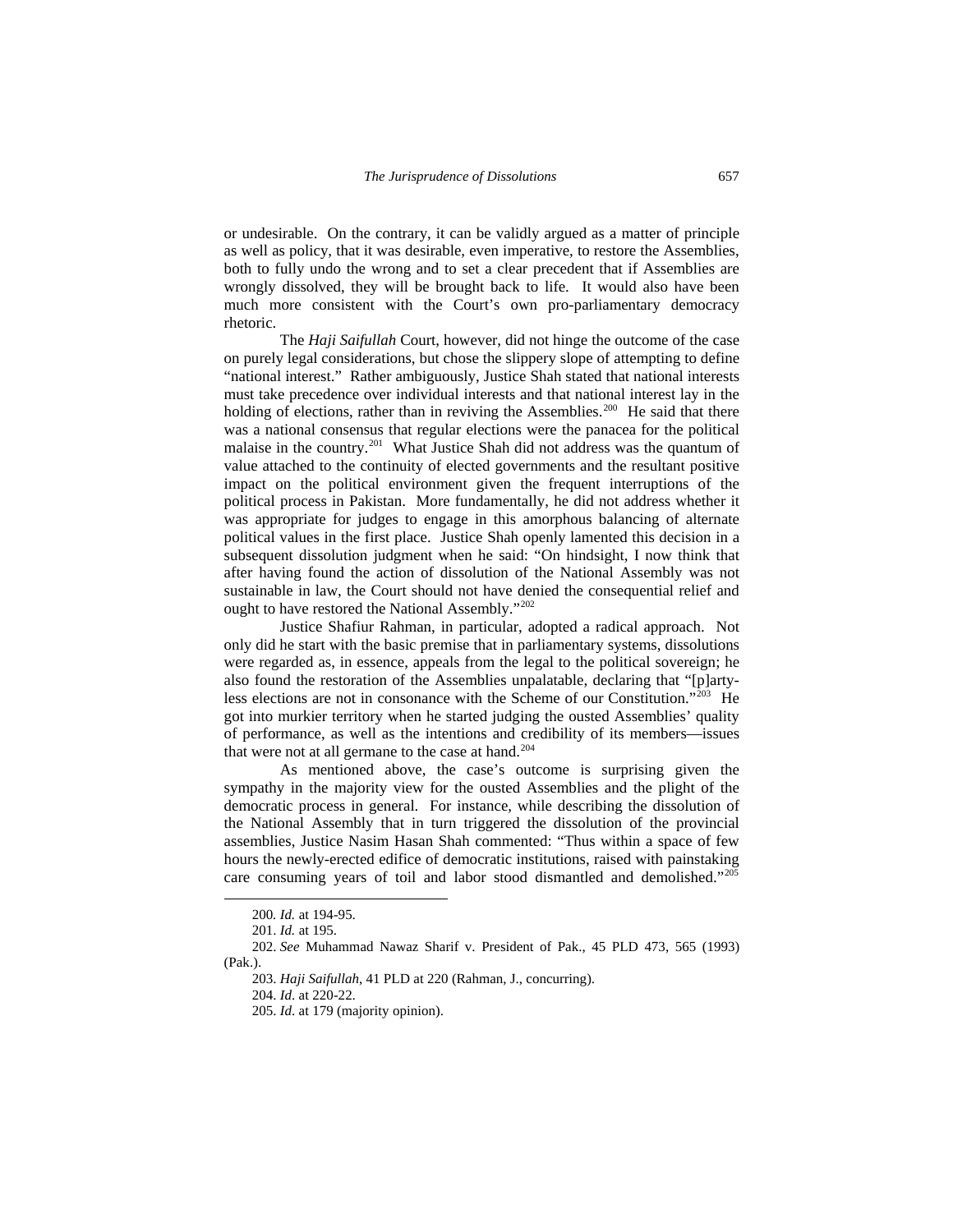or undesirable. On the contrary, it can be validly argued as a matter of principle as well as policy, that it was desirable, even imperative, to restore the Assemblies, both to fully undo the wrong and to set a clear precedent that if Assemblies are wrongly dissolved, they will be brought back to life. It would also have been much more consistent with the Court's own pro-parliamentary democracy rhetoric.

The *Haji Saifullah* Court, however, did not hinge the outcome of the case on purely legal considerations, but chose the slippery slope of attempting to define "national interest." Rather ambiguously, Justice Shah stated that national interests must take precedence over individual interests and that national interest lay in the holding of elections, rather than in reviving the Assemblies.[200] He said that there was a national consensus that regular elections were the panacea for the political malaise in the country.[201] What Justice Shah did not address was the quantum of value attached to the continuity of elected governments and the resultant positive impact on the political environment given the frequent interruptions of the political process in Pakistan. More fundamentally, he did not address whether it was appropriate for judges to engage in this amorphous balancing of alternate political values in the first place. Justice Shah openly lamented this decision in a subsequent dissolution judgment when he said: "On hindsight, I now think that after having found the action of dissolution of the National Assembly was not sustainable in law, the Court should not have denied the consequential relief and ought to have restored the National Assembly."[202]

Justice Shafiur Rahman, in particular, adopted a radical approach. Not only did he start with the basic premise that in parliamentary systems, dissolutions were regarded as, in essence, appeals from the legal to the political sovereign; he also found the restoration of the Assemblies unpalatable, declaring that "[p]arty-less elections are not in consonance with the Scheme of our Constitution."[203] He got into murkier territory when he started judging the ousted Assemblies' quality of performance, as well as the intentions and credibility of its members—issues that were not at all germane to the case at hand.[204]

As mentioned above, the case's outcome is surprising given the sympathy in the majority view for the ousted Assemblies and the plight of the democratic process in general. For instance, while describing the dissolution of the National Assembly that in turn triggered the dissolution of the provincial assemblies, Justice Nasim Hasan Shah commented: "Thus within a space of few hours the newly-erected edifice of democratic institutions, raised with painstaking care consuming years of toil and labor stood dismantled and demolished."[205]

---

200. *Id.* at 194-95.

201. *Id.* at 195.

202. *See* Muhammad Nawaz Sharif v. President of Pak., 45 PLD 473, 565 (1993) (Pak.).

203. *Haji Saifullah*, 41 PLD at 220 (Rahman, J., concurring).

204. *Id.* at 220-22.

205. *Id.* at 179 (majority opinion).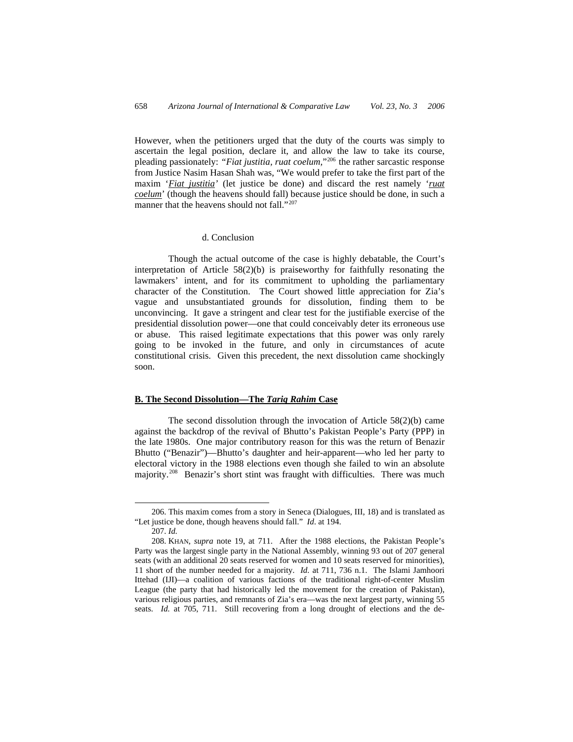However, when the petitioners urged that the duty of the courts was simply to ascertain the legal position, declare it, and allow the law to take its course, pleading passionately: *"Fiat justitia, ruat coelum,"*[206] the rather sarcastic response from Justice Nasim Hasan Shah was, "We would prefer to take the first part of the maxim '*Fiat justitia*' (let justice be done) and discard the rest namely '*ruat coelum*' (though the heavens should fall) because justice should be done, in such a manner that the heavens should not fall."[207]

d. Conclusion

Though the actual outcome of the case is highly debatable, the Court's interpretation of Article 58(2)(b) is praiseworthy for faithfully resonating the lawmakers' intent, and for its commitment to upholding the parliamentary character of the Constitution. The Court showed little appreciation for Zia's vague and unsubstantiated grounds for dissolution, finding them to be unconvincing. It gave a stringent and clear test for the justifiable exercise of the presidential dissolution power—one that could conceivably deter its erroneous use or abuse. This raised legitimate expectations that this power was only rarely going to be invoked in the future, and only in circumstances of acute constitutional crisis. Given this precedent, the next dissolution came shockingly soon.

**B. The Second Dissolution—The *Tariq Rahim* Case**

The second dissolution through the invocation of Article 58(2)(b) came against the backdrop of the revival of Bhutto's Pakistan People's Party (PPP) in the late 1980s. One major contributory reason for this was the return of Benazir Bhutto ("Benazir")—Bhutto's daughter and heir-apparent—who led her party to electoral victory in the 1988 elections even though she failed to win an absolute majority.[208] Benazir's short stint was fraught with difficulties. There was much

---

206. This maxim comes from a story in Seneca (Dialogues, III, 18) and is translated as "Let justice be done, though heavens should fall." *Id*. at 194.

207. *Id.*

208. KHAN, *supra* note 19, at 711. After the 1988 elections, the Pakistan People's Party was the largest single party in the National Assembly, winning 93 out of 207 general seats (with an additional 20 seats reserved for women and 10 seats reserved for minorities), 11 short of the number needed for a majority. *Id.* at 711, 736 n.1. The Islami Jamhoori Ittehad (IJI)—a coalition of various factions of the traditional right-of-center Muslim League (the party that had historically led the movement for the creation of Pakistan), various religious parties, and remnants of Zia's era—was the next largest party, winning 55 seats. *Id.* at 705, 711. Still recovering from a long drought of elections and the de-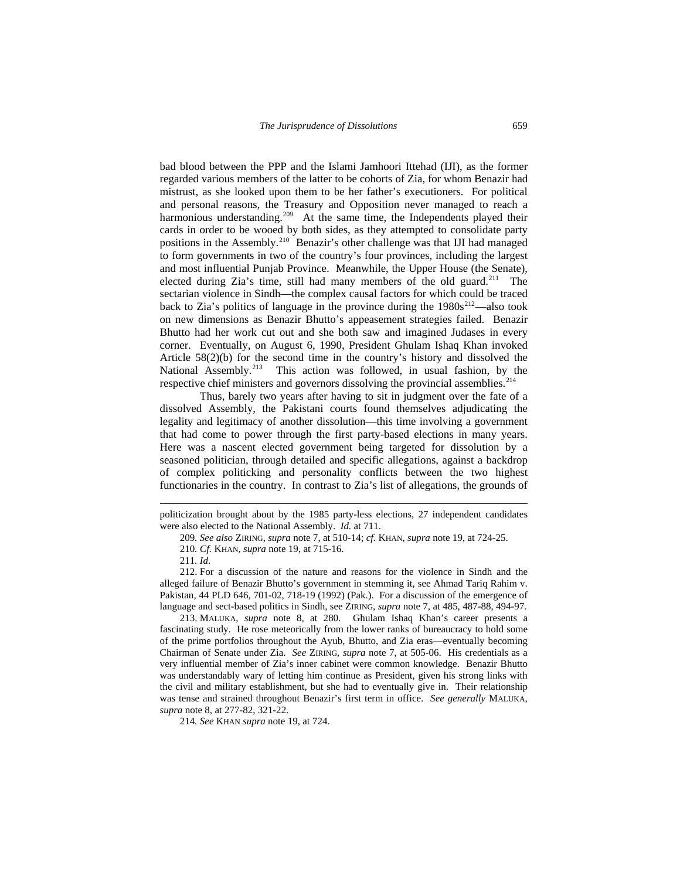bad blood between the PPP and the Islami Jamhoori Ittehad (IJI), as the former regarded various members of the latter to be cohorts of Zia, for whom Benazir had mistrust, as she looked upon them to be her father's executioners. For political and personal reasons, the Treasury and Opposition never managed to reach a harmonious understanding.[209] At the same time, the Independents played their cards in order to be wooed by both sides, as they attempted to consolidate party positions in the Assembly.[210] Benazir's other challenge was that IJI had managed to form governments in two of the country's four provinces, including the largest and most influential Punjab Province. Meanwhile, the Upper House (the Senate), elected during Zia's time, still had many members of the old guard.[211] The sectarian violence in Sindh—the complex causal factors for which could be traced back to Zia's politics of language in the province during the 1980s[212]—also took on new dimensions as Benazir Bhutto's appeasement strategies failed. Benazir Bhutto had her work cut out and she both saw and imagined Judases in every corner. Eventually, on August 6, 1990, President Ghulam Ishaq Khan invoked Article 58(2)(b) for the second time in the country's history and dissolved the National Assembly.[213] This action was followed, in usual fashion, by the respective chief ministers and governors dissolving the provincial assemblies.[214]

Thus, barely two years after having to sit in judgment over the fate of a dissolved Assembly, the Pakistani courts found themselves adjudicating the legality and legitimacy of another dissolution—this time involving a government that had come to power through the first party-based elections in many years. Here was a nascent elected government being targeted for dissolution by a seasoned politician, through detailed and specific allegations, against a backdrop of complex politicking and personality conflicts between the two highest functionaries in the country. In contrast to Zia's list of allegations, the grounds of

---

politicization brought about by the 1985 party-less elections, 27 independent candidates were also elected to the National Assembly. *Id.* at 711.

209. *See also* ZIRING, *supra* note 7, at 510-14; *cf.* KHAN, *supra* note 19, at 724-25.

210. *Cf.* KHAN, *supra* note 19, at 715-16.

211. *Id*.

212. For a discussion of the nature and reasons for the violence in Sindh and the alleged failure of Benazir Bhutto's government in stemming it, see Ahmad Tariq Rahim v. Pakistan, 44 PLD 646, 701-02, 718-19 (1992) (Pak.). For a discussion of the emergence of language and sect-based politics in Sindh, see ZIRING, *supra* note 7, at 485, 487-88, 494-97.

213. MALUKA, *supra* note 8, at 280. Ghulam Ishaq Khan's career presents a fascinating study. He rose meteorically from the lower ranks of bureaucracy to hold some of the prime portfolios throughout the Ayub, Bhutto, and Zia eras—eventually becoming Chairman of Senate under Zia. *See* ZIRING, *supra* note 7, at 505-06. His credentials as a very influential member of Zia's inner cabinet were common knowledge. Benazir Bhutto was understandably wary of letting him continue as President, given his strong links with the civil and military establishment, but she had to eventually give in. Their relationship was tense and strained throughout Benazir's first term in office. *See generally* MALUKA, *supra* note 8, at 277-82, 321-22.

214. *See* KHAN *supra* note 19, at 724.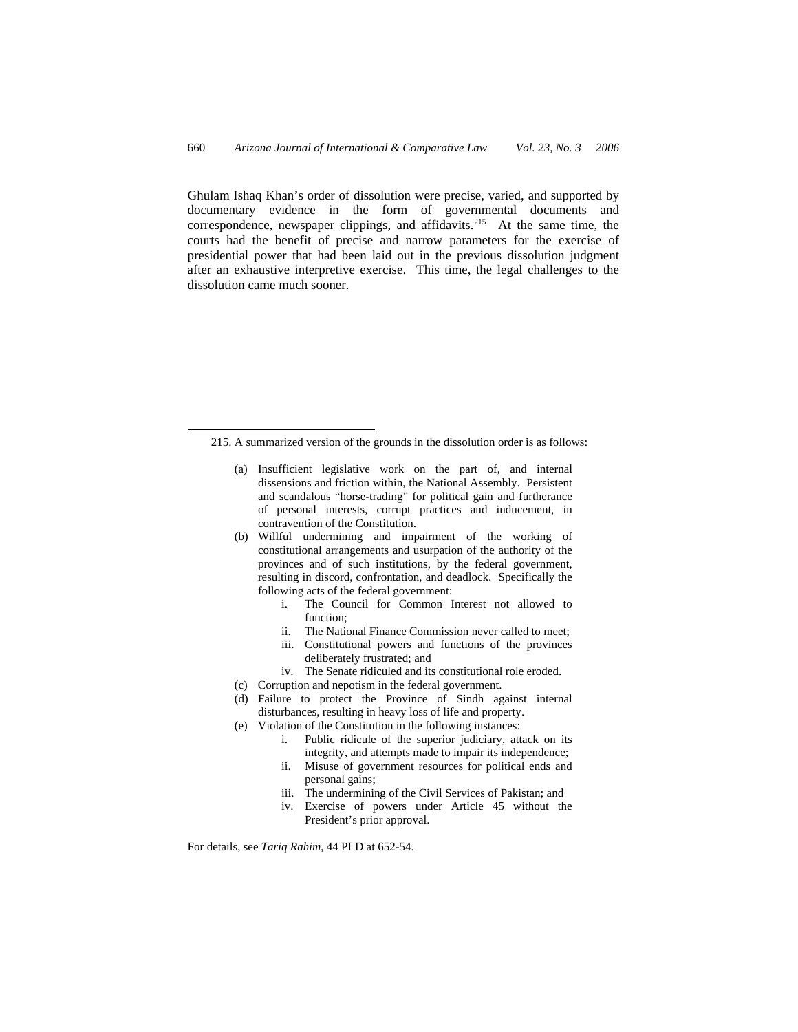Ghulam Ishaq Khan's order of dissolution were precise, varied, and supported by documentary evidence in the form of governmental documents and correspondence, newspaper clippings, and affidavits.[215] At the same time, the courts had the benefit of precise and narrow parameters for the exercise of presidential power that had been laid out in the previous dissolution judgment after an exhaustive interpretive exercise. This time, the legal challenges to the dissolution came much sooner.

---

215. A summarized version of the grounds in the dissolution order is as follows:

- (a) Insufficient legislative work on the part of, and internal dissensions and friction within, the National Assembly. Persistent and scandalous "horse-trading" for political gain and furtherance of personal interests, corrupt practices and inducement, in contravention of the Constitution.
- (b) Willful undermining and impairment of the working of constitutional arrangements and usurpation of the authority of the provinces and of such institutions, by the federal government, resulting in discord, confrontation, and deadlock. Specifically the following acts of the federal government:
  - i. The Council for Common Interest not allowed to function;
  - ii. The National Finance Commission never called to meet;
  - iii. Constitutional powers and functions of the provinces deliberately frustrated; and
  - iv. The Senate ridiculed and its constitutional role eroded.
- (c) Corruption and nepotism in the federal government.
- (d) Failure to protect the Province of Sindh against internal disturbances, resulting in heavy loss of life and property.
- (e) Violation of the Constitution in the following instances:
  - i. Public ridicule of the superior judiciary, attack on its integrity, and attempts made to impair its independence;
  - ii. Misuse of government resources for political ends and personal gains;
  - iii. The undermining of the Civil Services of Pakistan; and
  - iv. Exercise of powers under Article 45 without the President's prior approval.

For details, see *Tariq Rahim*, 44 PLD at 652-54.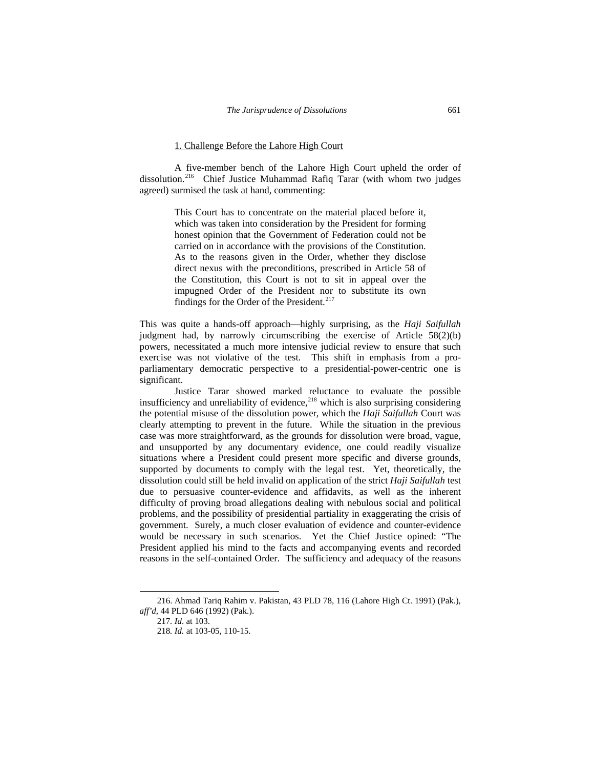### 1. Challenge Before the Lahore High Court

A five-member bench of the Lahore High Court upheld the order of dissolution.[216] Chief Justice Muhammad Rafiq Tarar (with whom two judges agreed) surmised the task at hand, commenting:

> This Court has to concentrate on the material placed before it, which was taken into consideration by the President for forming honest opinion that the Government of Federation could not be carried on in accordance with the provisions of the Constitution. As to the reasons given in the Order, whether they disclose direct nexus with the preconditions, prescribed in Article 58 of the Constitution, this Court is not to sit in appeal over the impugned Order of the President nor to substitute its own findings for the Order of the President.[217]

This was quite a hands-off approach—highly surprising, as the *Haji Saifullah* judgment had, by narrowly circumscribing the exercise of Article 58(2)(b) powers, necessitated a much more intensive judicial review to ensure that such exercise was not violative of the test. This shift in emphasis from a pro-parliamentary democratic perspective to a presidential-power-centric one is significant.

Justice Tarar showed marked reluctance to evaluate the possible insufficiency and unreliability of evidence,[218] which is also surprising considering the potential misuse of the dissolution power, which the *Haji Saifullah* Court was clearly attempting to prevent in the future. While the situation in the previous case was more straightforward, as the grounds for dissolution were broad, vague, and unsupported by any documentary evidence, one could readily visualize situations where a President could present more specific and diverse grounds, supported by documents to comply with the legal test. Yet, theoretically, the dissolution could still be held invalid on application of the strict *Haji Saifullah* test due to persuasive counter-evidence and affidavits, as well as the inherent difficulty of proving broad allegations dealing with nebulous social and political problems, and the possibility of presidential partiality in exaggerating the crisis of government. Surely, a much closer evaluation of evidence and counter-evidence would be necessary in such scenarios. Yet the Chief Justice opined: "The President applied his mind to the facts and accompanying events and recorded reasons in the self-contained Order. The sufficiency and adequacy of the reasons

---

216. Ahmad Tariq Rahim v. Pakistan, 43 PLD 78, 116 (Lahore High Ct. 1991) (Pak.), *aff'd*, 44 PLD 646 (1992) (Pak.).

217. *Id.* at 103.

218. *Id.* at 103-05, 110-15.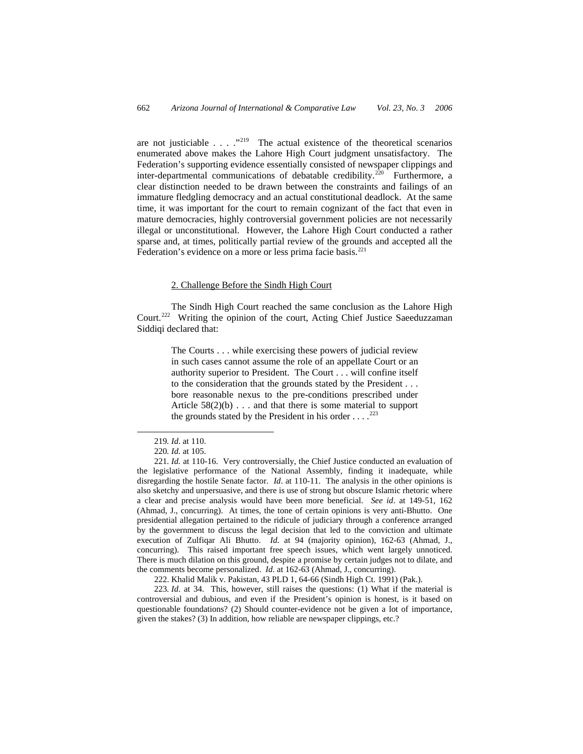are not justiciable . . . ."[219] The actual existence of the theoretical scenarios enumerated above makes the Lahore High Court judgment unsatisfactory. The Federation's supporting evidence essentially consisted of newspaper clippings and inter-departmental communications of debatable credibility.[220] Furthermore, a clear distinction needed to be drawn between the constraints and failings of an immature fledgling democracy and an actual constitutional deadlock. At the same time, it was important for the court to remain cognizant of the fact that even in mature democracies, highly controversial government policies are not necessarily illegal or unconstitutional. However, the Lahore High Court conducted a rather sparse and, at times, politically partial review of the grounds and accepted all the Federation's evidence on a more or less prima facie basis.[221]

2. Challenge Before the Sindh High Court

The Sindh High Court reached the same conclusion as the Lahore High Court.[222] Writing the opinion of the court, Acting Chief Justice Saeeduzzaman Siddiqi declared that:

> The Courts . . . while exercising these powers of judicial review in such cases cannot assume the role of an appellate Court or an authority superior to President. The Court . . . will confine itself to the consideration that the grounds stated by the President . . . bore reasonable nexus to the pre-conditions prescribed under Article 58(2)(b) . . . and that there is some material to support the grounds stated by the President in his order . . . .[223]

---

219. *Id*. at 110.

220. *Id.* at 105.

221. *Id.* at 110-16. Very controversially, the Chief Justice conducted an evaluation of the legislative performance of the National Assembly, finding it inadequate, while disregarding the hostile Senate factor. *Id*. at 110-11. The analysis in the other opinions is also sketchy and unpersuasive, and there is use of strong but obscure Islamic rhetoric where a clear and precise analysis would have been more beneficial. *See id*. at 149-51, 162 (Ahmad, J., concurring). At times, the tone of certain opinions is very anti-Bhutto. One presidential allegation pertained to the ridicule of judiciary through a conference arranged by the government to discuss the legal decision that led to the conviction and ultimate execution of Zulfiqar Ali Bhutto. *Id.* at 94 (majority opinion), 162-63 (Ahmad, J., concurring). This raised important free speech issues, which went largely unnoticed. There is much dilation on this ground, despite a promise by certain judges not to dilate, and the comments become personalized. *Id*. at 162-63 (Ahmad, J., concurring).

222. Khalid Malik v. Pakistan, 43 PLD 1, 64-66 (Sindh High Ct. 1991) (Pak.).

223. *Id*. at 34. This, however, still raises the questions: (1) What if the material is controversial and dubious, and even if the President's opinion is honest, is it based on questionable foundations? (2) Should counter-evidence not be given a lot of importance, given the stakes? (3) In addition, how reliable are newspaper clippings, etc.?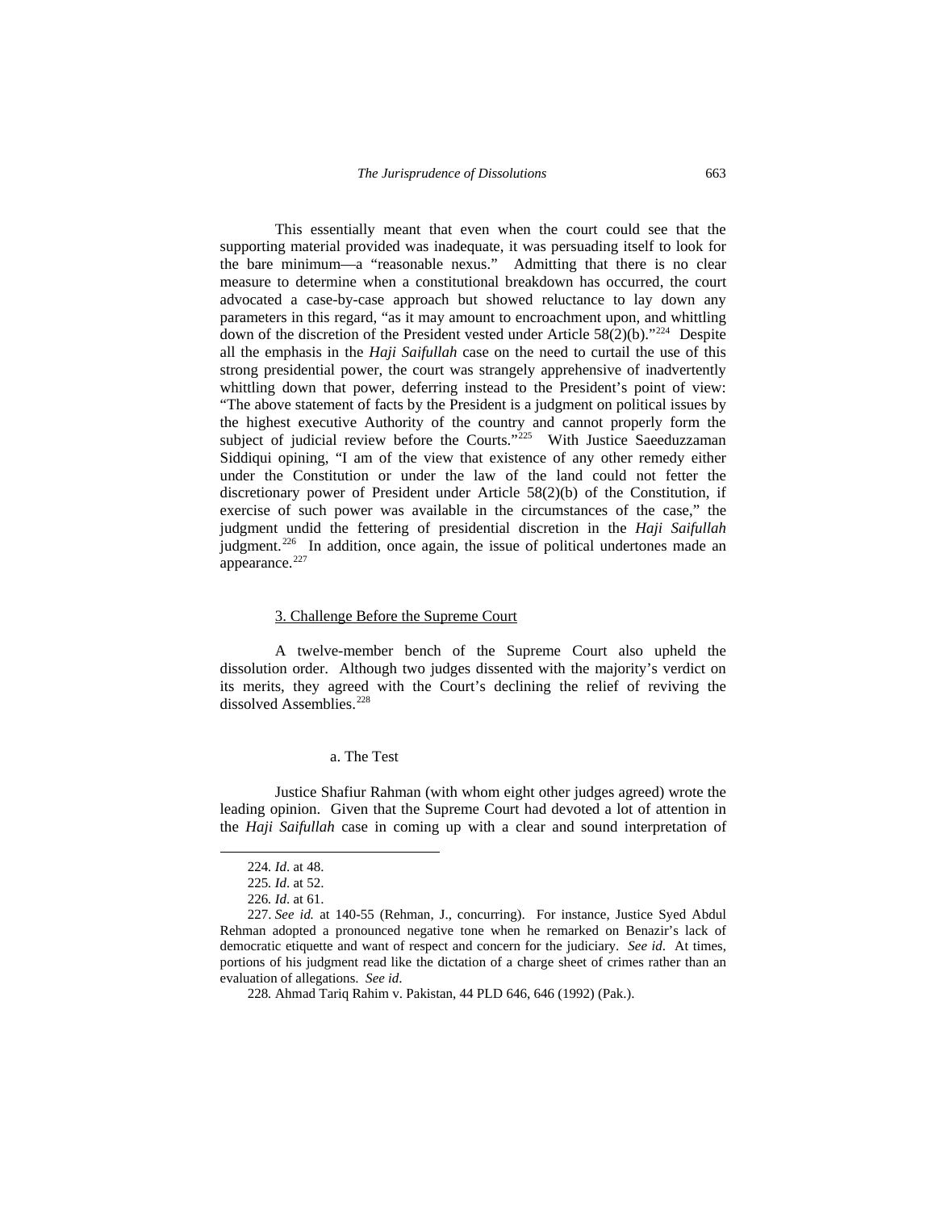This essentially meant that even when the court could see that the supporting material provided was inadequate, it was persuading itself to look for the bare minimum—a "reasonable nexus." Admitting that there is no clear measure to determine when a constitutional breakdown has occurred, the court advocated a case-by-case approach but showed reluctance to lay down any parameters in this regard, "as it may amount to encroachment upon, and whittling down of the discretion of the President vested under Article 58(2)(b)."[224] Despite all the emphasis in the *Haji Saifullah* case on the need to curtail the use of this strong presidential power, the court was strangely apprehensive of inadvertently whittling down that power, deferring instead to the President's point of view: "The above statement of facts by the President is a judgment on political issues by the highest executive Authority of the country and cannot properly form the subject of judicial review before the Courts."[225] With Justice Saeeduzzaman Siddiqui opining, "I am of the view that existence of any other remedy either under the Constitution or under the law of the land could not fetter the discretionary power of President under Article 58(2)(b) of the Constitution, if exercise of such power was available in the circumstances of the case," the judgment undid the fettering of presidential discretion in the *Haji Saifullah* judgment.[226] In addition, once again, the issue of political undertones made an appearance.[227]

### 3. Challenge Before the Supreme Court

A twelve-member bench of the Supreme Court also upheld the dissolution order. Although two judges dissented with the majority's verdict on its merits, they agreed with the Court's declining the relief of reviving the dissolved Assemblies.[228]

#### a. The Test

Justice Shafiur Rahman (with whom eight other judges agreed) wrote the leading opinion. Given that the Supreme Court had devoted a lot of attention in the *Haji Saifullah* case in coming up with a clear and sound interpretation of

---

224. *Id*. at 48.

225. *Id*. at 52.

226. *Id*. at 61.

227. *See id.* at 140-55 (Rehman, J., concurring). For instance, Justice Syed Abdul Rehman adopted a pronounced negative tone when he remarked on Benazir's lack of democratic etiquette and want of respect and concern for the judiciary. *See id*. At times, portions of his judgment read like the dictation of a charge sheet of crimes rather than an evaluation of allegations. *See id*.

228. Ahmad Tariq Rahim v. Pakistan, 44 PLD 646, 646 (1992) (Pak.).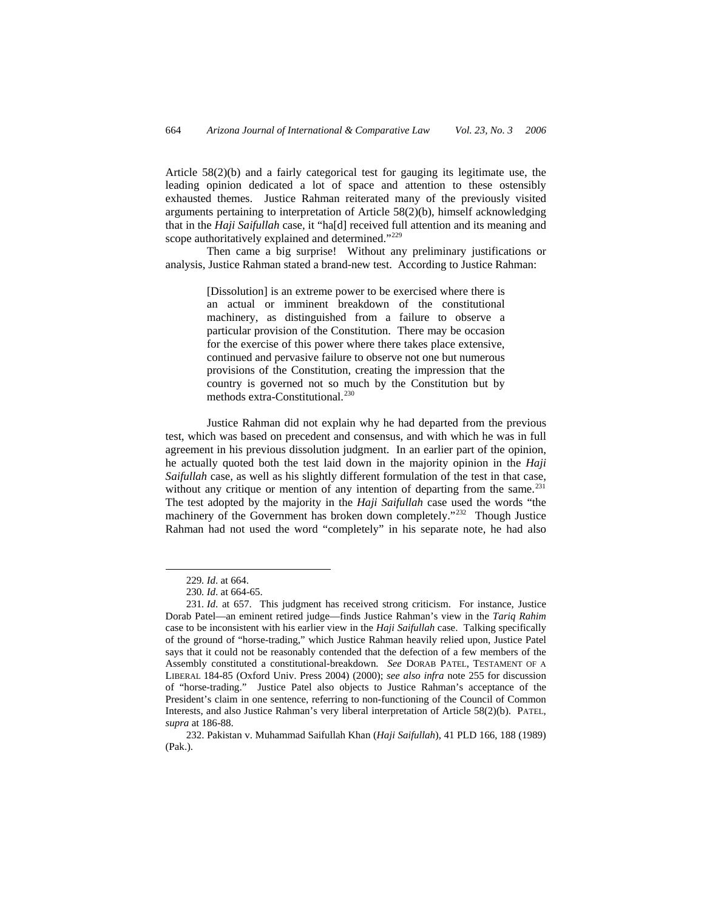Article 58(2)(b) and a fairly categorical test for gauging its legitimate use, the leading opinion dedicated a lot of space and attention to these ostensibly exhausted themes. Justice Rahman reiterated many of the previously visited arguments pertaining to interpretation of Article 58(2)(b), himself acknowledging that in the *Haji Saifullah* case, it "ha[d] received full attention and its meaning and scope authoritatively explained and determined."[229]

Then came a big surprise! Without any preliminary justifications or analysis, Justice Rahman stated a brand-new test. According to Justice Rahman:

> [Dissolution] is an extreme power to be exercised where there is an actual or imminent breakdown of the constitutional machinery, as distinguished from a failure to observe a particular provision of the Constitution. There may be occasion for the exercise of this power where there takes place extensive, continued and pervasive failure to observe not one but numerous provisions of the Constitution, creating the impression that the country is governed not so much by the Constitution but by methods extra-Constitutional.[230]

Justice Rahman did not explain why he had departed from the previous test, which was based on precedent and consensus, and with which he was in full agreement in his previous dissolution judgment. In an earlier part of the opinion, he actually quoted both the test laid down in the majority opinion in the *Haji Saifullah* case, as well as his slightly different formulation of the test in that case, without any critique or mention of any intention of departing from the same.[231] The test adopted by the majority in the *Haji Saifullah* case used the words "the machinery of the Government has broken down completely."[232] Though Justice Rahman had not used the word "completely" in his separate note, he had also

---

229. *Id*. at 664.

230. *Id*. at 664-65.

231. *Id*. at 657. This judgment has received strong criticism. For instance, Justice Dorab Patel—an eminent retired judge—finds Justice Rahman's view in the *Tariq Rahim* case to be inconsistent with his earlier view in the *Haji Saifullah* case. Talking specifically of the ground of "horse-trading," which Justice Rahman heavily relied upon, Justice Patel says that it could not be reasonably contended that the defection of a few members of the Assembly constituted a constitutional-breakdown. *See* DORAB PATEL, TESTAMENT OF A LIBERAL 184-85 (Oxford Univ. Press 2004) (2000); *see also infra* note 255 for discussion of "horse-trading." Justice Patel also objects to Justice Rahman's acceptance of the President's claim in one sentence, referring to non-functioning of the Council of Common Interests, and also Justice Rahman's very liberal interpretation of Article 58(2)(b). PATEL, *supra* at 186-88.

232. Pakistan v. Muhammad Saifullah Khan (*Haji Saifullah*), 41 PLD 166, 188 (1989) (Pak.).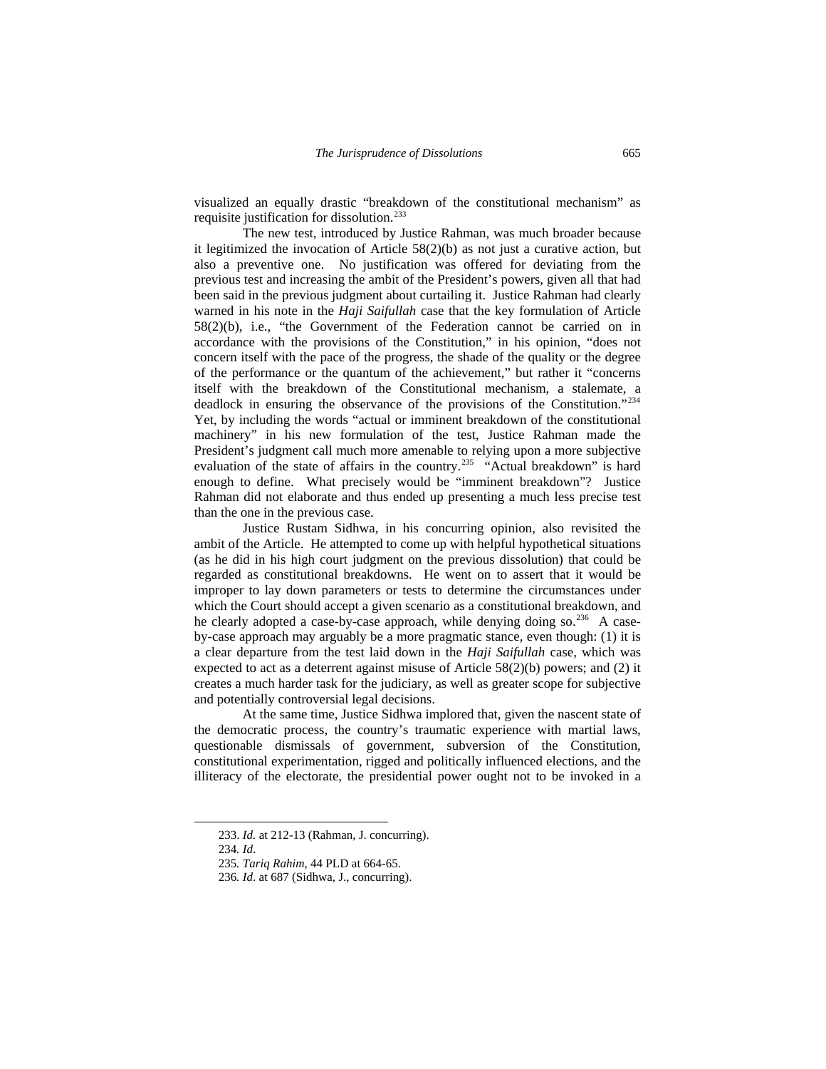visualized an equally drastic "breakdown of the constitutional mechanism" as requisite justification for dissolution.[233]

The new test, introduced by Justice Rahman, was much broader because it legitimized the invocation of Article 58(2)(b) as not just a curative action, but also a preventive one. No justification was offered for deviating from the previous test and increasing the ambit of the President's powers, given all that had been said in the previous judgment about curtailing it. Justice Rahman had clearly warned in his note in the *Haji Saifullah* case that the key formulation of Article 58(2)(b), i.e., "the Government of the Federation cannot be carried on in accordance with the provisions of the Constitution," in his opinion, "does not concern itself with the pace of the progress, the shade of the quality or the degree of the performance or the quantum of the achievement," but rather it "concerns itself with the breakdown of the Constitutional mechanism, a stalemate, a deadlock in ensuring the observance of the provisions of the Constitution."[234] Yet, by including the words "actual or imminent breakdown of the constitutional machinery" in his new formulation of the test, Justice Rahman made the President's judgment call much more amenable to relying upon a more subjective evaluation of the state of affairs in the country.[235] "Actual breakdown" is hard enough to define. What precisely would be "imminent breakdown"? Justice Rahman did not elaborate and thus ended up presenting a much less precise test than the one in the previous case.

Justice Rustam Sidhwa, in his concurring opinion, also revisited the ambit of the Article. He attempted to come up with helpful hypothetical situations (as he did in his high court judgment on the previous dissolution) that could be regarded as constitutional breakdowns. He went on to assert that it would be improper to lay down parameters or tests to determine the circumstances under which the Court should accept a given scenario as a constitutional breakdown, and he clearly adopted a case-by-case approach, while denying doing so.[236] A case-by-case approach may arguably be a more pragmatic stance, even though: (1) it is a clear departure from the test laid down in the *Haji Saifullah* case, which was expected to act as a deterrent against misuse of Article 58(2)(b) powers; and (2) it creates a much harder task for the judiciary, as well as greater scope for subjective and potentially controversial legal decisions.

At the same time, Justice Sidhwa implored that, given the nascent state of the democratic process, the country's traumatic experience with martial laws, questionable dismissals of government, subversion of the Constitution, constitutional experimentation, rigged and politically influenced elections, and the illiteracy of the electorate, the presidential power ought not to be invoked in a

---

233. *Id.* at 212-13 (Rahman, J. concurring).

234. *Id.*

235. *Tariq Rahim*, 44 PLD at 664-65.

236. *Id.* at 687 (Sidhwa, J., concurring).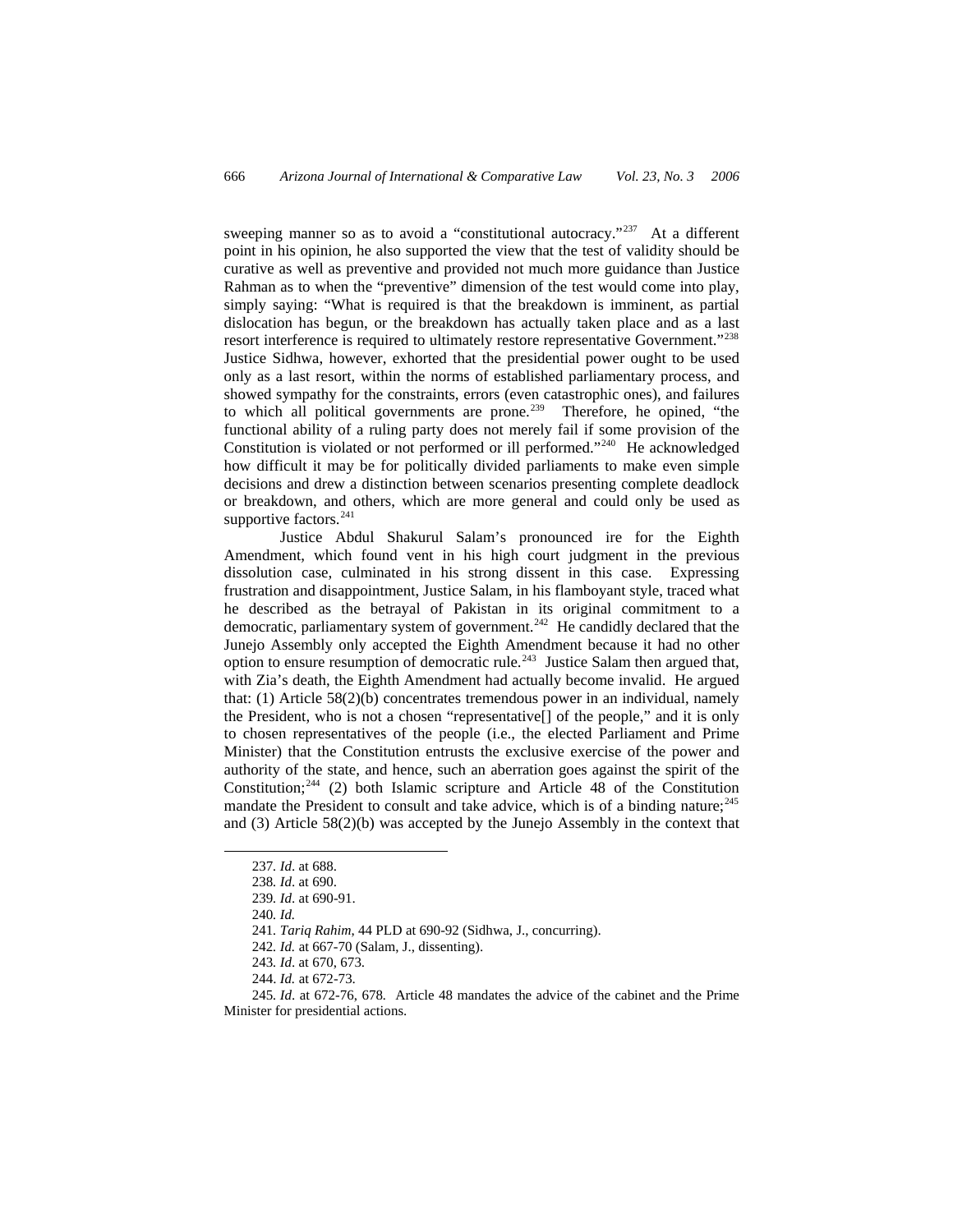sweeping manner so as to avoid a "constitutional autocracy."[237] At a different point in his opinion, he also supported the view that the test of validity should be curative as well as preventive and provided not much more guidance than Justice Rahman as to when the "preventive" dimension of the test would come into play, simply saying: "What is required is that the breakdown is imminent, as partial dislocation has begun, or the breakdown has actually taken place and as a last resort interference is required to ultimately restore representative Government."[238] Justice Sidhwa, however, exhorted that the presidential power ought to be used only as a last resort, within the norms of established parliamentary process, and showed sympathy for the constraints, errors (even catastrophic ones), and failures to which all political governments are prone.[239] Therefore, he opined, "the functional ability of a ruling party does not merely fail if some provision of the Constitution is violated or not performed or ill performed."[240] He acknowledged how difficult it may be for politically divided parliaments to make even simple decisions and drew a distinction between scenarios presenting complete deadlock or breakdown, and others, which are more general and could only be used as supportive factors.[241]

Justice Abdul Shakurul Salam's pronounced ire for the Eighth Amendment, which found vent in his high court judgment in the previous dissolution case, culminated in his strong dissent in this case. Expressing frustration and disappointment, Justice Salam, in his flamboyant style, traced what he described as the betrayal of Pakistan in its original commitment to a democratic, parliamentary system of government.[242] He candidly declared that the Junejo Assembly only accepted the Eighth Amendment because it had no other option to ensure resumption of democratic rule.[243] Justice Salam then argued that, with Zia's death, the Eighth Amendment had actually become invalid. He argued that: (1) Article 58(2)(b) concentrates tremendous power in an individual, namely the President, who is not a chosen "representative[] of the people," and it is only to chosen representatives of the people (i.e., the elected Parliament and Prime Minister) that the Constitution entrusts the exclusive exercise of the power and authority of the state, and hence, such an aberration goes against the spirit of the Constitution;[244] (2) both Islamic scripture and Article 48 of the Constitution mandate the President to consult and take advice, which is of a binding nature;[245] and (3) Article 58(2)(b) was accepted by the Junejo Assembly in the context that

---

237. *Id*. at 688.

238. *Id*. at 690.

239. *Id*. at 690-91.

240. *Id.*

241. *Tariq Rahim*, 44 PLD at 690-92 (Sidhwa, J., concurring).

242. *Id.* at 667-70 (Salam, J., dissenting).

243. *Id*. at 670, 673.

244. *Id.* at 672-73.

245. *Id*. at 672-76, 678. Article 48 mandates the advice of the cabinet and the Prime Minister for presidential actions.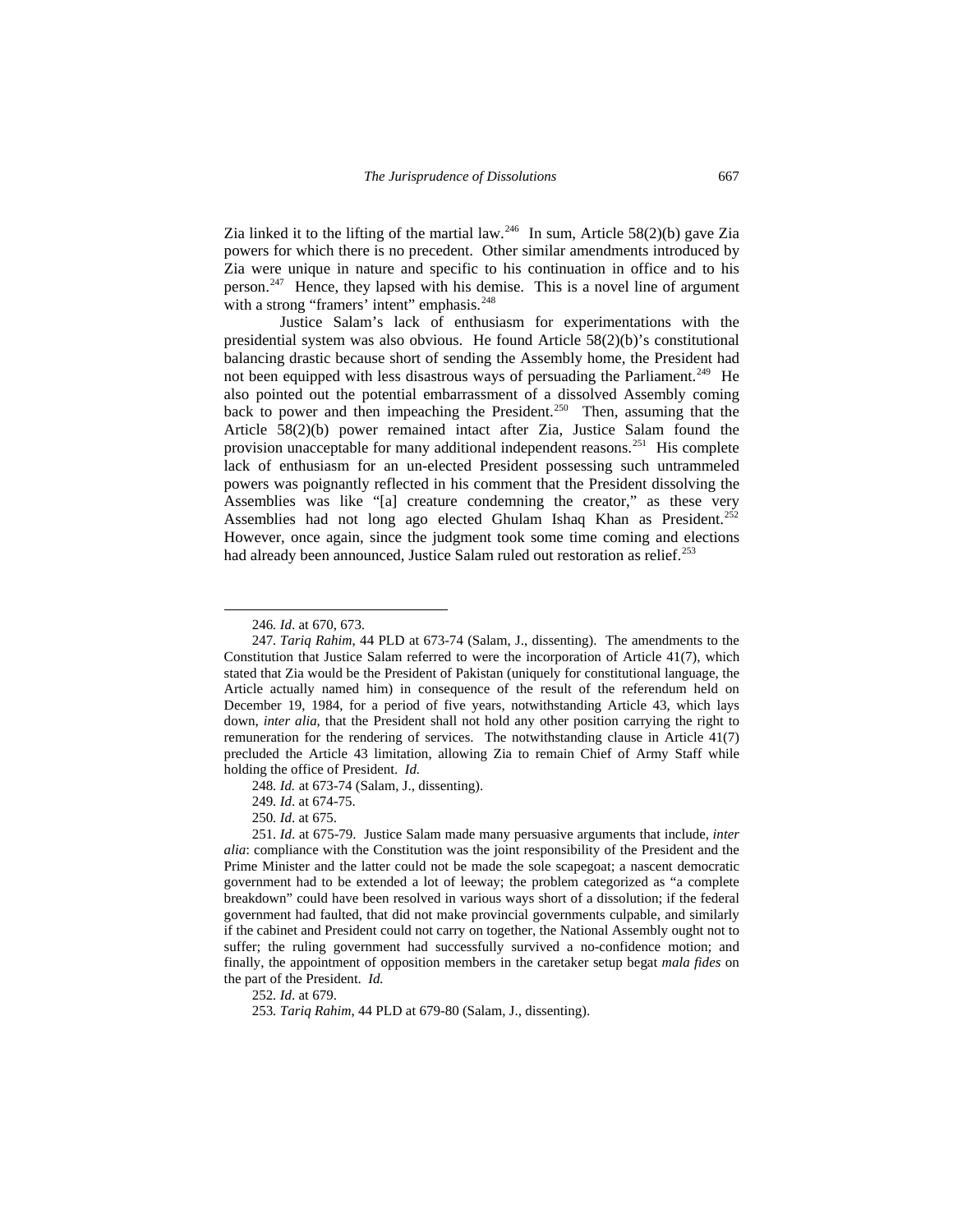Zia linked it to the lifting of the martial law.[246] In sum, Article 58(2)(b) gave Zia powers for which there is no precedent. Other similar amendments introduced by Zia were unique in nature and specific to his continuation in office and to his person.[247] Hence, they lapsed with his demise. This is a novel line of argument with a strong "framers' intent" emphasis.[248]

Justice Salam's lack of enthusiasm for experimentations with the presidential system was also obvious. He found Article 58(2)(b)'s constitutional balancing drastic because short of sending the Assembly home, the President had not been equipped with less disastrous ways of persuading the Parliament.[249] He also pointed out the potential embarrassment of a dissolved Assembly coming back to power and then impeaching the President.[250] Then, assuming that the Article 58(2)(b) power remained intact after Zia, Justice Salam found the provision unacceptable for many additional independent reasons.[251] His complete lack of enthusiasm for an un-elected President possessing such untrammeled powers was poignantly reflected in his comment that the President dissolving the Assemblies was like "[a] creature condemning the creator," as these very Assemblies had not long ago elected Ghulam Ishaq Khan as President.[252] However, once again, since the judgment took some time coming and elections had already been announced, Justice Salam ruled out restoration as relief.[253]

---

246. *Id.* at 670, 673.

247. *Tariq Rahim*, 44 PLD at 673-74 (Salam, J., dissenting). The amendments to the Constitution that Justice Salam referred to were the incorporation of Article 41(7), which stated that Zia would be the President of Pakistan (uniquely for constitutional language, the Article actually named him) in consequence of the result of the referendum held on December 19, 1984, for a period of five years, notwithstanding Article 43, which lays down, *inter alia*, that the President shall not hold any other position carrying the right to remuneration for the rendering of services. The notwithstanding clause in Article 41(7) precluded the Article 43 limitation, allowing Zia to remain Chief of Army Staff while holding the office of President. *Id.*

248. *Id.* at 673-74 (Salam, J., dissenting).

249. *Id.* at 674-75.

250. *Id.* at 675.

251. *Id.* at 675-79. Justice Salam made many persuasive arguments that include, *inter alia*: compliance with the Constitution was the joint responsibility of the President and the Prime Minister and the latter could not be made the sole scapegoat; a nascent democratic government had to be extended a lot of leeway; the problem categorized as "a complete breakdown" could have been resolved in various ways short of a dissolution; if the federal government had faulted, that did not make provincial governments culpable, and similarly if the cabinet and President could not carry on together, the National Assembly ought not to suffer; the ruling government had successfully survived a no-confidence motion; and finally, the appointment of opposition members in the caretaker setup begat *mala fides* on the part of the President. *Id.*

252. *Id.* at 679.

253. *Tariq Rahim*, 44 PLD at 679-80 (Salam, J., dissenting).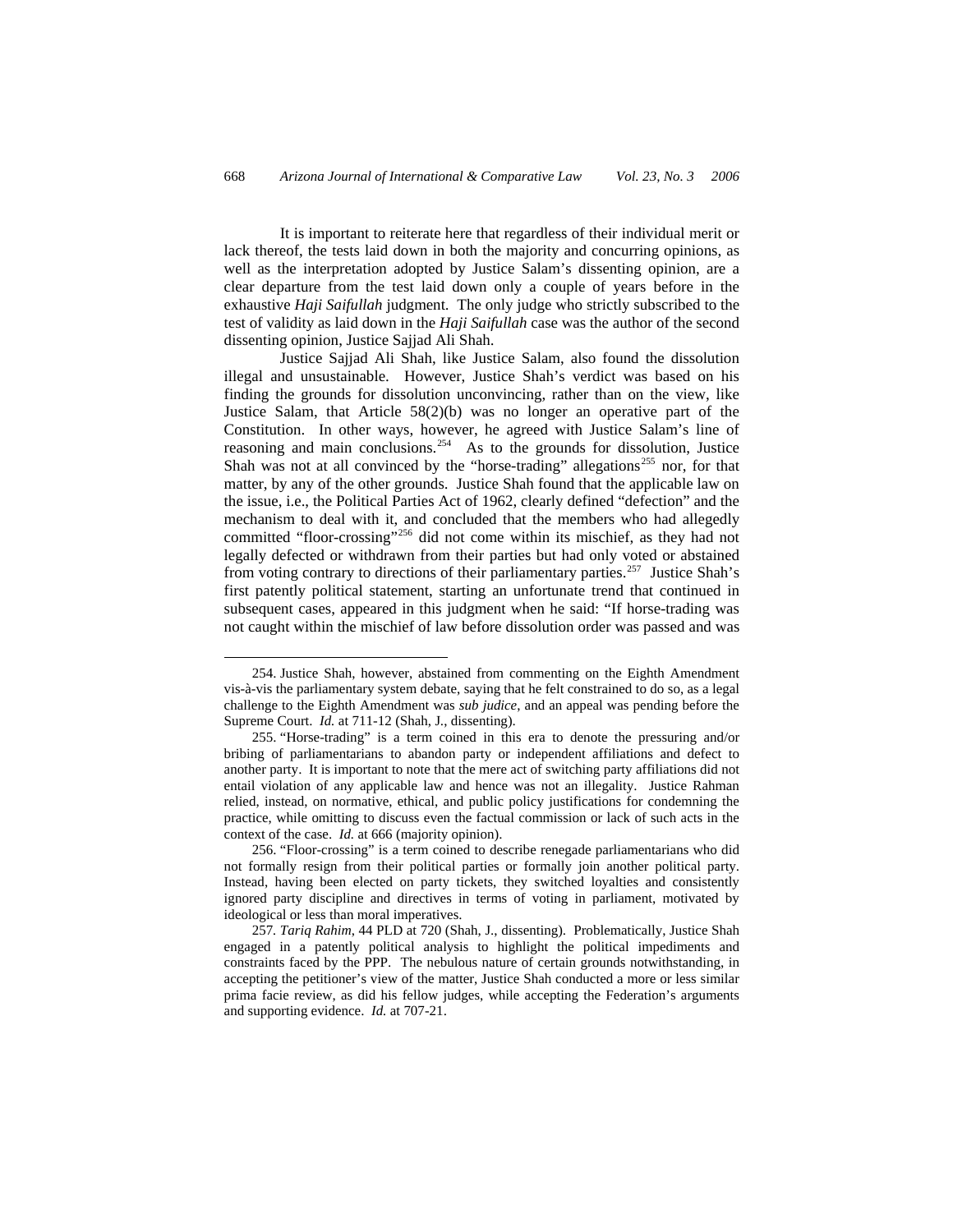It is important to reiterate here that regardless of their individual merit or lack thereof, the tests laid down in both the majority and concurring opinions, as well as the interpretation adopted by Justice Salam's dissenting opinion, are a clear departure from the test laid down only a couple of years before in the exhaustive *Haji Saifullah* judgment. The only judge who strictly subscribed to the test of validity as laid down in the *Haji Saifullah* case was the author of the second dissenting opinion, Justice Sajjad Ali Shah.

Justice Sajjad Ali Shah, like Justice Salam, also found the dissolution illegal and unsustainable. However, Justice Shah's verdict was based on his finding the grounds for dissolution unconvincing, rather than on the view, like Justice Salam, that Article 58(2)(b) was no longer an operative part of the Constitution. In other ways, however, he agreed with Justice Salam's line of reasoning and main conclusions.[254] As to the grounds for dissolution, Justice Shah was not at all convinced by the "horse-trading" allegations[255] nor, for that matter, by any of the other grounds. Justice Shah found that the applicable law on the issue, i.e., the Political Parties Act of 1962, clearly defined "defection" and the mechanism to deal with it, and concluded that the members who had allegedly committed "floor-crossing"[256] did not come within its mischief, as they had not legally defected or withdrawn from their parties but had only voted or abstained from voting contrary to directions of their parliamentary parties.[257] Justice Shah's first patently political statement, starting an unfortunate trend that continued in subsequent cases, appeared in this judgment when he said: "If horse-trading was not caught within the mischief of law before dissolution order was passed and was

---

254. Justice Shah, however, abstained from commenting on the Eighth Amendment vis-à-vis the parliamentary system debate, saying that he felt constrained to do so, as a legal challenge to the Eighth Amendment was *sub judice*, and an appeal was pending before the Supreme Court. *Id.* at 711-12 (Shah, J., dissenting).

255. "Horse-trading" is a term coined in this era to denote the pressuring and/or bribing of parliamentarians to abandon party or independent affiliations and defect to another party. It is important to note that the mere act of switching party affiliations did not entail violation of any applicable law and hence was not an illegality. Justice Rahman relied, instead, on normative, ethical, and public policy justifications for condemning the practice, while omitting to discuss even the factual commission or lack of such acts in the context of the case. *Id.* at 666 (majority opinion).

256. "Floor-crossing" is a term coined to describe renegade parliamentarians who did not formally resign from their political parties or formally join another political party. Instead, having been elected on party tickets, they switched loyalties and consistently ignored party discipline and directives in terms of voting in parliament, motivated by ideological or less than moral imperatives.

257. *Tariq Rahim*, 44 PLD at 720 (Shah, J., dissenting). Problematically, Justice Shah engaged in a patently political analysis to highlight the political impediments and constraints faced by the PPP. The nebulous nature of certain grounds notwithstanding, in accepting the petitioner's view of the matter, Justice Shah conducted a more or less similar prima facie review, as did his fellow judges, while accepting the Federation's arguments and supporting evidence. *Id.* at 707-21.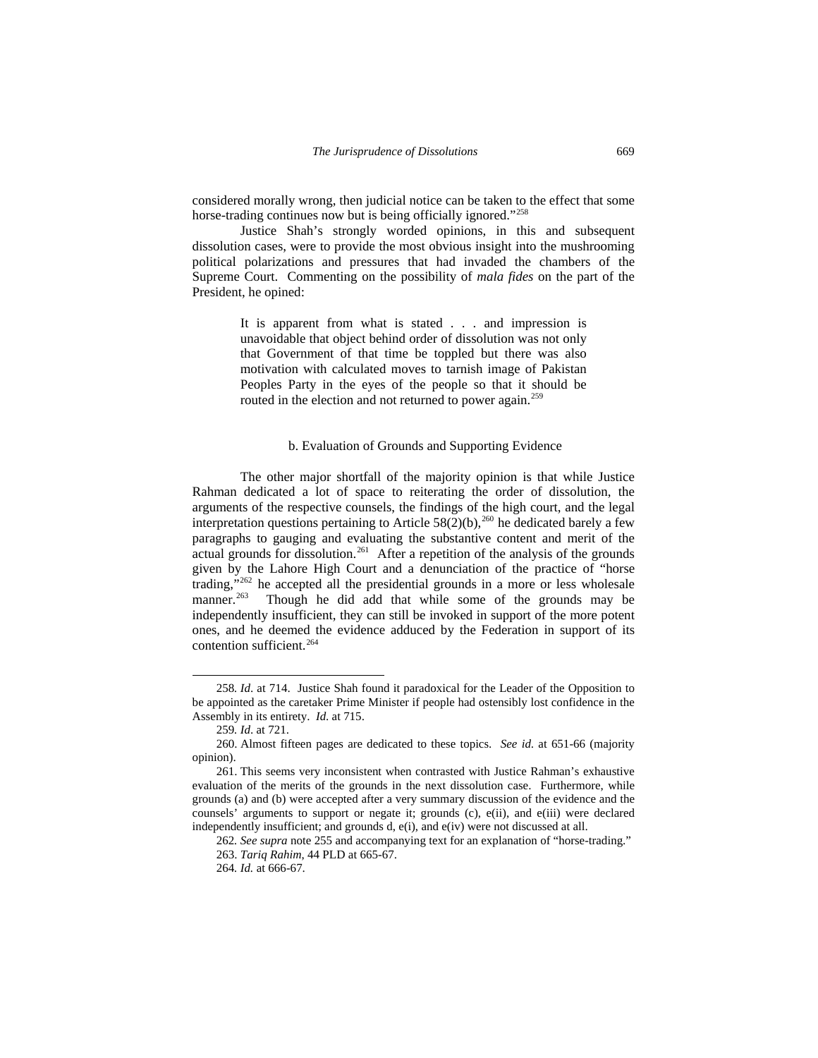considered morally wrong, then judicial notice can be taken to the effect that some horse-trading continues now but is being officially ignored."[258]

Justice Shah's strongly worded opinions, in this and subsequent dissolution cases, were to provide the most obvious insight into the mushrooming political polarizations and pressures that had invaded the chambers of the Supreme Court. Commenting on the possibility of *mala fides* on the part of the President, he opined:

> It is apparent from what is stated . . . and impression is unavoidable that object behind order of dissolution was not only that Government of that time be toppled but there was also motivation with calculated moves to tarnish image of Pakistan Peoples Party in the eyes of the people so that it should be routed in the election and not returned to power again.[259]

### b. Evaluation of Grounds and Supporting Evidence

The other major shortfall of the majority opinion is that while Justice Rahman dedicated a lot of space to reiterating the order of dissolution, the arguments of the respective counsels, the findings of the high court, and the legal interpretation questions pertaining to Article 58(2)(b),[260] he dedicated barely a few paragraphs to gauging and evaluating the substantive content and merit of the actual grounds for dissolution.[261] After a repetition of the analysis of the grounds given by the Lahore High Court and a denunciation of the practice of "horse trading,"[262] he accepted all the presidential grounds in a more or less wholesale manner.[263] Though he did add that while some of the grounds may be independently insufficient, they can still be invoked in support of the more potent ones, and he deemed the evidence adduced by the Federation in support of its contention sufficient.[264]

---

258. *Id.* at 714. Justice Shah found it paradoxical for the Leader of the Opposition to be appointed as the caretaker Prime Minister if people had ostensibly lost confidence in the Assembly in its entirety. *Id.* at 715.

259. *Id.* at 721.

260. Almost fifteen pages are dedicated to these topics. *See id.* at 651-66 (majority opinion).

261. This seems very inconsistent when contrasted with Justice Rahman's exhaustive evaluation of the merits of the grounds in the next dissolution case. Furthermore, while grounds (a) and (b) were accepted after a very summary discussion of the evidence and the counsels' arguments to support or negate it; grounds (c), e(ii), and e(iii) were declared independently insufficient; and grounds d, e(i), and e(iv) were not discussed at all.

262. *See supra* note 255 and accompanying text for an explanation of "horse-trading."

263. *Tariq Rahim*, 44 PLD at 665-67.

264. *Id.* at 666-67.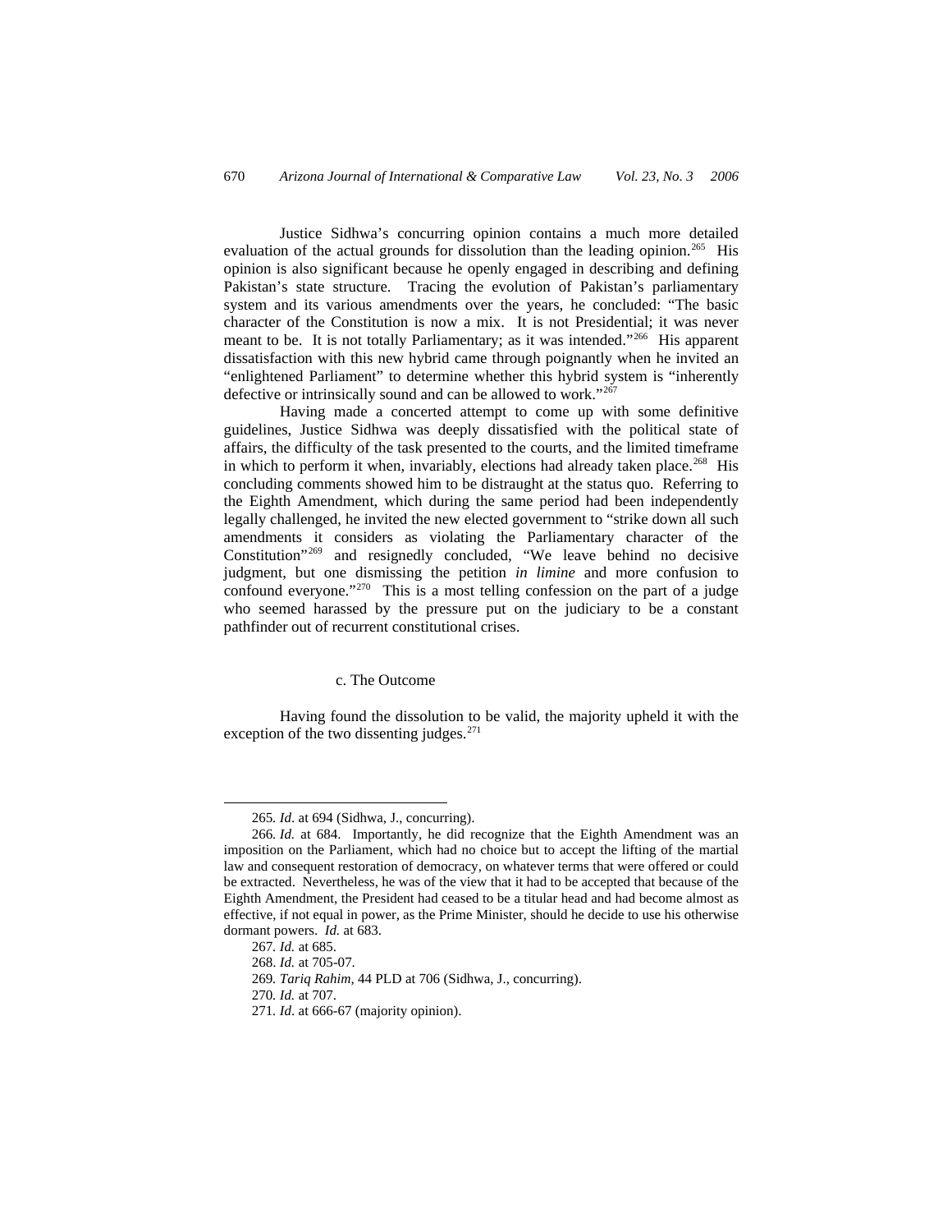Justice Sidhwa's concurring opinion contains a much more detailed evaluation of the actual grounds for dissolution than the leading opinion.[265] His opinion is also significant because he openly engaged in describing and defining Pakistan's state structure. Tracing the evolution of Pakistan's parliamentary system and its various amendments over the years, he concluded: "The basic character of the Constitution is now a mix. It is not Presidential; it was never meant to be. It is not totally Parliamentary; as it was intended."[266] His apparent dissatisfaction with this new hybrid came through poignantly when he invited an "enlightened Parliament" to determine whether this hybrid system is "inherently defective or intrinsically sound and can be allowed to work."[267]

Having made a concerted attempt to come up with some definitive guidelines, Justice Sidhwa was deeply dissatisfied with the political state of affairs, the difficulty of the task presented to the courts, and the limited timeframe in which to perform it when, invariably, elections had already taken place.[268] His concluding comments showed him to be distraught at the status quo. Referring to the Eighth Amendment, which during the same period had been independently legally challenged, he invited the new elected government to "strike down all such amendments it considers as violating the Parliamentary character of the Constitution"[269] and resignedly concluded, "We leave behind no decisive judgment, but one dismissing the petition *in limine* and more confusion to confound everyone."[270] This is a most telling confession on the part of a judge who seemed harassed by the pressure put on the judiciary to be a constant pathfinder out of recurrent constitutional crises.

#### c. The Outcome

Having found the dissolution to be valid, the majority upheld it with the exception of the two dissenting judges.[271]

---

265. *Id.* at 694 (Sidhwa, J., concurring).

266. *Id.* at 684. Importantly, he did recognize that the Eighth Amendment was an imposition on the Parliament, which had no choice but to accept the lifting of the martial law and consequent restoration of democracy, on whatever terms that were offered or could be extracted. Nevertheless, he was of the view that it had to be accepted that because of the Eighth Amendment, the President had ceased to be a titular head and had become almost as effective, if not equal in power, as the Prime Minister, should he decide to use his otherwise dormant powers. *Id.* at 683.

267. *Id.* at 685.

268. *Id.* at 705-07.

269. *Tariq Rahim*, 44 PLD at 706 (Sidhwa, J., concurring).

270. *Id.* at 707.

271. *Id*. at 666-67 (majority opinion).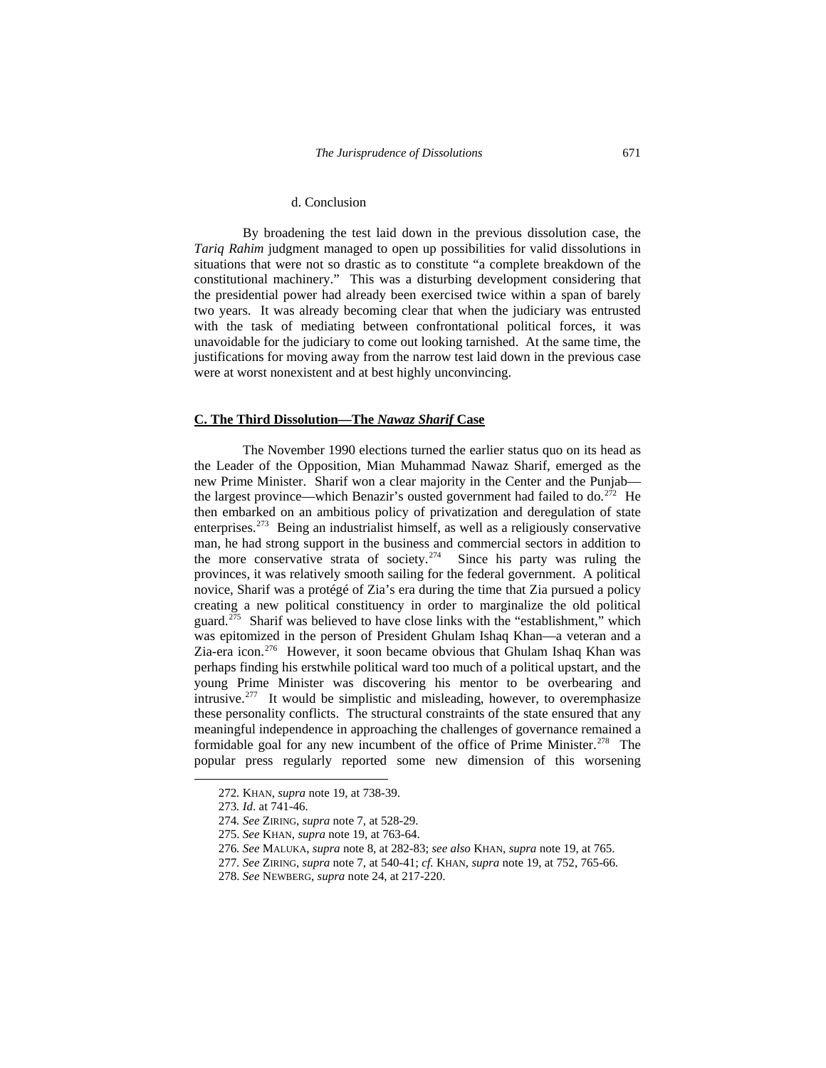d. Conclusion

By broadening the test laid down in the previous dissolution case, the *Tariq Rahim* judgment managed to open up possibilities for valid dissolutions in situations that were not so drastic as to constitute "a complete breakdown of the constitutional machinery." This was a disturbing development considering that the presidential power had already been exercised twice within a span of barely two years. It was already becoming clear that when the judiciary was entrusted with the task of mediating between confrontational political forces, it was unavoidable for the judiciary to come out looking tarnished. At the same time, the justifications for moving away from the narrow test laid down in the previous case were at worst nonexistent and at best highly unconvincing.

## C. The Third Dissolution—The *Nawaz Sharif* Case

The November 1990 elections turned the earlier status quo on its head as the Leader of the Opposition, Mian Muhammad Nawaz Sharif, emerged as the new Prime Minister. Sharif won a clear majority in the Center and the Punjab—the largest province—which Benazir's ousted government had failed to do.[272] He then embarked on an ambitious policy of privatization and deregulation of state enterprises.[273] Being an industrialist himself, as well as a religiously conservative man, he had strong support in the business and commercial sectors in addition to the more conservative strata of society.[274] Since his party was ruling the provinces, it was relatively smooth sailing for the federal government. A political novice, Sharif was a protégé of Zia's era during the time that Zia pursued a policy creating a new political constituency in order to marginalize the old political guard.[275] Sharif was believed to have close links with the "establishment," which was epitomized in the person of President Ghulam Ishaq Khan—a veteran and a Zia-era icon.[276] However, it soon became obvious that Ghulam Ishaq Khan was perhaps finding his erstwhile political ward too much of a political upstart, and the young Prime Minister was discovering his mentor to be overbearing and intrusive.[277] It would be simplistic and misleading, however, to overemphasize these personality conflicts. The structural constraints of the state ensured that any meaningful independence in approaching the challenges of governance remained a formidable goal for any new incumbent of the office of Prime Minister.[278] The popular press regularly reported some new dimension of this worsening

272. KHAN, *supra* note 19, at 738-39.

273. *Id*. at 741-46.

274. *See* ZIRING, *supra* note 7, at 528-29.

275. *See* KHAN, *supra* note 19, at 763-64.

276. *See* MALUKA, *supra* note 8, at 282-83; *see also* KHAN, *supra* note 19, at 765.

277. *See* ZIRING, *supra* note 7, at 540-41; *cf.* KHAN, *supra* note 19, at 752, 765-66.

278. *See* NEWBERG, *supra* note 24, at 217-220.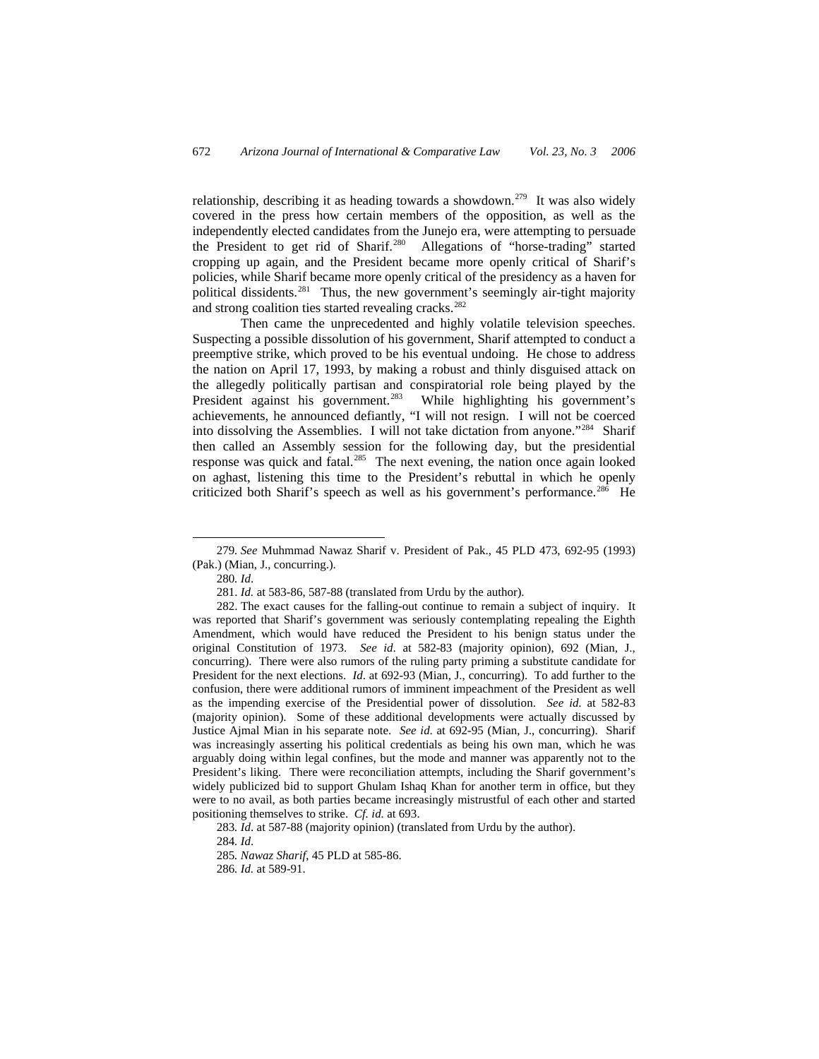relationship, describing it as heading towards a showdown.[279] It was also widely covered in the press how certain members of the opposition, as well as the independently elected candidates from the Junejo era, were attempting to persuade the President to get rid of Sharif.[280] Allegations of "horse-trading" started cropping up again, and the President became more openly critical of Sharif's policies, while Sharif became more openly critical of the presidency as a haven for political dissidents.[281] Thus, the new government's seemingly air-tight majority and strong coalition ties started revealing cracks.[282]

Then came the unprecedented and highly volatile television speeches. Suspecting a possible dissolution of his government, Sharif attempted to conduct a preemptive strike, which proved to be his eventual undoing. He chose to address the nation on April 17, 1993, by making a robust and thinly disguised attack on the allegedly politically partisan and conspiratorial role being played by the President against his government.[283] While highlighting his government's achievements, he announced defiantly, "I will not resign. I will not be coerced into dissolving the Assemblies. I will not take dictation from anyone."[284] Sharif then called an Assembly session for the following day, but the presidential response was quick and fatal.[285] The next evening, the nation once again looked on aghast, listening this time to the President's rebuttal in which he openly criticized both Sharif's speech as well as his government's performance.[286] He

---

279. *See* Muhmmad Nawaz Sharif v. President of Pak., 45 PLD 473, 692-95 (1993) (Pak.) (Mian, J., concurring.).

280. *Id*.

281. *Id.* at 583-86, 587-88 (translated from Urdu by the author).

282. The exact causes for the falling-out continue to remain a subject of inquiry. It was reported that Sharif's government was seriously contemplating repealing the Eighth Amendment, which would have reduced the President to his benign status under the original Constitution of 1973. *See id*. at 582-83 (majority opinion), 692 (Mian, J., concurring). There were also rumors of the ruling party priming a substitute candidate for President for the next elections. *Id*. at 692-93 (Mian, J., concurring). To add further to the confusion, there were additional rumors of imminent impeachment of the President as well as the impending exercise of the Presidential power of dissolution. *See id.* at 582-83 (majority opinion). Some of these additional developments were actually discussed by Justice Ajmal Mian in his separate note. *See id*. at 692-95 (Mian, J., concurring). Sharif was increasingly asserting his political credentials as being his own man, which he was arguably doing within legal confines, but the mode and manner was apparently not to the President's liking. There were reconciliation attempts, including the Sharif government's widely publicized bid to support Ghulam Ishaq Khan for another term in office, but they were to no avail, as both parties became increasingly mistrustful of each other and started positioning themselves to strike. *Cf. id.* at 693.

283. *Id*. at 587-88 (majority opinion) (translated from Urdu by the author).

284. *Id*.

285. *Nawaz Sharif*, 45 PLD at 585-86.

286. *Id.* at 589-91.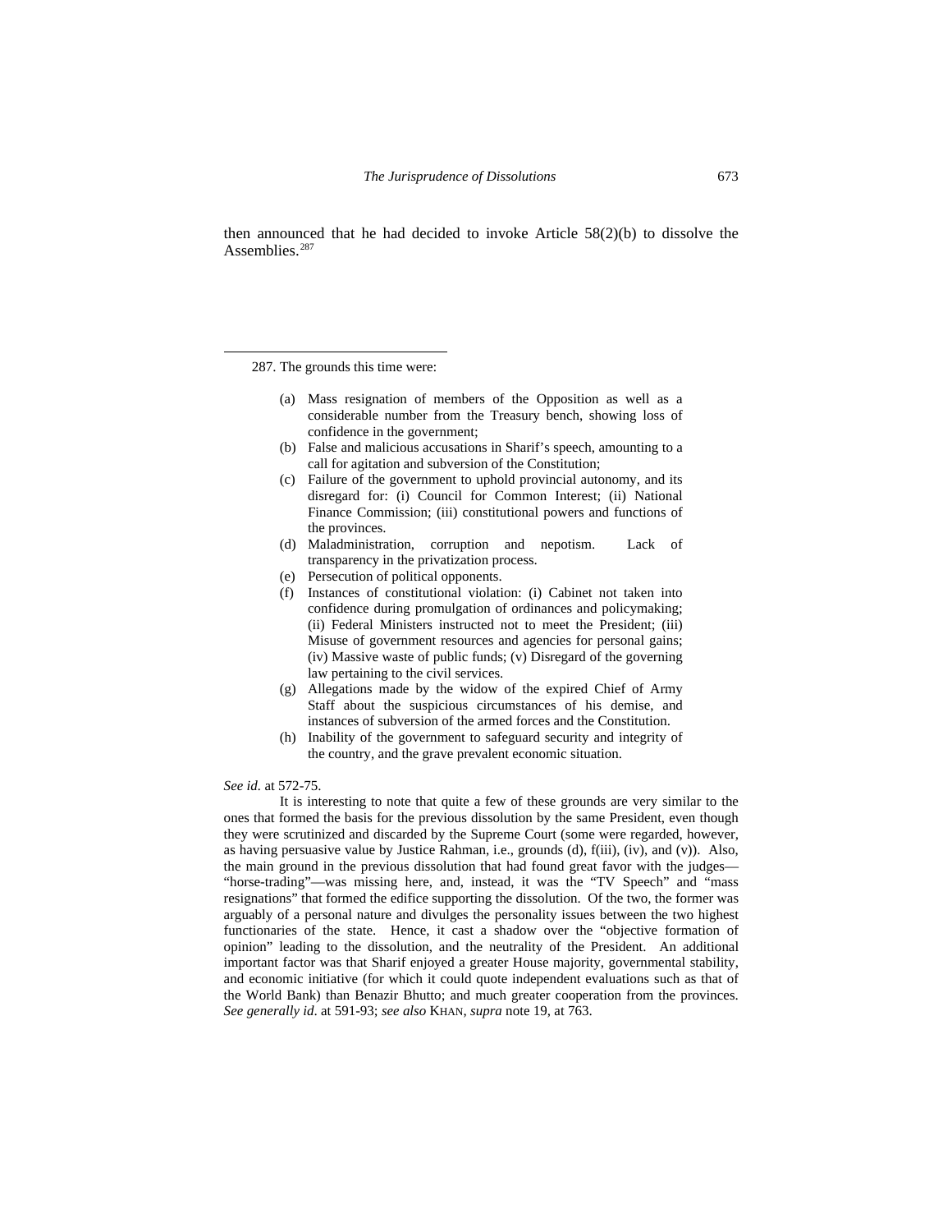then announced that he had decided to invoke Article 58(2)(b) to dissolve the Assemblies.[287]

---

287. The grounds this time were:

(a) Mass resignation of members of the Opposition as well as a considerable number from the Treasury bench, showing loss of confidence in the government;
(b) False and malicious accusations in Sharif's speech, amounting to a call for agitation and subversion of the Constitution;
(c) Failure of the government to uphold provincial autonomy, and its disregard for: (i) Council for Common Interest; (ii) National Finance Commission; (iii) constitutional powers and functions of the provinces.
(d) Maladministration, corruption and nepotism. Lack of transparency in the privatization process.
(e) Persecution of political opponents.
(f) Instances of constitutional violation: (i) Cabinet not taken into confidence during promulgation of ordinances and policymaking; (ii) Federal Ministers instructed not to meet the President; (iii) Misuse of government resources and agencies for personal gains; (iv) Massive waste of public funds; (v) Disregard of the governing law pertaining to the civil services.
(g) Allegations made by the widow of the expired Chief of Army Staff about the suspicious circumstances of his demise, and instances of subversion of the armed forces and the Constitution.
(h) Inability of the government to safeguard security and integrity of the country, and the grave prevalent economic situation.

*See id*. at 572-75.

It is interesting to note that quite a few of these grounds are very similar to the ones that formed the basis for the previous dissolution by the same President, even though they were scrutinized and discarded by the Supreme Court (some were regarded, however, as having persuasive value by Justice Rahman, i.e., grounds (d), f(iii), (iv), and (v)). Also, the main ground in the previous dissolution that had found great favor with the judges—"horse-trading"—was missing here, and, instead, it was the "TV Speech" and "mass resignations" that formed the edifice supporting the dissolution. Of the two, the former was arguably of a personal nature and divulges the personality issues between the two highest functionaries of the state. Hence, it cast a shadow over the "objective formation of opinion" leading to the dissolution, and the neutrality of the President. An additional important factor was that Sharif enjoyed a greater House majority, governmental stability, and economic initiative (for which it could quote independent evaluations such as that of the World Bank) than Benazir Bhutto; and much greater cooperation from the provinces. *See generally id*. at 591-93; *see also* KHAN, *supra* note 19, at 763.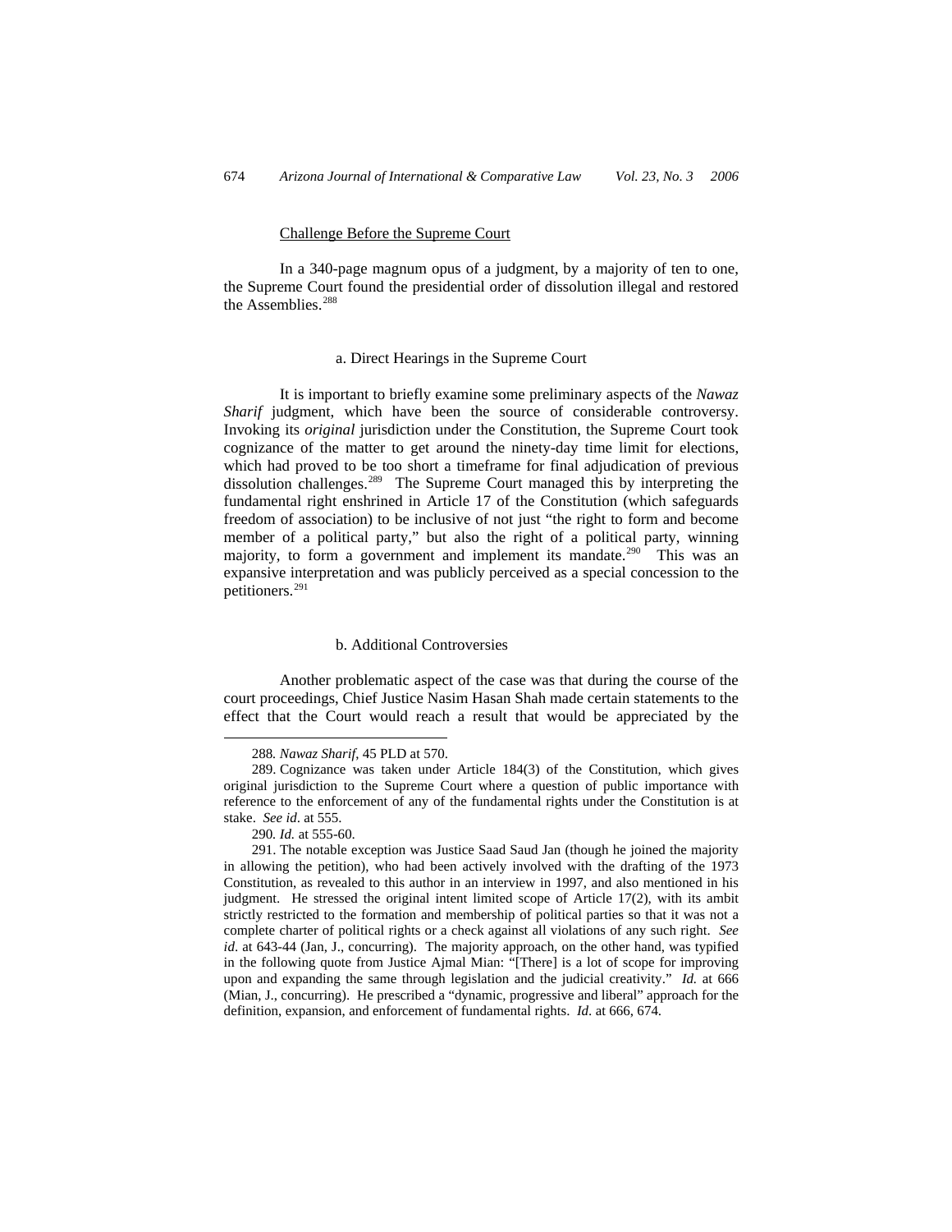Challenge Before the Supreme Court

In a 340-page magnum opus of a judgment, by a majority of ten to one, the Supreme Court found the presidential order of dissolution illegal and restored the Assemblies.[288]

a. Direct Hearings in the Supreme Court

It is important to briefly examine some preliminary aspects of the *Nawaz Sharif* judgment, which have been the source of considerable controversy. Invoking its *original* jurisdiction under the Constitution, the Supreme Court took cognizance of the matter to get around the ninety-day time limit for elections, which had proved to be too short a timeframe for final adjudication of previous dissolution challenges.[289] The Supreme Court managed this by interpreting the fundamental right enshrined in Article 17 of the Constitution (which safeguards freedom of association) to be inclusive of not just "the right to form and become member of a political party," but also the right of a political party, winning majority, to form a government and implement its mandate.[290] This was an expansive interpretation and was publicly perceived as a special concession to the petitioners.[291]

b. Additional Controversies

Another problematic aspect of the case was that during the course of the court proceedings, Chief Justice Nasim Hasan Shah made certain statements to the effect that the Court would reach a result that would be appreciated by the

---

288. *Nawaz Sharif*, 45 PLD at 570.

289. Cognizance was taken under Article 184(3) of the Constitution, which gives original jurisdiction to the Supreme Court where a question of public importance with reference to the enforcement of any of the fundamental rights under the Constitution is at stake. *See id*. at 555.

290. *Id.* at 555-60.

291. The notable exception was Justice Saad Saud Jan (though he joined the majority in allowing the petition), who had been actively involved with the drafting of the 1973 Constitution, as revealed to this author in an interview in 1997, and also mentioned in his judgment. He stressed the original intent limited scope of Article 17(2), with its ambit strictly restricted to the formation and membership of political parties so that it was not a complete charter of political rights or a check against all violations of any such right. *See id*. at 643-44 (Jan, J., concurring). The majority approach, on the other hand, was typified in the following quote from Justice Ajmal Mian: "[There] is a lot of scope for improving upon and expanding the same through legislation and the judicial creativity." *Id.* at 666 (Mian, J., concurring). He prescribed a "dynamic, progressive and liberal" approach for the definition, expansion, and enforcement of fundamental rights. *Id*. at 666, 674.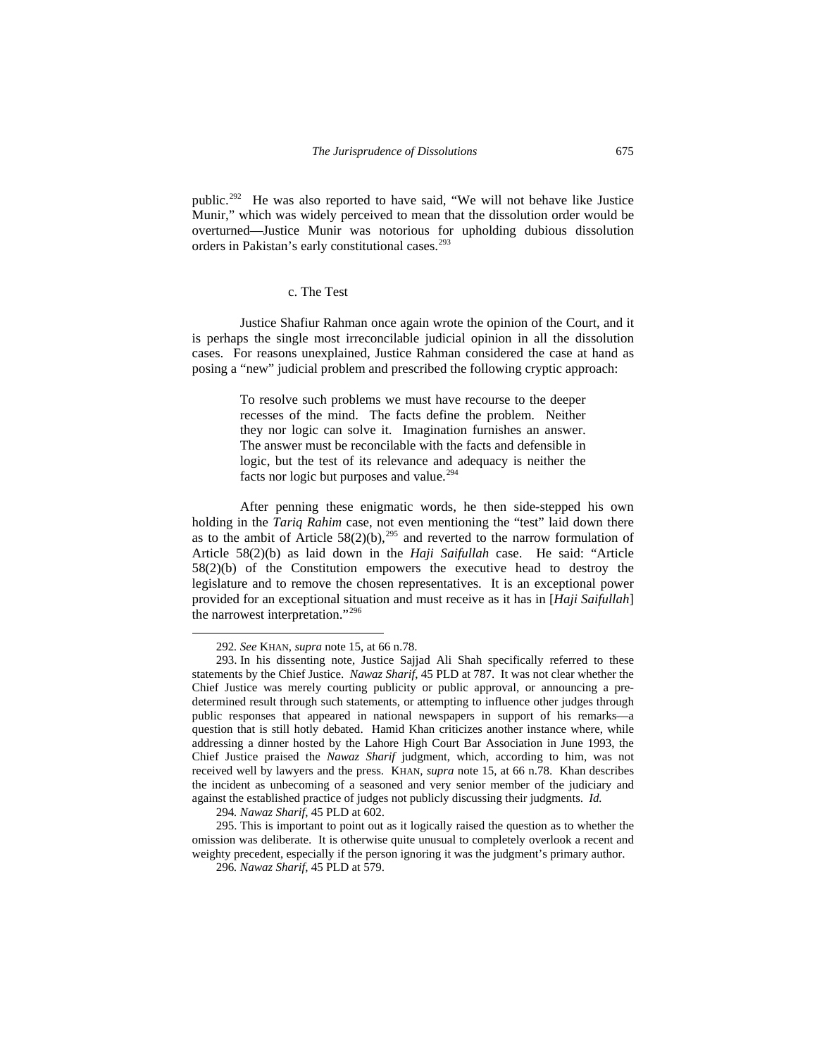public.[292] He was also reported to have said, "We will not behave like Justice Munir," which was widely perceived to mean that the dissolution order would be overturned—Justice Munir was notorious for upholding dubious dissolution orders in Pakistan's early constitutional cases.[293]

#### c. The Test

Justice Shafiur Rahman once again wrote the opinion of the Court, and it is perhaps the single most irreconcilable judicial opinion in all the dissolution cases. For reasons unexplained, Justice Rahman considered the case at hand as posing a "new" judicial problem and prescribed the following cryptic approach:

> To resolve such problems we must have recourse to the deeper recesses of the mind. The facts define the problem. Neither they nor logic can solve it. Imagination furnishes an answer. The answer must be reconcilable with the facts and defensible in logic, but the test of its relevance and adequacy is neither the facts nor logic but purposes and value.[294]

After penning these enigmatic words, he then side-stepped his own holding in the *Tariq Rahim* case, not even mentioning the "test" laid down there as to the ambit of Article 58(2)(b),[295] and reverted to the narrow formulation of Article 58(2)(b) as laid down in the *Haji Saifullah* case. He said: "Article 58(2)(b) of the Constitution empowers the executive head to destroy the legislature and to remove the chosen representatives. It is an exceptional power provided for an exceptional situation and must receive as it has in [*Haji Saifullah*] the narrowest interpretation."[296]

---

292. *See* KHAN, *supra* note 15, at 66 n.78.

293. In his dissenting note, Justice Sajjad Ali Shah specifically referred to these statements by the Chief Justice. *Nawaz Sharif*, 45 PLD at 787. It was not clear whether the Chief Justice was merely courting publicity or public approval, or announcing a pre-determined result through such statements, or attempting to influence other judges through public responses that appeared in national newspapers in support of his remarks—a question that is still hotly debated. Hamid Khan criticizes another instance where, while addressing a dinner hosted by the Lahore High Court Bar Association in June 1993, the Chief Justice praised the *Nawaz Sharif* judgment, which, according to him, was not received well by lawyers and the press. KHAN, *supra* note 15, at 66 n.78. Khan describes the incident as unbecoming of a seasoned and very senior member of the judiciary and against the established practice of judges not publicly discussing their judgments. *Id.*

294. *Nawaz Sharif*, 45 PLD at 602.

295. This is important to point out as it logically raised the question as to whether the omission was deliberate. It is otherwise quite unusual to completely overlook a recent and weighty precedent, especially if the person ignoring it was the judgment's primary author.

296. *Nawaz Sharif*, 45 PLD at 579.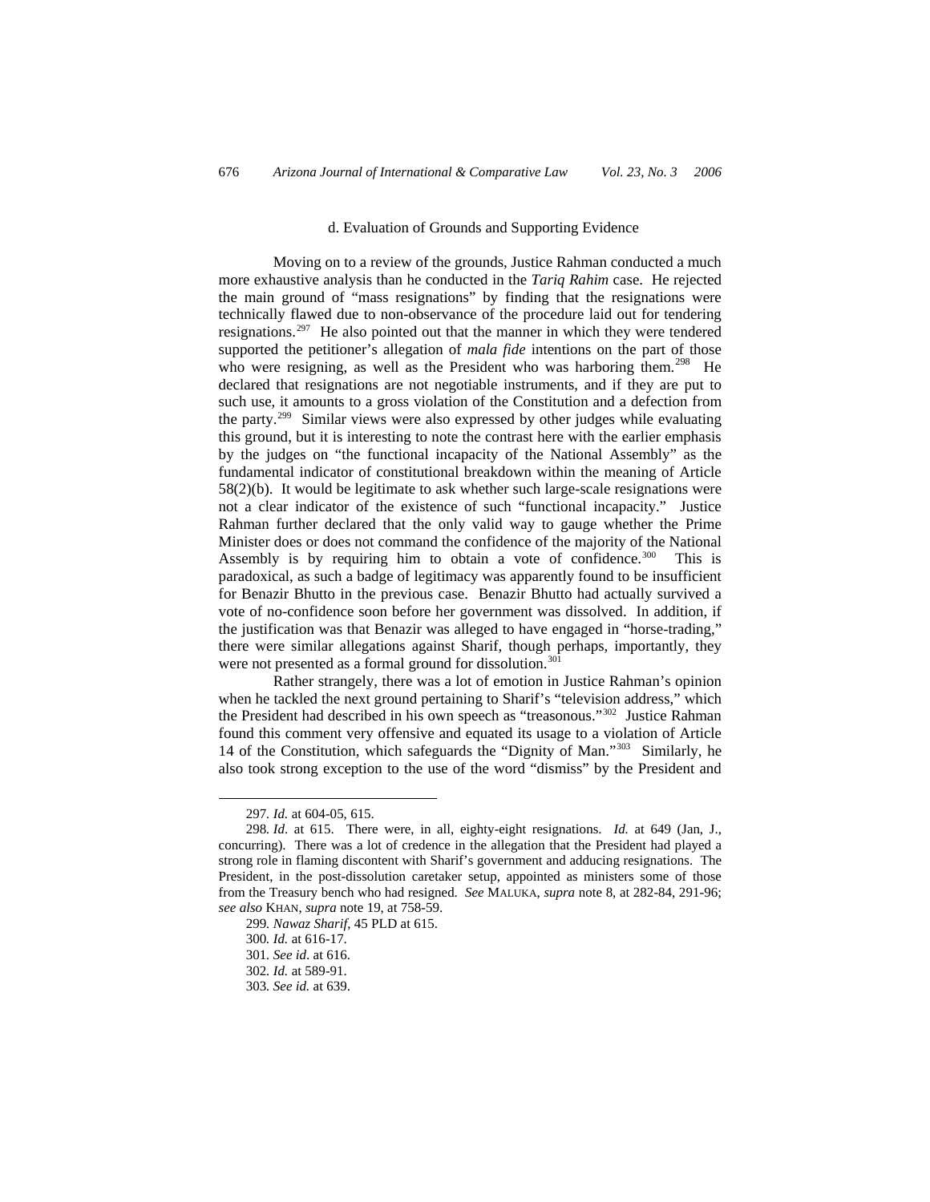d. Evaluation of Grounds and Supporting Evidence

Moving on to a review of the grounds, Justice Rahman conducted a much more exhaustive analysis than he conducted in the *Tariq Rahim* case. He rejected the main ground of "mass resignations" by finding that the resignations were technically flawed due to non-observance of the procedure laid out for tendering resignations.[297] He also pointed out that the manner in which they were tendered supported the petitioner's allegation of *mala fide* intentions on the part of those who were resigning, as well as the President who was harboring them.[298] He declared that resignations are not negotiable instruments, and if they are put to such use, it amounts to a gross violation of the Constitution and a defection from the party.[299] Similar views were also expressed by other judges while evaluating this ground, but it is interesting to note the contrast here with the earlier emphasis by the judges on "the functional incapacity of the National Assembly" as the fundamental indicator of constitutional breakdown within the meaning of Article 58(2)(b). It would be legitimate to ask whether such large-scale resignations were not a clear indicator of the existence of such "functional incapacity." Justice Rahman further declared that the only valid way to gauge whether the Prime Minister does or does not command the confidence of the majority of the National Assembly is by requiring him to obtain a vote of confidence.[300] This is paradoxical, as such a badge of legitimacy was apparently found to be insufficient for Benazir Bhutto in the previous case. Benazir Bhutto had actually survived a vote of no-confidence soon before her government was dissolved. In addition, if the justification was that Benazir was alleged to have engaged in "horse-trading," there were similar allegations against Sharif, though perhaps, importantly, they were not presented as a formal ground for dissolution.[301]

Rather strangely, there was a lot of emotion in Justice Rahman's opinion when he tackled the next ground pertaining to Sharif's "television address," which the President had described in his own speech as "treasonous."[302] Justice Rahman found this comment very offensive and equated its usage to a violation of Article 14 of the Constitution, which safeguards the "Dignity of Man."[303] Similarly, he also took strong exception to the use of the word "dismiss" by the President and

---

297. *Id.* at 604-05, 615.

298. *Id.* at 615. There were, in all, eighty-eight resignations. *Id.* at 649 (Jan, J., concurring). There was a lot of credence in the allegation that the President had played a strong role in flaming discontent with Sharif's government and adducing resignations. The President, in the post-dissolution caretaker setup, appointed as ministers some of those from the Treasury bench who had resigned. *See* MALUKA, *supra* note 8, at 282-84, 291-96; *see also* KHAN, *supra* note 19, at 758-59.

299. *Nawaz Sharif*, 45 PLD at 615.

300. *Id.* at 616-17.

301. *See id.* at 616.

302. *Id.* at 589-91.

303. *See id.* at 639.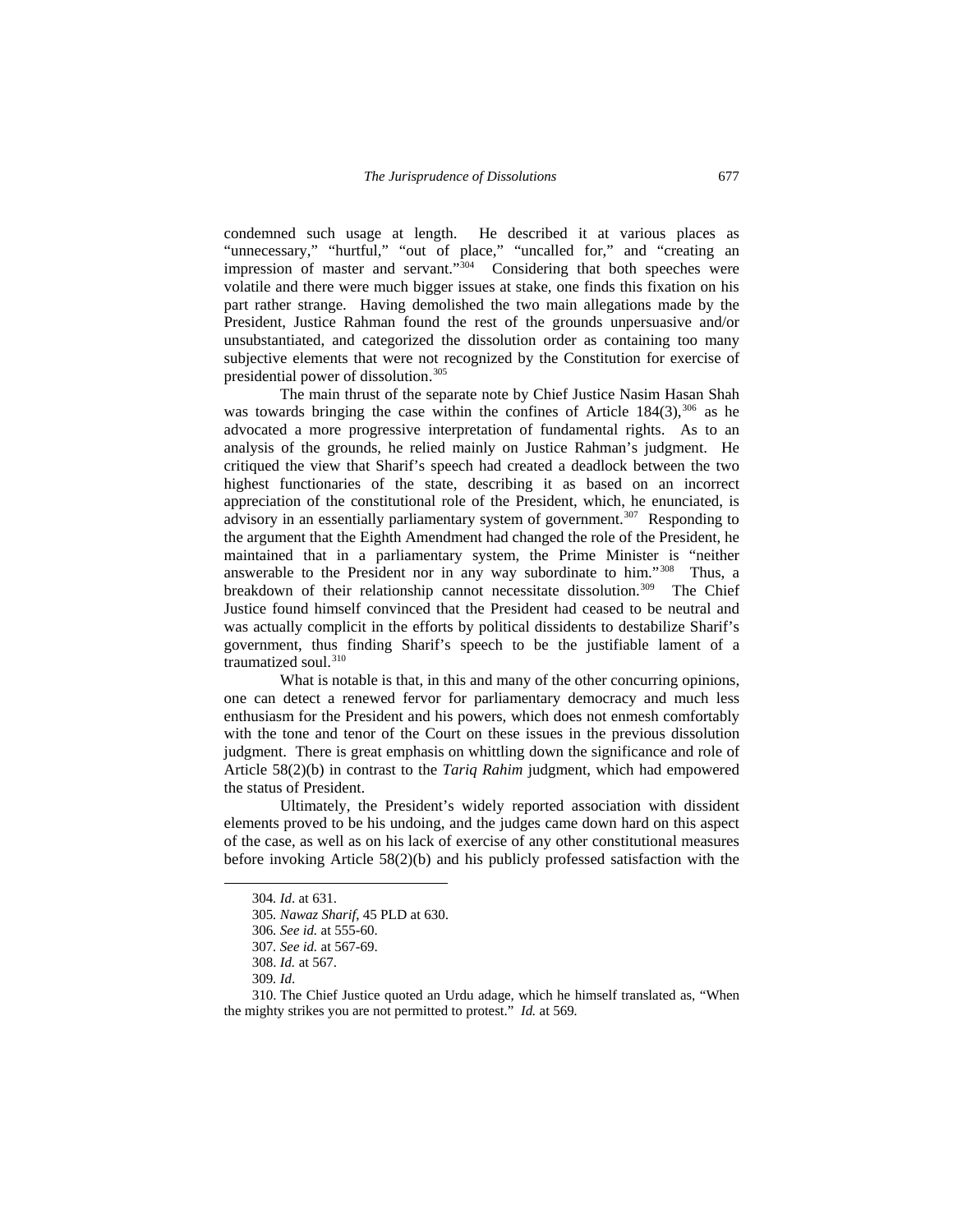condemned such usage at length. He described it at various places as "unnecessary," "hurtful," "out of place," "uncalled for," and "creating an impression of master and servant."[304] Considering that both speeches were volatile and there were much bigger issues at stake, one finds this fixation on his part rather strange. Having demolished the two main allegations made by the President, Justice Rahman found the rest of the grounds unpersuasive and/or unsubstantiated, and categorized the dissolution order as containing too many subjective elements that were not recognized by the Constitution for exercise of presidential power of dissolution.[305]

The main thrust of the separate note by Chief Justice Nasim Hasan Shah was towards bringing the case within the confines of Article 184(3),[306] as he advocated a more progressive interpretation of fundamental rights. As to an analysis of the grounds, he relied mainly on Justice Rahman's judgment. He critiqued the view that Sharif's speech had created a deadlock between the two highest functionaries of the state, describing it as based on an incorrect appreciation of the constitutional role of the President, which, he enunciated, is advisory in an essentially parliamentary system of government.[307] Responding to the argument that the Eighth Amendment had changed the role of the President, he maintained that in a parliamentary system, the Prime Minister is "neither answerable to the President nor in any way subordinate to him."[308] Thus, a breakdown of their relationship cannot necessitate dissolution.[309] The Chief Justice found himself convinced that the President had ceased to be neutral and was actually complicit in the efforts by political dissidents to destabilize Sharif's government, thus finding Sharif's speech to be the justifiable lament of a traumatized soul.[310]

What is notable is that, in this and many of the other concurring opinions, one can detect a renewed fervor for parliamentary democracy and much less enthusiasm for the President and his powers, which does not enmesh comfortably with the tone and tenor of the Court on these issues in the previous dissolution judgment. There is great emphasis on whittling down the significance and role of Article 58(2)(b) in contrast to the *Tariq Rahim* judgment, which had empowered the status of President.

Ultimately, the President's widely reported association with dissident elements proved to be his undoing, and the judges came down hard on this aspect of the case, as well as on his lack of exercise of any other constitutional measures before invoking Article 58(2)(b) and his publicly professed satisfaction with the

---

304. *Id*. at 631.

305. *Nawaz Sharif*, 45 PLD at 630.

306. *See id.* at 555-60.

307. *See id.* at 567-69.

308. *Id.* at 567.

309. *Id*.

310. The Chief Justice quoted an Urdu adage, which he himself translated as, "When the mighty strikes you are not permitted to protest." *Id.* at 569.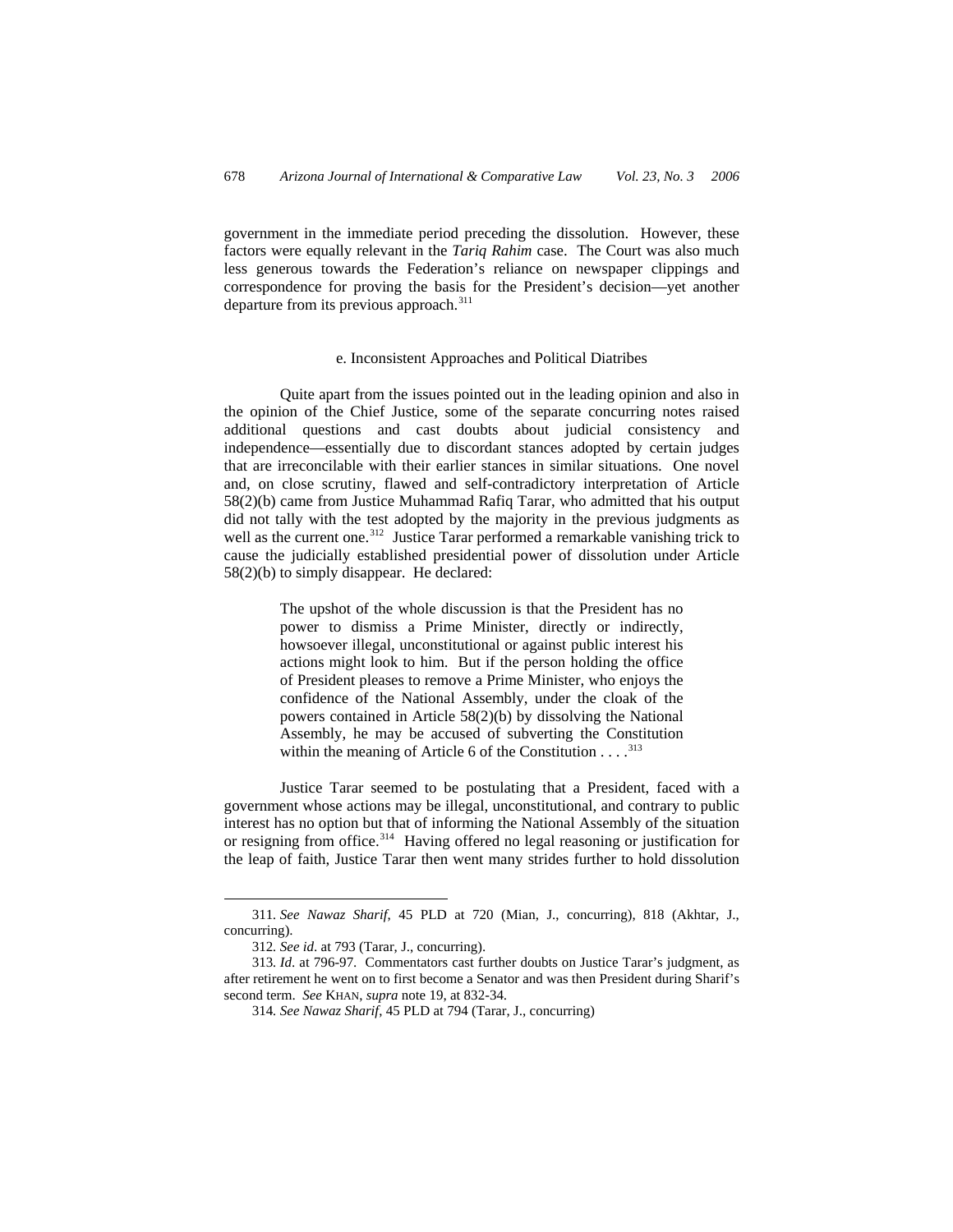government in the immediate period preceding the dissolution. However, these factors were equally relevant in the *Tariq Rahim* case. The Court was also much less generous towards the Federation's reliance on newspaper clippings and correspondence for proving the basis for the President's decision—yet another departure from its previous approach.[311]

#### e. Inconsistent Approaches and Political Diatribes

Quite apart from the issues pointed out in the leading opinion and also in the opinion of the Chief Justice, some of the separate concurring notes raised additional questions and cast doubts about judicial consistency and independence—essentially due to discordant stances adopted by certain judges that are irreconcilable with their earlier stances in similar situations. One novel and, on close scrutiny, flawed and self-contradictory interpretation of Article 58(2)(b) came from Justice Muhammad Rafiq Tarar, who admitted that his output did not tally with the test adopted by the majority in the previous judgments as well as the current one.[312] Justice Tarar performed a remarkable vanishing trick to cause the judicially established presidential power of dissolution under Article 58(2)(b) to simply disappear. He declared:

> The upshot of the whole discussion is that the President has no power to dismiss a Prime Minister, directly or indirectly, howsoever illegal, unconstitutional or against public interest his actions might look to him. But if the person holding the office of President pleases to remove a Prime Minister, who enjoys the confidence of the National Assembly, under the cloak of the powers contained in Article 58(2)(b) by dissolving the National Assembly, he may be accused of subverting the Constitution within the meaning of Article 6 of the Constitution . . . .[313]

Justice Tarar seemed to be postulating that a President, faced with a government whose actions may be illegal, unconstitutional, and contrary to public interest has no option but that of informing the National Assembly of the situation or resigning from office.[314] Having offered no legal reasoning or justification for the leap of faith, Justice Tarar then went many strides further to hold dissolution

---

311. *See Nawaz Sharif*, 45 PLD at 720 (Mian, J., concurring), 818 (Akhtar, J., concurring).

312. *See id.* at 793 (Tarar, J., concurring).

313. *Id.* at 796-97. Commentators cast further doubts on Justice Tarar's judgment, as after retirement he went on to first become a Senator and was then President during Sharif's second term. *See* KHAN, *supra* note 19, at 832-34.

314. *See Nawaz Sharif*, 45 PLD at 794 (Tarar, J., concurring)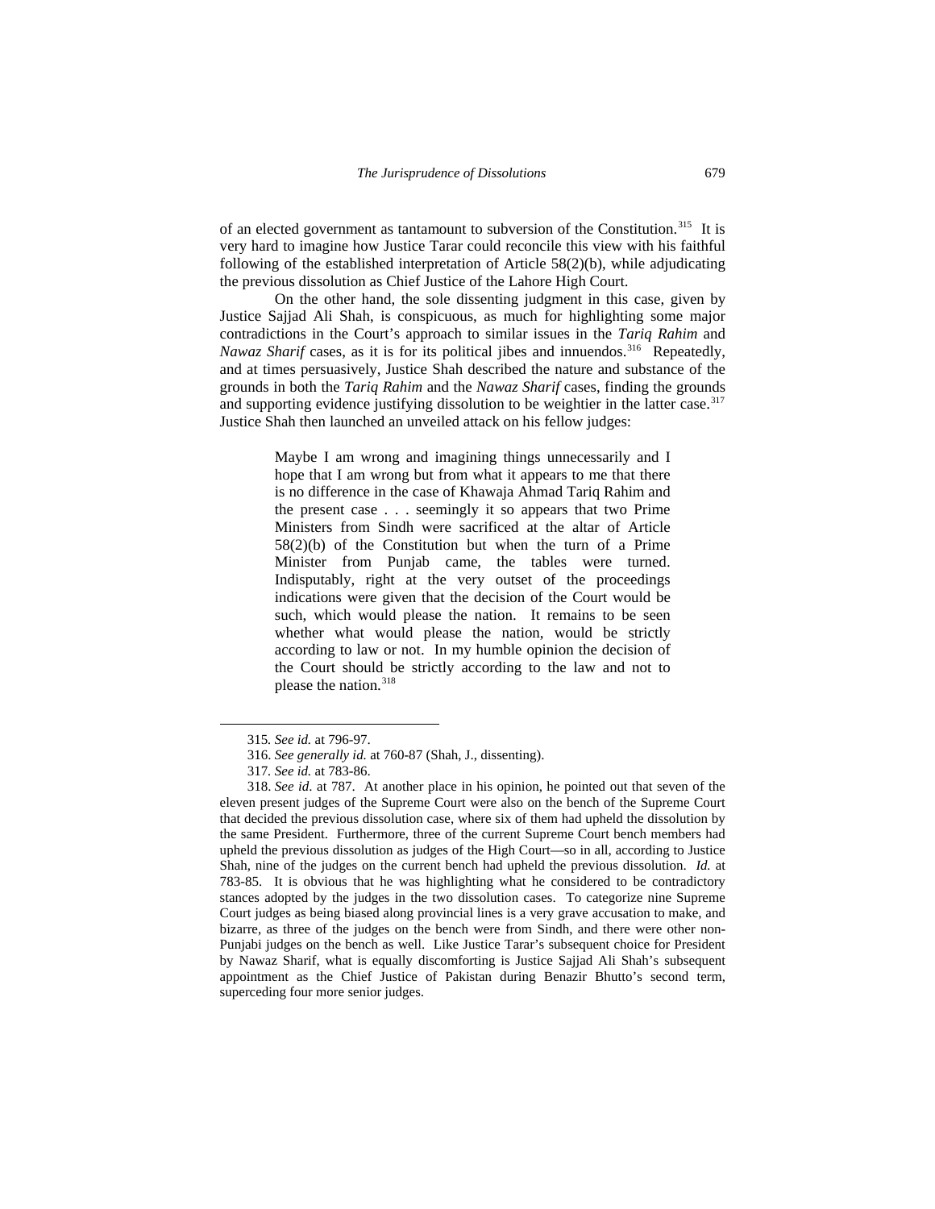of an elected government as tantamount to subversion of the Constitution.[315] It is very hard to imagine how Justice Tarar could reconcile this view with his faithful following of the established interpretation of Article 58(2)(b), while adjudicating the previous dissolution as Chief Justice of the Lahore High Court.

On the other hand, the sole dissenting judgment in this case, given by Justice Sajjad Ali Shah, is conspicuous, as much for highlighting some major contradictions in the Court's approach to similar issues in the *Tariq Rahim* and *Nawaz Sharif* cases, as it is for its political jibes and innuendos.[316] Repeatedly, and at times persuasively, Justice Shah described the nature and substance of the grounds in both the *Tariq Rahim* and the *Nawaz Sharif* cases, finding the grounds and supporting evidence justifying dissolution to be weightier in the latter case.[317] Justice Shah then launched an unveiled attack on his fellow judges:

> Maybe I am wrong and imagining things unnecessarily and I hope that I am wrong but from what it appears to me that there is no difference in the case of Khawaja Ahmad Tariq Rahim and the present case . . . seemingly it so appears that two Prime Ministers from Sindh were sacrificed at the altar of Article 58(2)(b) of the Constitution but when the turn of a Prime Minister from Punjab came, the tables were turned. Indisputably, right at the very outset of the proceedings indications were given that the decision of the Court would be such, which would please the nation. It remains to be seen whether what would please the nation, would be strictly according to law or not. In my humble opinion the decision of the Court should be strictly according to the law and not to please the nation.[318]

---

315. *See id.* at 796-97.

316. *See generally id.* at 760-87 (Shah, J., dissenting).

317. *See id.* at 783-86.

318. *See id.* at 787. At another place in his opinion, he pointed out that seven of the eleven present judges of the Supreme Court were also on the bench of the Supreme Court that decided the previous dissolution case, where six of them had upheld the dissolution by the same President. Furthermore, three of the current Supreme Court bench members had upheld the previous dissolution as judges of the High Court—so in all, according to Justice Shah, nine of the judges on the current bench had upheld the previous dissolution. *Id.* at 783-85. It is obvious that he was highlighting what he considered to be contradictory stances adopted by the judges in the two dissolution cases. To categorize nine Supreme Court judges as being biased along provincial lines is a very grave accusation to make, and bizarre, as three of the judges on the bench were from Sindh, and there were other non-Punjabi judges on the bench as well. Like Justice Tarar's subsequent choice for President by Nawaz Sharif, what is equally discomforting is Justice Sajjad Ali Shah's subsequent appointment as the Chief Justice of Pakistan during Benazir Bhutto's second term, superceding four more senior judges.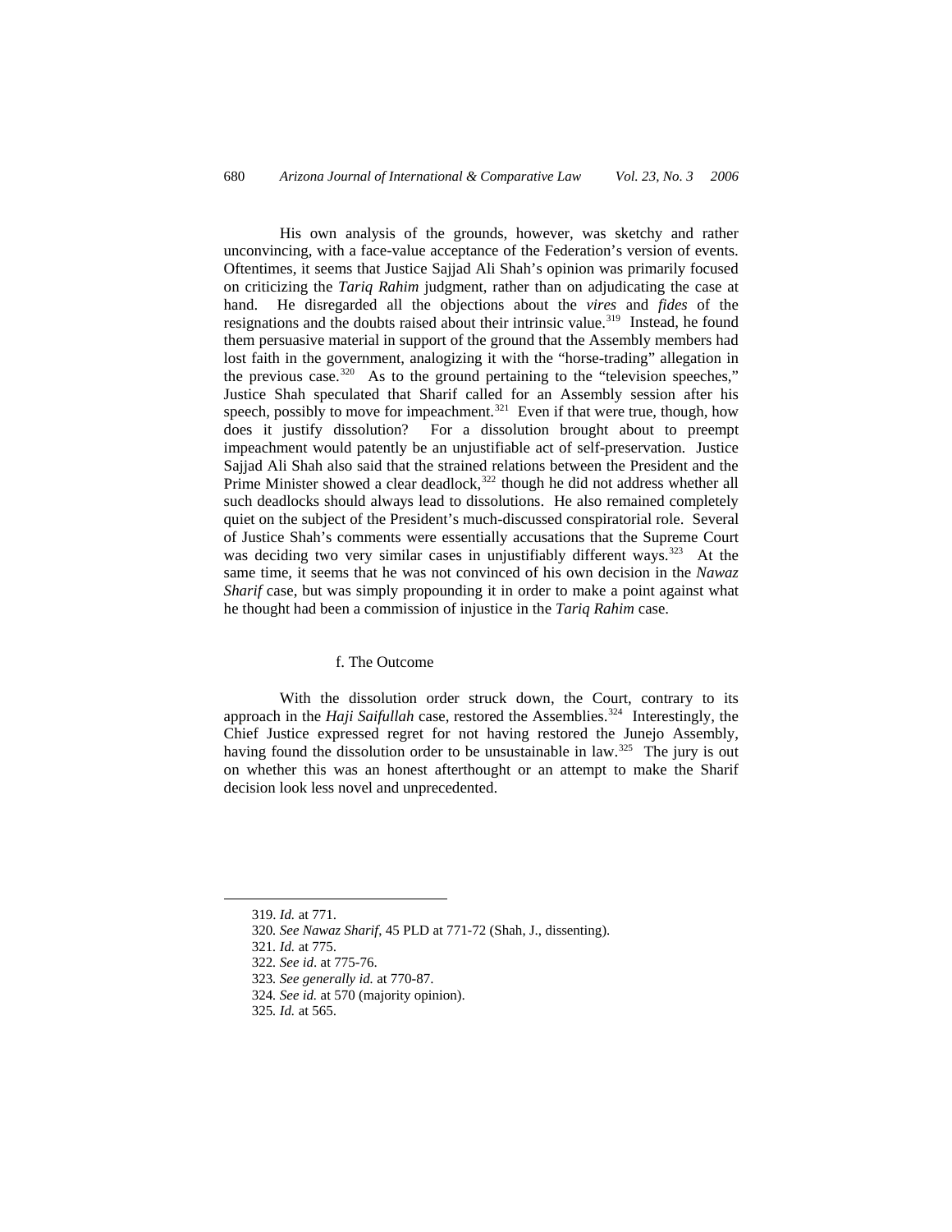His own analysis of the grounds, however, was sketchy and rather unconvincing, with a face-value acceptance of the Federation's version of events. Oftentimes, it seems that Justice Sajjad Ali Shah's opinion was primarily focused on criticizing the *Tariq Rahim* judgment, rather than on adjudicating the case at hand. He disregarded all the objections about the *vires* and *fides* of the resignations and the doubts raised about their intrinsic value.[319] Instead, he found them persuasive material in support of the ground that the Assembly members had lost faith in the government, analogizing it with the "horse-trading" allegation in the previous case.[320] As to the ground pertaining to the "television speeches," Justice Shah speculated that Sharif called for an Assembly session after his speech, possibly to move for impeachment.[321] Even if that were true, though, how does it justify dissolution? For a dissolution brought about to preempt impeachment would patently be an unjustifiable act of self-preservation. Justice Sajjad Ali Shah also said that the strained relations between the President and the Prime Minister showed a clear deadlock,[322] though he did not address whether all such deadlocks should always lead to dissolutions. He also remained completely quiet on the subject of the President's much-discussed conspiratorial role. Several of Justice Shah's comments were essentially accusations that the Supreme Court was deciding two very similar cases in unjustifiably different ways.[323] At the same time, it seems that he was not convinced of his own decision in the *Nawaz Sharif* case, but was simply propounding it in order to make a point against what he thought had been a commission of injustice in the *Tariq Rahim* case.

#### f. The Outcome

With the dissolution order struck down, the Court, contrary to its approach in the *Haji Saifullah* case, restored the Assemblies.[324] Interestingly, the Chief Justice expressed regret for not having restored the Junejo Assembly, having found the dissolution order to be unsustainable in law.[325] The jury is out on whether this was an honest afterthought or an attempt to make the Sharif decision look less novel and unprecedented.

---

319. *Id.* at 771.

320. *See Nawaz Sharif*, 45 PLD at 771-72 (Shah, J., dissenting).

321. *Id.* at 775.

322. *See id*. at 775-76.

323. *See generally id.* at 770-87.

324. *See id.* at 570 (majority opinion).

325. *Id.* at 565.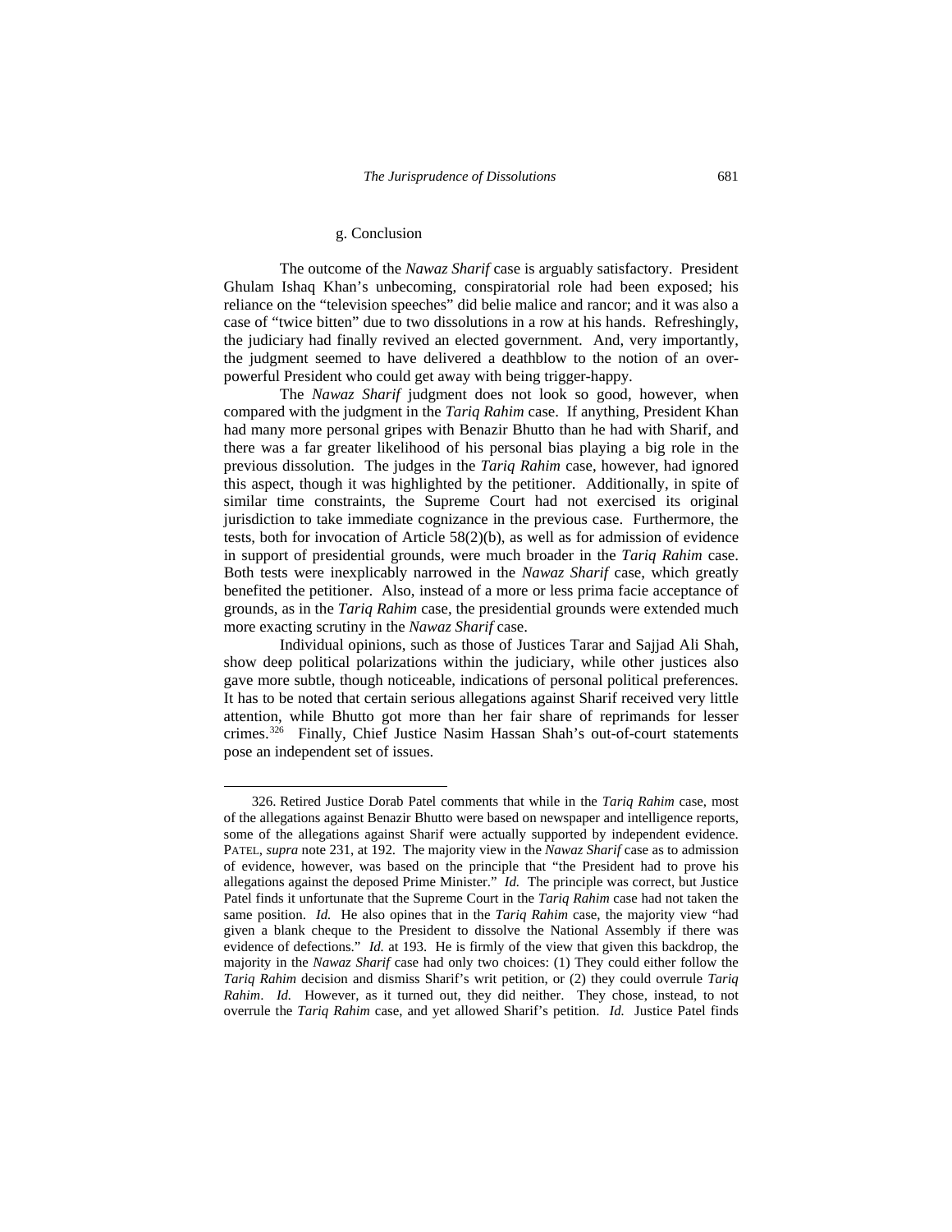### g. Conclusion

The outcome of the *Nawaz Sharif* case is arguably satisfactory. President Ghulam Ishaq Khan's unbecoming, conspiratorial role had been exposed; his reliance on the "television speeches" did belie malice and rancor; and it was also a case of "twice bitten" due to two dissolutions in a row at his hands. Refreshingly, the judiciary had finally revived an elected government. And, very importantly, the judgment seemed to have delivered a deathblow to the notion of an over-powerful President who could get away with being trigger-happy.

The *Nawaz Sharif* judgment does not look so good, however, when compared with the judgment in the *Tariq Rahim* case. If anything, President Khan had many more personal gripes with Benazir Bhutto than he had with Sharif, and there was a far greater likelihood of his personal bias playing a big role in the previous dissolution. The judges in the *Tariq Rahim* case, however, had ignored this aspect, though it was highlighted by the petitioner. Additionally, in spite of similar time constraints, the Supreme Court had not exercised its original jurisdiction to take immediate cognizance in the previous case. Furthermore, the tests, both for invocation of Article 58(2)(b), as well as for admission of evidence in support of presidential grounds, were much broader in the *Tariq Rahim* case. Both tests were inexplicably narrowed in the *Nawaz Sharif* case, which greatly benefited the petitioner. Also, instead of a more or less prima facie acceptance of grounds, as in the *Tariq Rahim* case, the presidential grounds were extended much more exacting scrutiny in the *Nawaz Sharif* case.

Individual opinions, such as those of Justices Tarar and Sajjad Ali Shah, show deep political polarizations within the judiciary, while other justices also gave more subtle, though noticeable, indications of personal political preferences. It has to be noted that certain serious allegations against Sharif received very little attention, while Bhutto got more than her fair share of reprimands for lesser crimes.[326] Finally, Chief Justice Nasim Hassan Shah's out-of-court statements pose an independent set of issues.

---

326. Retired Justice Dorab Patel comments that while in the *Tariq Rahim* case, most of the allegations against Benazir Bhutto were based on newspaper and intelligence reports, some of the allegations against Sharif were actually supported by independent evidence. PATEL, *supra* note 231, at 192. The majority view in the *Nawaz Sharif* case as to admission of evidence, however, was based on the principle that "the President had to prove his allegations against the deposed Prime Minister." *Id.* The principle was correct, but Justice Patel finds it unfortunate that the Supreme Court in the *Tariq Rahim* case had not taken the same position. *Id.* He also opines that in the *Tariq Rahim* case, the majority view "had given a blank cheque to the President to dissolve the National Assembly if there was evidence of defections." *Id.* at 193. He is firmly of the view that given this backdrop, the majority in the *Nawaz Sharif* case had only two choices: (1) They could either follow the *Tariq Rahim* decision and dismiss Sharif's writ petition, or (2) they could overrule *Tariq Rahim*. *Id.* However, as it turned out, they did neither. They chose, instead, to not overrule the *Tariq Rahim* case, and yet allowed Sharif's petition. *Id.* Justice Patel finds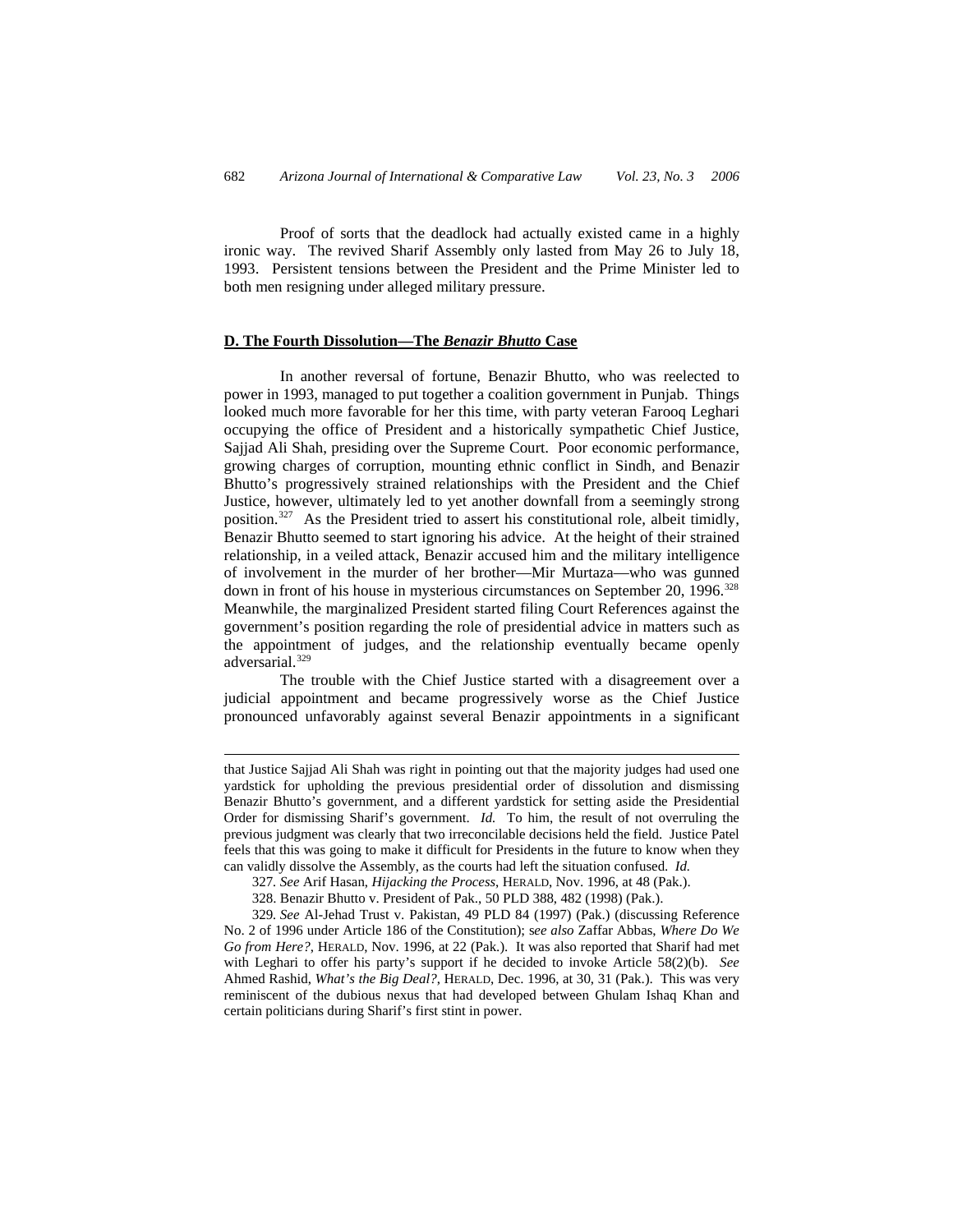Proof of sorts that the deadlock had actually existed came in a highly ironic way. The revived Sharif Assembly only lasted from May 26 to July 18, 1993. Persistent tensions between the President and the Prime Minister led to both men resigning under alleged military pressure.

### **D. The Fourth Dissolution—The *Benazir Bhutto* Case**

In another reversal of fortune, Benazir Bhutto, who was reelected to power in 1993, managed to put together a coalition government in Punjab. Things looked much more favorable for her this time, with party veteran Farooq Leghari occupying the office of President and a historically sympathetic Chief Justice, Sajjad Ali Shah, presiding over the Supreme Court. Poor economic performance, growing charges of corruption, mounting ethnic conflict in Sindh, and Benazir Bhutto's progressively strained relationships with the President and the Chief Justice, however, ultimately led to yet another downfall from a seemingly strong position.[327] As the President tried to assert his constitutional role, albeit timidly, Benazir Bhutto seemed to start ignoring his advice. At the height of their strained relationship, in a veiled attack, Benazir accused him and the military intelligence of involvement in the murder of her brother—Mir Murtaza—who was gunned down in front of his house in mysterious circumstances on September 20, 1996.[328] Meanwhile, the marginalized President started filing Court References against the government's position regarding the role of presidential advice in matters such as the appointment of judges, and the relationship eventually became openly adversarial.[329]

The trouble with the Chief Justice started with a disagreement over a judicial appointment and became progressively worse as the Chief Justice pronounced unfavorably against several Benazir appointments in a significant

---

that Justice Sajjad Ali Shah was right in pointing out that the majority judges had used one yardstick for upholding the previous presidential order of dissolution and dismissing Benazir Bhutto's government, and a different yardstick for setting aside the Presidential Order for dismissing Sharif's government. *Id.* To him, the result of not overruling the previous judgment was clearly that two irreconcilable decisions held the field. Justice Patel feels that this was going to make it difficult for Presidents in the future to know when they can validly dissolve the Assembly, as the courts had left the situation confused. *Id.*

327. *See* Arif Hasan, *Hijacking the Process*, HERALD, Nov. 1996, at 48 (Pak.).

328. Benazir Bhutto v. President of Pak., 50 PLD 388, 482 (1998) (Pak.).

329. *See* Al-Jehad Trust v. Pakistan, 49 PLD 84 (1997) (Pak.) (discussing Reference No. 2 of 1996 under Article 186 of the Constitution); *see also* Zaffar Abbas, *Where Do We Go from Here?*, HERALD, Nov. 1996, at 22 (Pak.). It was also reported that Sharif had met with Leghari to offer his party's support if he decided to invoke Article 58(2)(b). *See* Ahmed Rashid, *What's the Big Deal?*, HERALD, Dec. 1996, at 30, 31 (Pak.). This was very reminiscent of the dubious nexus that had developed between Ghulam Ishaq Khan and certain politicians during Sharif's first stint in power.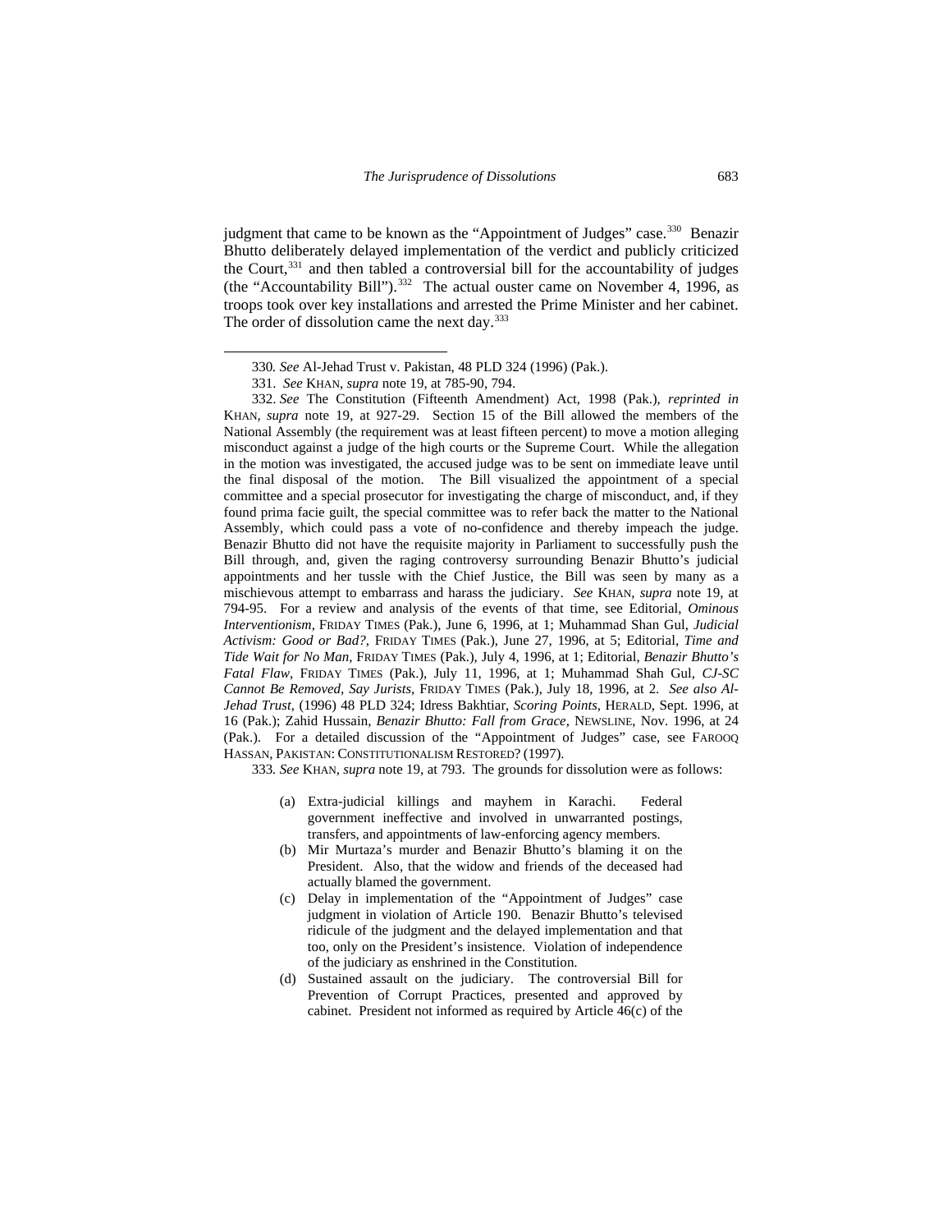judgment that came to be known as the "Appointment of Judges" case.[330] Benazir Bhutto deliberately delayed implementation of the verdict and publicly criticized the Court,[331] and then tabled a controversial bill for the accountability of judges (the "Accountability Bill").[332] The actual ouster came on November 4, 1996, as troops took over key installations and arrested the Prime Minister and her cabinet. The order of dissolution came the next day.[333]

330. *See* Al-Jehad Trust v. Pakistan, 48 PLD 324 (1996) (Pak.).

331. *See* KHAN, *supra* note 19, at 785-90, 794.

332. *See* The Constitution (Fifteenth Amendment) Act, 1998 (Pak.), *reprinted in* KHAN, *supra* note 19, at 927-29. Section 15 of the Bill allowed the members of the National Assembly (the requirement was at least fifteen percent) to move a motion alleging misconduct against a judge of the high courts or the Supreme Court. While the allegation in the motion was investigated, the accused judge was to be sent on immediate leave until the final disposal of the motion. The Bill visualized the appointment of a special committee and a special prosecutor for investigating the charge of misconduct, and, if they found prima facie guilt, the special committee was to refer back the matter to the National Assembly, which could pass a vote of no-confidence and thereby impeach the judge. Benazir Bhutto did not have the requisite majority in Parliament to successfully push the Bill through, and, given the raging controversy surrounding Benazir Bhutto's judicial appointments and her tussle with the Chief Justice, the Bill was seen by many as a mischievous attempt to embarrass and harass the judiciary. *See* KHAN, *supra* note 19, at 794-95. For a review and analysis of the events of that time, see Editorial, *Ominous Interventionism*, FRIDAY TIMES (Pak.), June 6, 1996, at 1; Muhammad Shan Gul, *Judicial Activism: Good or Bad?*, FRIDAY TIMES (Pak.), June 27, 1996, at 5; Editorial, *Time and Tide Wait for No Man*, FRIDAY TIMES (Pak.), July 4, 1996, at 1; Editorial, *Benazir Bhutto's Fatal Flaw*, FRIDAY TIMES (Pak.), July 11, 1996, at 1; Muhammad Shah Gul, *CJ-SC Cannot Be Removed, Say Jurists*, FRIDAY TIMES (Pak.), July 18, 1996, at 2. *See also Al-Jehad Trust*, (1996) 48 PLD 324; Idress Bakhtiar, *Scoring Points*, HERALD, Sept. 1996, at 16 (Pak.); Zahid Hussain, *Benazir Bhutto: Fall from Grace*, NEWSLINE, Nov. 1996, at 24 (Pak.). For a detailed discussion of the "Appointment of Judges" case, see FAROOQ HASSAN, PAKISTAN: CONSTITUTIONALISM RESTORED? (1997).

333. *See* KHAN, *supra* note 19, at 793. The grounds for dissolution were as follows:

> (a) Extra-judicial killings and mayhem in Karachi. Federal government ineffective and involved in unwarranted postings, transfers, and appointments of law-enforcing agency members.
>
> (b) Mir Murtaza's murder and Benazir Bhutto's blaming it on the President. Also, that the widow and friends of the deceased had actually blamed the government.
>
> (c) Delay in implementation of the "Appointment of Judges" case judgment in violation of Article 190. Benazir Bhutto's televised ridicule of the judgment and the delayed implementation and that too, only on the President's insistence. Violation of independence of the judiciary as enshrined in the Constitution.
>
> (d) Sustained assault on the judiciary. The controversial Bill for Prevention of Corrupt Practices, presented and approved by cabinet. President not informed as required by Article 46(c) of the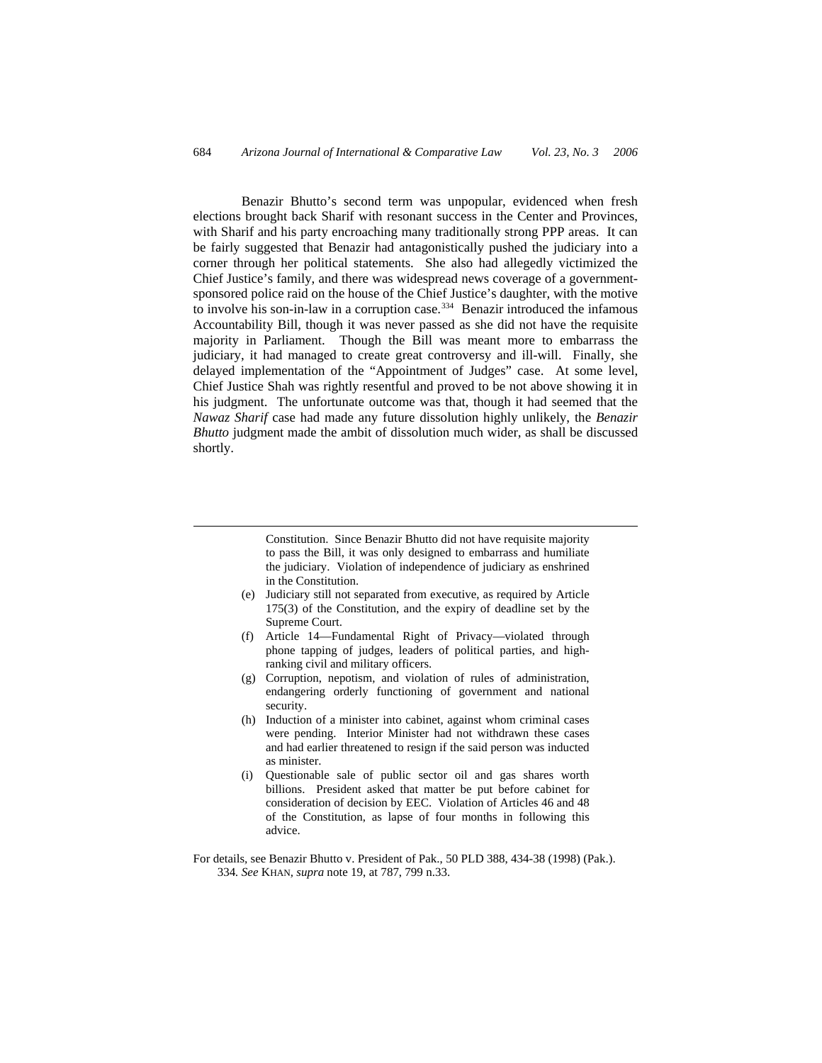Benazir Bhutto's second term was unpopular, evidenced when fresh elections brought back Sharif with resonant success in the Center and Provinces, with Sharif and his party encroaching many traditionally strong PPP areas. It can be fairly suggested that Benazir had antagonistically pushed the judiciary into a corner through her political statements. She also had allegedly victimized the Chief Justice's family, and there was widespread news coverage of a government-sponsored police raid on the house of the Chief Justice's daughter, with the motive to involve his son-in-law in a corruption case.[334] Benazir introduced the infamous Accountability Bill, though it was never passed as she did not have the requisite majority in Parliament. Though the Bill was meant more to embarrass the judiciary, it had managed to create great controversy and ill-will. Finally, she delayed implementation of the "Appointment of Judges" case. At some level, Chief Justice Shah was rightly resentful and proved to be not above showing it in his judgment. The unfortunate outcome was that, though it had seemed that the *Nawaz Sharif* case had made any future dissolution highly unlikely, the *Benazir Bhutto* judgment made the ambit of dissolution much wider, as shall be discussed shortly.

---

Constitution. Since Benazir Bhutto did not have requisite majority to pass the Bill, it was only designed to embarrass and humiliate the judiciary. Violation of independence of judiciary as enshrined in the Constitution.

(e) Judiciary still not separated from executive, as required by Article 175(3) of the Constitution, and the expiry of deadline set by the Supreme Court.

(f) Article 14—Fundamental Right of Privacy—violated through phone tapping of judges, leaders of political parties, and high-ranking civil and military officers.

(g) Corruption, nepotism, and violation of rules of administration, endangering orderly functioning of government and national security.

(h) Induction of a minister into cabinet, against whom criminal cases were pending. Interior Minister had not withdrawn these cases and had earlier threatened to resign if the said person was inducted as minister.

(i) Questionable sale of public sector oil and gas shares worth billions. President asked that matter be put before cabinet for consideration of decision by EEC. Violation of Articles 46 and 48 of the Constitution, as lapse of four months in following this advice.

For details, see Benazir Bhutto v. President of Pak., 50 PLD 388, 434-38 (1998) (Pak.).

334. *See* KHAN, *supra* note 19, at 787, 799 n.33.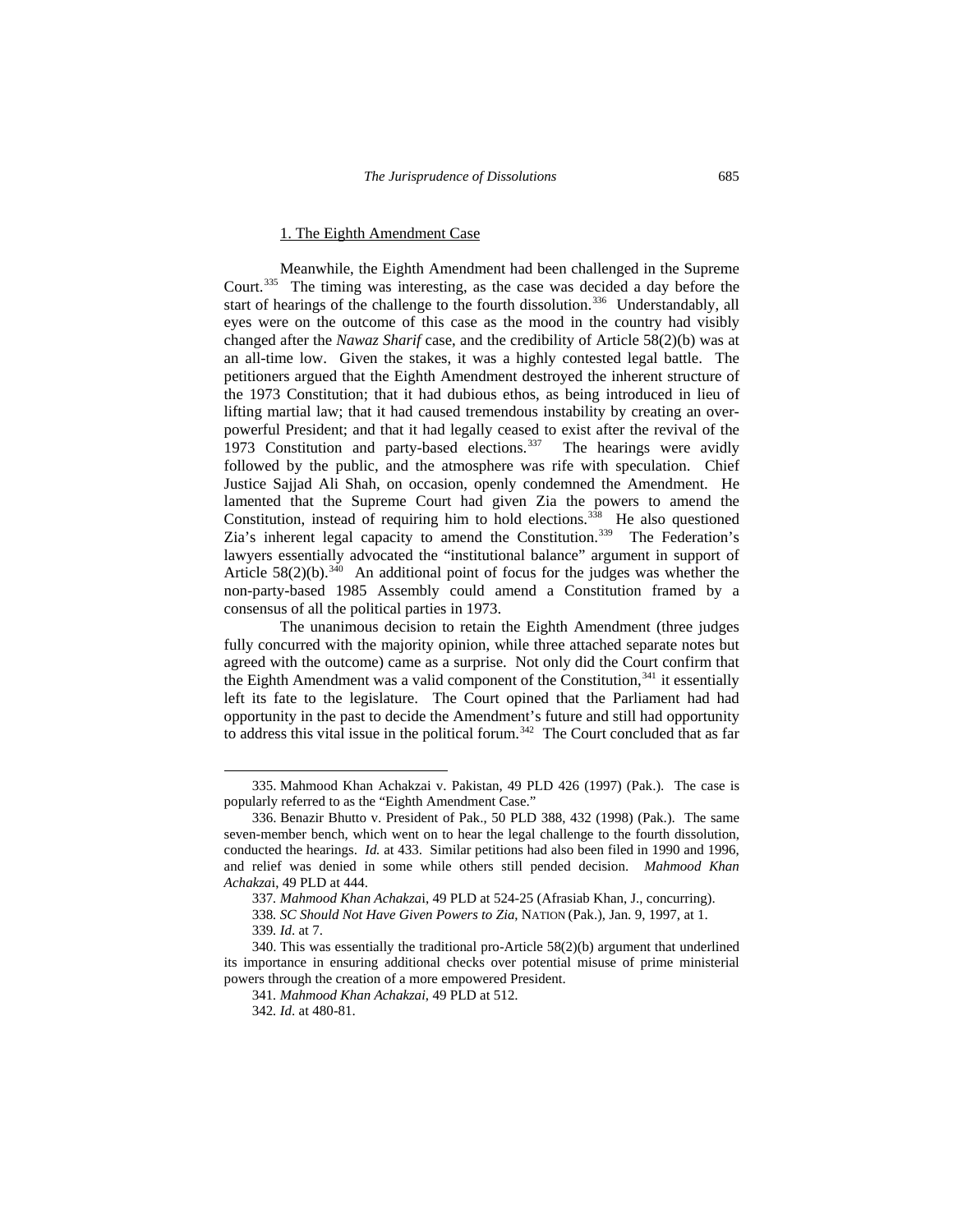### 1. The Eighth Amendment Case

Meanwhile, the Eighth Amendment had been challenged in the Supreme Court.[335] The timing was interesting, as the case was decided a day before the start of hearings of the challenge to the fourth dissolution.[336] Understandably, all eyes were on the outcome of this case as the mood in the country had visibly changed after the *Nawaz Sharif* case, and the credibility of Article 58(2)(b) was at an all-time low. Given the stakes, it was a highly contested legal battle. The petitioners argued that the Eighth Amendment destroyed the inherent structure of the 1973 Constitution; that it had dubious ethos, as being introduced in lieu of lifting martial law; that it had caused tremendous instability by creating an over-powerful President; and that it had legally ceased to exist after the revival of the 1973 Constitution and party-based elections.[337] The hearings were avidly followed by the public, and the atmosphere was rife with speculation. Chief Justice Sajjad Ali Shah, on occasion, openly condemned the Amendment. He lamented that the Supreme Court had given Zia the powers to amend the Constitution, instead of requiring him to hold elections.[338] He also questioned Zia's inherent legal capacity to amend the Constitution.[339] The Federation's lawyers essentially advocated the "institutional balance" argument in support of Article 58(2)(b).[340] An additional point of focus for the judges was whether the non-party-based 1985 Assembly could amend a Constitution framed by a consensus of all the political parties in 1973.

The unanimous decision to retain the Eighth Amendment (three judges fully concurred with the majority opinion, while three attached separate notes but agreed with the outcome) came as a surprise. Not only did the Court confirm that the Eighth Amendment was a valid component of the Constitution,[341] it essentially left its fate to the legislature. The Court opined that the Parliament had had opportunity in the past to decide the Amendment's future and still had opportunity to address this vital issue in the political forum.[342] The Court concluded that as far

---

335. Mahmood Khan Achakzai v. Pakistan, 49 PLD 426 (1997) (Pak.). The case is popularly referred to as the "Eighth Amendment Case."

336. Benazir Bhutto v. President of Pak., 50 PLD 388, 432 (1998) (Pak.). The same seven-member bench, which went on to hear the legal challenge to the fourth dissolution, conducted the hearings. *Id.* at 433. Similar petitions had also been filed in 1990 and 1996, and relief was denied in some while others still pended decision. *Mahmood Khan Achakzai*, 49 PLD at 444.

337. *Mahmood Khan Achakzai*, 49 PLD at 524-25 (Afrasiab Khan, J., concurring).

338. *SC Should Not Have Given Powers to Zia*, NATION (Pak.), Jan. 9, 1997, at 1.

339. *Id.* at 7.

340. This was essentially the traditional pro-Article 58(2)(b) argument that underlined its importance in ensuring additional checks over potential misuse of prime ministerial powers through the creation of a more empowered President.

341. *Mahmood Khan Achakzai*, 49 PLD at 512.

342. *Id.* at 480-81.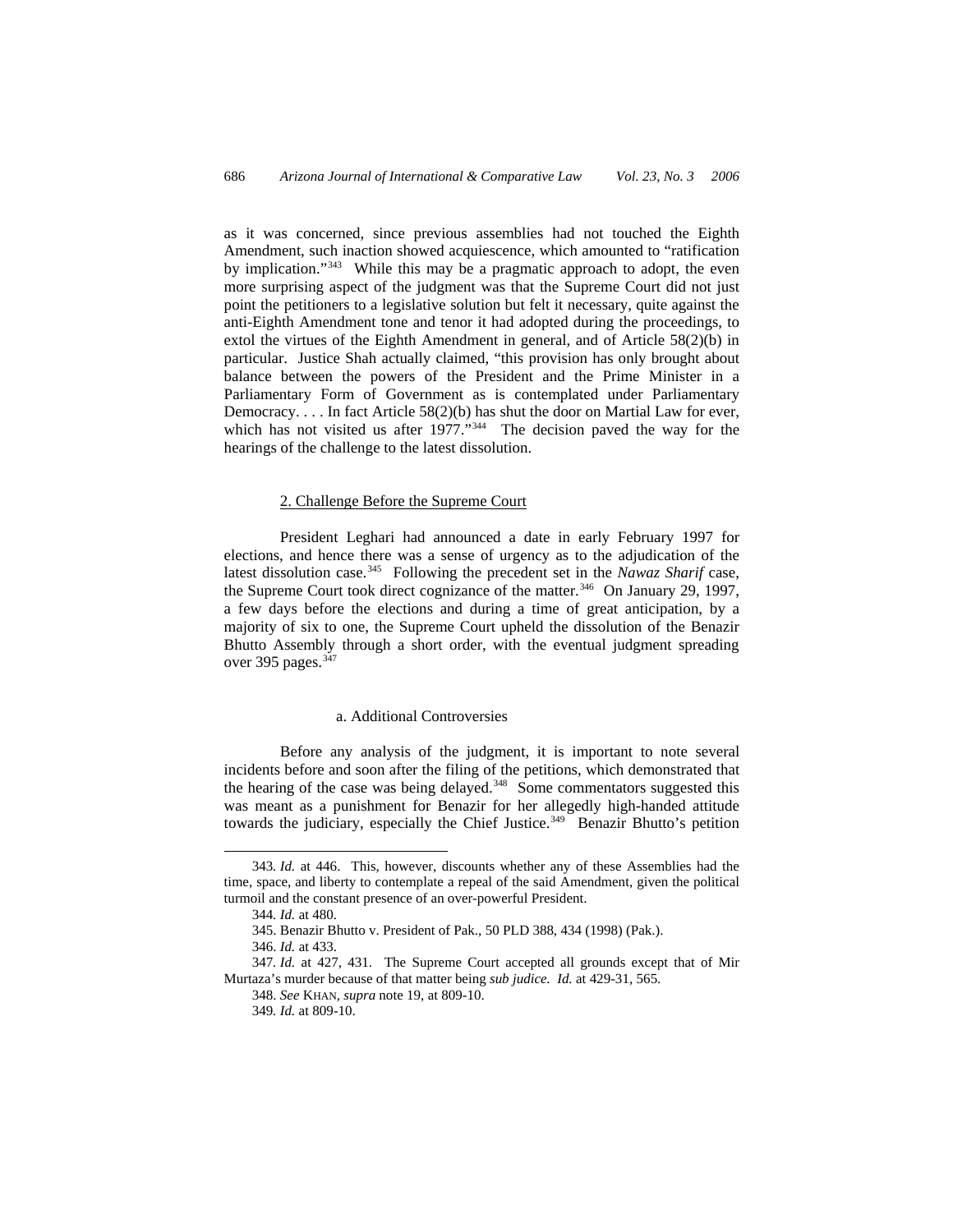as it was concerned, since previous assemblies had not touched the Eighth Amendment, such inaction showed acquiescence, which amounted to "ratification by implication."[343] While this may be a pragmatic approach to adopt, the even more surprising aspect of the judgment was that the Supreme Court did not just point the petitioners to a legislative solution but felt it necessary, quite against the anti-Eighth Amendment tone and tenor it had adopted during the proceedings, to extol the virtues of the Eighth Amendment in general, and of Article 58(2)(b) in particular. Justice Shah actually claimed, "this provision has only brought about balance between the powers of the President and the Prime Minister in a Parliamentary Form of Government as is contemplated under Parliamentary Democracy. . . . In fact Article 58(2)(b) has shut the door on Martial Law for ever, which has not visited us after 1977."[344] The decision paved the way for the hearings of the challenge to the latest dissolution.

### 2. Challenge Before the Supreme Court

President Leghari had announced a date in early February 1997 for elections, and hence there was a sense of urgency as to the adjudication of the latest dissolution case.[345] Following the precedent set in the *Nawaz Sharif* case, the Supreme Court took direct cognizance of the matter.[346] On January 29, 1997, a few days before the elections and during a time of great anticipation, by a majority of six to one, the Supreme Court upheld the dissolution of the Benazir Bhutto Assembly through a short order, with the eventual judgment spreading over 395 pages.[347]

#### a. Additional Controversies

Before any analysis of the judgment, it is important to note several incidents before and soon after the filing of the petitions, which demonstrated that the hearing of the case was being delayed.[348] Some commentators suggested this was meant as a punishment for Benazir for her allegedly high-handed attitude towards the judiciary, especially the Chief Justice.[349] Benazir Bhutto's petition

---

343. *Id.* at 446. This, however, discounts whether any of these Assemblies had the time, space, and liberty to contemplate a repeal of the said Amendment, given the political turmoil and the constant presence of an over-powerful President.

344. *Id.* at 480.

345. Benazir Bhutto v. President of Pak., 50 PLD 388, 434 (1998) (Pak.).

346. *Id.* at 433.

347. *Id.* at 427, 431. The Supreme Court accepted all grounds except that of Mir Murtaza's murder because of that matter being *sub judice*. *Id.* at 429-31, 565.

348. *See* KHAN, *supra* note 19, at 809-10.

349. *Id.* at 809-10.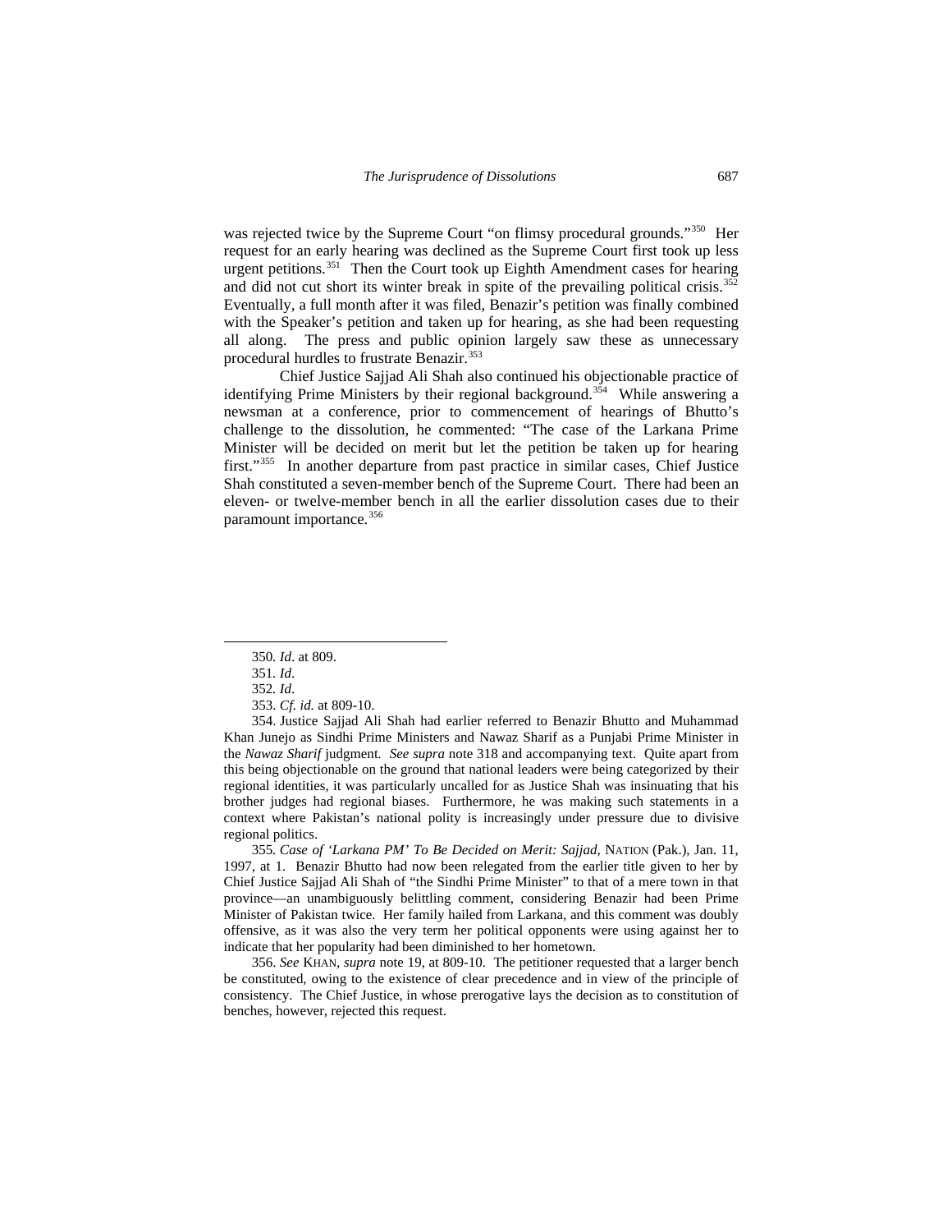was rejected twice by the Supreme Court "on flimsy procedural grounds."[350] Her request for an early hearing was declined as the Supreme Court first took up less urgent petitions.[351] Then the Court took up Eighth Amendment cases for hearing and did not cut short its winter break in spite of the prevailing political crisis.[352] Eventually, a full month after it was filed, Benazir's petition was finally combined with the Speaker's petition and taken up for hearing, as she had been requesting all along. The press and public opinion largely saw these as unnecessary procedural hurdles to frustrate Benazir.[353]

Chief Justice Sajjad Ali Shah also continued his objectionable practice of identifying Prime Ministers by their regional background.[354] While answering a newsman at a conference, prior to commencement of hearings of Bhutto's challenge to the dissolution, he commented: "The case of the Larkana Prime Minister will be decided on merit but let the petition be taken up for hearing first."[355] In another departure from past practice in similar cases, Chief Justice Shah constituted a seven-member bench of the Supreme Court. There had been an eleven- or twelve-member bench in all the earlier dissolution cases due to their paramount importance.[356]

---

350. *Id*. at 809.

351. *Id*.

352. *Id*.

353. *Cf. id.* at 809-10.

354. Justice Sajjad Ali Shah had earlier referred to Benazir Bhutto and Muhammad Khan Junejo as Sindhi Prime Ministers and Nawaz Sharif as a Punjabi Prime Minister in the *Nawaz Sharif* judgment. *See supra* note 318 and accompanying text. Quite apart from this being objectionable on the ground that national leaders were being categorized by their regional identities, it was particularly uncalled for as Justice Shah was insinuating that his brother judges had regional biases. Furthermore, he was making such statements in a context where Pakistan's national polity is increasingly under pressure due to divisive regional politics.

355. *Case of 'Larkana PM' To Be Decided on Merit: Sajjad*, NATION (Pak.), Jan. 11, 1997, at 1. Benazir Bhutto had now been relegated from the earlier title given to her by Chief Justice Sajjad Ali Shah of "the Sindhi Prime Minister" to that of a mere town in that province—an unambiguously belittling comment, considering Benazir had been Prime Minister of Pakistan twice. Her family hailed from Larkana, and this comment was doubly offensive, as it was also the very term her political opponents were using against her to indicate that her popularity had been diminished to her hometown.

356. *See* KHAN, *supra* note 19, at 809-10. The petitioner requested that a larger bench be constituted, owing to the existence of clear precedence and in view of the principle of consistency. The Chief Justice, in whose prerogative lays the decision as to constitution of benches, however, rejected this request.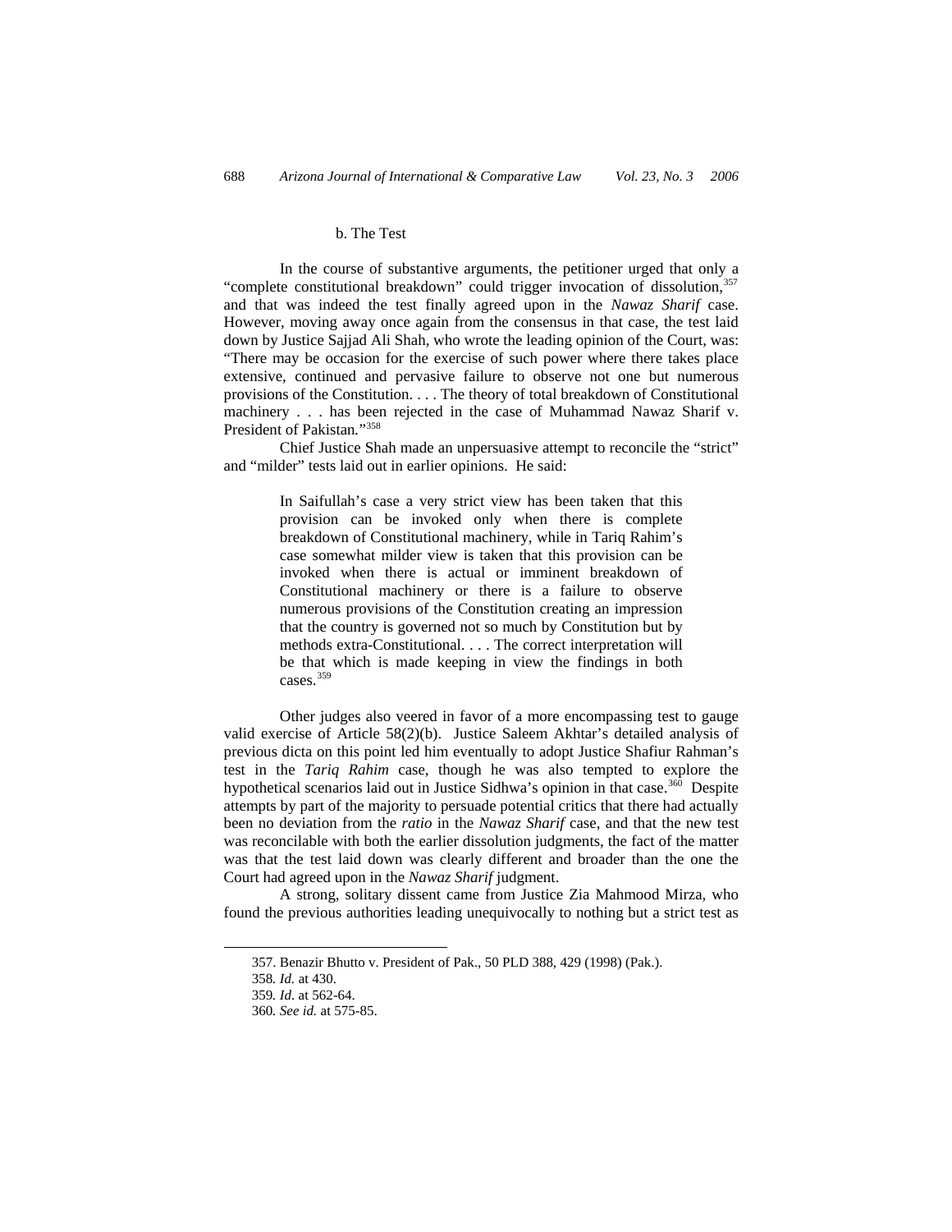b. The Test

In the course of substantive arguments, the petitioner urged that only a "complete constitutional breakdown" could trigger invocation of dissolution,[357] and that was indeed the test finally agreed upon in the *Nawaz Sharif* case. However, moving away once again from the consensus in that case, the test laid down by Justice Sajjad Ali Shah, who wrote the leading opinion of the Court, was: "There may be occasion for the exercise of such power where there takes place extensive, continued and pervasive failure to observe not one but numerous provisions of the Constitution. . . . The theory of total breakdown of Constitutional machinery . . . has been rejected in the case of Muhammad Nawaz Sharif v. President of Pakistan."[358]

Chief Justice Shah made an unpersuasive attempt to reconcile the "strict" and "milder" tests laid out in earlier opinions. He said:

> In Saifullah's case a very strict view has been taken that this provision can be invoked only when there is complete breakdown of Constitutional machinery, while in Tariq Rahim's case somewhat milder view is taken that this provision can be invoked when there is actual or imminent breakdown of Constitutional machinery or there is a failure to observe numerous provisions of the Constitution creating an impression that the country is governed not so much by Constitution but by methods extra-Constitutional. . . . The correct interpretation will be that which is made keeping in view the findings in both cases.[359]

Other judges also veered in favor of a more encompassing test to gauge valid exercise of Article 58(2)(b). Justice Saleem Akhtar's detailed analysis of previous dicta on this point led him eventually to adopt Justice Shafiur Rahman's test in the *Tariq Rahim* case, though he was also tempted to explore the hypothetical scenarios laid out in Justice Sidhwa's opinion in that case.[360] Despite attempts by part of the majority to persuade potential critics that there had actually been no deviation from the *ratio* in the *Nawaz Sharif* case, and that the new test was reconcilable with both the earlier dissolution judgments, the fact of the matter was that the test laid down was clearly different and broader than the one the Court had agreed upon in the *Nawaz Sharif* judgment.

A strong, solitary dissent came from Justice Zia Mahmood Mirza, who found the previous authorities leading unequivocally to nothing but a strict test as

---

357. Benazir Bhutto v. President of Pak., 50 PLD 388, 429 (1998) (Pak.).

358. *Id.* at 430.

359. *Id.* at 562-64.

360. *See id.* at 575-85.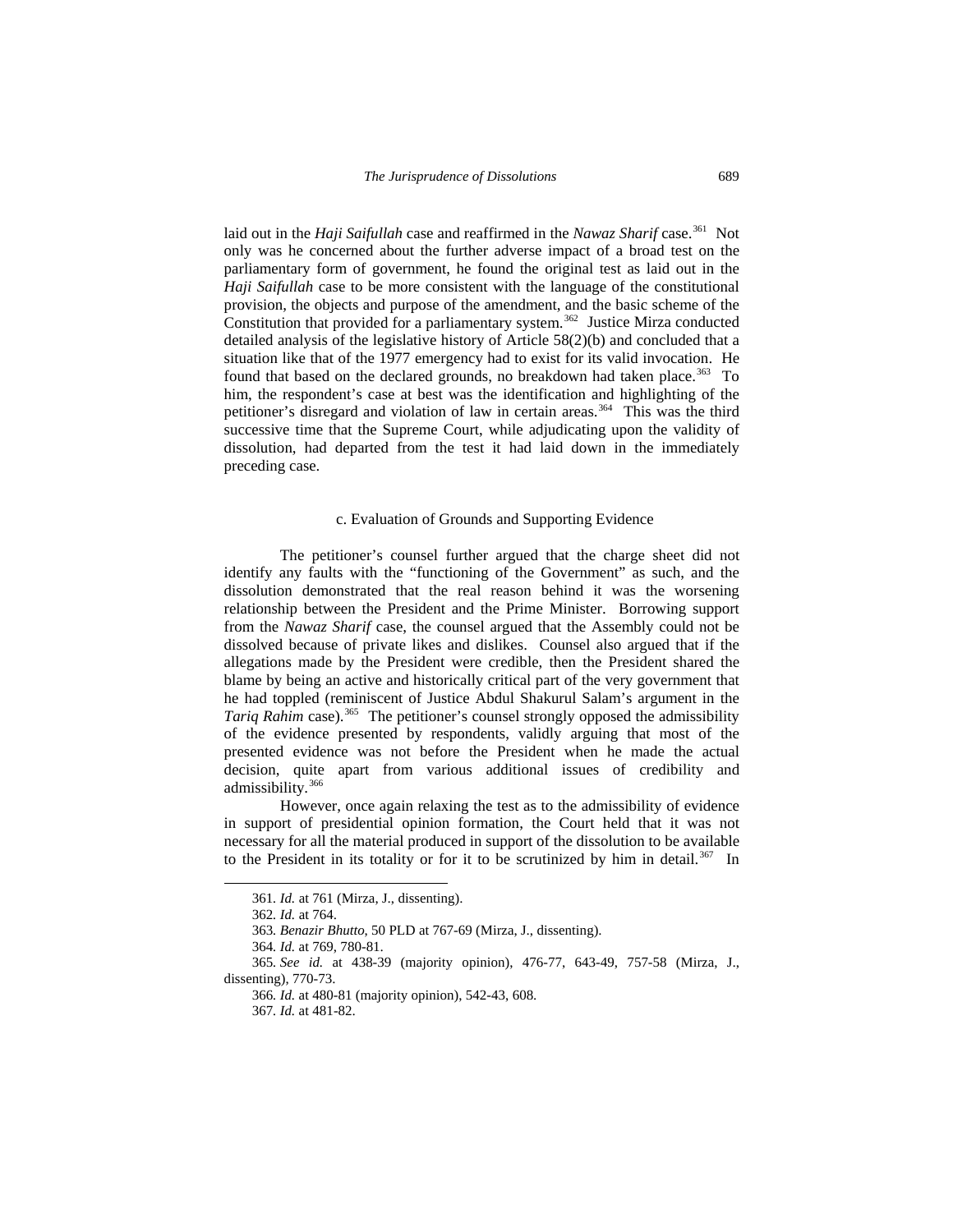laid out in the *Haji Saifullah* case and reaffirmed in the *Nawaz Sharif* case.[361] Not only was he concerned about the further adverse impact of a broad test on the parliamentary form of government, he found the original test as laid out in the *Haji Saifullah* case to be more consistent with the language of the constitutional provision, the objects and purpose of the amendment, and the basic scheme of the Constitution that provided for a parliamentary system.[362] Justice Mirza conducted detailed analysis of the legislative history of Article 58(2)(b) and concluded that a situation like that of the 1977 emergency had to exist for its valid invocation. He found that based on the declared grounds, no breakdown had taken place.[363] To him, the respondent's case at best was the identification and highlighting of the petitioner's disregard and violation of law in certain areas.[364] This was the third successive time that the Supreme Court, while adjudicating upon the validity of dissolution, had departed from the test it had laid down in the immediately preceding case.

### c. Evaluation of Grounds and Supporting Evidence

The petitioner's counsel further argued that the charge sheet did not identify any faults with the "functioning of the Government" as such, and the dissolution demonstrated that the real reason behind it was the worsening relationship between the President and the Prime Minister. Borrowing support from the *Nawaz Sharif* case, the counsel argued that the Assembly could not be dissolved because of private likes and dislikes. Counsel also argued that if the allegations made by the President were credible, then the President shared the blame by being an active and historically critical part of the very government that he had toppled (reminiscent of Justice Abdul Shakurul Salam's argument in the *Tariq Rahim* case).[365] The petitioner's counsel strongly opposed the admissibility of the evidence presented by respondents, validly arguing that most of the presented evidence was not before the President when he made the actual decision, quite apart from various additional issues of credibility and admissibility.[366]

However, once again relaxing the test as to the admissibility of evidence in support of presidential opinion formation, the Court held that it was not necessary for all the material produced in support of the dissolution to be available to the President in its totality or for it to be scrutinized by him in detail.[367] In

---

361. *Id.* at 761 (Mirza, J., dissenting).

362. *Id.* at 764.

363. *Benazir Bhutto*, 50 PLD at 767-69 (Mirza, J., dissenting).

364. *Id.* at 769, 780-81.

365. *See id.* at 438-39 (majority opinion), 476-77, 643-49, 757-58 (Mirza, J., dissenting), 770-73.

366. *Id.* at 480-81 (majority opinion), 542-43, 608.

367. *Id.* at 481-82.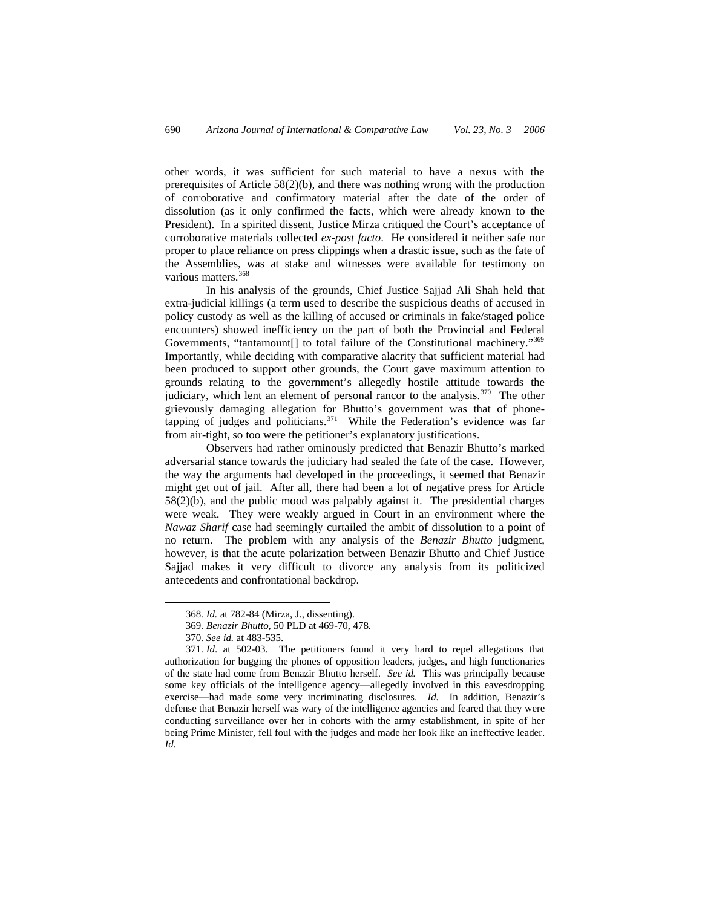other words, it was sufficient for such material to have a nexus with the prerequisites of Article 58(2)(b), and there was nothing wrong with the production of corroborative and confirmatory material after the date of the order of dissolution (as it only confirmed the facts, which were already known to the President). In a spirited dissent, Justice Mirza critiqued the Court's acceptance of corroborative materials collected *ex-post facto*. He considered it neither safe nor proper to place reliance on press clippings when a drastic issue, such as the fate of the Assemblies, was at stake and witnesses were available for testimony on various matters.[368]

In his analysis of the grounds, Chief Justice Sajjad Ali Shah held that extra-judicial killings (a term used to describe the suspicious deaths of accused in policy custody as well as the killing of accused or criminals in fake/staged police encounters) showed inefficiency on the part of both the Provincial and Federal Governments, "tantamount[] to total failure of the Constitutional machinery."[369] Importantly, while deciding with comparative alacrity that sufficient material had been produced to support other grounds, the Court gave maximum attention to grounds relating to the government's allegedly hostile attitude towards the judiciary, which lent an element of personal rancor to the analysis.[370] The other grievously damaging allegation for Bhutto's government was that of phone-tapping of judges and politicians.[371] While the Federation's evidence was far from air-tight, so too were the petitioner's explanatory justifications.

Observers had rather ominously predicted that Benazir Bhutto's marked adversarial stance towards the judiciary had sealed the fate of the case. However, the way the arguments had developed in the proceedings, it seemed that Benazir might get out of jail. After all, there had been a lot of negative press for Article 58(2)(b), and the public mood was palpably against it. The presidential charges were weak. They were weakly argued in Court in an environment where the *Nawaz Sharif* case had seemingly curtailed the ambit of dissolution to a point of no return. The problem with any analysis of the *Benazir Bhutto* judgment, however, is that the acute polarization between Benazir Bhutto and Chief Justice Sajjad makes it very difficult to divorce any analysis from its politicized antecedents and confrontational backdrop.

---

368. *Id.* at 782-84 (Mirza, J., dissenting).

369. *Benazir Bhutto*, 50 PLD at 469-70, 478.

370. *See id.* at 483-535.

371. *Id*. at 502-03. The petitioners found it very hard to repel allegations that authorization for bugging the phones of opposition leaders, judges, and high functionaries of the state had come from Benazir Bhutto herself. *See id.* This was principally because some key officials of the intelligence agency—allegedly involved in this eavesdropping exercise—had made some very incriminating disclosures. *Id.* In addition, Benazir's defense that Benazir herself was wary of the intelligence agencies and feared that they were conducting surveillance over her in cohorts with the army establishment, in spite of her being Prime Minister, fell foul with the judges and made her look like an ineffective leader. *Id.*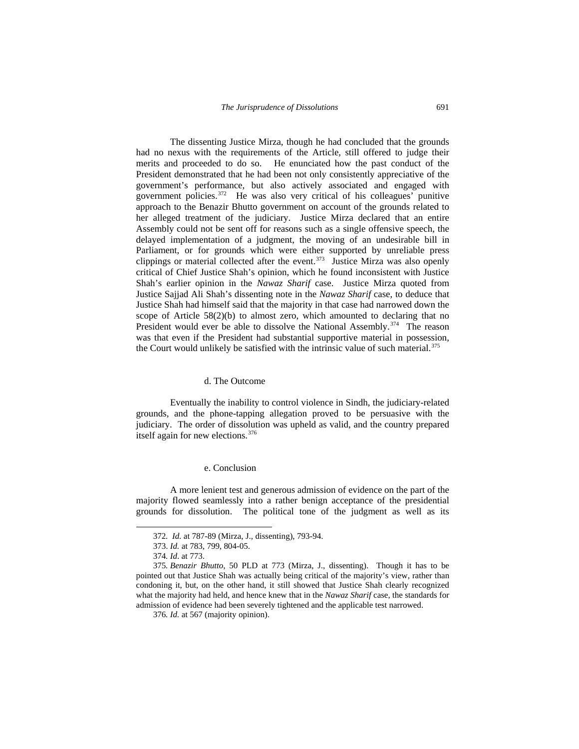The dissenting Justice Mirza, though he had concluded that the grounds had no nexus with the requirements of the Article, still offered to judge their merits and proceeded to do so. He enunciated how the past conduct of the President demonstrated that he had been not only consistently appreciative of the government's performance, but also actively associated and engaged with government policies.[372] He was also very critical of his colleagues' punitive approach to the Benazir Bhutto government on account of the grounds related to her alleged treatment of the judiciary. Justice Mirza declared that an entire Assembly could not be sent off for reasons such as a single offensive speech, the delayed implementation of a judgment, the moving of an undesirable bill in Parliament, or for grounds which were either supported by unreliable press clippings or material collected after the event.[373] Justice Mirza was also openly critical of Chief Justice Shah's opinion, which he found inconsistent with Justice Shah's earlier opinion in the *Nawaz Sharif* case. Justice Mirza quoted from Justice Sajjad Ali Shah's dissenting note in the *Nawaz Sharif* case, to deduce that Justice Shah had himself said that the majority in that case had narrowed down the scope of Article 58(2)(b) to almost zero, which amounted to declaring that no President would ever be able to dissolve the National Assembly.[374] The reason was that even if the President had substantial supportive material in possession, the Court would unlikely be satisfied with the intrinsic value of such material.[375]

d. The Outcome

Eventually the inability to control violence in Sindh, the judiciary-related grounds, and the phone-tapping allegation proved to be persuasive with the judiciary. The order of dissolution was upheld as valid, and the country prepared itself again for new elections.[376]

e. Conclusion

A more lenient test and generous admission of evidence on the part of the majority flowed seamlessly into a rather benign acceptance of the presidential grounds for dissolution. The political tone of the judgment as well as its

372. *Id.* at 787-89 (Mirza, J., dissenting), 793-94.

373. *Id.* at 783, 799, 804-05.

374. *Id*. at 773.

375. *Benazir Bhutto*, 50 PLD at 773 (Mirza, J., dissenting). Though it has to be pointed out that Justice Shah was actually being critical of the majority's view, rather than condoning it, but, on the other hand, it still showed that Justice Shah clearly recognized what the majority had held, and hence knew that in the *Nawaz Sharif* case, the standards for admission of evidence had been severely tightened and the applicable test narrowed.

376. *Id.* at 567 (majority opinion).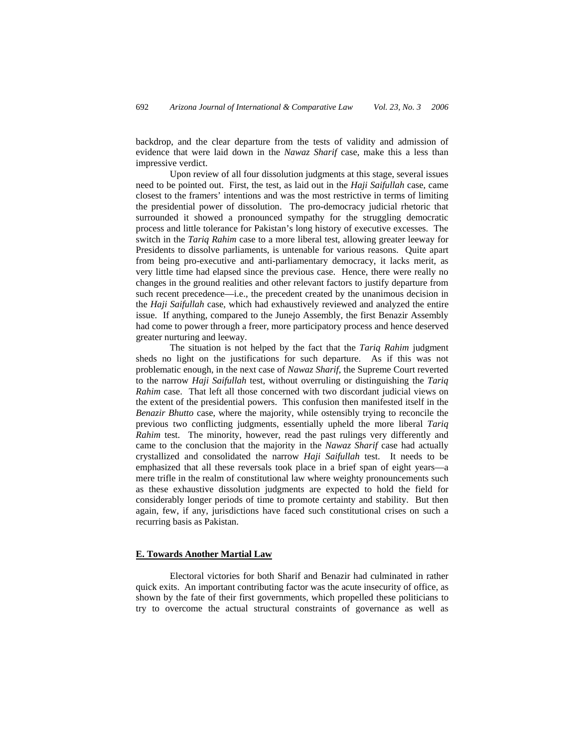backdrop, and the clear departure from the tests of validity and admission of evidence that were laid down in the *Nawaz Sharif* case, make this a less than impressive verdict.

Upon review of all four dissolution judgments at this stage, several issues need to be pointed out. First, the test, as laid out in the *Haji Saifullah* case, came closest to the framers' intentions and was the most restrictive in terms of limiting the presidential power of dissolution. The pro-democracy judicial rhetoric that surrounded it showed a pronounced sympathy for the struggling democratic process and little tolerance for Pakistan's long history of executive excesses. The switch in the *Tariq Rahim* case to a more liberal test, allowing greater leeway for Presidents to dissolve parliaments, is untenable for various reasons. Quite apart from being pro-executive and anti-parliamentary democracy, it lacks merit, as very little time had elapsed since the previous case. Hence, there were really no changes in the ground realities and other relevant factors to justify departure from such recent precedence—i.e., the precedent created by the unanimous decision in the *Haji Saifullah* case, which had exhaustively reviewed and analyzed the entire issue. If anything, compared to the Junejo Assembly, the first Benazir Assembly had come to power through a freer, more participatory process and hence deserved greater nurturing and leeway.

The situation is not helped by the fact that the *Tariq Rahim* judgment sheds no light on the justifications for such departure. As if this was not problematic enough, in the next case of *Nawaz Sharif*, the Supreme Court reverted to the narrow *Haji Saifullah* test, without overruling or distinguishing the *Tariq Rahim* case. That left all those concerned with two discordant judicial views on the extent of the presidential powers. This confusion then manifested itself in the *Benazir Bhutto* case, where the majority, while ostensibly trying to reconcile the previous two conflicting judgments, essentially upheld the more liberal *Tariq Rahim* test. The minority, however, read the past rulings very differently and came to the conclusion that the majority in the *Nawaz Sharif* case had actually crystallized and consolidated the narrow *Haji Saifullah* test. It needs to be emphasized that all these reversals took place in a brief span of eight years—a mere trifle in the realm of constitutional law where weighty pronouncements such as these exhaustive dissolution judgments are expected to hold the field for considerably longer periods of time to promote certainty and stability. But then again, few, if any, jurisdictions have faced such constitutional crises on such a recurring basis as Pakistan.

### E. Towards Another Martial Law

Electoral victories for both Sharif and Benazir had culminated in rather quick exits. An important contributing factor was the acute insecurity of office, as shown by the fate of their first governments, which propelled these politicians to try to overcome the actual structural constraints of governance as well as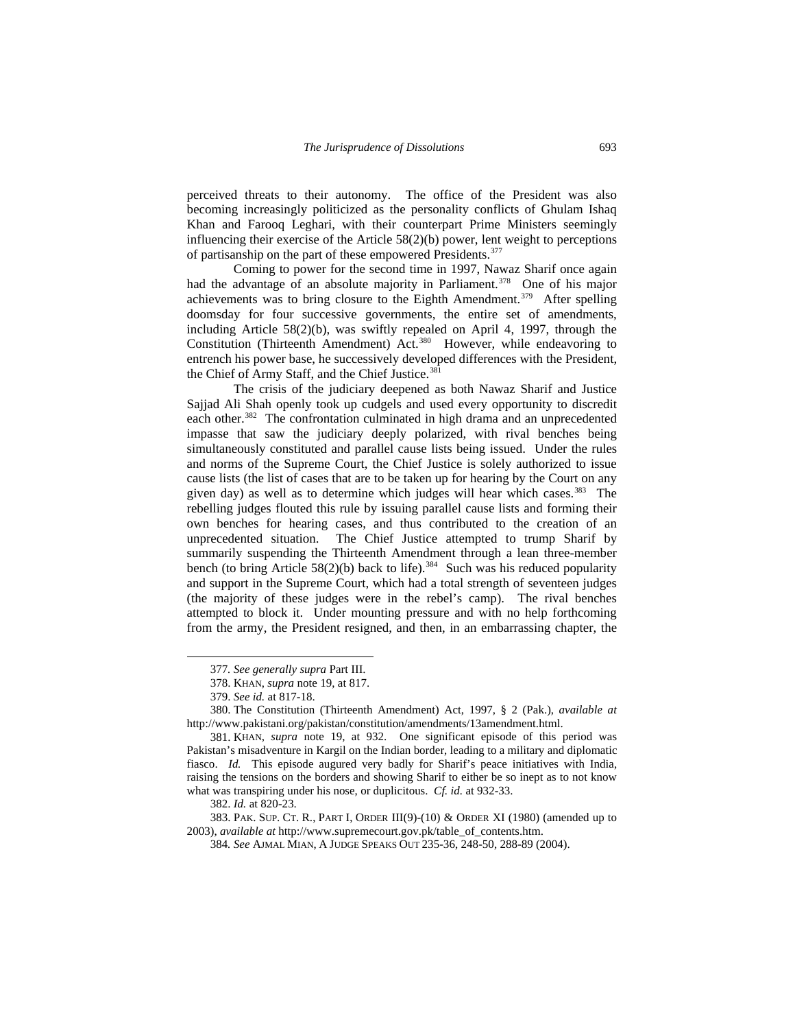perceived threats to their autonomy. The office of the President was also becoming increasingly politicized as the personality conflicts of Ghulam Ishaq Khan and Farooq Leghari, with their counterpart Prime Ministers seemingly influencing their exercise of the Article 58(2)(b) power, lent weight to perceptions of partisanship on the part of these empowered Presidents.[377]

Coming to power for the second time in 1997, Nawaz Sharif once again had the advantage of an absolute majority in Parliament.[378] One of his major achievements was to bring closure to the Eighth Amendment.[379] After spelling doomsday for four successive governments, the entire set of amendments, including Article 58(2)(b), was swiftly repealed on April 4, 1997, through the Constitution (Thirteenth Amendment) Act.[380] However, while endeavoring to entrench his power base, he successively developed differences with the President, the Chief of Army Staff, and the Chief Justice.[381]

The crisis of the judiciary deepened as both Nawaz Sharif and Justice Sajjad Ali Shah openly took up cudgels and used every opportunity to discredit each other.[382] The confrontation culminated in high drama and an unprecedented impasse that saw the judiciary deeply polarized, with rival benches being simultaneously constituted and parallel cause lists being issued. Under the rules and norms of the Supreme Court, the Chief Justice is solely authorized to issue cause lists (the list of cases that are to be taken up for hearing by the Court on any given day) as well as to determine which judges will hear which cases.[383] The rebelling judges flouted this rule by issuing parallel cause lists and forming their own benches for hearing cases, and thus contributed to the creation of an unprecedented situation. The Chief Justice attempted to trump Sharif by summarily suspending the Thirteenth Amendment through a lean three-member bench (to bring Article 58(2)(b) back to life).[384] Such was his reduced popularity and support in the Supreme Court, which had a total strength of seventeen judges (the majority of these judges were in the rebel's camp). The rival benches attempted to block it. Under mounting pressure and with no help forthcoming from the army, the President resigned, and then, in an embarrassing chapter, the

---

377. *See generally supra* Part III.

378. KHAN, *supra* note 19, at 817.

379. *See id.* at 817-18.

380. The Constitution (Thirteenth Amendment) Act, 1997, § 2 (Pak.), *available at* http://www.pakistani.org/pakistan/constitution/amendments/13amendment.html.

381. KHAN, *supra* note 19, at 932. One significant episode of this period was Pakistan's misadventure in Kargil on the Indian border, leading to a military and diplomatic fiasco. *Id.* This episode augured very badly for Sharif's peace initiatives with India, raising the tensions on the borders and showing Sharif to either be so inept as to not know what was transpiring under his nose, or duplicitous. *Cf. id.* at 932-33.

382. *Id.* at 820-23.

383. PAK. SUP. CT. R., PART I, ORDER III(9)-(10) & ORDER XI (1980) (amended up to 2003), *available at* http://www.supremecourt.gov.pk/table_of_contents.htm.

384. *See* AJMAL MIAN, A JUDGE SPEAKS OUT 235-36, 248-50, 288-89 (2004).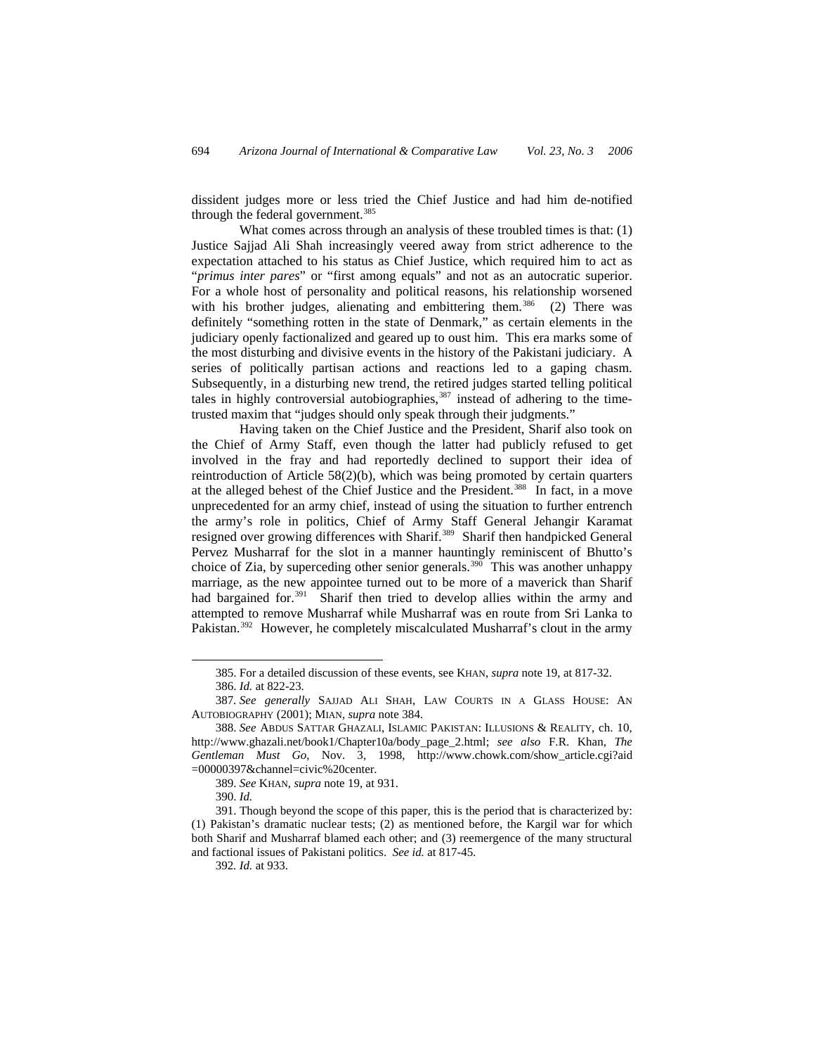dissident judges more or less tried the Chief Justice and had him de-notified through the federal government.[385]

What comes across through an analysis of these troubled times is that: (1) Justice Sajjad Ali Shah increasingly veered away from strict adherence to the expectation attached to his status as Chief Justice, which required him to act as "*primus inter pares*" or "first among equals" and not as an autocratic superior. For a whole host of personality and political reasons, his relationship worsened with his brother judges, alienating and embittering them.[386] (2) There was definitely "something rotten in the state of Denmark," as certain elements in the judiciary openly factionalized and geared up to oust him. This era marks some of the most disturbing and divisive events in the history of the Pakistani judiciary. A series of politically partisan actions and reactions led to a gaping chasm. Subsequently, in a disturbing new trend, the retired judges started telling political tales in highly controversial autobiographies,[387] instead of adhering to the time-trusted maxim that "judges should only speak through their judgments."

Having taken on the Chief Justice and the President, Sharif also took on the Chief of Army Staff, even though the latter had publicly refused to get involved in the fray and had reportedly declined to support their idea of reintroduction of Article 58(2)(b), which was being promoted by certain quarters at the alleged behest of the Chief Justice and the President.[388] In fact, in a move unprecedented for an army chief, instead of using the situation to further entrench the army's role in politics, Chief of Army Staff General Jehangir Karamat resigned over growing differences with Sharif.[389] Sharif then handpicked General Pervez Musharraf for the slot in a manner hauntingly reminiscent of Bhutto's choice of Zia, by superceding other senior generals.[390] This was another unhappy marriage, as the new appointee turned out to be more of a maverick than Sharif had bargained for.[391] Sharif then tried to develop allies within the army and attempted to remove Musharraf while Musharraf was en route from Sri Lanka to Pakistan.[392] However, he completely miscalculated Musharraf's clout in the army

---

385. For a detailed discussion of these events, see KHAN, *supra* note 19, at 817-32.

386. *Id.* at 822-23.

387. *See generally* SAJJAD ALI SHAH, LAW COURTS IN A GLASS HOUSE: AN AUTOBIOGRAPHY (2001); MIAN, *supra* note 384.

388. *See* ABDUS SATTAR GHAZALI, ISLAMIC PAKISTAN: ILLUSIONS & REALITY, ch. 10, http://www.ghazali.net/book1/Chapter10a/body_page_2.html; *see also* F.R. Khan, *The Gentleman Must Go*, Nov. 3, 1998, http://www.chowk.com/show_article.cgi?aid=00000397&channel=civic%20center.

389. *See* KHAN, *supra* note 19, at 931.

390. *Id.*

391. Though beyond the scope of this paper, this is the period that is characterized by: (1) Pakistan's dramatic nuclear tests; (2) as mentioned before, the Kargil war for which both Sharif and Musharraf blamed each other; and (3) reemergence of the many structural and factional issues of Pakistani politics. *See id.* at 817-45.

392. *Id.* at 933.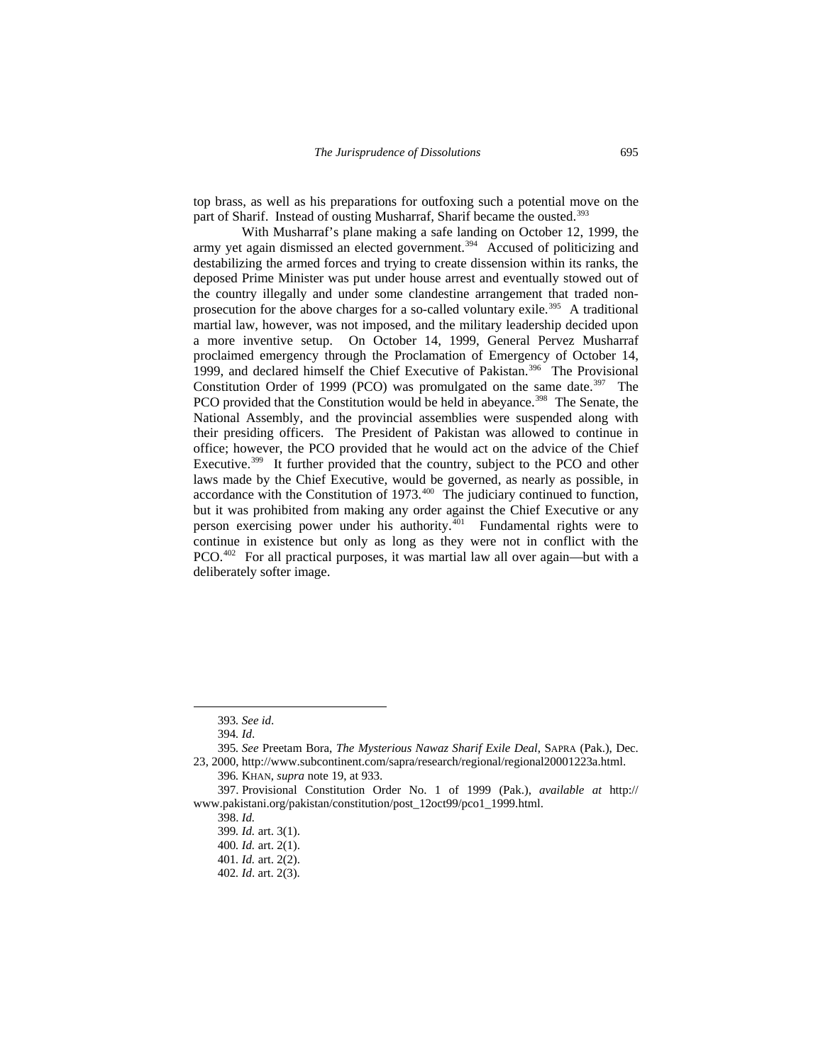top brass, as well as his preparations for outfoxing such a potential move on the part of Sharif. Instead of ousting Musharraf, Sharif became the ousted.[393]

With Musharraf's plane making a safe landing on October 12, 1999, the army yet again dismissed an elected government.[394] Accused of politicizing and destabilizing the armed forces and trying to create dissension within its ranks, the deposed Prime Minister was put under house arrest and eventually stowed out of the country illegally and under some clandestine arrangement that traded non-prosecution for the above charges for a so-called voluntary exile.[395] A traditional martial law, however, was not imposed, and the military leadership decided upon a more inventive setup. On October 14, 1999, General Pervez Musharraf proclaimed emergency through the Proclamation of Emergency of October 14, 1999, and declared himself the Chief Executive of Pakistan.[396] The Provisional Constitution Order of 1999 (PCO) was promulgated on the same date.[397] The PCO provided that the Constitution would be held in abeyance.[398] The Senate, the National Assembly, and the provincial assemblies were suspended along with their presiding officers. The President of Pakistan was allowed to continue in office; however, the PCO provided that he would act on the advice of the Chief Executive.[399] It further provided that the country, subject to the PCO and other laws made by the Chief Executive, would be governed, as nearly as possible, in accordance with the Constitution of 1973.[400] The judiciary continued to function, but it was prohibited from making any order against the Chief Executive or any person exercising power under his authority.[401] Fundamental rights were to continue in existence but only as long as they were not in conflict with the PCO.[402] For all practical purposes, it was martial law all over again—but with a deliberately softer image.

---

393. *See id*.

394. *Id*.

395. *See* Preetam Bora, *The Mysterious Nawaz Sharif Exile Deal*, SAPRA (Pak.), Dec. 23, 2000, http://www.subcontinent.com/sapra/research/regional/regional20001223a.html.

396. KHAN, *supra* note 19, at 933.

397. Provisional Constitution Order No. 1 of 1999 (Pak.), *available at* http://www.pakistani.org/pakistan/constitution/post_12oct99/pco1_1999.html.

398. *Id.*

399. *Id.* art. 3(1).

400. *Id.* art. 2(1).

401. *Id.* art. 2(2).

402. *Id*. art. 2(3).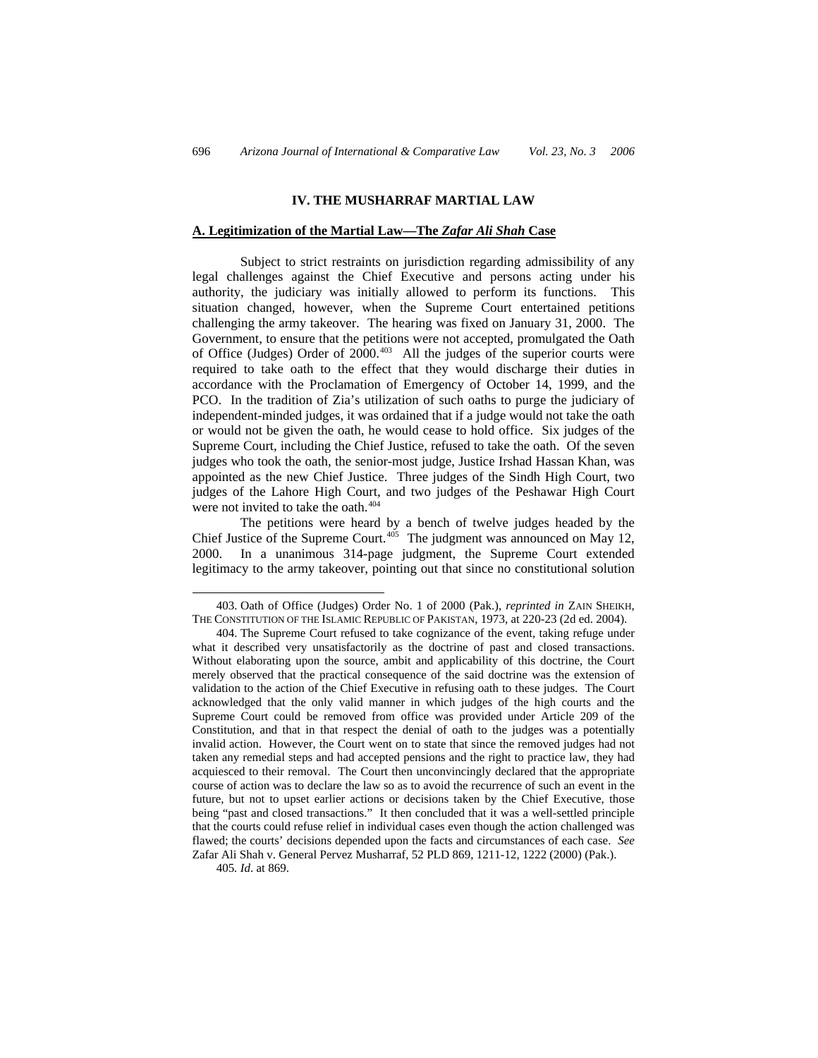## IV. THE MUSHARRAF MARTIAL LAW

### A. Legitimization of the Martial Law—The *Zafar Ali Shah* Case

Subject to strict restraints on jurisdiction regarding admissibility of any legal challenges against the Chief Executive and persons acting under his authority, the judiciary was initially allowed to perform its functions. This situation changed, however, when the Supreme Court entertained petitions challenging the army takeover. The hearing was fixed on January 31, 2000. The Government, to ensure that the petitions were not accepted, promulgated the Oath of Office (Judges) Order of 2000.[403] All the judges of the superior courts were required to take oath to the effect that they would discharge their duties in accordance with the Proclamation of Emergency of October 14, 1999, and the PCO. In the tradition of Zia's utilization of such oaths to purge the judiciary of independent-minded judges, it was ordained that if a judge would not take the oath or would not be given the oath, he would cease to hold office. Six judges of the Supreme Court, including the Chief Justice, refused to take the oath. Of the seven judges who took the oath, the senior-most judge, Justice Irshad Hassan Khan, was appointed as the new Chief Justice. Three judges of the Sindh High Court, two judges of the Lahore High Court, and two judges of the Peshawar High Court were not invited to take the oath.[404]

The petitions were heard by a bench of twelve judges headed by the Chief Justice of the Supreme Court.[405] The judgment was announced on May 12, 2000. In a unanimous 314-page judgment, the Supreme Court extended legitimacy to the army takeover, pointing out that since no constitutional solution

---

403. Oath of Office (Judges) Order No. 1 of 2000 (Pak.), *reprinted in* ZAIN SHEIKH, THE CONSTITUTION OF THE ISLAMIC REPUBLIC OF PAKISTAN, 1973, at 220-23 (2d ed. 2004).

404. The Supreme Court refused to take cognizance of the event, taking refuge under what it described very unsatisfactorily as the doctrine of past and closed transactions. Without elaborating upon the source, ambit and applicability of this doctrine, the Court merely observed that the practical consequence of the said doctrine was the extension of validation to the action of the Chief Executive in refusing oath to these judges. The Court acknowledged that the only valid manner in which judges of the high courts and the Supreme Court could be removed from office was provided under Article 209 of the Constitution, and that in that respect the denial of oath to the judges was a potentially invalid action. However, the Court went on to state that since the removed judges had not taken any remedial steps and had accepted pensions and the right to practice law, they had acquiesced to their removal. The Court then unconvincingly declared that the appropriate course of action was to declare the law so as to avoid the recurrence of such an event in the future, but not to upset earlier actions or decisions taken by the Chief Executive, those being "past and closed transactions." It then concluded that it was a well-settled principle that the courts could refuse relief in individual cases even though the action challenged was flawed; the courts' decisions depended upon the facts and circumstances of each case. *See* Zafar Ali Shah v. General Pervez Musharraf, 52 PLD 869, 1211-12, 1222 (2000) (Pak.).

405. *Id*. at 869.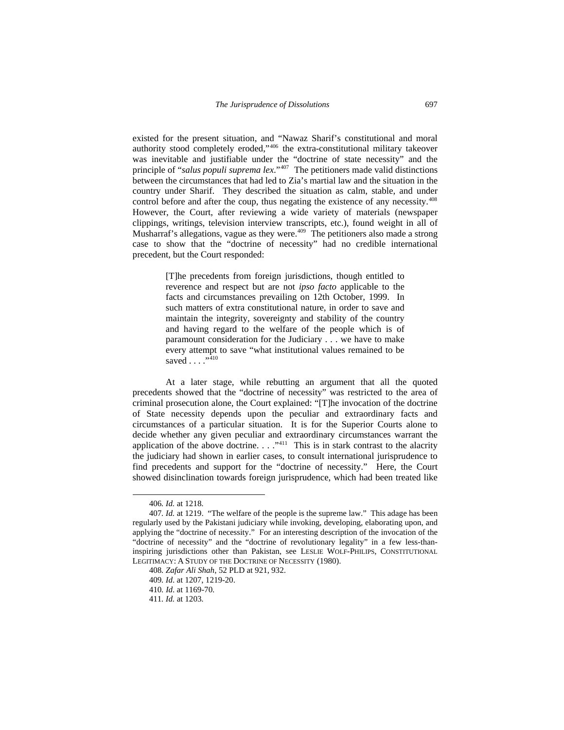existed for the present situation, and "Nawaz Sharif's constitutional and moral authority stood completely eroded,"[406] the extra-constitutional military takeover was inevitable and justifiable under the "doctrine of state necessity" and the principle of "*salus populi suprema lex*."[407] The petitioners made valid distinctions between the circumstances that had led to Zia's martial law and the situation in the country under Sharif. They described the situation as calm, stable, and under control before and after the coup, thus negating the existence of any necessity.[408] However, the Court, after reviewing a wide variety of materials (newspaper clippings, writings, television interview transcripts, etc.), found weight in all of Musharraf's allegations, vague as they were.[409] The petitioners also made a strong case to show that the "doctrine of necessity" had no credible international precedent, but the Court responded:

> [T]he precedents from foreign jurisdictions, though entitled to reverence and respect but are not *ipso facto* applicable to the facts and circumstances prevailing on 12th October, 1999. In such matters of extra constitutional nature, in order to save and maintain the integrity, sovereignty and stability of the country and having regard to the welfare of the people which is of paramount consideration for the Judiciary . . . we have to make every attempt to save "what institutional values remained to be saved . . . ."[410]

At a later stage, while rebutting an argument that all the quoted precedents showed that the "doctrine of necessity" was restricted to the area of criminal prosecution alone, the Court explained: "[T]he invocation of the doctrine of State necessity depends upon the peculiar and extraordinary facts and circumstances of a particular situation. It is for the Superior Courts alone to decide whether any given peculiar and extraordinary circumstances warrant the application of the above doctrine. . . ."[411] This is in stark contrast to the alacrity the judiciary had shown in earlier cases, to consult international jurisprudence to find precedents and support for the "doctrine of necessity." Here, the Court showed disinclination towards foreign jurisprudence, which had been treated like

---

406. *Id.* at 1218.

407. *Id.* at 1219. "The welfare of the people is the supreme law." This adage has been regularly used by the Pakistani judiciary while invoking, developing, elaborating upon, and applying the "doctrine of necessity." For an interesting description of the invocation of the "doctrine of necessity" and the "doctrine of revolutionary legality" in a few less-than-inspiring jurisdictions other than Pakistan, see LESLIE WOLF-PHILIPS, CONSTITUTIONAL LEGITIMACY: A STUDY OF THE DOCTRINE OF NECESSITY (1980).

408. *Zafar Ali Shah*, 52 PLD at 921, 932.

409. *Id.* at 1207, 1219-20.

410. *Id.* at 1169-70.

411. *Id.* at 1203.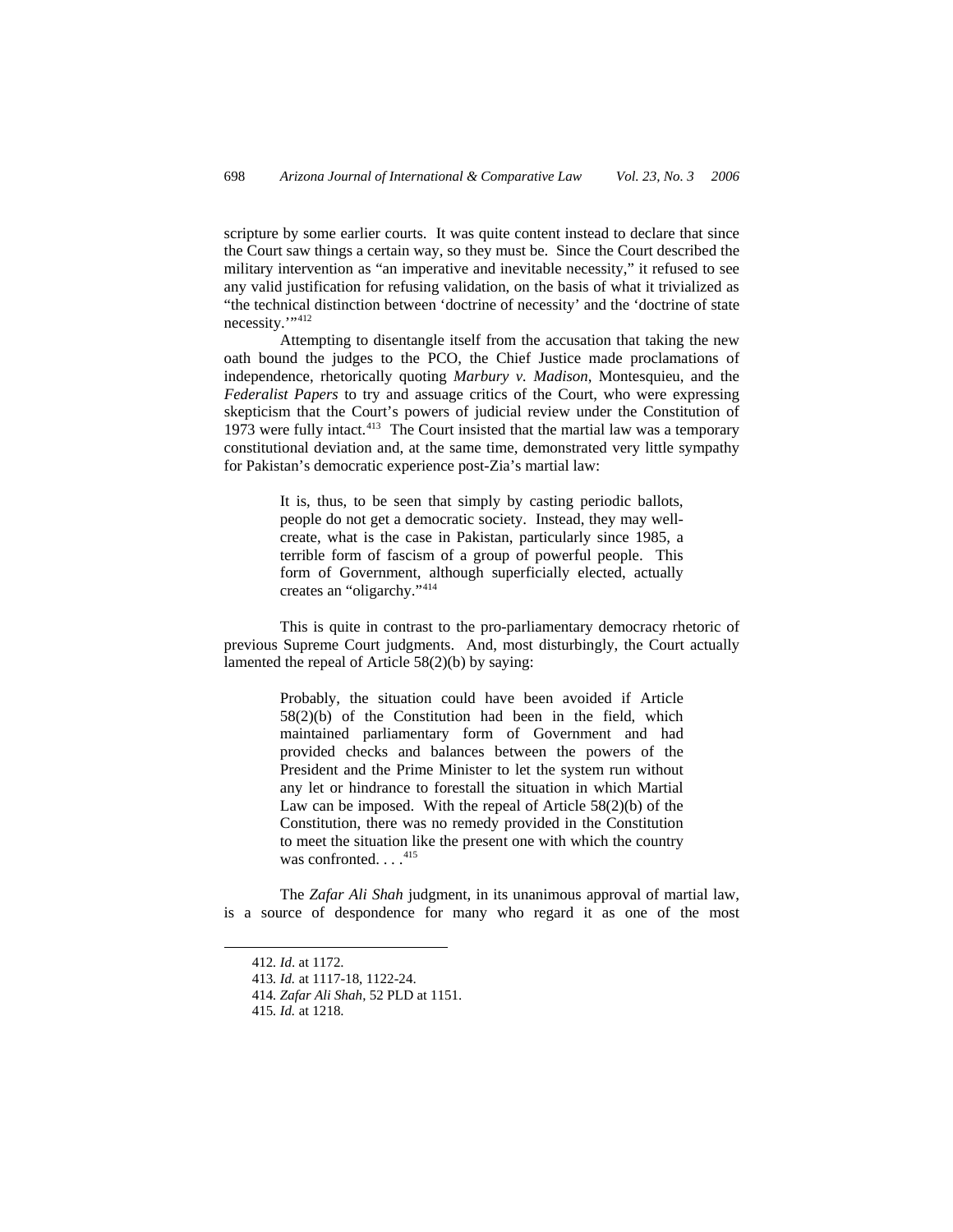scripture by some earlier courts. It was quite content instead to declare that since the Court saw things a certain way, so they must be. Since the Court described the military intervention as "an imperative and inevitable necessity," it refused to see any valid justification for refusing validation, on the basis of what it trivialized as "the technical distinction between 'doctrine of necessity' and the 'doctrine of state necessity.'"[412]

Attempting to disentangle itself from the accusation that taking the new oath bound the judges to the PCO, the Chief Justice made proclamations of independence, rhetorically quoting *Marbury v. Madison*, Montesquieu, and the *Federalist Papers* to try and assuage critics of the Court, who were expressing skepticism that the Court's powers of judicial review under the Constitution of 1973 were fully intact.[413] The Court insisted that the martial law was a temporary constitutional deviation and, at the same time, demonstrated very little sympathy for Pakistan's democratic experience post-Zia's martial law:

> It is, thus, to be seen that simply by casting periodic ballots, people do not get a democratic society. Instead, they may well-create, what is the case in Pakistan, particularly since 1985, a terrible form of fascism of a group of powerful people. This form of Government, although superficially elected, actually creates an "oligarchy."[414]

This is quite in contrast to the pro-parliamentary democracy rhetoric of previous Supreme Court judgments. And, most disturbingly, the Court actually lamented the repeal of Article 58(2)(b) by saying:

> Probably, the situation could have been avoided if Article 58(2)(b) of the Constitution had been in the field, which maintained parliamentary form of Government and had provided checks and balances between the powers of the President and the Prime Minister to let the system run without any let or hindrance to forestall the situation in which Martial Law can be imposed. With the repeal of Article 58(2)(b) of the Constitution, there was no remedy provided in the Constitution to meet the situation like the present one with which the country was confronted. . . .[415]

The *Zafar Ali Shah* judgment, in its unanimous approval of martial law, is a source of despondence for many who regard it as one of the most

---

412. *Id*. at 1172.

413. *Id.* at 1117-18, 1122-24.

414. *Zafar Ali Shah*, 52 PLD at 1151.

415. *Id.* at 1218.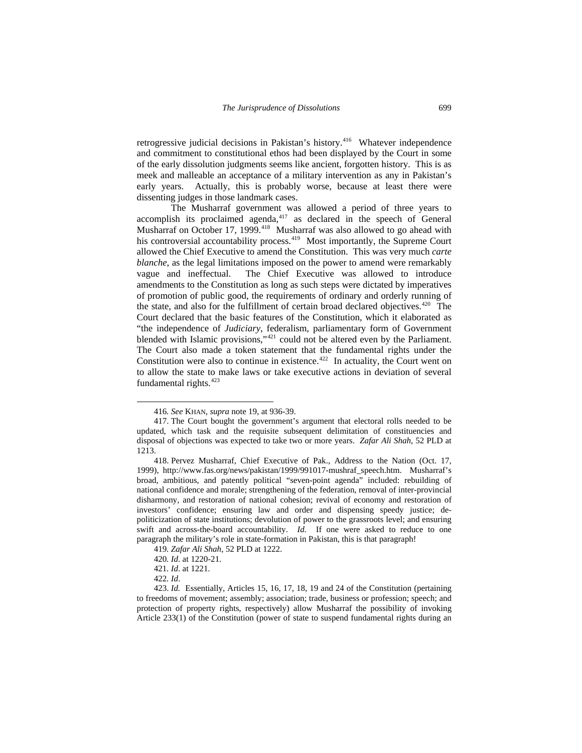retrogressive judicial decisions in Pakistan's history.[416] Whatever independence and commitment to constitutional ethos had been displayed by the Court in some of the early dissolution judgments seems like ancient, forgotten history. This is as meek and malleable an acceptance of a military intervention as any in Pakistan's early years. Actually, this is probably worse, because at least there were dissenting judges in those landmark cases.

The Musharraf government was allowed a period of three years to accomplish its proclaimed agenda,[417] as declared in the speech of General Musharraf on October 17, 1999.[418] Musharraf was also allowed to go ahead with his controversial accountability process.[419] Most importantly, the Supreme Court allowed the Chief Executive to amend the Constitution. This was very much *carte blanche*, as the legal limitations imposed on the power to amend were remarkably vague and ineffectual. The Chief Executive was allowed to introduce amendments to the Constitution as long as such steps were dictated by imperatives of promotion of public good, the requirements of ordinary and orderly running of the state, and also for the fulfillment of certain broad declared objectives.[420] The Court declared that the basic features of the Constitution, which it elaborated as "the independence of *Judiciary*, federalism, parliamentary form of Government blended with Islamic provisions,"[421] could not be altered even by the Parliament. The Court also made a token statement that the fundamental rights under the Constitution were also to continue in existence.[422] In actuality, the Court went on to allow the state to make laws or take executive actions in deviation of several fundamental rights.[423]

---

416. *See* KHAN, *supra* note 19, at 936-39.

417. The Court bought the government's argument that electoral rolls needed to be updated, which task and the requisite subsequent delimitation of constituencies and disposal of objections was expected to take two or more years. *Zafar Ali Shah*, 52 PLD at 1213.

418. Pervez Musharraf, Chief Executive of Pak., Address to the Nation (Oct. 17, 1999), http://www.fas.org/news/pakistan/1999/991017-mushraf_speech.htm. Musharraf's broad, ambitious, and patently political "seven-point agenda" included: rebuilding of national confidence and morale; strengthening of the federation, removal of inter-provincial disharmony, and restoration of national cohesion; revival of economy and restoration of investors' confidence; ensuring law and order and dispensing speedy justice; de-politicization of state institutions; devolution of power to the grassroots level; and ensuring swift and across-the-board accountability. *Id.* If one were asked to reduce to one paragraph the military's role in state-formation in Pakistan, this is that paragraph!

419. *Zafar Ali Shah*, 52 PLD at 1222.

420. *Id*. at 1220-21.

421. *Id*. at 1221.

422. *Id*.

423. *Id.* Essentially, Articles 15, 16, 17, 18, 19 and 24 of the Constitution (pertaining to freedoms of movement; assembly; association; trade, business or profession; speech; and protection of property rights, respectively) allow Musharraf the possibility of invoking Article 233(1) of the Constitution (power of state to suspend fundamental rights during an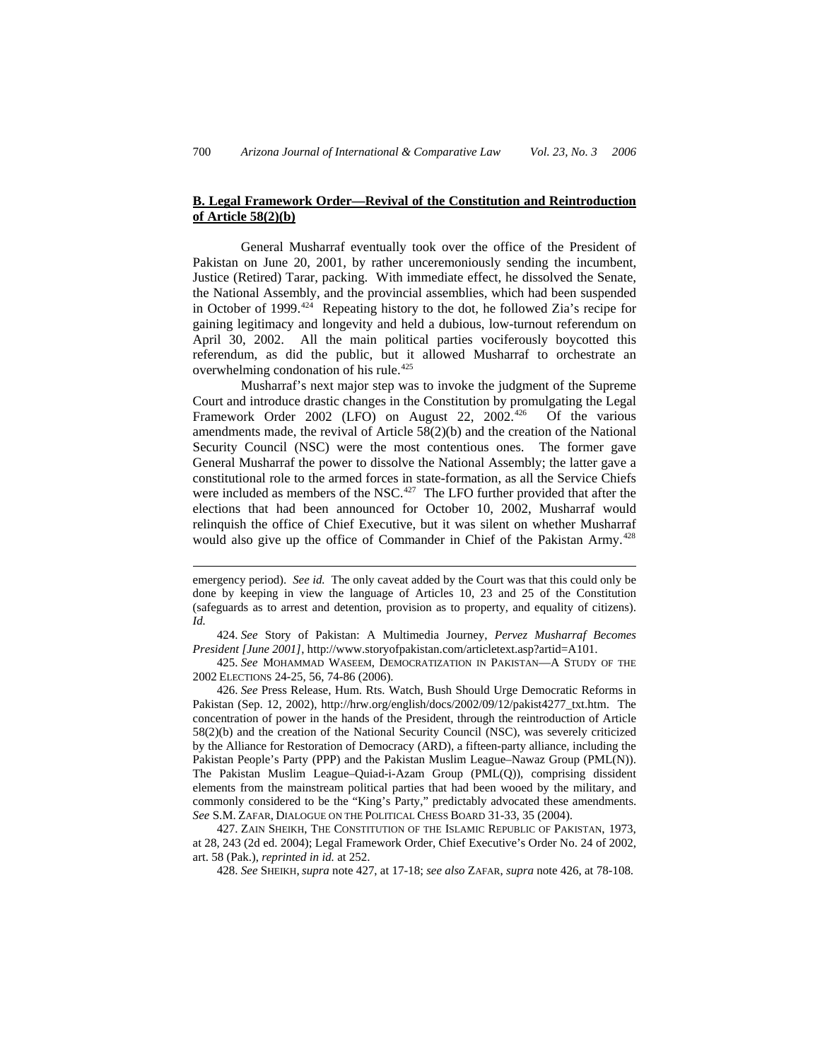**B. Legal Framework Order—Revival of the Constitution and Reintroduction of Article 58(2)(b)**

General Musharraf eventually took over the office of the President of Pakistan on June 20, 2001, by rather unceremoniously sending the incumbent, Justice (Retired) Tarar, packing. With immediate effect, he dissolved the Senate, the National Assembly, and the provincial assemblies, which had been suspended in October of 1999.[424] Repeating history to the dot, he followed Zia's recipe for gaining legitimacy and longevity and held a dubious, low-turnout referendum on April 30, 2002. All the main political parties vociferously boycotted this referendum, as did the public, but it allowed Musharraf to orchestrate an overwhelming condonation of his rule.[425]

Musharraf's next major step was to invoke the judgment of the Supreme Court and introduce drastic changes in the Constitution by promulgating the Legal Framework Order 2002 (LFO) on August 22, 2002.[426] Of the various amendments made, the revival of Article 58(2)(b) and the creation of the National Security Council (NSC) were the most contentious ones. The former gave General Musharraf the power to dissolve the National Assembly; the latter gave a constitutional role to the armed forces in state-formation, as all the Service Chiefs were included as members of the NSC.[427] The LFO further provided that after the elections that had been announced for October 10, 2002, Musharraf would relinquish the office of Chief Executive, but it was silent on whether Musharraf would also give up the office of Commander in Chief of the Pakistan Army.[428]

---

emergency period). *See id.* The only caveat added by the Court was that this could only be done by keeping in view the language of Articles 10, 23 and 25 of the Constitution (safeguards as to arrest and detention, provision as to property, and equality of citizens). *Id.*

424. *See* Story of Pakistan: A Multimedia Journey, *Pervez Musharraf Becomes President [June 2001]*, http://www.storyofpakistan.com/articletext.asp?artid=A101.

425. *See* MOHAMMAD WASEEM, DEMOCRATIZATION IN PAKISTAN—A STUDY OF THE 2002 ELECTIONS 24-25, 56, 74-86 (2006).

426. *See* Press Release, Hum. Rts. Watch, Bush Should Urge Democratic Reforms in Pakistan (Sep. 12, 2002), http://hrw.org/english/docs/2002/09/12/pakist4277_txt.htm. The concentration of power in the hands of the President, through the reintroduction of Article 58(2)(b) and the creation of the National Security Council (NSC), was severely criticized by the Alliance for Restoration of Democracy (ARD), a fifteen-party alliance, including the Pakistan People's Party (PPP) and the Pakistan Muslim League–Nawaz Group (PML(N)). The Pakistan Muslim League–Quiad-i-Azam Group (PML(Q)), comprising dissident elements from the mainstream political parties that had been wooed by the military, and commonly considered to be the "King's Party," predictably advocated these amendments. *See* S.M. ZAFAR, DIALOGUE ON THE POLITICAL CHESS BOARD 31-33, 35 (2004).

427. ZAIN SHEIKH, THE CONSTITUTION OF THE ISLAMIC REPUBLIC OF PAKISTAN, 1973, at 28, 243 (2d ed. 2004); Legal Framework Order, Chief Executive's Order No. 24 of 2002, art. 58 (Pak.), *reprinted in id.* at 252.

428. *See* SHEIKH, *supra* note 427, at 17-18; *see also* ZAFAR, *supra* note 426, at 78-108.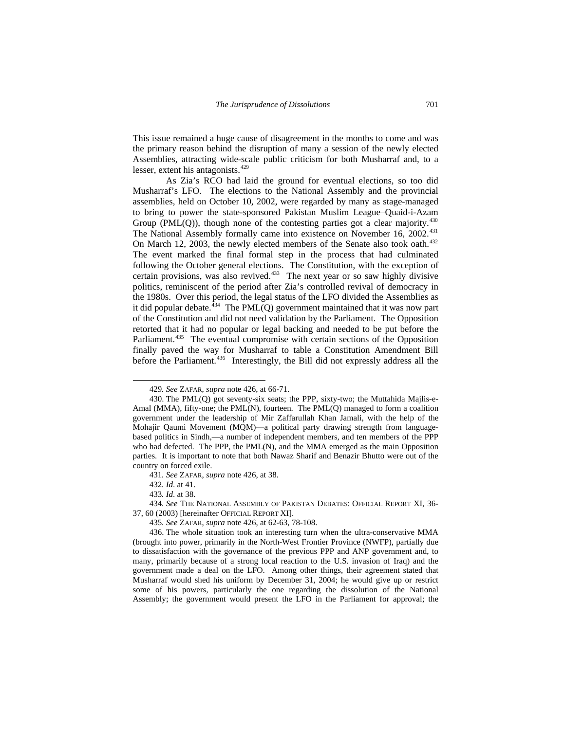This issue remained a huge cause of disagreement in the months to come and was the primary reason behind the disruption of many a session of the newly elected Assemblies, attracting wide-scale public criticism for both Musharraf and, to a lesser, extent his antagonists.[429]

As Zia's RCO had laid the ground for eventual elections, so too did Musharraf's LFO. The elections to the National Assembly and the provincial assemblies, held on October 10, 2002, were regarded by many as stage-managed to bring to power the state-sponsored Pakistan Muslim League–Quaid-i-Azam Group (PML(Q)), though none of the contesting parties got a clear majority.[430] The National Assembly formally came into existence on November 16, 2002.[431] On March 12, 2003, the newly elected members of the Senate also took oath.[432] The event marked the final formal step in the process that had culminated following the October general elections. The Constitution, with the exception of certain provisions, was also revived.[433] The next year or so saw highly divisive politics, reminiscent of the period after Zia's controlled revival of democracy in the 1980s. Over this period, the legal status of the LFO divided the Assemblies as it did popular debate.[434] The PML(Q) government maintained that it was now part of the Constitution and did not need validation by the Parliament. The Opposition retorted that it had no popular or legal backing and needed to be put before the Parliament.[435] The eventual compromise with certain sections of the Opposition finally paved the way for Musharraf to table a Constitution Amendment Bill before the Parliament.[436] Interestingly, the Bill did not expressly address all the

---

429. *See* ZAFAR, *supra* note 426, at 66-71.

430. The PML(Q) got seventy-six seats; the PPP, sixty-two; the Muttahida Majlis-e-Amal (MMA), fifty-one; the PML(N), fourteen. The PML(Q) managed to form a coalition government under the leadership of Mir Zaffarullah Khan Jamali, with the help of the Mohajir Qaumi Movement (MQM)—a political party drawing strength from language-based politics in Sindh,—a number of independent members, and ten members of the PPP who had defected. The PPP, the PML(N), and the MMA emerged as the main Opposition parties. It is important to note that both Nawaz Sharif and Benazir Bhutto were out of the country on forced exile.

431. *See* ZAFAR, *supra* note 426, at 38.

432. *Id.* at 41.

433. *Id.* at 38.

434. *See* THE NATIONAL ASSEMBLY OF PAKISTAN DEBATES: OFFICIAL REPORT XI, 36-37, 60 (2003) [hereinafter OFFICIAL REPORT XI].

435. *See* ZAFAR, *supra* note 426, at 62-63, 78-108.

436. The whole situation took an interesting turn when the ultra-conservative MMA (brought into power, primarily in the North-West Frontier Province (NWFP), partially due to dissatisfaction with the governance of the previous PPP and ANP government and, to many, primarily because of a strong local reaction to the U.S. invasion of Iraq) and the government made a deal on the LFO. Among other things, their agreement stated that Musharraf would shed his uniform by December 31, 2004; he would give up or restrict some of his powers, particularly the one regarding the dissolution of the National Assembly; the government would present the LFO in the Parliament for approval; the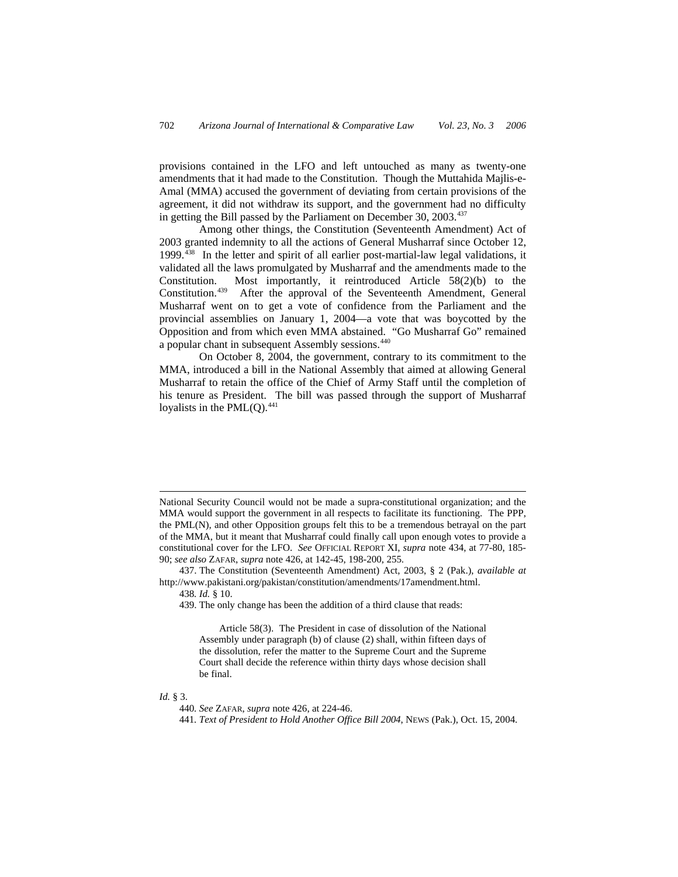provisions contained in the LFO and left untouched as many as twenty-one amendments that it had made to the Constitution. Though the Muttahida Majlis-e-Amal (MMA) accused the government of deviating from certain provisions of the agreement, it did not withdraw its support, and the government had no difficulty in getting the Bill passed by the Parliament on December 30, 2003.[437]

Among other things, the Constitution (Seventeenth Amendment) Act of 2003 granted indemnity to all the actions of General Musharraf since October 12, 1999.[438] In the letter and spirit of all earlier post-martial-law legal validations, it validated all the laws promulgated by Musharraf and the amendments made to the Constitution. Most importantly, it reintroduced Article 58(2)(b) to the Constitution.[439] After the approval of the Seventeenth Amendment, General Musharraf went on to get a vote of confidence from the Parliament and the provincial assemblies on January 1, 2004—a vote that was boycotted by the Opposition and from which even MMA abstained. "Go Musharraf Go" remained a popular chant in subsequent Assembly sessions.[440]

On October 8, 2004, the government, contrary to its commitment to the MMA, introduced a bill in the National Assembly that aimed at allowing General Musharraf to retain the office of the Chief of Army Staff until the completion of his tenure as President. The bill was passed through the support of Musharraf loyalists in the PML(Q).[441]

---

National Security Council would not be made a supra-constitutional organization; and the MMA would support the government in all respects to facilitate its functioning. The PPP, the PML(N), and other Opposition groups felt this to be a tremendous betrayal on the part of the MMA, but it meant that Musharraf could finally call upon enough votes to provide a constitutional cover for the LFO. *See* OFFICIAL REPORT XI, *supra* note 434, at 77-80, 185-90; *see also* ZAFAR, *supra* note 426, at 142-45, 198-200, 255.

437. The Constitution (Seventeenth Amendment) Act, 2003, § 2 (Pak.), *available at* http://www.pakistani.org/pakistan/constitution/amendments/17amendment.html.

438. *Id.* § 10.

439. The only change has been the addition of a third clause that reads:

> Article 58(3). The President in case of dissolution of the National Assembly under paragraph (b) of clause (2) shall, within fifteen days of the dissolution, refer the matter to the Supreme Court and the Supreme Court shall decide the reference within thirty days whose decision shall be final.

*Id.* § 3.

440. *See* ZAFAR, *supra* note 426, at 224-46.

441. *Text of President to Hold Another Office Bill 2004*, NEWS (Pak.), Oct. 15, 2004.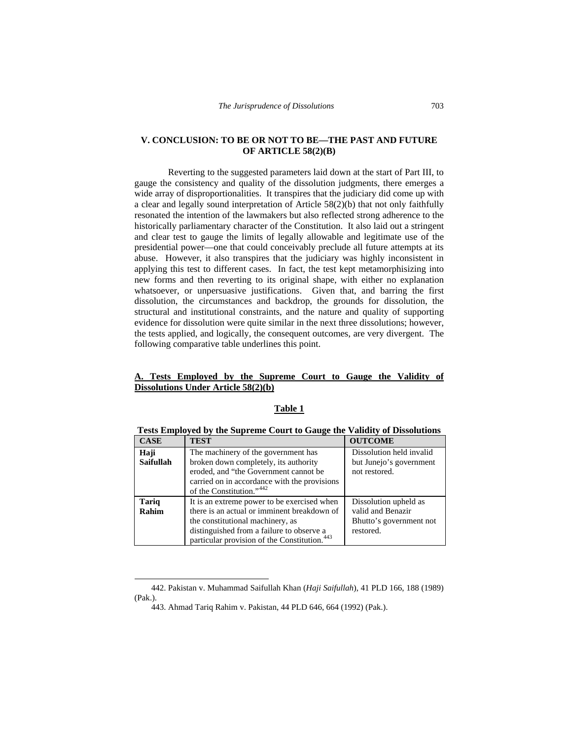## V. CONCLUSION: TO BE OR NOT TO BE—THE PAST AND FUTURE OF ARTICLE 58(2)(B)

Reverting to the suggested parameters laid down at the start of Part III, to gauge the consistency and quality of the dissolution judgments, there emerges a wide array of disproportionalities. It transpires that the judiciary did come up with a clear and legally sound interpretation of Article 58(2)(b) that not only faithfully resonated the intention of the lawmakers but also reflected strong adherence to the historically parliamentary character of the Constitution. It also laid out a stringent and clear test to gauge the limits of legally allowable and legitimate use of the presidential power—one that could conceivably preclude all future attempts at its abuse. However, it also transpires that the judiciary was highly inconsistent in applying this test to different cases. In fact, the test kept metamorphisizing into new forms and then reverting to its original shape, with either no explanation whatsoever, or unpersuasive justifications. Given that, and barring the first dissolution, the circumstances and backdrop, the grounds for dissolution, the structural and institutional constraints, and the nature and quality of supporting evidence for dissolution were quite similar in the next three dissolutions; however, the tests applied, and logically, the consequent outcomes, are very divergent. The following comparative table underlines this point.

### A. Tests Employed by the Supreme Court to Gauge the Validity of Dissolutions Under Article 58(2)(b)

**Table 1**

**Tests Employed by the Supreme Court to Gauge the Validity of Dissolutions**

| CASE | TEST | OUTCOME |
|---|---|---|
| **Haji Saifullah** | The machinery of the government has broken down completely, its authority eroded, and "the Government cannot be carried on in accordance with the provisions of the Constitution."[442] | Dissolution held invalid but Junejo's government not restored. |
| **Tariq Rahim** | It is an extreme power to be exercised when there is an actual or imminent breakdown of the constitutional machinery, as distinguished from a failure to observe a particular provision of the Constitution.[443] | Dissolution upheld as valid and Benazir Bhutto's government not restored. |

442. Pakistan v. Muhammad Saifullah Khan (*Haji Saifullah*), 41 PLD 166, 188 (1989) (Pak.).

443. Ahmad Tariq Rahim v. Pakistan, 44 PLD 646, 664 (1992) (Pak.).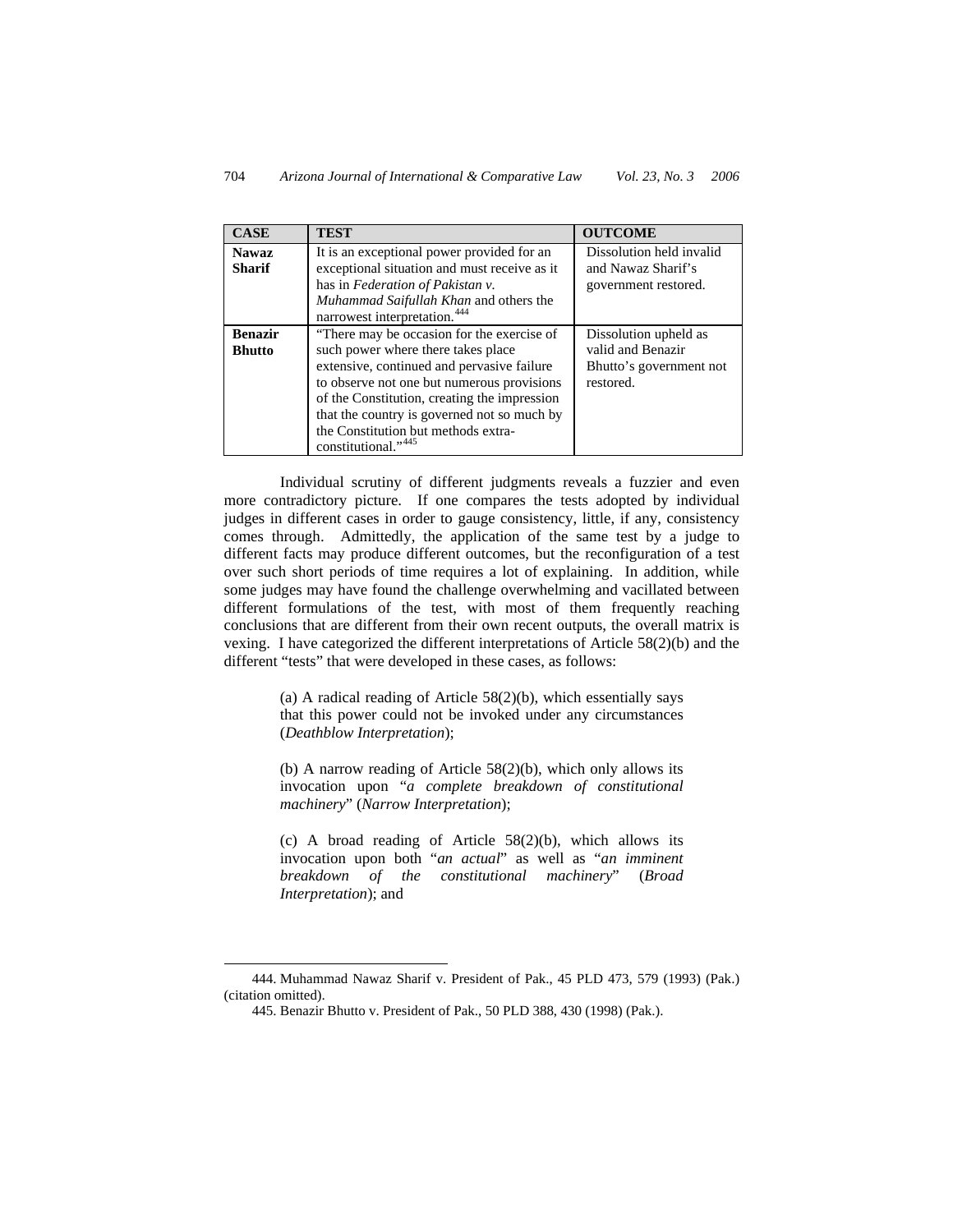| CASE | TEST | OUTCOME |
|---|---|---|
| **Nawaz Sharif** | It is an exceptional power provided for an exceptional situation and must receive as it has in *Federation of Pakistan v. Muhammad Saifullah Khan* and others the narrowest interpretation.[444] | Dissolution held invalid and Nawaz Sharif's government restored. |
| **Benazir Bhutto** | "There may be occasion for the exercise of such power where there takes place extensive, continued and pervasive failure to observe not one but numerous provisions of the Constitution, creating the impression that the country is governed not so much by the Constitution but methods extra-constitutional."[445] | Dissolution upheld as valid and Benazir Bhutto's government not restored. |

Individual scrutiny of different judgments reveals a fuzzier and even more contradictory picture. If one compares the tests adopted by individual judges in different cases in order to gauge consistency, little, if any, consistency comes through. Admittedly, the application of the same test by a judge to different facts may produce different outcomes, but the reconfiguration of a test over such short periods of time requires a lot of explaining. In addition, while some judges may have found the challenge overwhelming and vacillated between different formulations of the test, with most of them frequently reaching conclusions that are different from their own recent outputs, the overall matrix is vexing. I have categorized the different interpretations of Article 58(2)(b) and the different "tests" that were developed in these cases, as follows:

> (a) A radical reading of Article 58(2)(b), which essentially says that this power could not be invoked under any circumstances (*Deathblow Interpretation*);
>
> (b) A narrow reading of Article 58(2)(b), which only allows its invocation upon "*a complete breakdown of constitutional machinery*" (*Narrow Interpretation*);
>
> (c) A broad reading of Article 58(2)(b), which allows its invocation upon both "*an actual*" as well as "*an imminent breakdown of the constitutional machinery*" (*Broad Interpretation*); and

444. Muhammad Nawaz Sharif v. President of Pak., 45 PLD 473, 579 (1993) (Pak.) (citation omitted).

445. Benazir Bhutto v. President of Pak., 50 PLD 388, 430 (1998) (Pak.).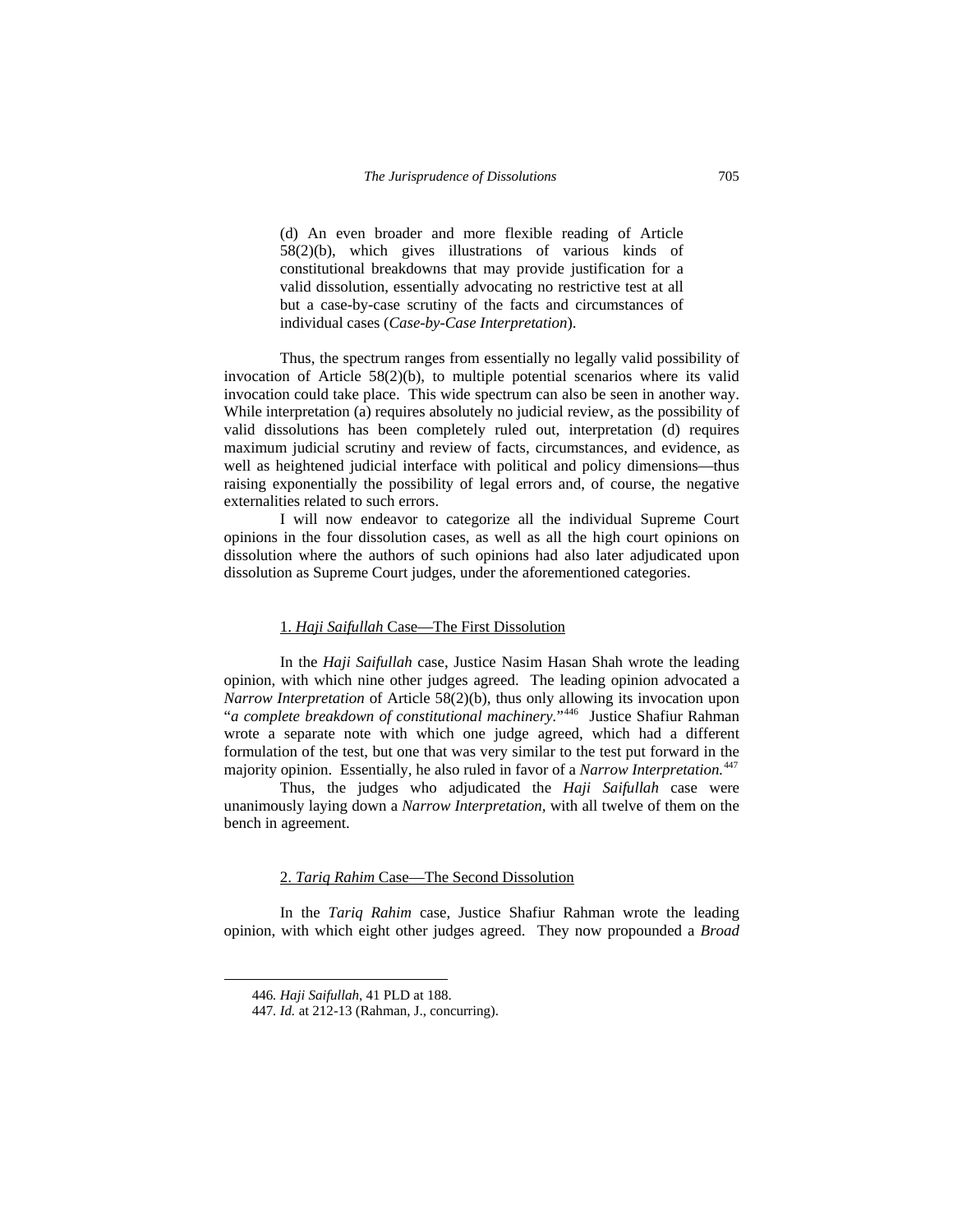(d) An even broader and more flexible reading of Article 58(2)(b), which gives illustrations of various kinds of constitutional breakdowns that may provide justification for a valid dissolution, essentially advocating no restrictive test at all but a case-by-case scrutiny of the facts and circumstances of individual cases (*Case-by-Case Interpretation*).

Thus, the spectrum ranges from essentially no legally valid possibility of invocation of Article 58(2)(b), to multiple potential scenarios where its valid invocation could take place. This wide spectrum can also be seen in another way. While interpretation (a) requires absolutely no judicial review, as the possibility of valid dissolutions has been completely ruled out, interpretation (d) requires maximum judicial scrutiny and review of facts, circumstances, and evidence, as well as heightened judicial interface with political and policy dimensions—thus raising exponentially the possibility of legal errors and, of course, the negative externalities related to such errors.

I will now endeavor to categorize all the individual Supreme Court opinions in the four dissolution cases, as well as all the high court opinions on dissolution where the authors of such opinions had also later adjudicated upon dissolution as Supreme Court judges, under the aforementioned categories.

### 1. *Haji Saifullah* Case—The First Dissolution

In the *Haji Saifullah* case, Justice Nasim Hasan Shah wrote the leading opinion, with which nine other judges agreed. The leading opinion advocated a *Narrow Interpretation* of Article 58(2)(b), thus only allowing its invocation upon "*a complete breakdown of constitutional machinery*."[446] Justice Shafiur Rahman wrote a separate note with which one judge agreed, which had a different formulation of the test, but one that was very similar to the test put forward in the majority opinion. Essentially, he also ruled in favor of a *Narrow Interpretation.*[447]

Thus, the judges who adjudicated the *Haji Saifullah* case were unanimously laying down a *Narrow Interpretation*, with all twelve of them on the bench in agreement.

### 2. *Tariq Rahim* Case—The Second Dissolution

In the *Tariq Rahim* case, Justice Shafiur Rahman wrote the leading opinion, with which eight other judges agreed. They now propounded a *Broad*

---

446. *Haji Saifullah*, 41 PLD at 188.

447. *Id.* at 212-13 (Rahman, J., concurring).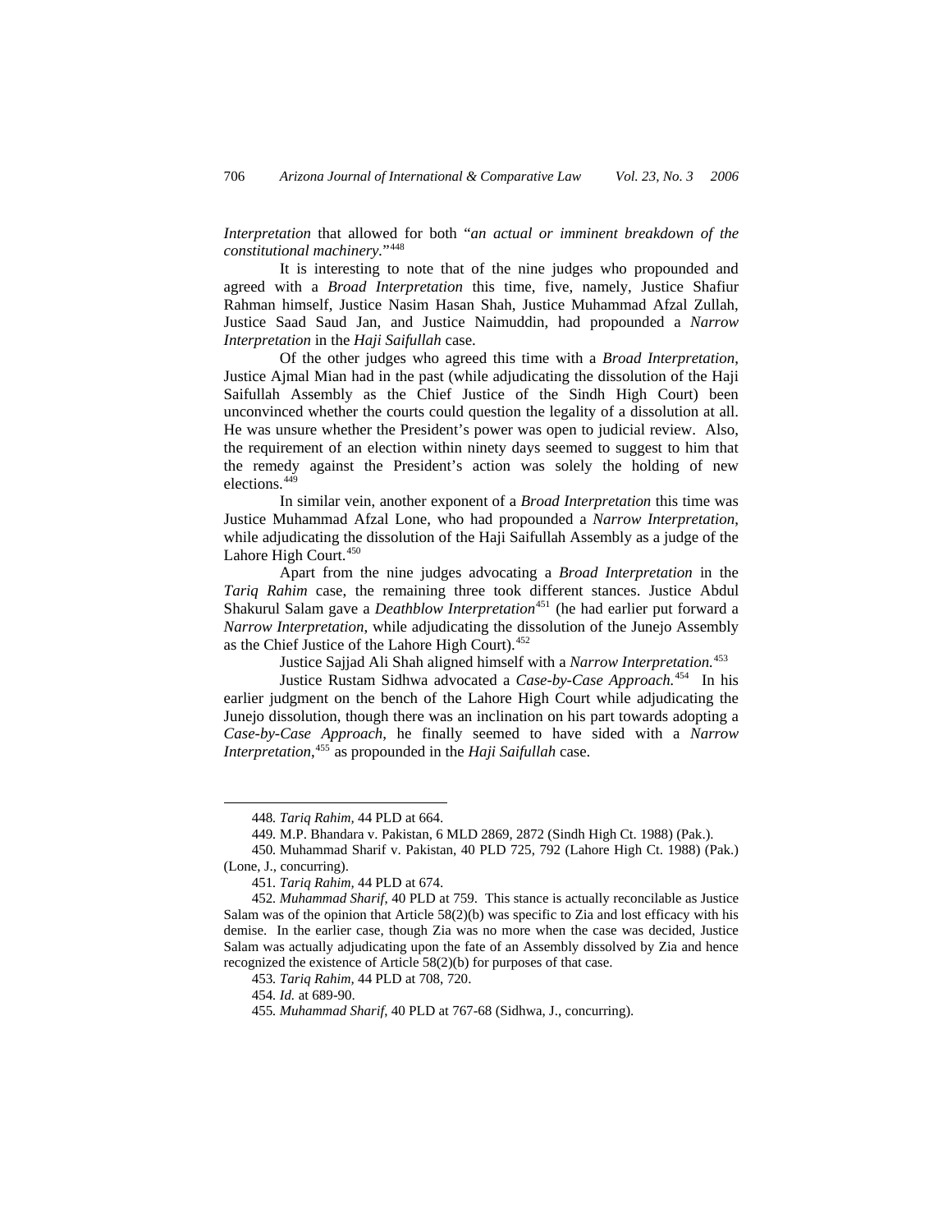*Interpretation* that allowed for both "*an actual or imminent breakdown of the constitutional machinery*."[448]

It is interesting to note that of the nine judges who propounded and agreed with a *Broad Interpretation* this time, five, namely, Justice Shafiur Rahman himself, Justice Nasim Hasan Shah, Justice Muhammad Afzal Zullah, Justice Saad Saud Jan, and Justice Naimuddin, had propounded a *Narrow Interpretation* in the *Haji Saifullah* case.

Of the other judges who agreed this time with a *Broad Interpretation*, Justice Ajmal Mian had in the past (while adjudicating the dissolution of the Haji Saifullah Assembly as the Chief Justice of the Sindh High Court) been unconvinced whether the courts could question the legality of a dissolution at all. He was unsure whether the President's power was open to judicial review. Also, the requirement of an election within ninety days seemed to suggest to him that the remedy against the President's action was solely the holding of new elections.[449]

In similar vein, another exponent of a *Broad Interpretation* this time was Justice Muhammad Afzal Lone, who had propounded a *Narrow Interpretation*, while adjudicating the dissolution of the Haji Saifullah Assembly as a judge of the Lahore High Court.[450]

Apart from the nine judges advocating a *Broad Interpretation* in the *Tariq Rahim* case, the remaining three took different stances. Justice Abdul Shakurul Salam gave a *Deathblow Interpretation*[451] (he had earlier put forward a *Narrow Interpretation*, while adjudicating the dissolution of the Junejo Assembly as the Chief Justice of the Lahore High Court).[452]

Justice Sajjad Ali Shah aligned himself with a *Narrow Interpretation.*[453]

Justice Rustam Sidhwa advocated a *Case-by-Case Approach.*[454] In his earlier judgment on the bench of the Lahore High Court while adjudicating the Junejo dissolution, though there was an inclination on his part towards adopting a *Case-by-Case Approach*, he finally seemed to have sided with a *Narrow Interpretation*,[455] as propounded in the *Haji Saifullah* case.

---

448. *Tariq Rahim,* 44 PLD at 664.

449. M.P. Bhandara v. Pakistan, 6 MLD 2869, 2872 (Sindh High Ct. 1988) (Pak.).

450. Muhammad Sharif v. Pakistan, 40 PLD 725, 792 (Lahore High Ct. 1988) (Pak.) (Lone, J., concurring).

451. *Tariq Rahim,* 44 PLD at 674.

452. *Muhammad Sharif*, 40 PLD at 759. This stance is actually reconcilable as Justice Salam was of the opinion that Article 58(2)(b) was specific to Zia and lost efficacy with his demise. In the earlier case, though Zia was no more when the case was decided, Justice Salam was actually adjudicating upon the fate of an Assembly dissolved by Zia and hence recognized the existence of Article 58(2)(b) for purposes of that case.

453. *Tariq Rahim,* 44 PLD at 708, 720.

454. *Id.* at 689-90.

455. *Muhammad Sharif*, 40 PLD at 767-68 (Sidhwa, J., concurring).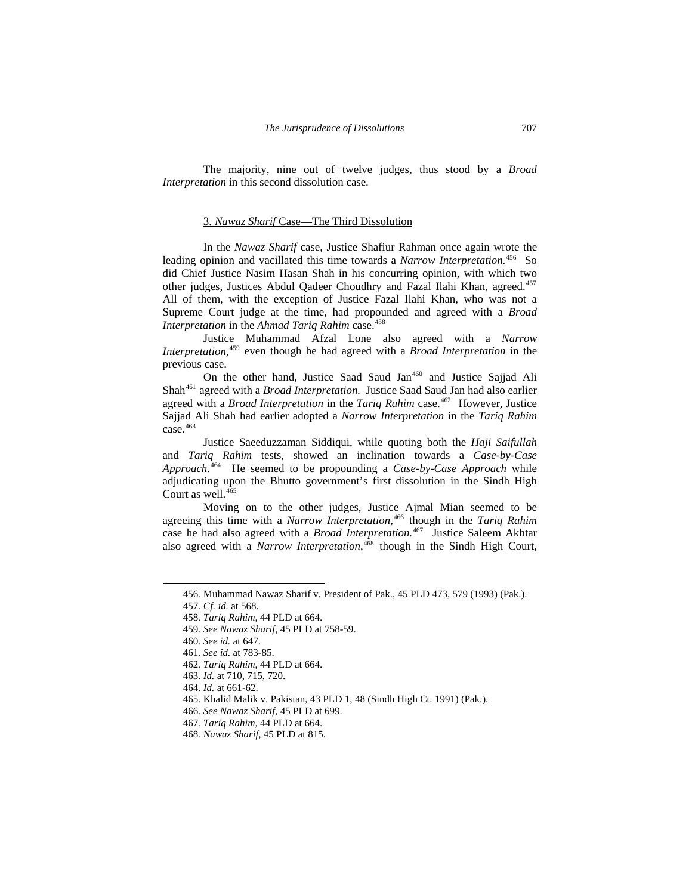The majority, nine out of twelve judges, thus stood by a *Broad Interpretation* in this second dissolution case.

### 3. *Nawaz Sharif* Case—The Third Dissolution

In the *Nawaz Sharif* case, Justice Shafiur Rahman once again wrote the leading opinion and vacillated this time towards a *Narrow Interpretation.*[456] So did Chief Justice Nasim Hasan Shah in his concurring opinion, with which two other judges, Justices Abdul Qadeer Choudhry and Fazal Ilahi Khan, agreed.[457] All of them, with the exception of Justice Fazal Ilahi Khan, who was not a Supreme Court judge at the time, had propounded and agreed with a *Broad Interpretation* in the *Ahmad Tariq Rahim* case.[458]

Justice Muhammad Afzal Lone also agreed with a *Narrow Interpretation,*[459] even though he had agreed with a *Broad Interpretation* in the previous case.

On the other hand, Justice Saad Saud Jan[460] and Justice Sajjad Ali Shah[461] agreed with a *Broad Interpretation.* Justice Saad Saud Jan had also earlier agreed with a *Broad Interpretation* in the *Tariq Rahim* case.[462] However, Justice Sajjad Ali Shah had earlier adopted a *Narrow Interpretation* in the *Tariq Rahim* case.[463]

Justice Saeeduzzaman Siddiqui, while quoting both the *Haji Saifullah* and *Tariq Rahim* tests, showed an inclination towards a *Case-by-Case Approach.*[464] He seemed to be propounding a *Case-by-Case Approach* while adjudicating upon the Bhutto government's first dissolution in the Sindh High Court as well.[465]

Moving on to the other judges, Justice Ajmal Mian seemed to be agreeing this time with a *Narrow Interpretation*,[466] though in the *Tariq Rahim* case he had also agreed with a *Broad Interpretation.*[467] Justice Saleem Akhtar also agreed with a *Narrow Interpretation*,[468] though in the Sindh High Court,

---

456. Muhammad Nawaz Sharif v. President of Pak., 45 PLD 473, 579 (1993) (Pak.).

457. *Cf. id.* at 568.

458. *Tariq Rahim,* 44 PLD at 664.

459. *See Nawaz Sharif*, 45 PLD at 758-59.

460. *See id.* at 647.

461. *See id.* at 783-85.

462. *Tariq Rahim,* 44 PLD at 664.

463. *Id.* at 710, 715, 720.

464. *Id.* at 661-62.

465. Khalid Malik v. Pakistan, 43 PLD 1, 48 (Sindh High Ct. 1991) (Pak.).

466. *See Nawaz Sharif*, 45 PLD at 699.

467. *Tariq Rahim,* 44 PLD at 664.

468. *Nawaz Sharif*, 45 PLD at 815.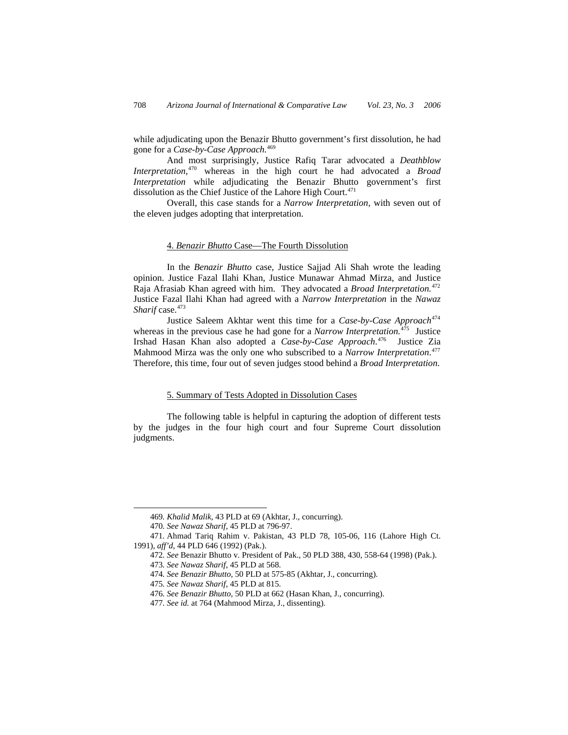while adjudicating upon the Benazir Bhutto government's first dissolution, he had gone for a *Case-by-Case Approach.*[469]

And most surprisingly, Justice Rafiq Tarar advocated a *Deathblow Interpretation*,[470] whereas in the high court he had advocated a *Broad Interpretation* while adjudicating the Benazir Bhutto government's first dissolution as the Chief Justice of the Lahore High Court.[471]

Overall, this case stands for a *Narrow Interpretation*, with seven out of the eleven judges adopting that interpretation.

### 4. *Benazir Bhutto* Case—The Fourth Dissolution

In the *Benazir Bhutto* case, Justice Sajjad Ali Shah wrote the leading opinion. Justice Fazal Ilahi Khan, Justice Munawar Ahmad Mirza, and Justice Raja Afrasiab Khan agreed with him. They advocated a *Broad Interpretation.*[472] Justice Fazal Ilahi Khan had agreed with a *Narrow Interpretation* in the *Nawaz Sharif* case.[473]

Justice Saleem Akhtar went this time for a *Case-by-Case Approach*[474] whereas in the previous case he had gone for a *Narrow Interpretation.*[475] Justice Irshad Hasan Khan also adopted a *Case-by-Case Approach*.[476] Justice Zia Mahmood Mirza was the only one who subscribed to a *Narrow Interpretation*.[477] Therefore, this time, four out of seven judges stood behind a *Broad Interpretation*.

### 5. Summary of Tests Adopted in Dissolution Cases

The following table is helpful in capturing the adoption of different tests by the judges in the four high court and four Supreme Court dissolution judgments.

---

469. *Khalid Malik*, 43 PLD at 69 (Akhtar, J., concurring).

470. *See Nawaz Sharif*, 45 PLD at 796-97.

471. Ahmad Tariq Rahim v. Pakistan, 43 PLD 78, 105-06, 116 (Lahore High Ct. 1991), *aff'd*, 44 PLD 646 (1992) (Pak.).

472. *See* Benazir Bhutto v. President of Pak., 50 PLD 388, 430, 558-64 (1998) (Pak.).

473. *See Nawaz Sharif*, 45 PLD at 568.

474. *See Benazir Bhutto*, 50 PLD at 575-85 (Akhtar, J., concurring).

475. *See Nawaz Sharif*, 45 PLD at 815.

476. *See Benazir Bhutto*, 50 PLD at 662 (Hasan Khan, J., concurring).

477. *See id.* at 764 (Mahmood Mirza, J., dissenting).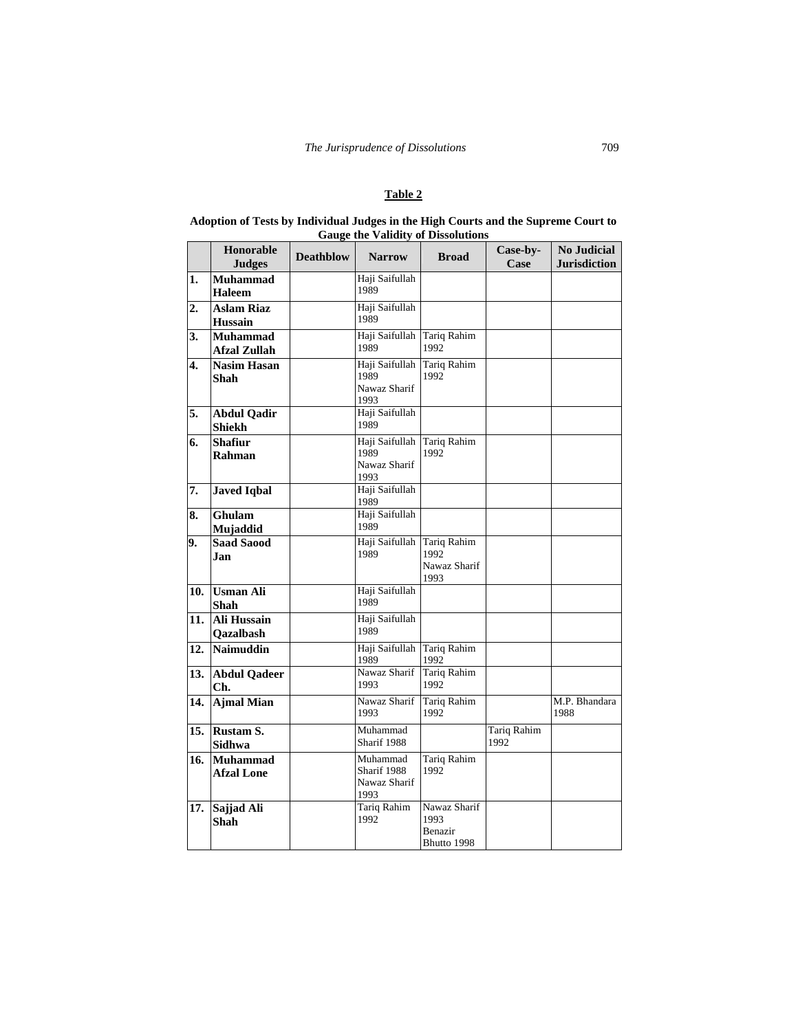**Table 2**

**Adoption of Tests by Individual Judges in the High Courts and the Supreme Court to Gauge the Validity of Dissolutions**

| | Honorable Judges | Deathblow | Narrow | Broad | Case-by-Case | No Judicial Jurisdiction |
|---|---|---|---|---|---|---|
| 1. | **Muhammad Haleem** | | Haji Saifullah 1989 | | | |
| 2. | **Aslam Riaz Hussain** | | Haji Saifullah 1989 | | | |
| 3. | **Muhammad Afzal Zullah** | | Haji Saifullah 1989 | Tariq Rahim 1992 | | |
| 4. | **Nasim Hasan Shah** | | Haji Saifullah 1989 Nawaz Sharif 1993 | Tariq Rahim 1992 | | |
| 5. | **Abdul Qadir Shiekh** | | Haji Saifullah 1989 | | | |
| 6. | **Shafiur Rahman** | | Haji Saifullah 1989 Nawaz Sharif 1993 | Tariq Rahim 1992 | | |
| 7. | **Javed Iqbal** | | Haji Saifullah 1989 | | | |
| 8. | **Ghulam Mujaddid** | | Haji Saifullah 1989 | | | |
| 9. | **Saad Saood Jan** | | Haji Saifullah 1989 | Tariq Rahim 1992 Nawaz Sharif 1993 | | |
| 10. | **Usman Ali Shah** | | Haji Saifullah 1989 | | | |
| 11. | **Ali Hussain Qazalbash** | | Haji Saifullah 1989 | | | |
| 12. | **Naimuddin** | | Haji Saifullah 1989 | Tariq Rahim 1992 | | |
| 13. | **Abdul Qadeer Ch.** | | Nawaz Sharif 1993 | Tariq Rahim 1992 | | |
| 14. | **Ajmal Mian** | | Nawaz Sharif 1993 | Tariq Rahim 1992 | | M.P. Bhandara 1988 |
| 15. | **Rustam S. Sidhwa** | | Muhammad Sharif 1988 | | Tariq Rahim 1992 | |
| 16. | **Muhammad Afzal Lone** | | Muhammad Sharif 1988 Nawaz Sharif 1993 | Tariq Rahim 1992 | | |
| 17. | **Sajjad Ali Shah** | | Tariq Rahim 1992 | Nawaz Sharif 1993 Benazir Bhutto 1998 | | |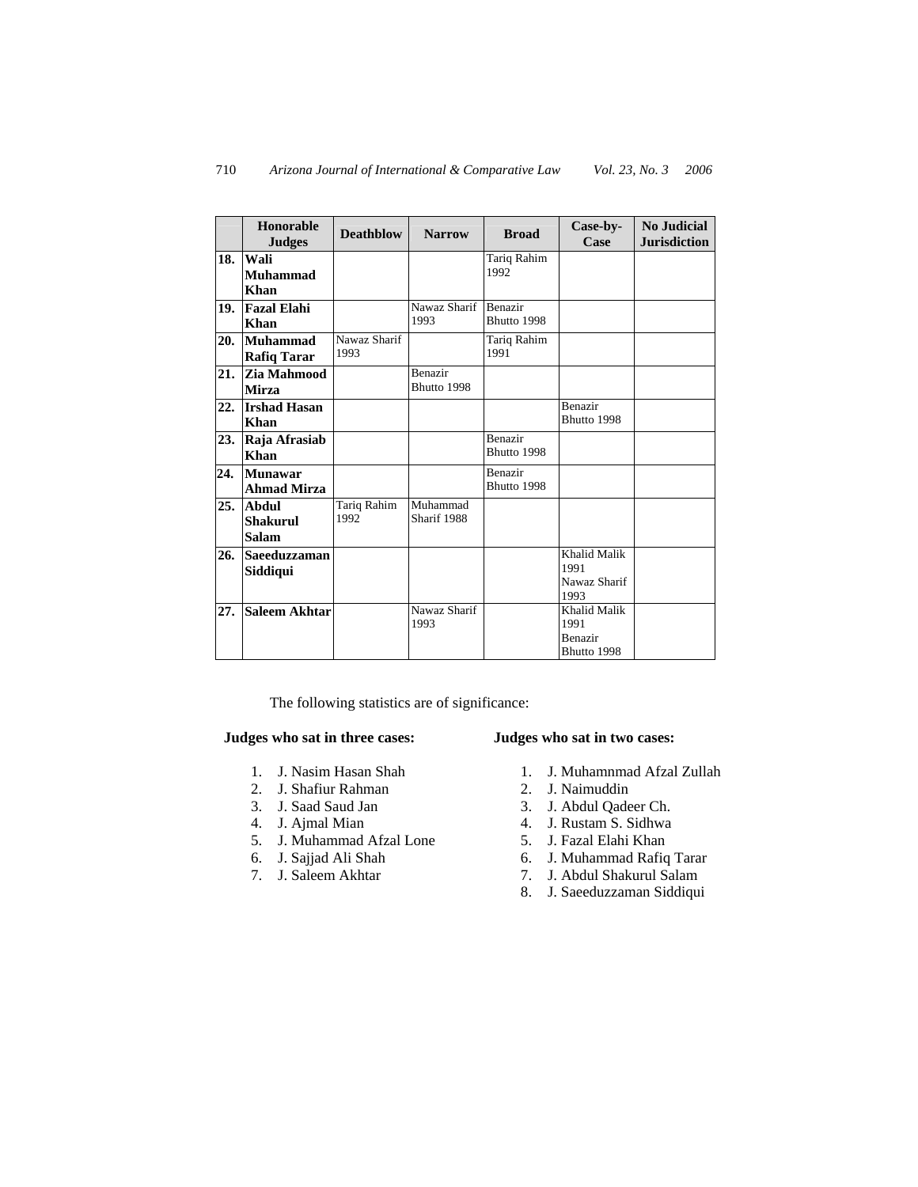| | Honorable Judges | Deathblow | Narrow | Broad | Case-by-Case | No Judicial Jurisdiction |
|---|---|---|---|---|---|---|
| **18.** | **Wali Muhammad Khan** | | | Tariq Rahim 1992 | | |
| **19.** | **Fazal Elahi Khan** | | Nawaz Sharif 1993 | Benazir Bhutto 1998 | | |
| **20.** | **Muhammad Rafiq Tarar** | Nawaz Sharif 1993 | | Tariq Rahim 1991 | | |
| **21.** | **Zia Mahmood Mirza** | | Benazir Bhutto 1998 | | | |
| **22.** | **Irshad Hasan Khan** | | | | Benazir Bhutto 1998 | |
| **23.** | **Raja Afrasiab Khan** | | | Benazir Bhutto 1998 | | |
| **24.** | **Munawar Ahmad Mirza** | | | Benazir Bhutto 1998 | | |
| **25.** | **Abdul Shakurul Salam** | Tariq Rahim 1992 | Muhammad Sharif 1988 | | | |
| **26.** | **Saeeduzzaman Siddiqui** | | | | Khalid Malik 1991 Nawaz Sharif 1993 | |
| **27.** | **Saleem Akhtar** | | Nawaz Sharif 1993 | | Khalid Malik 1991 Benazir Bhutto 1998 | |

The following statistics are of significance:

**Judges who sat in three cases:**

1. J. Nasim Hasan Shah
2. J. Shafiur Rahman
3. J. Saad Saud Jan
4. J. Ajmal Mian
5. J. Muhammad Afzal Lone
6. J. Sajjad Ali Shah
7. J. Saleem Akhtar

**Judges who sat in two cases:**

1. J. Muhamnmad Afzal Zullah
2. J. Naimuddin
3. J. Abdul Qadeer Ch.
4. J. Rustam S. Sidhwa
5. J. Fazal Elahi Khan
6. J. Muhammad Rafiq Tarar
7. J. Abdul Shakurul Salam
8. J. Saeeduzzaman Siddiqui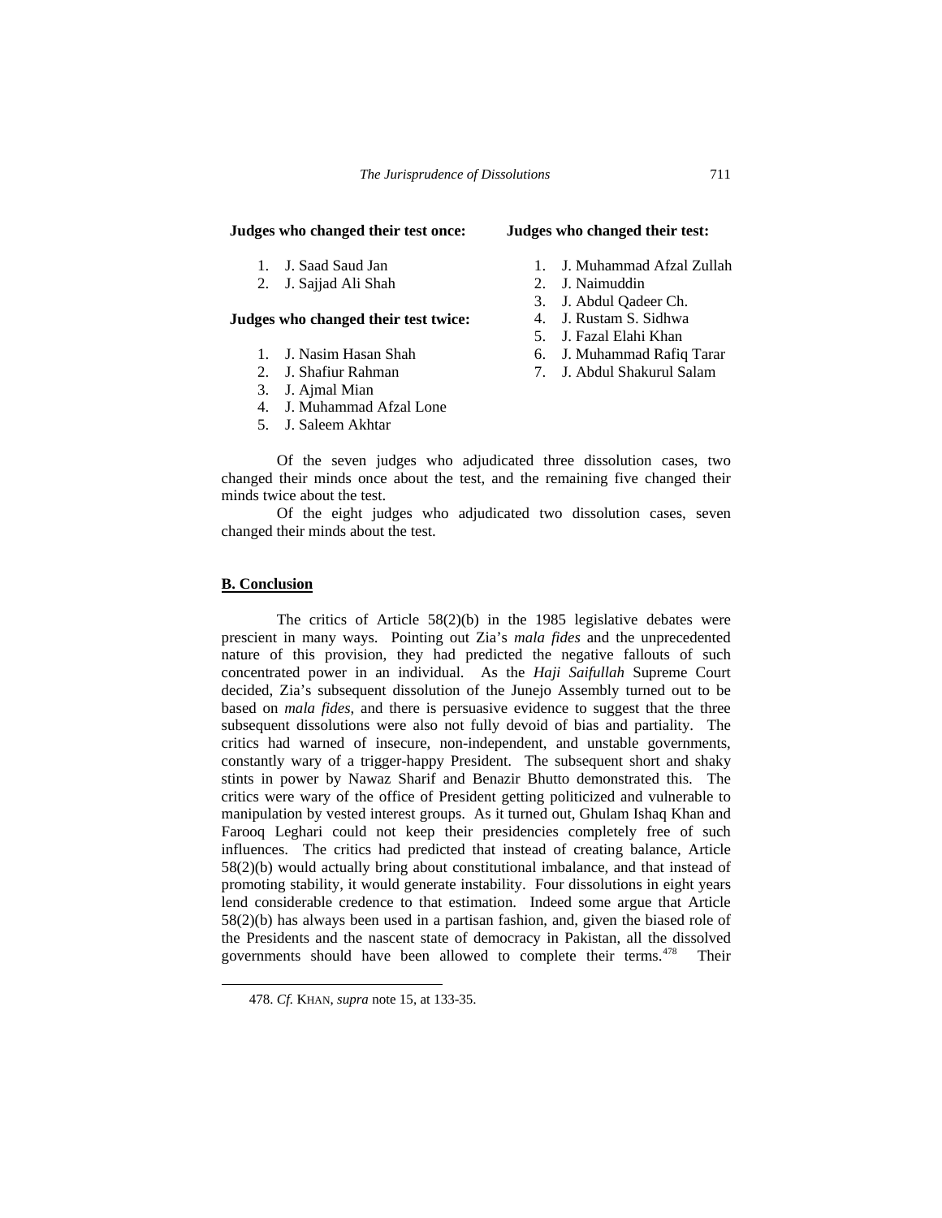**Judges who changed their test once:**

1. J. Saad Saud Jan
2. J. Sajjad Ali Shah

**Judges who changed their test twice:**

1. J. Nasim Hasan Shah
2. J. Shafiur Rahman
3. J. Ajmal Mian
4. J. Muhammad Afzal Lone
5. J. Saleem Akhtar

**Judges who changed their test:**

1. J. Muhammad Afzal Zullah
2. J. Naimuddin
3. J. Abdul Qadeer Ch.
4. J. Rustam S. Sidhwa
5. J. Fazal Elahi Khan
6. J. Muhammad Rafiq Tarar
7. J. Abdul Shakurul Salam

Of the seven judges who adjudicated three dissolution cases, two changed their minds once about the test, and the remaining five changed their minds twice about the test.

Of the eight judges who adjudicated two dissolution cases, seven changed their minds about the test.

## B. Conclusion

The critics of Article 58(2)(b) in the 1985 legislative debates were prescient in many ways. Pointing out Zia's *mala fides* and the unprecedented nature of this provision, they had predicted the negative fallouts of such concentrated power in an individual. As the *Haji Saifullah* Supreme Court decided, Zia's subsequent dissolution of the Junejo Assembly turned out to be based on *mala fides*, and there is persuasive evidence to suggest that the three subsequent dissolutions were also not fully devoid of bias and partiality. The critics had warned of insecure, non-independent, and unstable governments, constantly wary of a trigger-happy President. The subsequent short and shaky stints in power by Nawaz Sharif and Benazir Bhutto demonstrated this. The critics were wary of the office of President getting politicized and vulnerable to manipulation by vested interest groups. As it turned out, Ghulam Ishaq Khan and Farooq Leghari could not keep their presidencies completely free of such influences. The critics had predicted that instead of creating balance, Article 58(2)(b) would actually bring about constitutional imbalance, and that instead of promoting stability, it would generate instability. Four dissolutions in eight years lend considerable credence to that estimation. Indeed some argue that Article 58(2)(b) has always been used in a partisan fashion, and, given the biased role of the Presidents and the nascent state of democracy in Pakistan, all the dissolved governments should have been allowed to complete their terms.[478] Their

478. *Cf.* KHAN, *supra* note 15, at 133-35.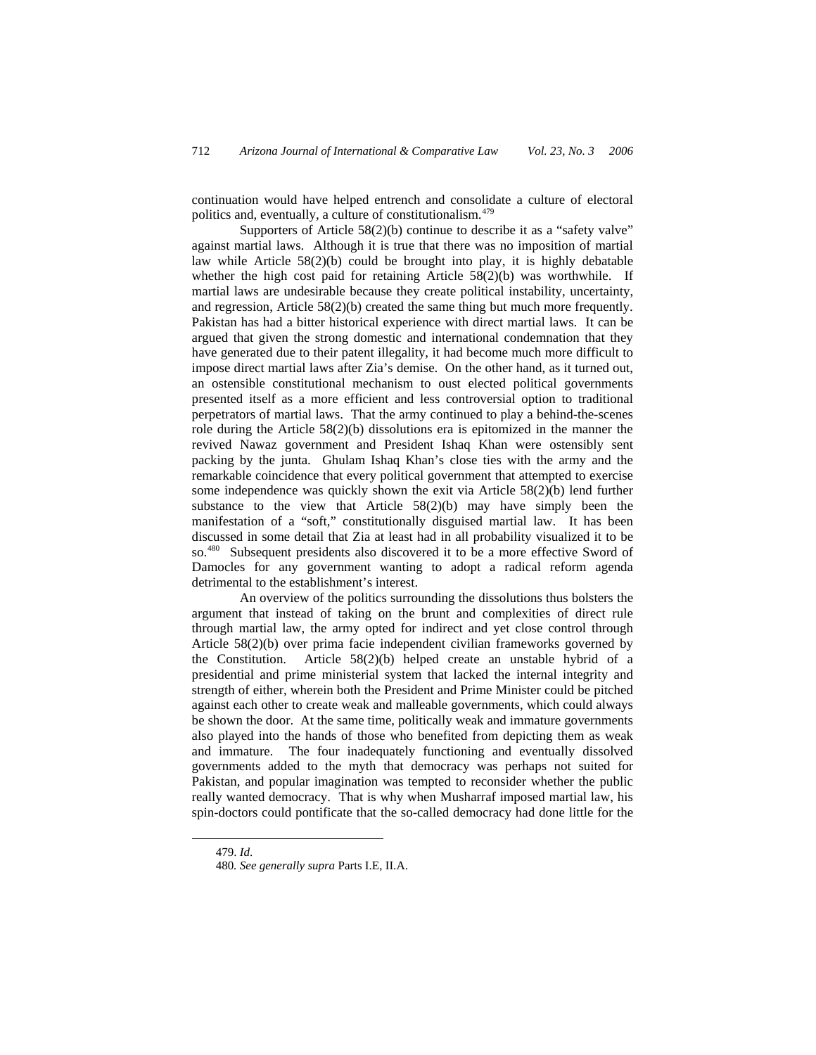continuation would have helped entrench and consolidate a culture of electoral politics and, eventually, a culture of constitutionalism.[479]

Supporters of Article 58(2)(b) continue to describe it as a "safety valve" against martial laws. Although it is true that there was no imposition of martial law while Article 58(2)(b) could be brought into play, it is highly debatable whether the high cost paid for retaining Article 58(2)(b) was worthwhile. If martial laws are undesirable because they create political instability, uncertainty, and regression, Article 58(2)(b) created the same thing but much more frequently. Pakistan has had a bitter historical experience with direct martial laws. It can be argued that given the strong domestic and international condemnation that they have generated due to their patent illegality, it had become much more difficult to impose direct martial laws after Zia's demise. On the other hand, as it turned out, an ostensible constitutional mechanism to oust elected political governments presented itself as a more efficient and less controversial option to traditional perpetrators of martial laws. That the army continued to play a behind-the-scenes role during the Article 58(2)(b) dissolutions era is epitomized in the manner the revived Nawaz government and President Ishaq Khan were ostensibly sent packing by the junta. Ghulam Ishaq Khan's close ties with the army and the remarkable coincidence that every political government that attempted to exercise some independence was quickly shown the exit via Article 58(2)(b) lend further substance to the view that Article 58(2)(b) may have simply been the manifestation of a "soft," constitutionally disguised martial law. It has been discussed in some detail that Zia at least had in all probability visualized it to be so.[480] Subsequent presidents also discovered it to be a more effective Sword of Damocles for any government wanting to adopt a radical reform agenda detrimental to the establishment's interest.

An overview of the politics surrounding the dissolutions thus bolsters the argument that instead of taking on the brunt and complexities of direct rule through martial law, the army opted for indirect and yet close control through Article 58(2)(b) over prima facie independent civilian frameworks governed by the Constitution. Article 58(2)(b) helped create an unstable hybrid of a presidential and prime ministerial system that lacked the internal integrity and strength of either, wherein both the President and Prime Minister could be pitched against each other to create weak and malleable governments, which could always be shown the door. At the same time, politically weak and immature governments also played into the hands of those who benefited from depicting them as weak and immature. The four inadequately functioning and eventually dissolved governments added to the myth that democracy was perhaps not suited for Pakistan, and popular imagination was tempted to reconsider whether the public really wanted democracy. That is why when Musharraf imposed martial law, his spin-doctors could pontificate that the so-called democracy had done little for the

---

479. *Id.*

480. *See generally supra* Parts I.E, II.A.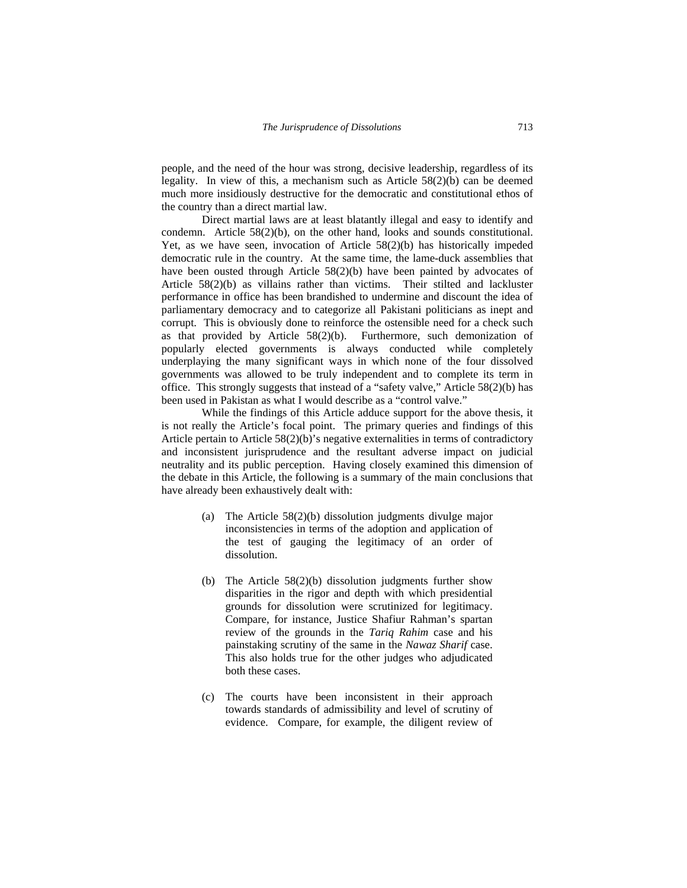people, and the need of the hour was strong, decisive leadership, regardless of its legality. In view of this, a mechanism such as Article 58(2)(b) can be deemed much more insidiously destructive for the democratic and constitutional ethos of the country than a direct martial law.

Direct martial laws are at least blatantly illegal and easy to identify and condemn. Article 58(2)(b), on the other hand, looks and sounds constitutional. Yet, as we have seen, invocation of Article 58(2)(b) has historically impeded democratic rule in the country. At the same time, the lame-duck assemblies that have been ousted through Article 58(2)(b) have been painted by advocates of Article 58(2)(b) as villains rather than victims. Their stilted and lackluster performance in office has been brandished to undermine and discount the idea of parliamentary democracy and to categorize all Pakistani politicians as inept and corrupt. This is obviously done to reinforce the ostensible need for a check such as that provided by Article 58(2)(b). Furthermore, such demonization of popularly elected governments is always conducted while completely underplaying the many significant ways in which none of the four dissolved governments was allowed to be truly independent and to complete its term in office. This strongly suggests that instead of a "safety valve," Article 58(2)(b) has been used in Pakistan as what I would describe as a "control valve."

While the findings of this Article adduce support for the above thesis, it is not really the Article's focal point. The primary queries and findings of this Article pertain to Article 58(2)(b)'s negative externalities in terms of contradictory and inconsistent jurisprudence and the resultant adverse impact on judicial neutrality and its public perception. Having closely examined this dimension of the debate in this Article, the following is a summary of the main conclusions that have already been exhaustively dealt with:

(a) The Article 58(2)(b) dissolution judgments divulge major inconsistencies in terms of the adoption and application of the test of gauging the legitimacy of an order of dissolution.

(b) The Article 58(2)(b) dissolution judgments further show disparities in the rigor and depth with which presidential grounds for dissolution were scrutinized for legitimacy. Compare, for instance, Justice Shafiur Rahman's spartan review of the grounds in the *Tariq Rahim* case and his painstaking scrutiny of the same in the *Nawaz Sharif* case. This also holds true for the other judges who adjudicated both these cases.

(c) The courts have been inconsistent in their approach towards standards of admissibility and level of scrutiny of evidence. Compare, for example, the diligent review of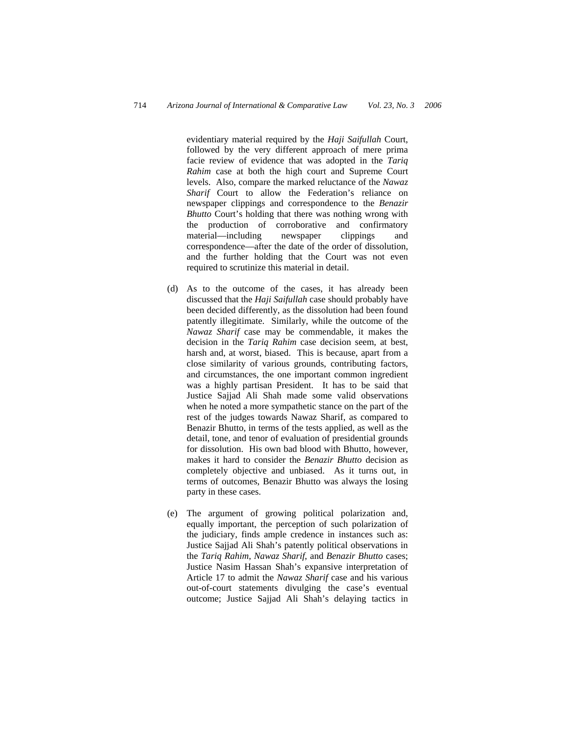evidentiary material required by the *Haji Saifullah* Court, followed by the very different approach of mere prima facie review of evidence that was adopted in the *Tariq Rahim* case at both the high court and Supreme Court levels. Also, compare the marked reluctance of the *Nawaz Sharif* Court to allow the Federation's reliance on newspaper clippings and correspondence to the *Benazir Bhutto* Court's holding that there was nothing wrong with the production of corroborative and confirmatory material—including newspaper clippings and correspondence—after the date of the order of dissolution, and the further holding that the Court was not even required to scrutinize this material in detail.

(d) As to the outcome of the cases, it has already been discussed that the *Haji Saifullah* case should probably have been decided differently, as the dissolution had been found patently illegitimate. Similarly, while the outcome of the *Nawaz Sharif* case may be commendable, it makes the decision in the *Tariq Rahim* case decision seem, at best, harsh and, at worst, biased. This is because, apart from a close similarity of various grounds, contributing factors, and circumstances, the one important common ingredient was a highly partisan President. It has to be said that Justice Sajjad Ali Shah made some valid observations when he noted a more sympathetic stance on the part of the rest of the judges towards Nawaz Sharif, as compared to Benazir Bhutto, in terms of the tests applied, as well as the detail, tone, and tenor of evaluation of presidential grounds for dissolution. His own bad blood with Bhutto, however, makes it hard to consider the *Benazir Bhutto* decision as completely objective and unbiased. As it turns out, in terms of outcomes, Benazir Bhutto was always the losing party in these cases.

(e) The argument of growing political polarization and, equally important, the perception of such polarization of the judiciary, finds ample credence in instances such as: Justice Sajjad Ali Shah's patently political observations in the *Tariq Rahim*, *Nawaz Sharif*, and *Benazir Bhutto* cases; Justice Nasim Hassan Shah's expansive interpretation of Article 17 to admit the *Nawaz Sharif* case and his various out-of-court statements divulging the case's eventual outcome; Justice Sajjad Ali Shah's delaying tactics in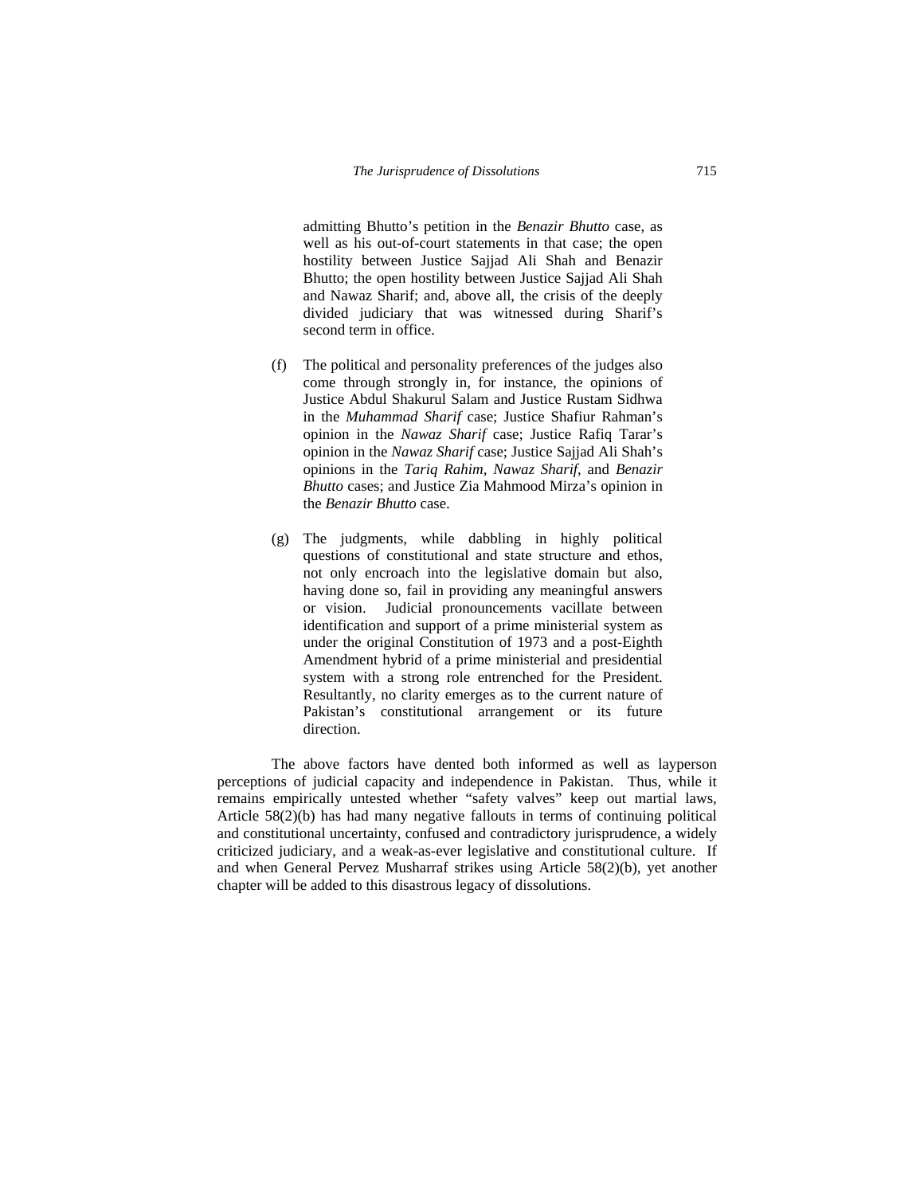admitting Bhutto's petition in the *Benazir Bhutto* case, as well as his out-of-court statements in that case; the open hostility between Justice Sajjad Ali Shah and Benazir Bhutto; the open hostility between Justice Sajjad Ali Shah and Nawaz Sharif; and, above all, the crisis of the deeply divided judiciary that was witnessed during Sharif's second term in office.

(f) The political and personality preferences of the judges also come through strongly in, for instance, the opinions of Justice Abdul Shakurul Salam and Justice Rustam Sidhwa in the *Muhammad Sharif* case; Justice Shafiur Rahman's opinion in the *Nawaz Sharif* case; Justice Rafiq Tarar's opinion in the *Nawaz Sharif* case; Justice Sajjad Ali Shah's opinions in the *Tariq Rahim*, *Nawaz Sharif*, and *Benazir Bhutto* cases; and Justice Zia Mahmood Mirza's opinion in the *Benazir Bhutto* case.

(g) The judgments, while dabbling in highly political questions of constitutional and state structure and ethos, not only encroach into the legislative domain but also, having done so, fail in providing any meaningful answers or vision. Judicial pronouncements vacillate between identification and support of a prime ministerial system as under the original Constitution of 1973 and a post-Eighth Amendment hybrid of a prime ministerial and presidential system with a strong role entrenched for the President. Resultantly, no clarity emerges as to the current nature of Pakistan's constitutional arrangement or its future direction.

The above factors have dented both informed as well as layperson perceptions of judicial capacity and independence in Pakistan. Thus, while it remains empirically untested whether "safety valves" keep out martial laws, Article 58(2)(b) has had many negative fallouts in terms of continuing political and constitutional uncertainty, confused and contradictory jurisprudence, a widely criticized judiciary, and a weak-as-ever legislative and constitutional culture. If and when General Pervez Musharraf strikes using Article 58(2)(b), yet another chapter will be added to this disastrous legacy of dissolutions.